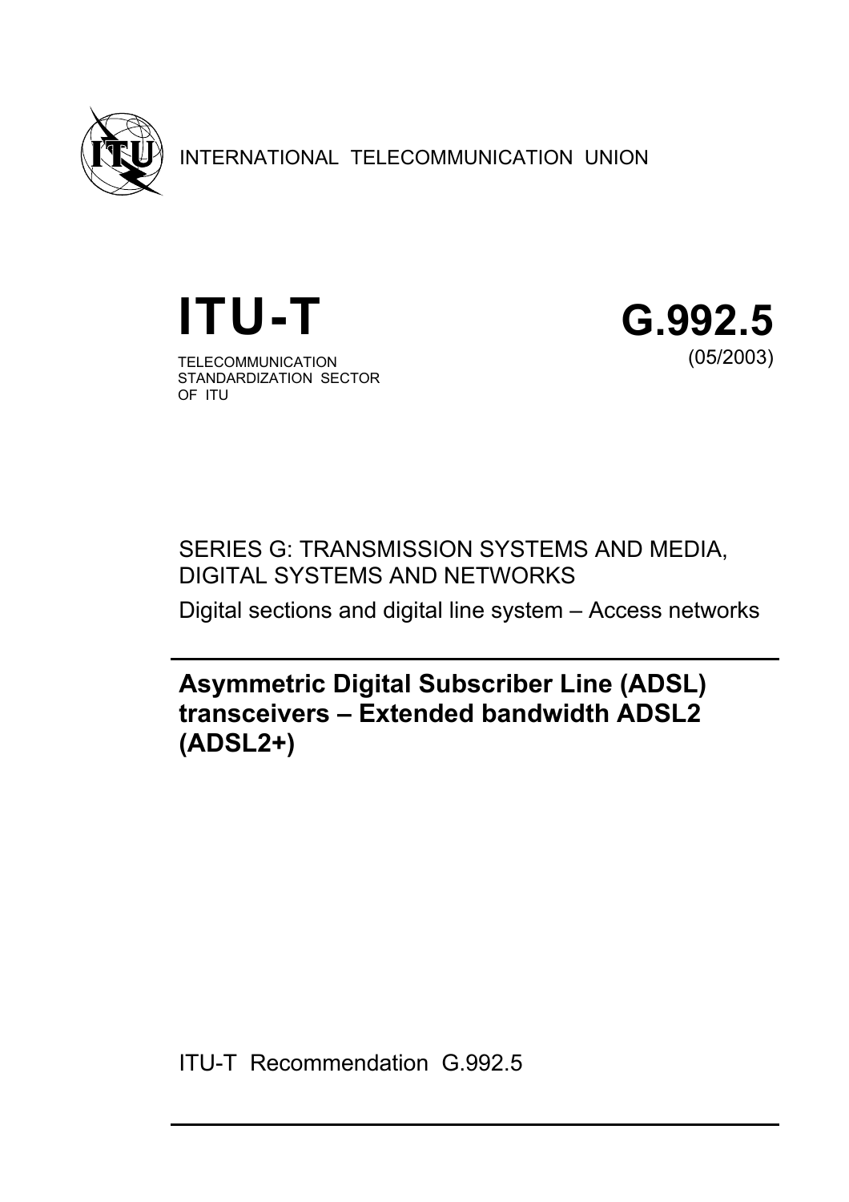INTERNATIONAL TELECOMMUNICATION UNION

# ITU-T

TELECOMMUNICATION
STANDARDIZATION SECTOR
OF ITU

# G.992.5

(05/2003)

SERIES G: TRANSMISSION SYSTEMS AND MEDIA, DIGITAL SYSTEMS AND NETWORKS

Digital sections and digital line system – Access networks

---

## Asymmetric Digital Subscriber Line (ADSL) transceivers – Extended bandwidth ADSL2 (ADSL2+)

ITU-T Recommendation G.992.5

---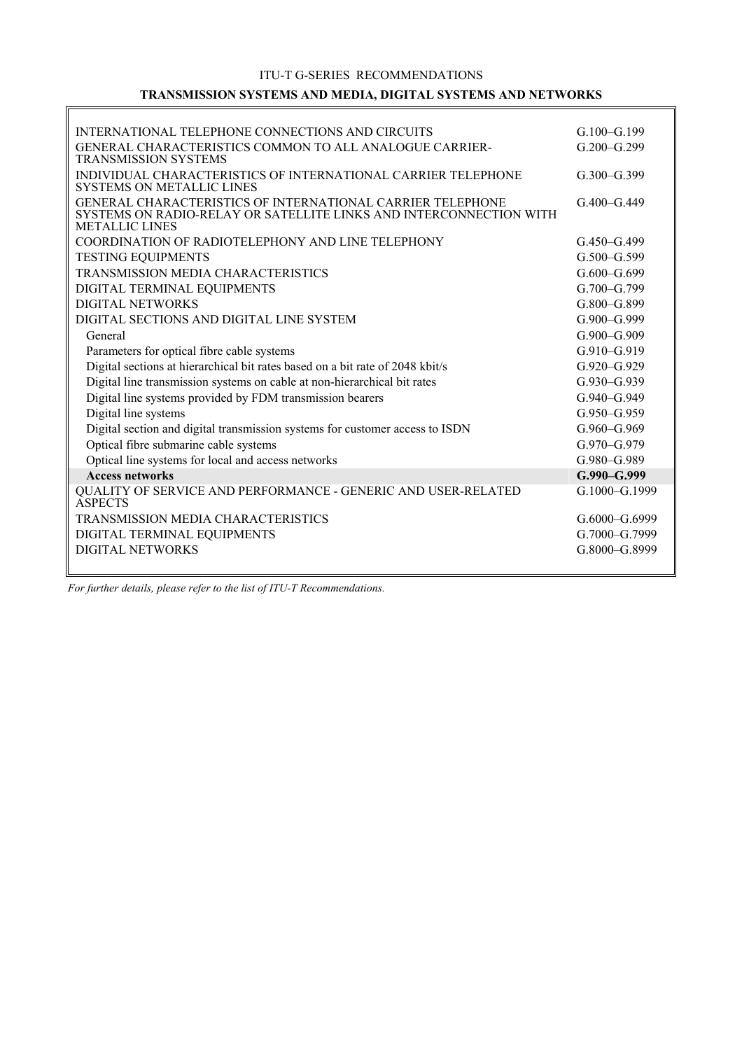ITU-T G-SERIES RECOMMENDATIONS

**TRANSMISSION SYSTEMS AND MEDIA, DIGITAL SYSTEMS AND NETWORKS**

| | |
|---|---|
| INTERNATIONAL TELEPHONE CONNECTIONS AND CIRCUITS | G.100–G.199 |
| GENERAL CHARACTERISTICS COMMON TO ALL ANALOGUE CARRIER-TRANSMISSION SYSTEMS | G.200–G.299 |
| INDIVIDUAL CHARACTERISTICS OF INTERNATIONAL CARRIER TELEPHONE SYSTEMS ON METALLIC LINES | G.300–G.399 |
| GENERAL CHARACTERISTICS OF INTERNATIONAL CARRIER TELEPHONE SYSTEMS ON RADIO-RELAY OR SATELLITE LINKS AND INTERCONNECTION WITH METALLIC LINES | G.400–G.449 |
| COORDINATION OF RADIOTELEPHONY AND LINE TELEPHONY | G.450–G.499 |
| TESTING EQUIPMENTS | G.500–G.599 |
| TRANSMISSION MEDIA CHARACTERISTICS | G.600–G.699 |
| DIGITAL TERMINAL EQUIPMENTS | G.700–G.799 |
| DIGITAL NETWORKS | G.800–G.899 |
| DIGITAL SECTIONS AND DIGITAL LINE SYSTEM | G.900–G.999 |
| General | G.900–G.909 |
| Parameters for optical fibre cable systems | G.910–G.919 |
| Digital sections at hierarchical bit rates based on a bit rate of 2048 kbit/s | G.920–G.929 |
| Digital line transmission systems on cable at non-hierarchical bit rates | G.930–G.939 |
| Digital line systems provided by FDM transmission bearers | G.940–G.949 |
| Digital line systems | G.950–G.959 |
| Digital section and digital transmission systems for customer access to ISDN | G.960–G.969 |
| Optical fibre submarine cable systems | G.970–G.979 |
| Optical line systems for local and access networks | G.980–G.989 |
| **Access networks** | **G.990–G.999** |
| QUALITY OF SERVICE AND PERFORMANCE - GENERIC AND USER-RELATED ASPECTS | G.1000–G.1999 |
| TRANSMISSION MEDIA CHARACTERISTICS | G.6000–G.6999 |
| DIGITAL TERMINAL EQUIPMENTS | G.7000–G.7999 |
| DIGITAL NETWORKS | G.8000–G.8999 |

*For further details, please refer to the list of ITU-T Recommendations.*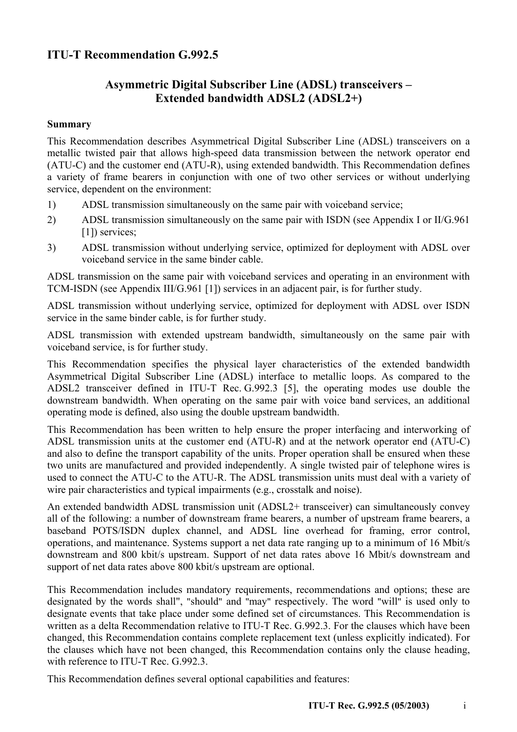## ITU-T Recommendation G.992.5

## Asymmetric Digital Subscriber Line (ADSL) transceivers – Extended bandwidth ADSL2 (ADSL2+)

### Summary

This Recommendation describes Asymmetrical Digital Subscriber Line (ADSL) transceivers on a metallic twisted pair that allows high-speed data transmission between the network operator end (ATU-C) and the customer end (ATU-R), using extended bandwidth. This Recommendation defines a variety of frame bearers in conjunction with one of two other services or without underlying service, dependent on the environment:

1) ADSL transmission simultaneously on the same pair with voiceband service;
2) ADSL transmission simultaneously on the same pair with ISDN (see Appendix I or II/G.961 [1]) services;
3) ADSL transmission without underlying service, optimized for deployment with ADSL over voiceband service in the same binder cable.

ADSL transmission on the same pair with voiceband services and operating in an environment with TCM-ISDN (see Appendix III/G.961 [1]) services in an adjacent pair, is for further study.

ADSL transmission without underlying service, optimized for deployment with ADSL over ISDN service in the same binder cable, is for further study.

ADSL transmission with extended upstream bandwidth, simultaneously on the same pair with voiceband service, is for further study.

This Recommendation specifies the physical layer characteristics of the extended bandwidth Asymmetrical Digital Subscriber Line (ADSL) interface to metallic loops. As compared to the ADSL2 transceiver defined in ITU-T Rec. G.992.3 [5], the operating modes use double the downstream bandwidth. When operating on the same pair with voice band services, an additional operating mode is defined, also using the double upstream bandwidth.

This Recommendation has been written to help ensure the proper interfacing and interworking of ADSL transmission units at the customer end (ATU-R) and at the network operator end (ATU-C) and also to define the transport capability of the units. Proper operation shall be ensured when these two units are manufactured and provided independently. A single twisted pair of telephone wires is used to connect the ATU-C to the ATU-R. The ADSL transmission units must deal with a variety of wire pair characteristics and typical impairments (e.g., crosstalk and noise).

An extended bandwidth ADSL transmission unit (ADSL2+ transceiver) can simultaneously convey all of the following: a number of downstream frame bearers, a number of upstream frame bearers, a baseband POTS/ISDN duplex channel, and ADSL line overhead for framing, error control, operations, and maintenance. Systems support a net data rate ranging up to a minimum of 16 Mbit/s downstream and 800 kbit/s upstream. Support of net data rates above 16 Mbit/s downstream and support of net data rates above 800 kbit/s upstream are optional.

This Recommendation includes mandatory requirements, recommendations and options; these are designated by the words shall", "should" and "may" respectively. The word "will" is used only to designate events that take place under some defined set of circumstances. This Recommendation is written as a delta Recommendation relative to ITU-T Rec. G.992.3. For the clauses which have been changed, this Recommendation contains complete replacement text (unless explicitly indicated). For the clauses which have not been changed, this Recommendation contains only the clause heading, with reference to ITU-T Rec. G.992.3.

This Recommendation defines several optional capabilities and features: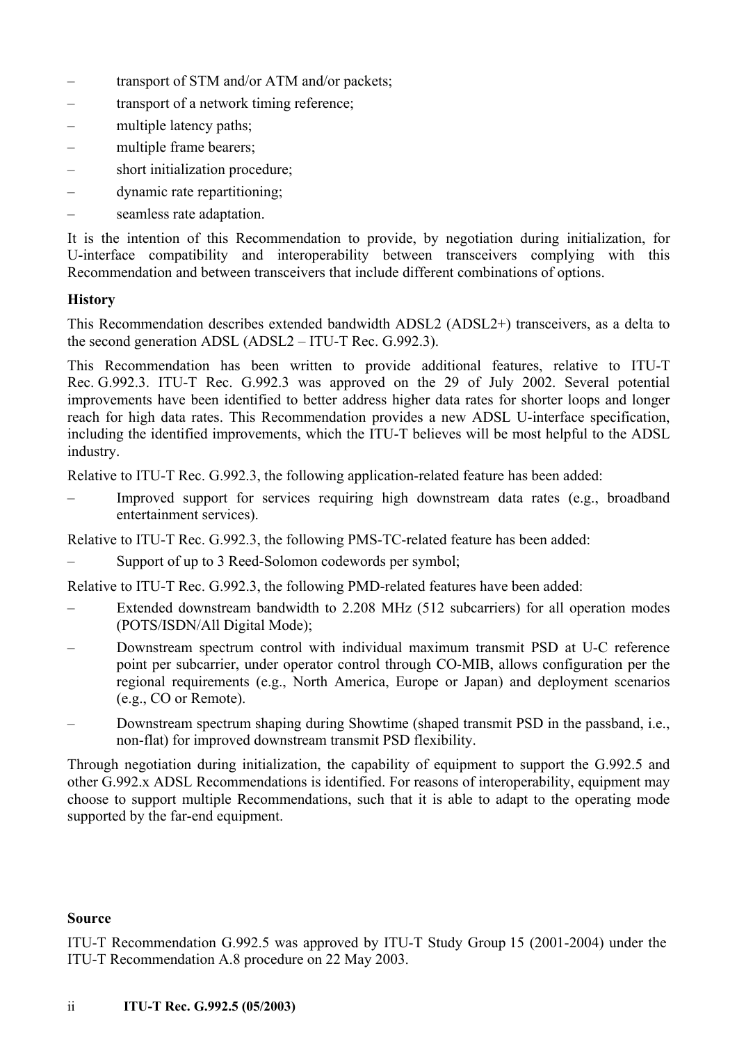- transport of STM and/or ATM and/or packets;
- transport of a network timing reference;
- multiple latency paths;
- multiple frame bearers;
- short initialization procedure;
- dynamic rate repartitioning;
- seamless rate adaptation.

It is the intention of this Recommendation to provide, by negotiation during initialization, for U-interface compatibility and interoperability between transceivers complying with this Recommendation and between transceivers that include different combinations of options.

**History**

This Recommendation describes extended bandwidth ADSL2 (ADSL2+) transceivers, as a delta to the second generation ADSL (ADSL2 – ITU-T Rec. G.992.3).

This Recommendation has been written to provide additional features, relative to ITU-T Rec. G.992.3. ITU-T Rec. G.992.3 was approved on the 29 of July 2002. Several potential improvements have been identified to better address higher data rates for shorter loops and longer reach for high data rates. This Recommendation provides a new ADSL U-interface specification, including the identified improvements, which the ITU-T believes will be most helpful to the ADSL industry.

Relative to ITU-T Rec. G.992.3, the following application-related feature has been added:

- Improved support for services requiring high downstream data rates (e.g., broadband entertainment services).

Relative to ITU-T Rec. G.992.3, the following PMS-TC-related feature has been added:

- Support of up to 3 Reed-Solomon codewords per symbol;

Relative to ITU-T Rec. G.992.3, the following PMD-related features have been added:

- Extended downstream bandwidth to 2.208 MHz (512 subcarriers) for all operation modes (POTS/ISDN/All Digital Mode);
- Downstream spectrum control with individual maximum transmit PSD at U-C reference point per subcarrier, under operator control through CO-MIB, allows configuration per the regional requirements (e.g., North America, Europe or Japan) and deployment scenarios (e.g., CO or Remote).
- Downstream spectrum shaping during Showtime (shaped transmit PSD in the passband, i.e., non-flat) for improved downstream transmit PSD flexibility.

Through negotiation during initialization, the capability of equipment to support the G.992.5 and other G.992.x ADSL Recommendations is identified. For reasons of interoperability, equipment may choose to support multiple Recommendations, such that it is able to adapt to the operating mode supported by the far-end equipment.

**Source**

ITU-T Recommendation G.992.5 was approved by ITU-T Study Group 15 (2001-2004) under the ITU-T Recommendation A.8 procedure on 22 May 2003.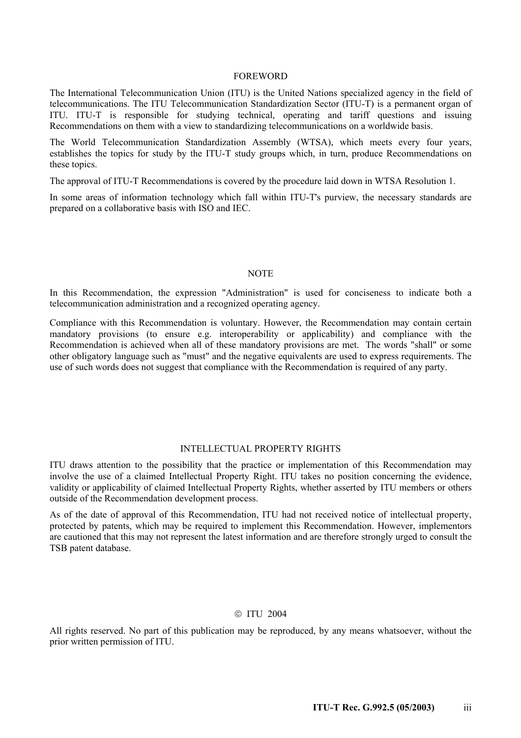## FOREWORD

The International Telecommunication Union (ITU) is the United Nations specialized agency in the field of telecommunications. The ITU Telecommunication Standardization Sector (ITU-T) is a permanent organ of ITU. ITU-T is responsible for studying technical, operating and tariff questions and issuing Recommendations on them with a view to standardizing telecommunications on a worldwide basis.

The World Telecommunication Standardization Assembly (WTSA), which meets every four years, establishes the topics for study by the ITU-T study groups which, in turn, produce Recommendations on these topics.

The approval of ITU-T Recommendations is covered by the procedure laid down in WTSA Resolution 1.

In some areas of information technology which fall within ITU-T's purview, the necessary standards are prepared on a collaborative basis with ISO and IEC.

## NOTE

In this Recommendation, the expression "Administration" is used for conciseness to indicate both a telecommunication administration and a recognized operating agency.

Compliance with this Recommendation is voluntary. However, the Recommendation may contain certain mandatory provisions (to ensure e.g. interoperability or applicability) and compliance with the Recommendation is achieved when all of these mandatory provisions are met. The words "shall" or some other obligatory language such as "must" and the negative equivalents are used to express requirements. The use of such words does not suggest that compliance with the Recommendation is required of any party.

## INTELLECTUAL PROPERTY RIGHTS

ITU draws attention to the possibility that the practice or implementation of this Recommendation may involve the use of a claimed Intellectual Property Right. ITU takes no position concerning the evidence, validity or applicability of claimed Intellectual Property Rights, whether asserted by ITU members or others outside of the Recommendation development process.

As of the date of approval of this Recommendation, ITU had not received notice of intellectual property, protected by patents, which may be required to implement this Recommendation. However, implementors are cautioned that this may not represent the latest information and are therefore strongly urged to consult the TSB patent database.

© ITU 2004

All rights reserved. No part of this publication may be reproduced, by any means whatsoever, without the prior written permission of ITU.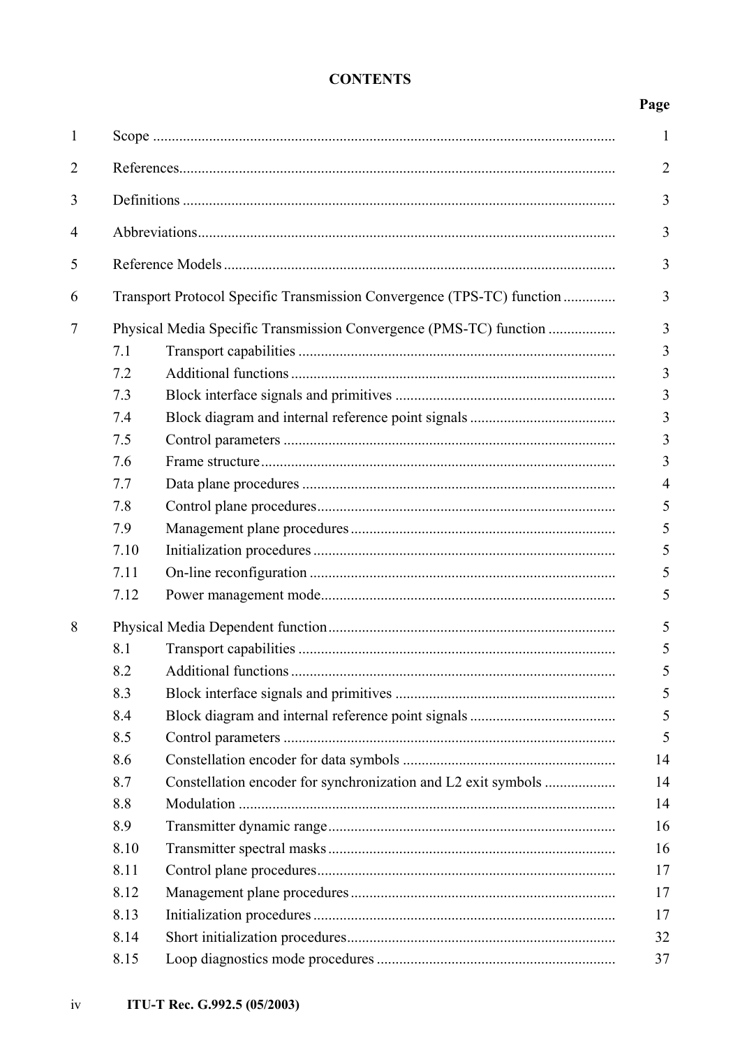**CONTENTS**

| | | | Page |
|---|---|---|---|
| 1 | Scope | | 1 |
| 2 | References | | 2 |
| 3 | Definitions | | 3 |
| 4 | Abbreviations | | 3 |
| 5 | Reference Models | | 3 |
| 6 | Transport Protocol Specific Transmission Convergence (TPS-TC) function | | 3 |
| 7 | Physical Media Specific Transmission Convergence (PMS-TC) function | | 3 |
| | 7.1 | Transport capabilities | 3 |
| | 7.2 | Additional functions | 3 |
| | 7.3 | Block interface signals and primitives | 3 |
| | 7.4 | Block diagram and internal reference point signals | 3 |
| | 7.5 | Control parameters | 3 |
| | 7.6 | Frame structure | 3 |
| | 7.7 | Data plane procedures | 4 |
| | 7.8 | Control plane procedures | 5 |
| | 7.9 | Management plane procedures | 5 |
| | 7.10 | Initialization procedures | 5 |
| | 7.11 | On-line reconfiguration | 5 |
| | 7.12 | Power management mode | 5 |
| 8 | Physical Media Dependent function | | 5 |
| | 8.1 | Transport capabilities | 5 |
| | 8.2 | Additional functions | 5 |
| | 8.3 | Block interface signals and primitives | 5 |
| | 8.4 | Block diagram and internal reference point signals | 5 |
| | 8.5 | Control parameters | 5 |
| | 8.6 | Constellation encoder for data symbols | 14 |
| | 8.7 | Constellation encoder for synchronization and L2 exit symbols | 14 |
| | 8.8 | Modulation | 14 |
| | 8.9 | Transmitter dynamic range | 16 |
| | 8.10 | Transmitter spectral masks | 16 |
| | 8.11 | Control plane procedures | 17 |
| | 8.12 | Management plane procedures | 17 |
| | 8.13 | Initialization procedures | 17 |
| | 8.14 | Short initialization procedures | 32 |
| | 8.15 | Loop diagnostics mode procedures | 37 |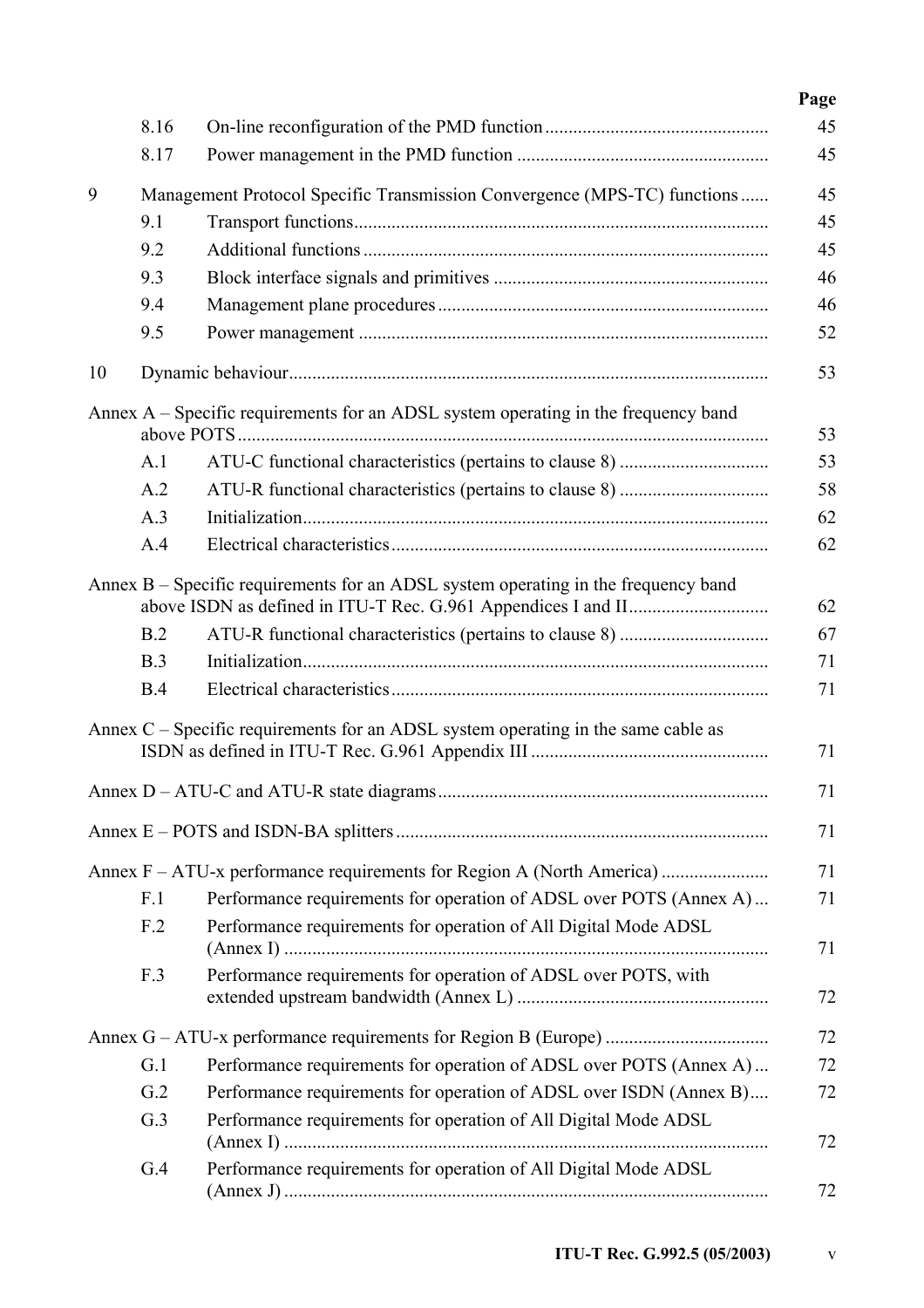| | | Page |
|---|---|---|
| 8.16 | On-line reconfiguration of the PMD function | 45 |
| 8.17 | Power management in the PMD function | 45 |
| 9 | Management Protocol Specific Transmission Convergence (MPS-TC) functions | 45 |
| 9.1 | Transport functions | 45 |
| 9.2 | Additional functions | 45 |
| 9.3 | Block interface signals and primitives | 46 |
| 9.4 | Management plane procedures | 46 |
| 9.5 | Power management | 52 |
| 10 | Dynamic behaviour | 53 |
| Annex A – Specific requirements for an ADSL system operating in the frequency band above POTS | | 53 |
| A.1 | ATU-C functional characteristics (pertains to clause 8) | 53 |
| A.2 | ATU-R functional characteristics (pertains to clause 8) | 58 |
| A.3 | Initialization | 62 |
| A.4 | Electrical characteristics | 62 |
| Annex B – Specific requirements for an ADSL system operating in the frequency band above ISDN as defined in ITU-T Rec. G.961 Appendices I and II | | 62 |
| B.2 | ATU-R functional characteristics (pertains to clause 8) | 67 |
| B.3 | Initialization | 71 |
| B.4 | Electrical characteristics | 71 |
| Annex C – Specific requirements for an ADSL system operating in the same cable as ISDN as defined in ITU-T Rec. G.961 Appendix III | | 71 |
| Annex D – ATU-C and ATU-R state diagrams | | 71 |
| Annex E – POTS and ISDN-BA splitters | | 71 |
| Annex F – ATU-x performance requirements for Region A (North America) | | 71 |
| F.1 | Performance requirements for operation of ADSL over POTS (Annex A) | 71 |
| F.2 | Performance requirements for operation of All Digital Mode ADSL (Annex I) | 71 |
| F.3 | Performance requirements for operation of ADSL over POTS, with extended upstream bandwidth (Annex L) | 72 |
| Annex G – ATU-x performance requirements for Region B (Europe) | | 72 |
| G.1 | Performance requirements for operation of ADSL over POTS (Annex A) | 72 |
| G.2 | Performance requirements for operation of ADSL over ISDN (Annex B) | 72 |
| G.3 | Performance requirements for operation of All Digital Mode ADSL (Annex I) | 72 |
| G.4 | Performance requirements for operation of All Digital Mode ADSL (Annex J) | 72 |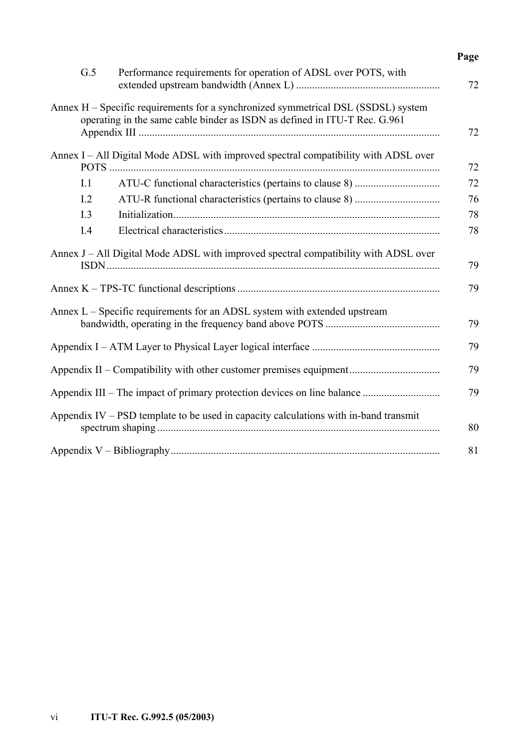| | | Page |
|---|---|---|
| G.5 | Performance requirements for operation of ADSL over POTS, with extended upstream bandwidth (Annex L) | 72 |
| Annex H – Specific requirements for a synchronized symmetrical DSL (SSDSL) system operating in the same cable binder as ISDN as defined in ITU-T Rec. G.961 Appendix III | | 72 |
| Annex I – All Digital Mode ADSL with improved spectral compatibility with ADSL over POTS | | 72 |
| I.1 | ATU-C functional characteristics (pertains to clause 8) | 72 |
| I.2 | ATU-R functional characteristics (pertains to clause 8) | 76 |
| I.3 | Initialization | 78 |
| I.4 | Electrical characteristics | 78 |
| Annex J – All Digital Mode ADSL with improved spectral compatibility with ADSL over ISDN | | 79 |
| Annex K – TPS-TC functional descriptions | | 79 |
| Annex L – Specific requirements for an ADSL system with extended upstream bandwidth, operating in the frequency band above POTS | | 79 |
| Appendix I – ATM Layer to Physical Layer logical interface | | 79 |
| Appendix II – Compatibility with other customer premises equipment | | 79 |
| Appendix III – The impact of primary protection devices on line balance | | 79 |
| Appendix IV – PSD template to be used in capacity calculations with in-band transmit spectrum shaping | | 80 |
| Appendix V – Bibliography | | 81 |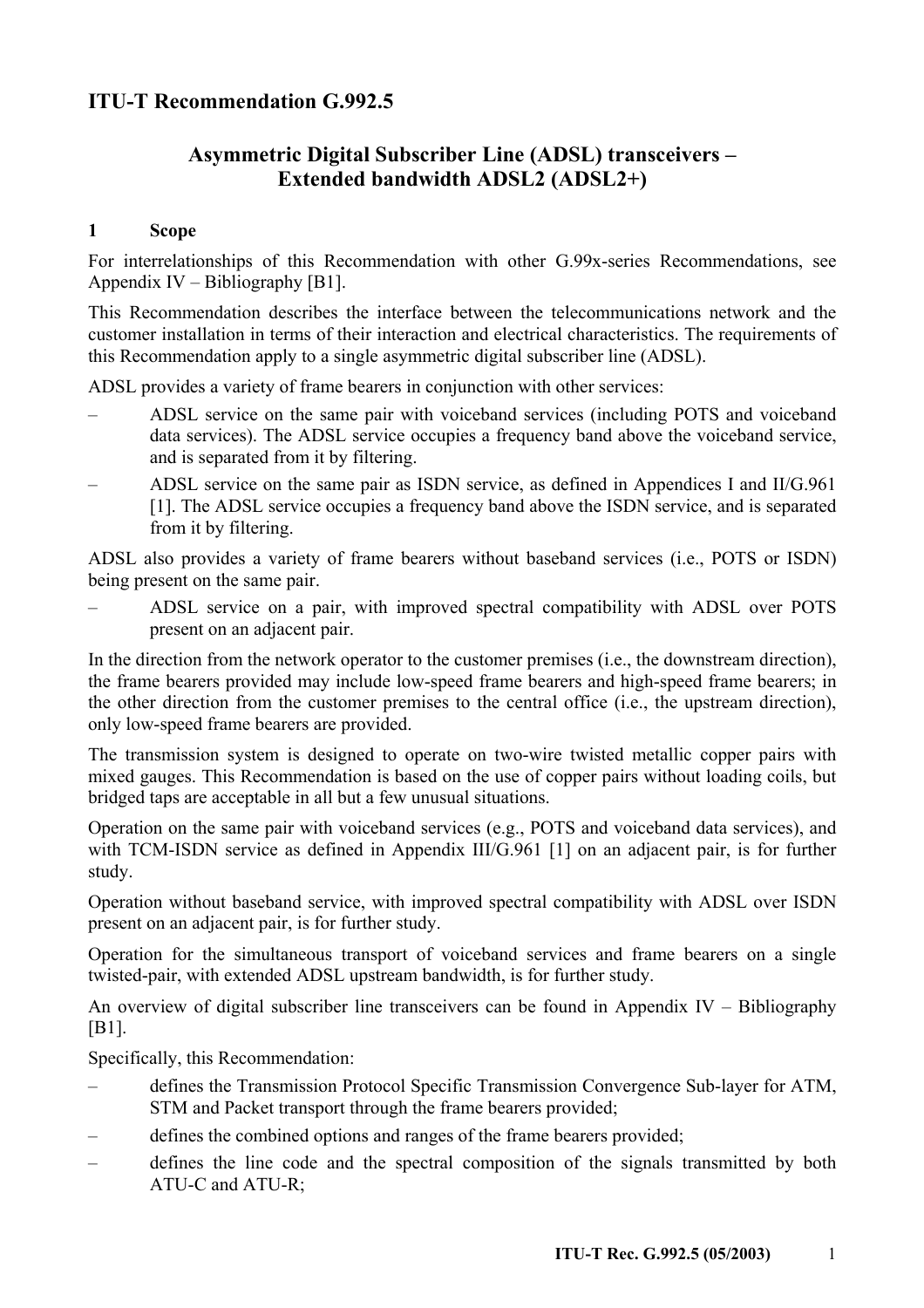# ITU-T Recommendation G.992.5

## Asymmetric Digital Subscriber Line (ADSL) transceivers – Extended bandwidth ADSL2 (ADSL2+)

### 1 Scope

For interrelationships of this Recommendation with other G.99x-series Recommendations, see Appendix IV – Bibliography [B1].

This Recommendation describes the interface between the telecommunications network and the customer installation in terms of their interaction and electrical characteristics. The requirements of this Recommendation apply to a single asymmetric digital subscriber line (ADSL).

ADSL provides a variety of frame bearers in conjunction with other services:

– ADSL service on the same pair with voiceband services (including POTS and voiceband data services). The ADSL service occupies a frequency band above the voiceband service, and is separated from it by filtering.

– ADSL service on the same pair as ISDN service, as defined in Appendices I and II/G.961 [1]. The ADSL service occupies a frequency band above the ISDN service, and is separated from it by filtering.

ADSL also provides a variety of frame bearers without baseband services (i.e., POTS or ISDN) being present on the same pair.

– ADSL service on a pair, with improved spectral compatibility with ADSL over POTS present on an adjacent pair.

In the direction from the network operator to the customer premises (i.e., the downstream direction), the frame bearers provided may include low-speed frame bearers and high-speed frame bearers; in the other direction from the customer premises to the central office (i.e., the upstream direction), only low-speed frame bearers are provided.

The transmission system is designed to operate on two-wire twisted metallic copper pairs with mixed gauges. This Recommendation is based on the use of copper pairs without loading coils, but bridged taps are acceptable in all but a few unusual situations.

Operation on the same pair with voiceband services (e.g., POTS and voiceband data services), and with TCM-ISDN service as defined in Appendix III/G.961 [1] on an adjacent pair, is for further study.

Operation without baseband service, with improved spectral compatibility with ADSL over ISDN present on an adjacent pair, is for further study.

Operation for the simultaneous transport of voiceband services and frame bearers on a single twisted-pair, with extended ADSL upstream bandwidth, is for further study.

An overview of digital subscriber line transceivers can be found in Appendix IV – Bibliography [B1].

Specifically, this Recommendation:

– defines the Transmission Protocol Specific Transmission Convergence Sub-layer for ATM, STM and Packet transport through the frame bearers provided;

– defines the combined options and ranges of the frame bearers provided;

– defines the line code and the spectral composition of the signals transmitted by both ATU-C and ATU-R;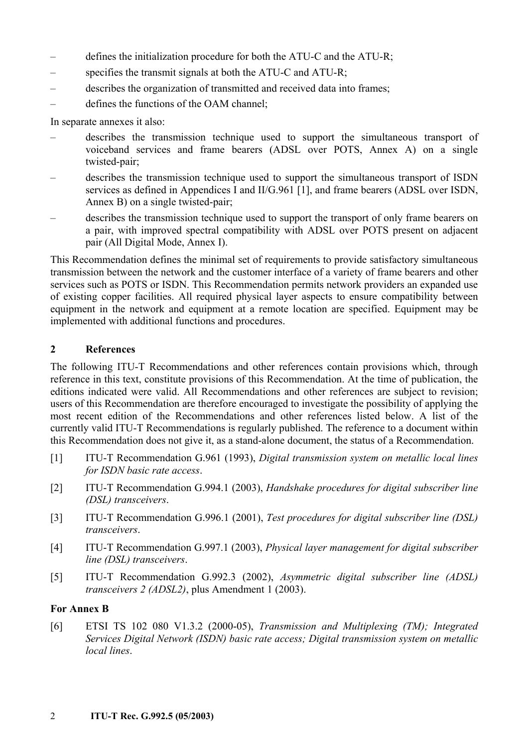- defines the initialization procedure for both the ATU-C and the ATU-R;
- specifies the transmit signals at both the ATU-C and ATU-R;
- describes the organization of transmitted and received data into frames;
- defines the functions of the OAM channel;

In separate annexes it also:

- describes the transmission technique used to support the simultaneous transport of voiceband services and frame bearers (ADSL over POTS, Annex A) on a single twisted-pair;
- describes the transmission technique used to support the simultaneous transport of ISDN services as defined in Appendices I and II/G.961 [1], and frame bearers (ADSL over ISDN, Annex B) on a single twisted-pair;
- describes the transmission technique used to support the transport of only frame bearers on a pair, with improved spectral compatibility with ADSL over POTS present on adjacent pair (All Digital Mode, Annex I).

This Recommendation defines the minimal set of requirements to provide satisfactory simultaneous transmission between the network and the customer interface of a variety of frame bearers and other services such as POTS or ISDN. This Recommendation permits network providers an expanded use of existing copper facilities. All required physical layer aspects to ensure compatibility between equipment in the network and equipment at a remote location are specified. Equipment may be implemented with additional functions and procedures.

## 2 References

The following ITU-T Recommendations and other references contain provisions which, through reference in this text, constitute provisions of this Recommendation. At the time of publication, the editions indicated were valid. All Recommendations and other references are subject to revision; users of this Recommendation are therefore encouraged to investigate the possibility of applying the most recent edition of the Recommendations and other references listed below. A list of the currently valid ITU-T Recommendations is regularly published. The reference to a document within this Recommendation does not give it, as a stand-alone document, the status of a Recommendation.

[1] ITU-T Recommendation G.961 (1993), *Digital transmission system on metallic local lines for ISDN basic rate access*.

[2] ITU-T Recommendation G.994.1 (2003), *Handshake procedures for digital subscriber line (DSL) transceivers*.

[3] ITU-T Recommendation G.996.1 (2001), *Test procedures for digital subscriber line (DSL) transceivers*.

[4] ITU-T Recommendation G.997.1 (2003), *Physical layer management for digital subscriber line (DSL) transceivers*.

[5] ITU-T Recommendation G.992.3 (2002), *Asymmetric digital subscriber line (ADSL) transceivers 2 (ADSL2)*, plus Amendment 1 (2003).

**For Annex B**

[6] ETSI TS 102 080 V1.3.2 (2000-05), *Transmission and Multiplexing (TM); Integrated Services Digital Network (ISDN) basic rate access; Digital transmission system on metallic local lines*.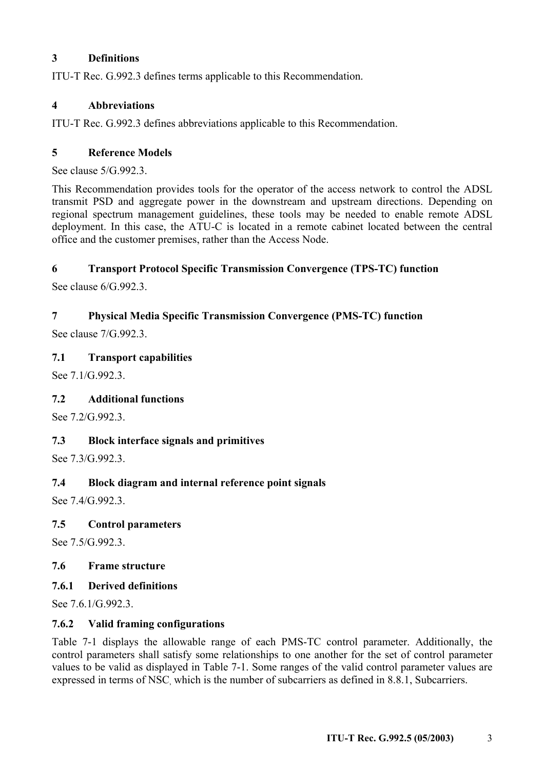## 3 Definitions

ITU-T Rec. G.992.3 defines terms applicable to this Recommendation.

## 4 Abbreviations

ITU-T Rec. G.992.3 defines abbreviations applicable to this Recommendation.

## 5 Reference Models

See clause 5/G.992.3.

This Recommendation provides tools for the operator of the access network to control the ADSL transmit PSD and aggregate power in the downstream and upstream directions. Depending on regional spectrum management guidelines, these tools may be needed to enable remote ADSL deployment. In this case, the ATU-C is located in a remote cabinet located between the central office and the customer premises, rather than the Access Node.

## 6 Transport Protocol Specific Transmission Convergence (TPS-TC) function

See clause 6/G.992.3.

## 7 Physical Media Specific Transmission Convergence (PMS-TC) function

See clause 7/G.992.3.

### 7.1 Transport capabilities

See 7.1/G.992.3.

### 7.2 Additional functions

See 7.2/G.992.3.

### 7.3 Block interface signals and primitives

See 7.3/G.992.3.

### 7.4 Block diagram and internal reference point signals

See 7.4/G.992.3.

### 7.5 Control parameters

See 7.5/G.992.3.

### 7.6 Frame structure

#### 7.6.1 Derived definitions

See 7.6.1/G.992.3.

#### 7.6.2 Valid framing configurations

Table 7-1 displays the allowable range of each PMS-TC control parameter. Additionally, the control parameters shall satisfy some relationships to one another for the set of control parameter values to be valid as displayed in Table 7-1. Some ranges of the valid control parameter values are expressed in terms of NSC, which is the number of subcarriers as defined in 8.8.1, Subcarriers.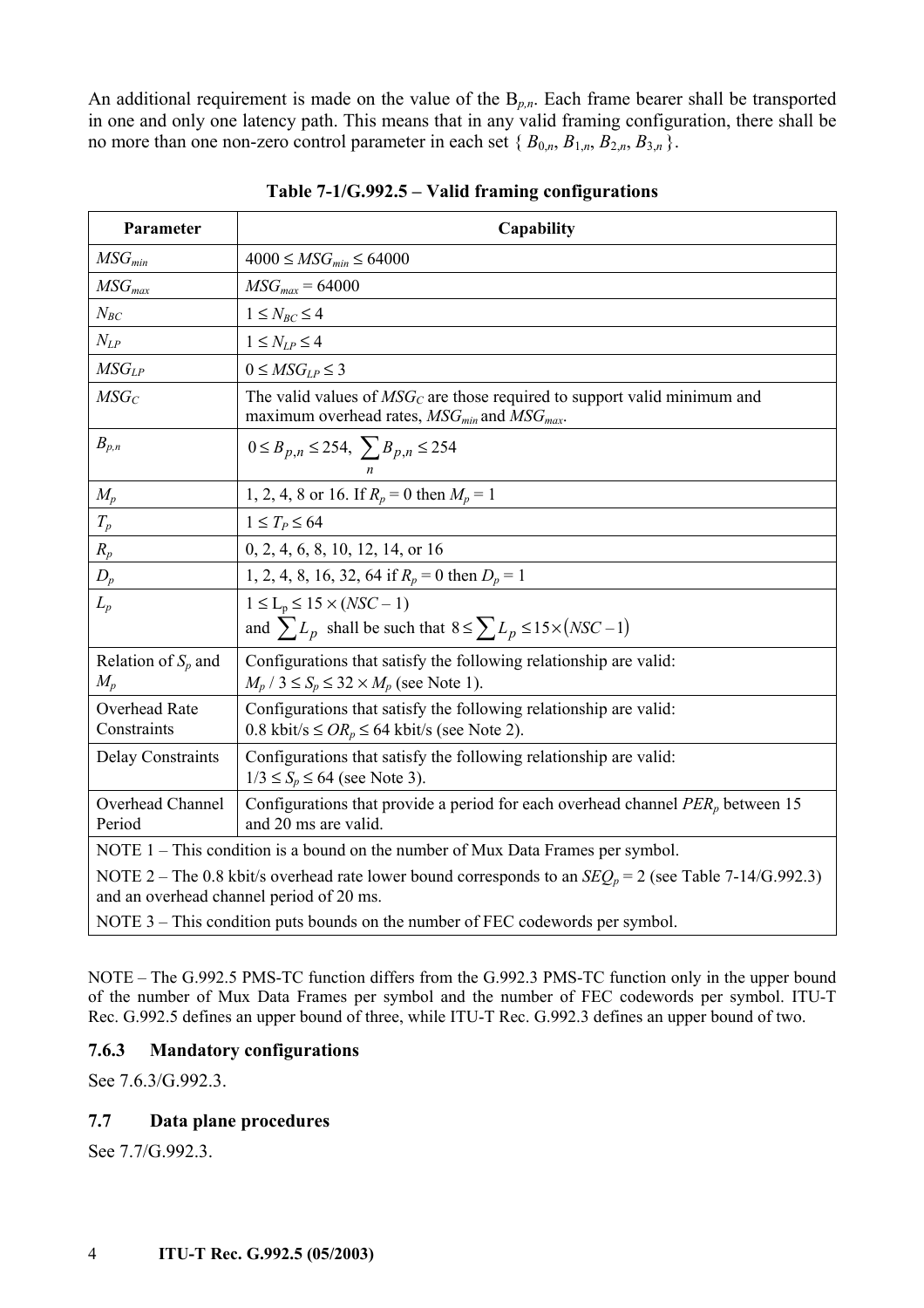An additional requirement is made on the value of the $B_{p,n}$. Each frame bearer shall be transported in one and only one latency path. This means that in any valid framing configuration, there shall be no more than one non-zero control parameter in each set $\{ B_{0,n}, B_{1,n}, B_{2,n}, B_{3,n} \}$.

**Table 7-1/G.992.5 – Valid framing configurations**

| Parameter | Capability |
|---|---|
| $MSG_{min}$ | $4000 \le MSG_{min} \le 64000$ |
| $MSG_{max}$ | $MSG_{max} = 64000$ |
| $N_{BC}$ | $1 \le N_{BC} \le 4$ |
| $N_{LP}$ | $1 \le N_{LP} \le 4$ |
| $MSG_{LP}$ | $0 \le MSG_{LP} \le 3$ |
| $MSG_C$ | The valid values of $MSG_C$ are those required to support valid minimum and maximum overhead rates, $MSG_{min}$ and $MSG_{max}$. |
| $B_{p,n}$ | $0 \le B_{p,n} \le 254,\ \sum_n B_{p,n} \le 254$ |
| $M_p$ | 1, 2, 4, 8 or 16. If $R_p = 0$ then $M_p = 1$ |
| $T_p$ | $1 \le T_P \le 64$ |
| $R_p$ | 0, 2, 4, 6, 8, 10, 12, 14, or 16 |
| $D_p$ | 1, 2, 4, 8, 16, 32, 64 if $R_p = 0$ then $D_p = 1$ |
| $L_p$ | $1 \le L_p \le 15 \times (NSC - 1)$ and $\sum L_p$ shall be such that $8 \le \sum L_p \le 15 \times (NSC - 1)$ |
| Relation of $S_p$ and $M_p$ | Configurations that satisfy the following relationship are valid: $M_p / 3 \le S_p \le 32 \times M_p$ (see Note 1). |
| Overhead Rate Constraints | Configurations that satisfy the following relationship are valid: 0.8 kbit/s $\le OR_p \le$ 64 kbit/s (see Note 2). |
| Delay Constraints | Configurations that satisfy the following relationship are valid: $1/3 \le S_p \le 64$ (see Note 3). |
| Overhead Channel Period | Configurations that provide a period for each overhead channel $PER_p$ between 15 and 20 ms are valid. |
| NOTE 1 – This condition is a bound on the number of Mux Data Frames per symbol. | |
| NOTE 2 – The 0.8 kbit/s overhead rate lower bound corresponds to an $SEQ_p = 2$ (see Table 7-14/G.992.3) and an overhead channel period of 20 ms. | |
| NOTE 3 – This condition puts bounds on the number of FEC codewords per symbol. | |

NOTE – The G.992.5 PMS-TC function differs from the G.992.3 PMS-TC function only in the upper bound of the number of Mux Data Frames per symbol and the number of FEC codewords per symbol. ITU-T Rec. G.992.5 defines an upper bound of three, while ITU-T Rec. G.992.3 defines an upper bound of two.

### 7.6.3 Mandatory configurations

See 7.6.3/G.992.3.

## 7.7 Data plane procedures

See 7.7/G.992.3.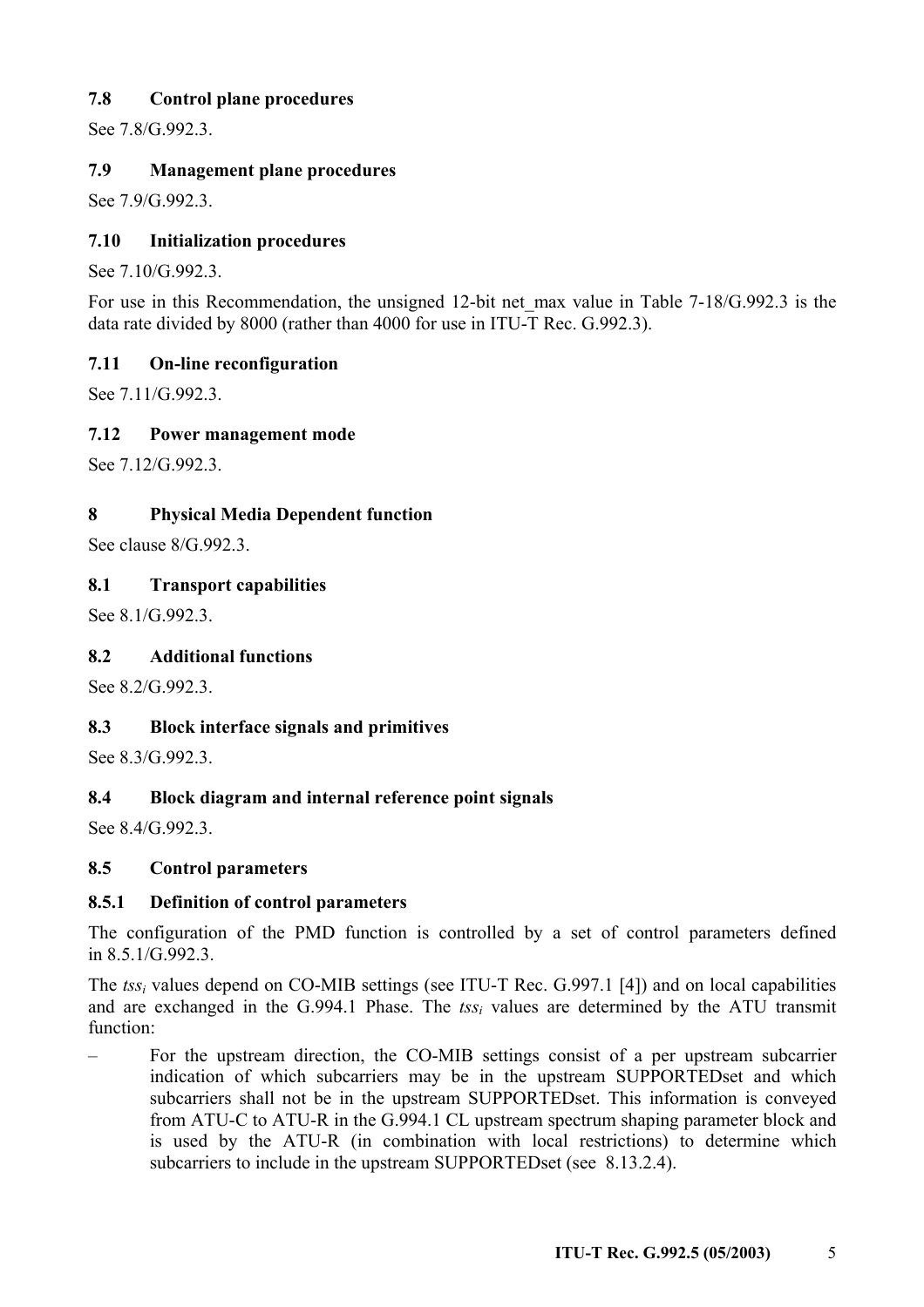### 7.8 Control plane procedures

See 7.8/G.992.3.

### 7.9 Management plane procedures

See 7.9/G.992.3.

### 7.10 Initialization procedures

See 7.10/G.992.3.

For use in this Recommendation, the unsigned 12-bit net_max value in Table 7-18/G.992.3 is the data rate divided by 8000 (rather than 4000 for use in ITU-T Rec. G.992.3).

### 7.11 On-line reconfiguration

See 7.11/G.992.3.

### 7.12 Power management mode

See 7.12/G.992.3.

## 8 Physical Media Dependent function

See clause 8/G.992.3.

### 8.1 Transport capabilities

See 8.1/G.992.3.

### 8.2 Additional functions

See 8.2/G.992.3.

### 8.3 Block interface signals and primitives

See 8.3/G.992.3.

### 8.4 Block diagram and internal reference point signals

See 8.4/G.992.3.

### 8.5 Control parameters

#### 8.5.1 Definition of control parameters

The configuration of the PMD function is controlled by a set of control parameters defined in 8.5.1/G.992.3.

The $tss_i$ values depend on CO-MIB settings (see ITU-T Rec. G.997.1 [4]) and on local capabilities and are exchanged in the G.994.1 Phase. The $tss_i$ values are determined by the ATU transmit function:

– For the upstream direction, the CO-MIB settings consist of a per upstream subcarrier indication of which subcarriers may be in the upstream SUPPORTEDset and which subcarriers shall not be in the upstream SUPPORTEDset. This information is conveyed from ATU-C to ATU-R in the G.994.1 CL upstream spectrum shaping parameter block and is used by the ATU-R (in combination with local restrictions) to determine which subcarriers to include in the upstream SUPPORTEDset (see 8.13.2.4).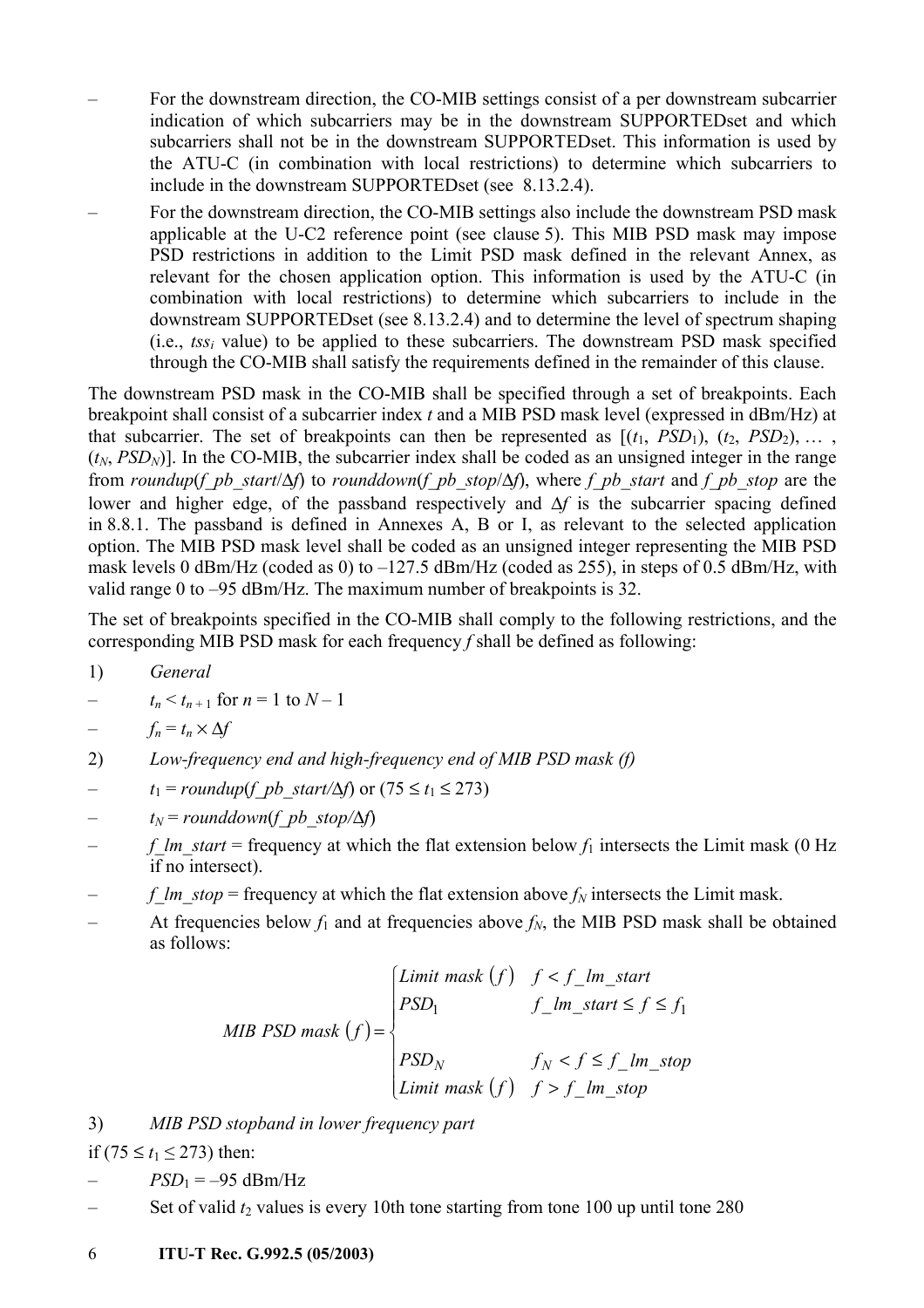– For the downstream direction, the CO-MIB settings consist of a per downstream subcarrier indication of which subcarriers may be in the downstream SUPPORTEDset and which subcarriers shall not be in the downstream SUPPORTEDset. This information is used by the ATU-C (in combination with local restrictions) to determine which subcarriers to include in the downstream SUPPORTEDset (see 8.13.2.4).

– For the downstream direction, the CO-MIB settings also include the downstream PSD mask applicable at the U-C2 reference point (see clause 5). This MIB PSD mask may impose PSD restrictions in addition to the Limit PSD mask defined in the relevant Annex, as relevant for the chosen application option. This information is used by the ATU-C (in combination with local restrictions) to determine which subcarriers to include in the downstream SUPPORTEDset (see 8.13.2.4) and to determine the level of spectrum shaping (i.e., $tss_i$ value) to be applied to these subcarriers. The downstream PSD mask specified through the CO-MIB shall satisfy the requirements defined in the remainder of this clause.

The downstream PSD mask in the CO-MIB shall be specified through a set of breakpoints. Each breakpoint shall consist of a subcarrier index $t$ and a MIB PSD mask level (expressed in dBm/Hz) at that subcarrier. The set of breakpoints can then be represented as $[(t_1, PSD_1), (t_2, PSD_2), \ldots, (t_N, PSD_N)]$. In the CO-MIB, the subcarrier index shall be coded as an unsigned integer in the range from $roundup(f\_pb\_start/\Delta f)$ to $rounddown(f\_pb\_stop/\Delta f)$, where $f\_pb\_start$ and $f\_pb\_stop$ are the lower and higher edge, of the passband respectively and $\Delta f$ is the subcarrier spacing defined in 8.8.1. The passband is defined in Annexes A, B or I, as relevant to the selected application option. The MIB PSD mask level shall be coded as an unsigned integer representing the MIB PSD mask levels 0 dBm/Hz (coded as 0) to –127.5 dBm/Hz (coded as 255), in steps of 0.5 dBm/Hz, with valid range 0 to –95 dBm/Hz. The maximum number of breakpoints is 32.

The set of breakpoints specified in the CO-MIB shall comply to the following restrictions, and the corresponding MIB PSD mask for each frequency $f$ shall be defined as following:

1) *General*

– $t_n < t_{n+1}$ for $n = 1$ to $N - 1$

– $f_n = t_n \times \Delta f$

2) *Low-frequency end and high-frequency end of MIB PSD mask (f)*

– $t_1 = roundup(f\_pb\_start/\Delta f)$ or $(75 \le t_1 \le 273)$

– $t_N = rounddown(f\_pb\_stop/\Delta f)$

– $f\_lm\_start$ = frequency at which the flat extension below $f_1$ intersects the Limit mask (0 Hz if no intersect).

– $f\_lm\_stop$ = frequency at which the flat extension above $f_N$ intersects the Limit mask.

– At frequencies below $f_1$ and at frequencies above $f_N$, the MIB PSD mask shall be obtained as follows:

$$MIB\ PSD\ mask\,(f) = \begin{cases} Limit\ mask\,(f) & f < f\_lm\_start \\ PSD_1 & f\_lm\_start \le f \le f_1 \\ & \\ PSD_N & f_N < f \le f\_lm\_stop \\ Limit\ mask\,(f) & f > f\_lm\_stop \end{cases}$$

3) *MIB PSD stopband in lower frequency part*

if $(75 \le t_1 \le 273)$ then:

– $PSD_1 = -95$ dBm/Hz

– Set of valid $t_2$ values is every 10th tone starting from tone 100 up until tone 280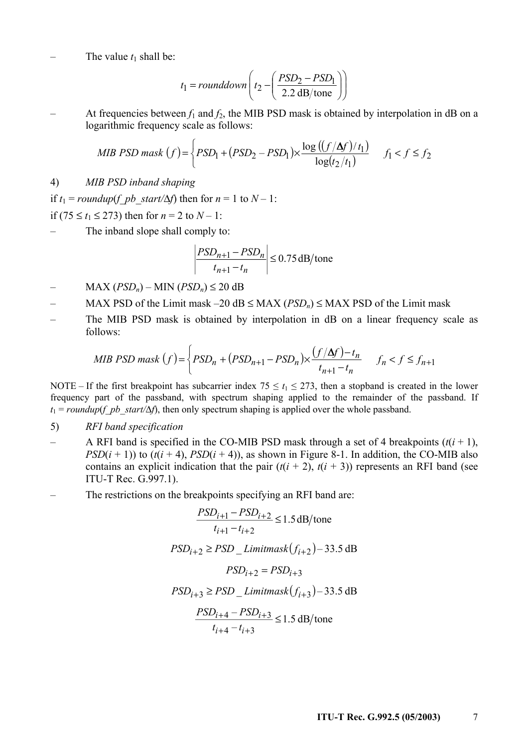– The value $t_1$ shall be:

$$t_1 = rounddown\left( t_2 - \left( \frac{PSD_2 - PSD_1}{2.2 \text{ dB/tone}} \right) \right)$$

– At frequencies between $f_1$ and $f_2$, the MIB PSD mask is obtained by interpolation in dB on a logarithmic frequency scale as follows:

$$MIB\ PSD\ mask\ (f) = \left\{ PSD_1 + (PSD_2 - PSD_1) \times \frac{\log((f/\Delta f)/t_1)}{\log(t_2/t_1)} \right. \quad f_1 < f \leq f_2$$

4) *MIB PSD inband shaping*

if $t_1 = roundup(f\_pb\_start/\Delta f)$ then for $n = 1$ to $N - 1$:

if $(75 \leq t_1 \leq 273)$ then for $n = 2$ to $N - 1$:

– The inband slope shall comply to:

$$\left| \frac{PSD_{n+1} - PSD_n}{t_{n+1} - t_n} \right| \leq 0.75 \text{ dB/tone}$$

– $\text{MAX}(PSD_n) - \text{MIN}(PSD_n) \leq 20$ dB

– MAX PSD of the Limit mask –20 dB $\leq \text{MAX}(PSD_n) \leq$ MAX PSD of the Limit mask

– The MIB PSD mask is obtained by interpolation in dB on a linear frequency scale as follows:

$$MIB\ PSD\ mask\ (f) = \left\{ PSD_n + (PSD_{n+1} - PSD_n) \times \frac{(f/\Delta f) - t_n}{t_{n+1} - t_n} \right. \quad f_n < f \leq f_{n+1}$$

NOTE – If the first breakpoint has subcarrier index $75 \leq t_1 \leq 273$, then a stopband is created in the lower frequency part of the passband, with spectrum shaping applied to the remainder of the passband. If $t_1 = roundup(f\_pb\_start/\Delta f)$, then only spectrum shaping is applied over the whole passband.

5) *RFI band specification*

– A RFI band is specified in the CO-MIB PSD mask through a set of 4 breakpoints ($t(i + 1)$, $PSD(i + 1)$) to ($t(i + 4)$, $PSD(i + 4)$), as shown in Figure 8-1. In addition, the CO-MIB also contains an explicit indication that the pair ($t(i + 2)$, $t(i + 3)$) represents an RFI band (see ITU-T Rec. G.997.1).

– The restrictions on the breakpoints specifying an RFI band are:

$$\frac{PSD_{i+1} - PSD_{i+2}}{t_{i+1} - t_{i+2}} \leq 1.5 \text{ dB/tone}$$

$$PSD_{i+2} \geq PSD\_Limitmask(f_{i+2}) - 33.5 \text{ dB}$$

$$PSD_{i+2} = PSD_{i+3}$$

$$PSD_{i+3} \geq PSD\_Limitmask(f_{i+3}) - 33.5 \text{ dB}$$

$$\frac{PSD_{i+4} - PSD_{i+3}}{t_{i+4} - t_{i+3}} \leq 1.5 \text{ dB/tone}$$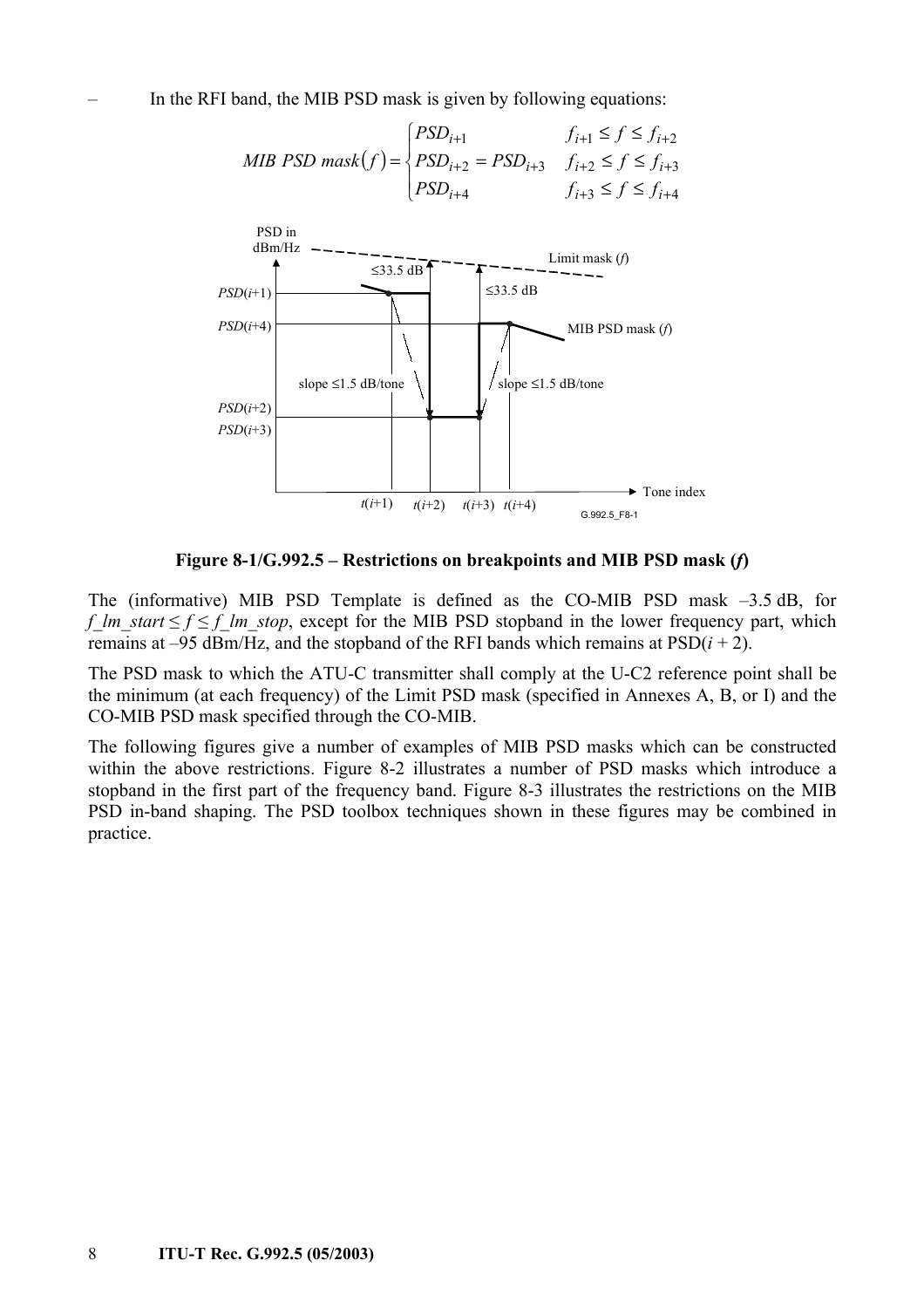– In the RFI band, the MIB PSD mask is given by following equations:

$$MIB\ PSD\ mask(f) = \begin{cases} PSD_{i+1} & f_{i+1} \le f \le f_{i+2} \\ PSD_{i+2} = PSD_{i+3} & f_{i+2} \le f \le f_{i+3} \\ PSD_{i+4} & f_{i+3} \le f \le f_{i+4} \end{cases}$$

**Figure 8-1/G.992.5 – Restrictions on breakpoints and MIB PSD mask (*f*)**

The (informative) MIB PSD Template is defined as the CO-MIB PSD mask –3.5 dB, for $f\_lm\_start \le f \le f\_lm\_stop$, except for the MIB PSD stopband in the lower frequency part, which remains at –95 dBm/Hz, and the stopband of the RFI bands which remains at PSD($i$ + 2).

The PSD mask to which the ATU-C transmitter shall comply at the U-C2 reference point shall be the minimum (at each frequency) of the Limit PSD mask (specified in Annexes A, B, or I) and the CO-MIB PSD mask specified through the CO-MIB.

The following figures give a number of examples of MIB PSD masks which can be constructed within the above restrictions. Figure 8-2 illustrates a number of PSD masks which introduce a stopband in the first part of the frequency band. Figure 8-3 illustrates the restrictions on the MIB PSD in-band shaping. The PSD toolbox techniques shown in these figures may be combined in practice.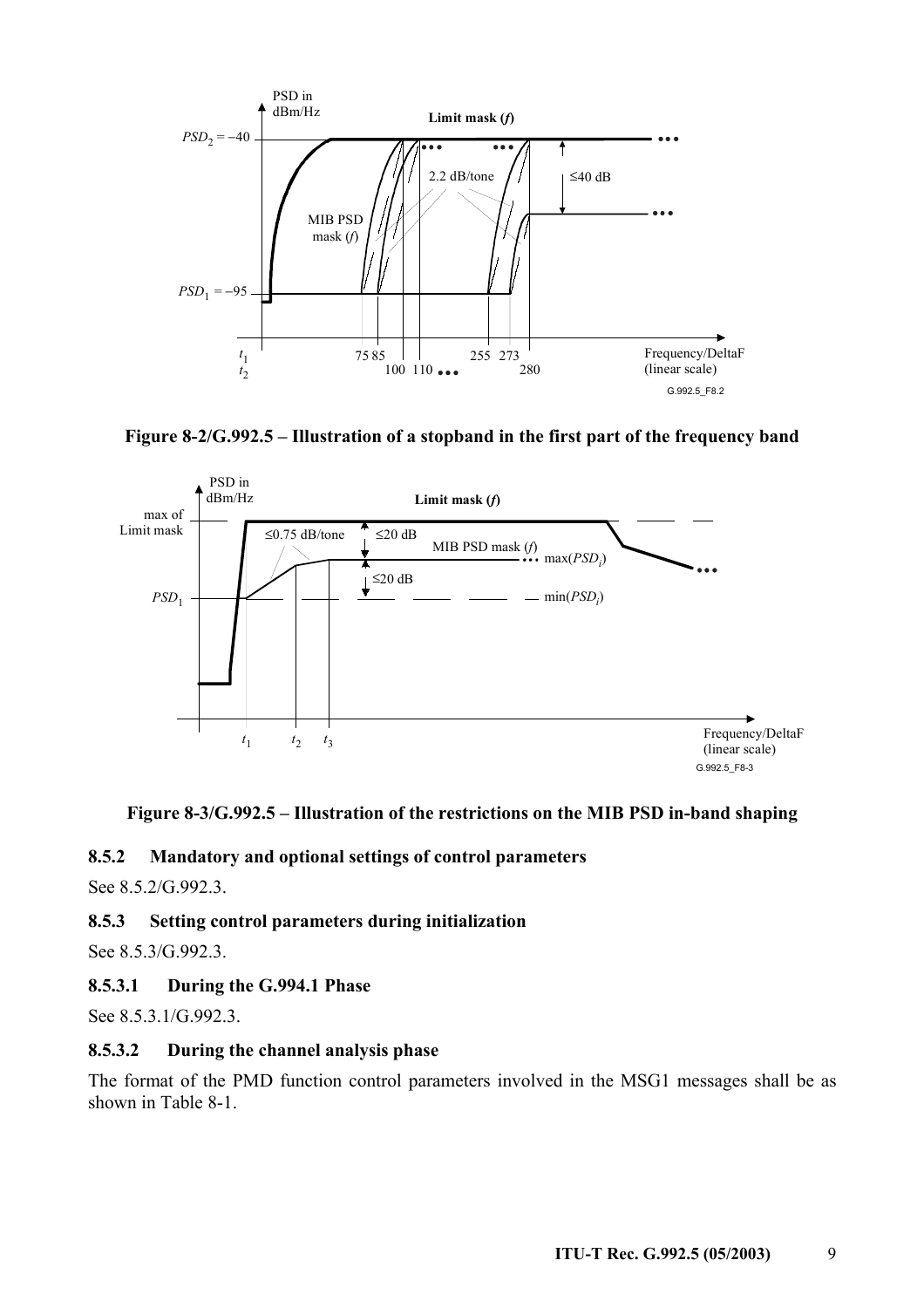**Figure 8-2/G.992.5 – Illustration of a stopband in the first part of the frequency band**

**Figure 8-3/G.992.5 – Illustration of the restrictions on the MIB PSD in-band shaping**

### 8.5.2 Mandatory and optional settings of control parameters

See 8.5.2/G.992.3.

### 8.5.3 Setting control parameters during initialization

See 8.5.3/G.992.3.

#### 8.5.3.1 During the G.994.1 Phase

See 8.5.3.1/G.992.3.

#### 8.5.3.2 During the channel analysis phase

The format of the PMD function control parameters involved in the MSG1 messages shall be as shown in Table 8-1.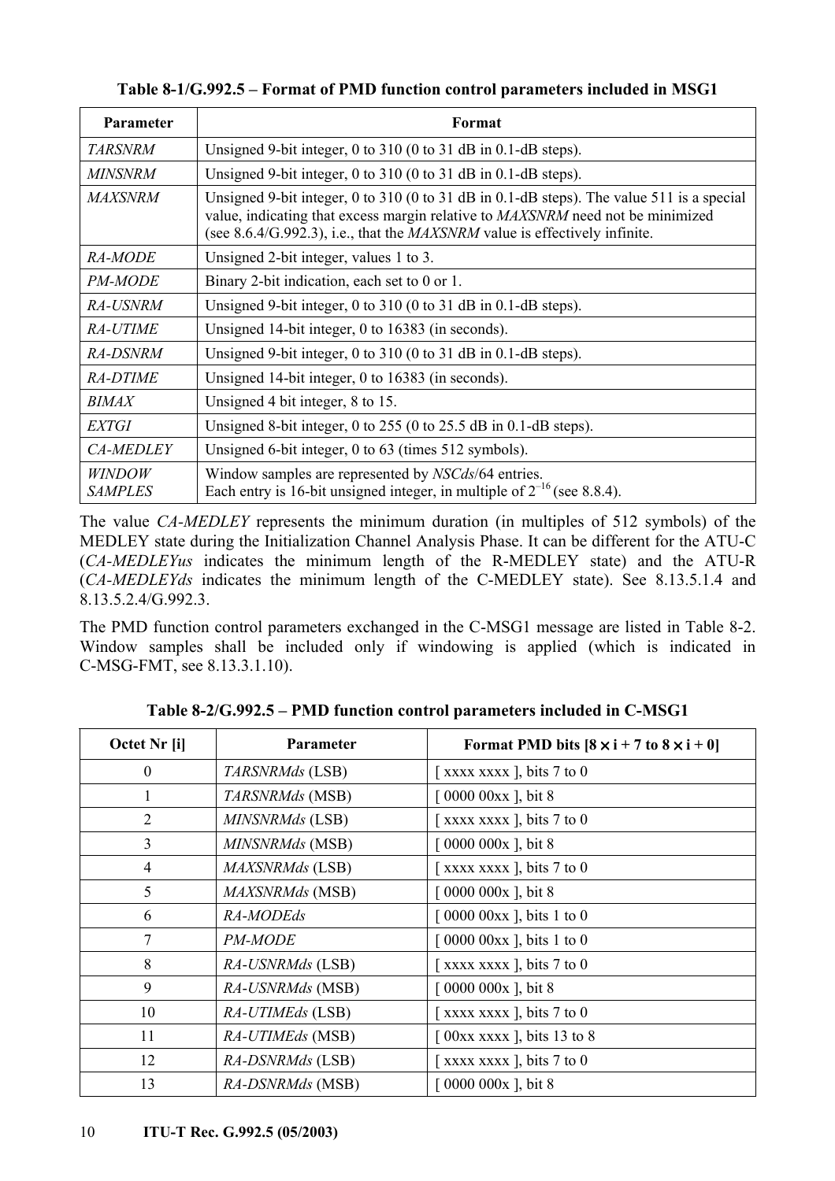**Table 8-1/G.992.5 – Format of PMD function control parameters included in MSG1**

| Parameter | Format |
|---|---|
| *TARSNRM* | Unsigned 9-bit integer, 0 to 310 (0 to 31 dB in 0.1-dB steps). |
| *MINSNRM* | Unsigned 9-bit integer, 0 to 310 (0 to 31 dB in 0.1-dB steps). |
| *MAXSNRM* | Unsigned 9-bit integer, 0 to 310 (0 to 31 dB in 0.1-dB steps). The value 511 is a special value, indicating that excess margin relative to *MAXSNRM* need not be minimized (see 8.6.4/G.992.3), i.e., that the *MAXSNRM* value is effectively infinite. |
| *RA-MODE* | Unsigned 2-bit integer, values 1 to 3. |
| *PM-MODE* | Binary 2-bit indication, each set to 0 or 1. |
| *RA-USNRM* | Unsigned 9-bit integer, 0 to 310 (0 to 31 dB in 0.1-dB steps). |
| *RA-UTIME* | Unsigned 14-bit integer, 0 to 16383 (in seconds). |
| *RA-DSNRM* | Unsigned 9-bit integer, 0 to 310 (0 to 31 dB in 0.1-dB steps). |
| *RA-DTIME* | Unsigned 14-bit integer, 0 to 16383 (in seconds). |
| *BIMAX* | Unsigned 4 bit integer, 8 to 15. |
| *EXTGI* | Unsigned 8-bit integer, 0 to 255 (0 to 25.5 dB in 0.1-dB steps). |
| *CA-MEDLEY* | Unsigned 6-bit integer, 0 to 63 (times 512 symbols). |
| *WINDOW SAMPLES* | Window samples are represented by *NSCds*/64 entries. Each entry is 16-bit unsigned integer, in multiple of $2^{-16}$ (see 8.8.4). |

The value *CA-MEDLEY* represents the minimum duration (in multiples of 512 symbols) of the MEDLEY state during the Initialization Channel Analysis Phase. It can be different for the ATU-C (*CA-MEDLEYus* indicates the minimum length of the R-MEDLEY state) and the ATU-R (*CA-MEDLEYds* indicates the minimum length of the C-MEDLEY state). See 8.13.5.1.4 and 8.13.5.2.4/G.992.3.

The PMD function control parameters exchanged in the C-MSG1 message are listed in Table 8-2. Window samples shall be included only if windowing is applied (which is indicated in C-MSG-FMT, see 8.13.3.1.10).

**Table 8-2/G.992.5 – PMD function control parameters included in C-MSG1**

| Octet Nr [i] | Parameter | Format PMD bits [8 × i + 7 to 8 × i + 0] |
|---|---|---|
| 0 | *TARSNRMds* (LSB) | [ xxxx xxxx ], bits 7 to 0 |
| 1 | *TARSNRMds* (MSB) | [ 0000 00xx ], bit 8 |
| 2 | *MINSNRMds* (LSB) | [ xxxx xxxx ], bits 7 to 0 |
| 3 | *MINSNRMds* (MSB) | [ 0000 000x ], bit 8 |
| 4 | *MAXSNRMds* (LSB) | [ xxxx xxxx ], bits 7 to 0 |
| 5 | *MAXSNRMds* (MSB) | [ 0000 000x ], bit 8 |
| 6 | *RA-MODEds* | [ 0000 00xx ], bits 1 to 0 |
| 7 | *PM-MODE* | [ 0000 00xx ], bits 1 to 0 |
| 8 | *RA-USNRMds* (LSB) | [ xxxx xxxx ], bits 7 to 0 |
| 9 | *RA-USNRMds* (MSB) | [ 0000 000x ], bit 8 |
| 10 | *RA-UTIMEds* (LSB) | [ xxxx xxxx ], bits 7 to 0 |
| 11 | *RA-UTIMEds* (MSB) | [ 00xx xxxx ], bits 13 to 8 |
| 12 | *RA-DSNRMds* (LSB) | [ xxxx xxxx ], bits 7 to 0 |
| 13 | *RA-DSNRMds* (MSB) | [ 0000 000x ], bit 8 |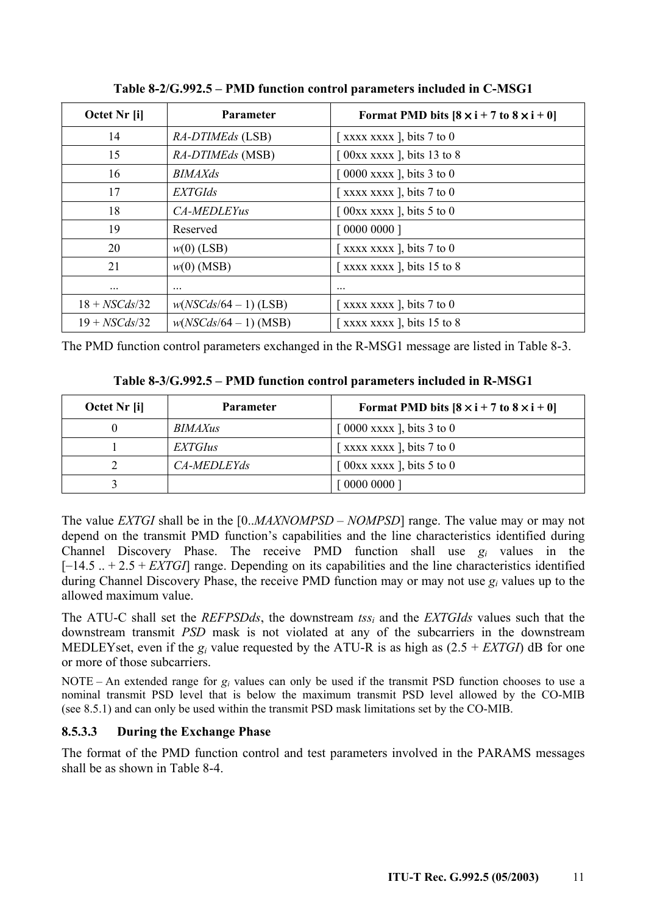**Table 8-2/G.992.5 – PMD function control parameters included in C-MSG1**

| Octet Nr [i] | Parameter | Format PMD bits [8 × i + 7 to 8 × i + 0] |
|---|---|---|
| 14 | *RA-DTIMEds* (LSB) | [ xxxx xxxx ], bits 7 to 0 |
| 15 | *RA-DTIMEds* (MSB) | [ 00xx xxxx ], bits 13 to 8 |
| 16 | *BIMAXds* | [ 0000 xxxx ], bits 3 to 0 |
| 17 | *EXTGIds* | [ xxxx xxxx ], bits 7 to 0 |
| 18 | *CA-MEDLEYus* | [ 00xx xxxx ], bits 5 to 0 |
| 19 | Reserved | [ 0000 0000 ] |
| 20 | $w(0)$ (LSB) | [ xxxx xxxx ], bits 7 to 0 |
| 21 | $w(0)$ (MSB) | [ xxxx xxxx ], bits 15 to 8 |
| ... | ... | ... |
| 18 + *NSCds*/32 | $w(NSCds/64 - 1)$ (LSB) | [ xxxx xxxx ], bits 7 to 0 |
| 19 + *NSCds*/32 | $w(NSCds/64 - 1)$ (MSB) | [ xxxx xxxx ], bits 15 to 8 |

The PMD function control parameters exchanged in the R-MSG1 message are listed in Table 8-3.

**Table 8-3/G.992.5 – PMD function control parameters included in R-MSG1**

| Octet Nr [i] | Parameter | Format PMD bits [8 × i + 7 to 8 × i + 0] |
|---|---|---|
| 0 | *BIMAXus* | [ 0000 xxxx ], bits 3 to 0 |
| 1 | *EXTGIus* | [ xxxx xxxx ], bits 7 to 0 |
| 2 | *CA-MEDLEYds* | [ 00xx xxxx ], bits 5 to 0 |
| 3 | | [ 0000 0000 ] |

The value *EXTGI* shall be in the [0..*MAXNOMPSD* – *NOMPSD*] range. The value may or may not depend on the transmit PMD function's capabilities and the line characteristics identified during Channel Discovery Phase. The receive PMD function shall use $g_i$ values in the [−14.5 .. + 2.5 + *EXTGI*] range. Depending on its capabilities and the line characteristics identified during Channel Discovery Phase, the receive PMD function may or may not use $g_i$ values up to the allowed maximum value.

The ATU-C shall set the *REFPSDds*, the downstream $tss_i$ and the *EXTGIds* values such that the downstream transmit *PSD* mask is not violated at any of the subcarriers in the downstream MEDLEYset, even if the $g_i$ value requested by the ATU-R is as high as (2.5 + *EXTGI*) dB for one or more of those subcarriers.

NOTE – An extended range for $g_i$ values can only be used if the transmit PSD function chooses to use a nominal transmit PSD level that is below the maximum transmit PSD level allowed by the CO-MIB (see 8.5.1) and can only be used within the transmit PSD mask limitations set by the CO-MIB.

#### 8.5.3.3 During the Exchange Phase

The format of the PMD function control and test parameters involved in the PARAMS messages shall be as shown in Table 8-4.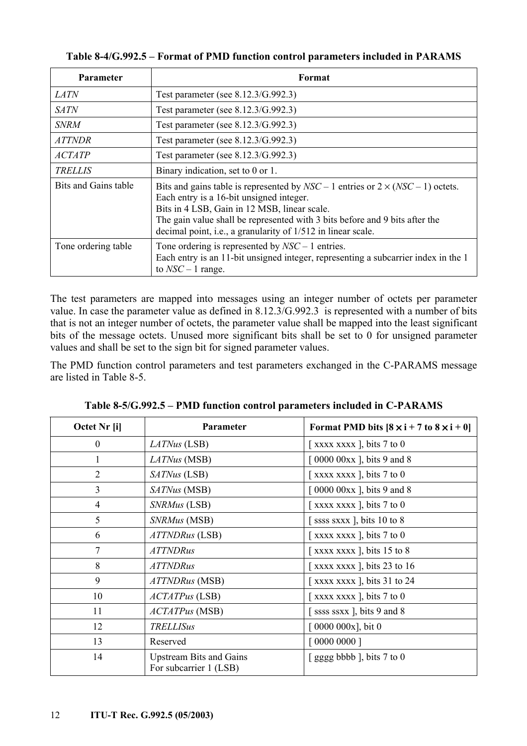**Table 8-4/G.992.5 – Format of PMD function control parameters included in PARAMS**

| Parameter | Format |
|---|---|
| *LATN* | Test parameter (see 8.12.3/G.992.3) |
| *SATN* | Test parameter (see 8.12.3/G.992.3) |
| *SNRM* | Test parameter (see 8.12.3/G.992.3) |
| *ATTNDR* | Test parameter (see 8.12.3/G.992.3) |
| *ACTATP* | Test parameter (see 8.12.3/G.992.3) |
| *TRELLIS* | Binary indication, set to 0 or 1. |
| Bits and Gains table | Bits and gains table is represented by $NSC - 1$ entries or $2 \times (NSC - 1)$ octets. Each entry is a 16-bit unsigned integer. Bits in 4 LSB, Gain in 12 MSB, linear scale. The gain value shall be represented with 3 bits before and 9 bits after the decimal point, i.e., a granularity of 1/512 in linear scale. |
| Tone ordering table | Tone ordering is represented by $NSC - 1$ entries. Each entry is an 11-bit unsigned integer, representing a subcarrier index in the 1 to $NSC - 1$ range. |

The test parameters are mapped into messages using an integer number of octets per parameter value. In case the parameter value as defined in 8.12.3/G.992.3 is represented with a number of bits that is not an integer number of octets, the parameter value shall be mapped into the least significant bits of the message octets. Unused more significant bits shall be set to 0 for unsigned parameter values and shall be set to the sign bit for signed parameter values.

The PMD function control parameters and test parameters exchanged in the C-PARAMS message are listed in Table 8-5.

**Table 8-5/G.992.5 – PMD function control parameters included in C-PARAMS**

| Octet Nr [i] | Parameter | Format PMD bits [$8 \times i + 7$ to $8 \times i + 0$] |
|---|---|---|
| 0 | *LATNus* (LSB) | [ xxxx xxxx ], bits 7 to 0 |
| 1 | *LATNus* (MSB) | [ 0000 00xx ], bits 9 and 8 |
| 2 | *SATNus* (LSB) | [ xxxx xxxx ], bits 7 to 0 |
| 3 | *SATNus* (MSB) | [ 0000 00xx ], bits 9 and 8 |
| 4 | *SNRMus* (LSB) | [ xxxx xxxx ], bits 7 to 0 |
| 5 | *SNRMus* (MSB) | [ ssss sxxx ], bits 10 to 8 |
| 6 | *ATTNDRus* (LSB) | [ xxxx xxxx ], bits 7 to 0 |
| 7 | *ATTNDRus* | [ xxxx xxxx ], bits 15 to 8 |
| 8 | *ATTNDRus* | [ xxxx xxxx ], bits 23 to 16 |
| 9 | *ATTNDRus* (MSB) | [ xxxx xxxx ], bits 31 to 24 |
| 10 | *ACTATPus* (LSB) | [ xxxx xxxx ], bits 7 to 0 |
| 11 | *ACTATPus* (MSB) | [ ssss ssxx ], bits 9 and 8 |
| 12 | *TRELLISus* | [ 0000 000x], bit 0 |
| 13 | Reserved | [ 0000 0000 ] |
| 14 | Upstream Bits and Gains For subcarrier 1 (LSB) | [ gggg bbbb ], bits 7 to 0 |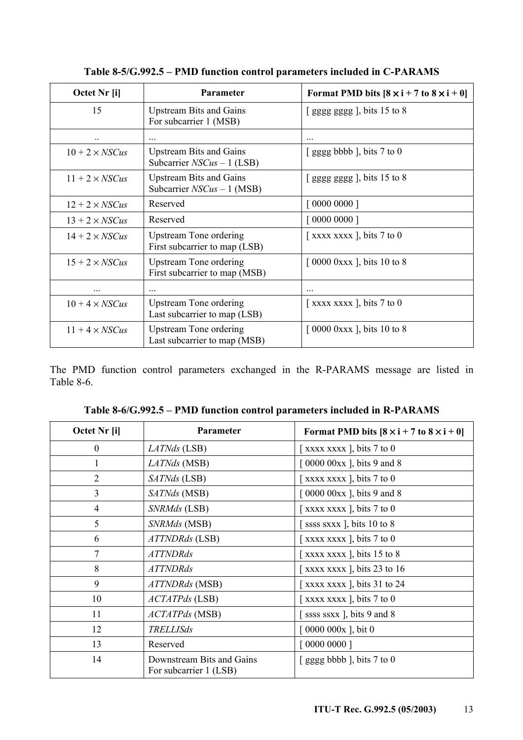**Table 8-5/G.992.5 – PMD function control parameters included in C-PARAMS**

| Octet Nr [i] | Parameter | Format PMD bits [8 × i + 7 to 8 × i + 0] |
|---|---|---|
| 15 | Upstream Bits and Gains For subcarrier 1 (MSB) | [ gggg gggg ], bits 15 to 8 |
| .. | ... | ... |
| 10 + 2 × *NSCus* | Upstream Bits and Gains Subcarrier *NSCus* – 1 (LSB) | [ gggg bbbb ], bits 7 to 0 |
| 11 + 2 × *NSCus* | Upstream Bits and Gains Subcarrier *NSCus* – 1 (MSB) | [ gggg gggg ], bits 15 to 8 |
| 12 + 2 × *NSCus* | Reserved | [ 0000 0000 ] |
| 13 + 2 × *NSCus* | Reserved | [ 0000 0000 ] |
| 14 + 2 × *NSCus* | Upstream Tone ordering First subcarrier to map (LSB) | [ xxxx xxxx ], bits 7 to 0 |
| 15 + 2 × *NSCus* | Upstream Tone ordering First subcarrier to map (MSB) | [ 0000 0xxx ], bits 10 to 8 |
| ... | ... | ... |
| 10 + 4 × *NSCus* | Upstream Tone ordering Last subcarrier to map (LSB) | [ xxxx xxxx ], bits 7 to 0 |
| 11 + 4 × *NSCus* | Upstream Tone ordering Last subcarrier to map (MSB) | [ 0000 0xxx ], bits 10 to 8 |

The PMD function control parameters exchanged in the R-PARAMS message are listed in Table 8-6.

**Table 8-6/G.992.5 – PMD function control parameters included in R-PARAMS**

| Octet Nr [i] | Parameter | Format PMD bits [8 × i + 7 to 8 × i + 0] |
|---|---|---|
| 0 | *LATNds* (LSB) | [ xxxx xxxx ], bits 7 to 0 |
| 1 | *LATNds* (MSB) | [ 0000 00xx ], bits 9 and 8 |
| 2 | *SATNds* (LSB) | [ xxxx xxxx ], bits 7 to 0 |
| 3 | *SATNds* (MSB) | [ 0000 00xx ], bits 9 and 8 |
| 4 | *SNRMds* (LSB) | [ xxxx xxxx ], bits 7 to 0 |
| 5 | *SNRMds* (MSB) | [ ssss sxxx ], bits 10 to 8 |
| 6 | *ATTNDRds* (LSB) | [ xxxx xxxx ], bits 7 to 0 |
| 7 | *ATTNDRds* | [ xxxx xxxx ], bits 15 to 8 |
| 8 | *ATTNDRds* | [ xxxx xxxx ], bits 23 to 16 |
| 9 | *ATTNDRds* (MSB) | [ xxxx xxxx ], bits 31 to 24 |
| 10 | *ACTATPds* (LSB) | [ xxxx xxxx ], bits 7 to 0 |
| 11 | *ACTATPds* (MSB) | [ ssss ssxx ], bits 9 and 8 |
| 12 | *TRELLISds* | [ 0000 000x ], bit 0 |
| 13 | Reserved | [ 0000 0000 ] |
| 14 | Downstream Bits and Gains For subcarrier 1 (LSB) | [ gggg bbbb ], bits 7 to 0 |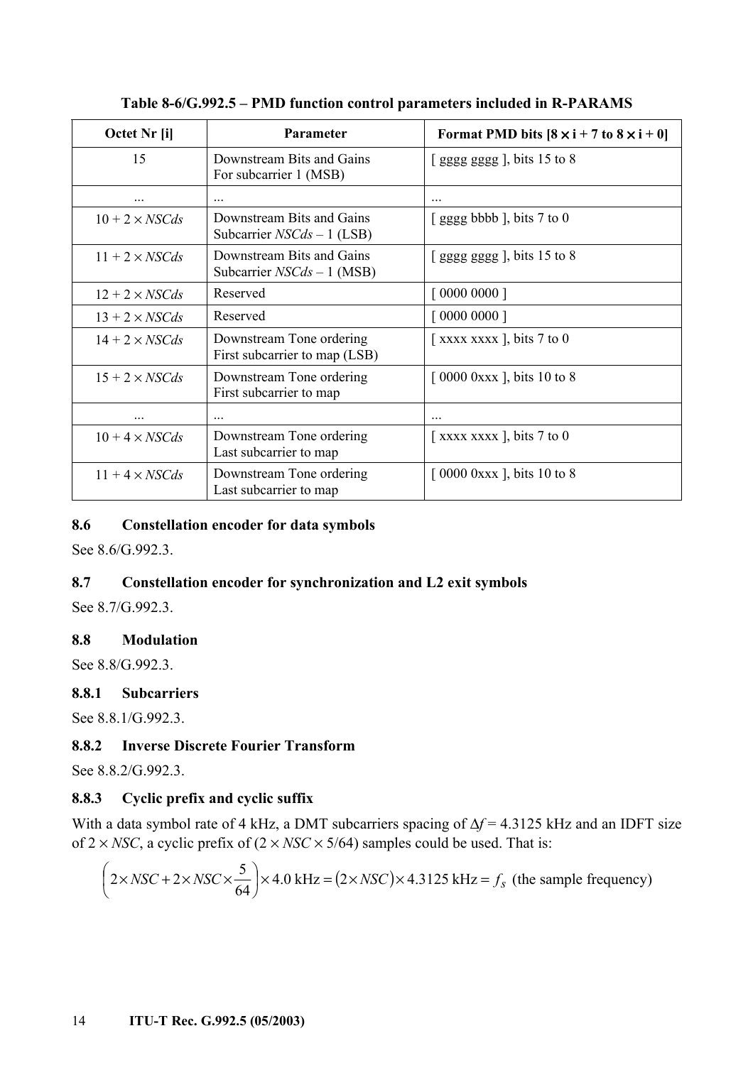**Table 8-6/G.992.5 – PMD function control parameters included in R-PARAMS**

| Octet Nr [i] | Parameter | Format PMD bits [$8 \times i + 7$ to $8 \times i + 0$] |
|---|---|---|
| 15 | Downstream Bits and Gains For subcarrier 1 (MSB) | [ gggg gggg ], bits 15 to 8 |
| ... | ... | ... |
| $10 + 2 \times NSCds$ | Downstream Bits and Gains Subcarrier $NSCds - 1$ (LSB) | [ gggg bbbb ], bits 7 to 0 |
| $11 + 2 \times NSCds$ | Downstream Bits and Gains Subcarrier $NSCds - 1$ (MSB) | [ gggg gggg ], bits 15 to 8 |
| $12 + 2 \times NSCds$ | Reserved | [ 0000 0000 ] |
| $13 + 2 \times NSCds$ | Reserved | [ 0000 0000 ] |
| $14 + 2 \times NSCds$ | Downstream Tone ordering First subcarrier to map (LSB) | [ xxxx xxxx ], bits 7 to 0 |
| $15 + 2 \times NSCds$ | Downstream Tone ordering First subcarrier to map | [ 0000 0xxx ], bits 10 to 8 |
| ... | ... | ... |
| $10 + 4 \times NSCds$ | Downstream Tone ordering Last subcarrier to map | [ xxxx xxxx ], bits 7 to 0 |
| $11 + 4 \times NSCds$ | Downstream Tone ordering Last subcarrier to map | [ 0000 0xxx ], bits 10 to 8 |

### 8.6 Constellation encoder for data symbols

See 8.6/G.992.3.

### 8.7 Constellation encoder for synchronization and L2 exit symbols

See 8.7/G.992.3.

### 8.8 Modulation

See 8.8/G.992.3.

#### 8.8.1 Subcarriers

See 8.8.1/G.992.3.

#### 8.8.2 Inverse Discrete Fourier Transform

See 8.8.2/G.992.3.

#### 8.8.3 Cyclic prefix and cyclic suffix

With a data symbol rate of 4 kHz, a DMT subcarriers spacing of $\Delta f = 4.3125$ kHz and an IDFT size of $2 \times NSC$, a cyclic prefix of $(2 \times NSC \times 5/64)$ samples could be used. That is:

$$\left(2 \times NSC + 2 \times NSC \times \frac{5}{64}\right) \times 4.0 \text{ kHz} = \left(2 \times NSC\right) \times 4.3125 \text{ kHz} = f_s \text{ (the sample frequency)}$$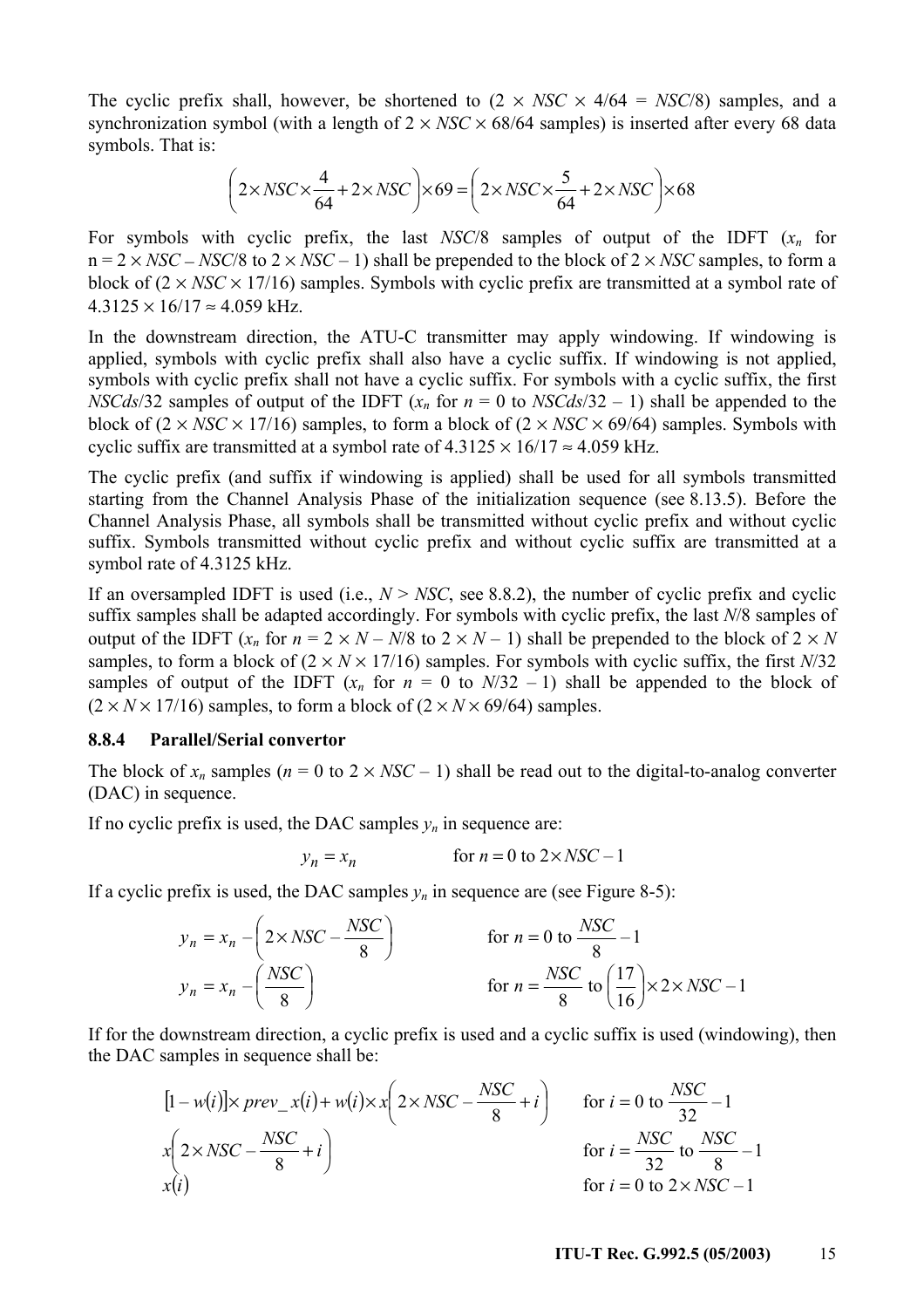The cyclic prefix shall, however, be shortened to ($2 \times NSC \times 4/64 = NSC/8$) samples, and a synchronization symbol (with a length of $2 \times NSC \times 68/64$ samples) is inserted after every 68 data symbols. That is:

$$\left(2 \times NSC \times \frac{4}{64} + 2 \times NSC\right) \times 69 = \left(2 \times NSC \times \frac{5}{64} + 2 \times NSC\right) \times 68$$

For symbols with cyclic prefix, the last $NSC/8$ samples of output of the IDFT ($x_n$ for $n = 2 \times NSC - NSC/8$ to $2 \times NSC - 1$) shall be prepended to the block of $2 \times NSC$ samples, to form a block of ($2 \times NSC \times 17/16$) samples. Symbols with cyclic prefix are transmitted at a symbol rate of $4.3125 \times 16/17 \approx 4.059$ kHz.

In the downstream direction, the ATU-C transmitter may apply windowing. If windowing is applied, symbols with cyclic prefix shall also have a cyclic suffix. If windowing is not applied, symbols with cyclic prefix shall not have a cyclic suffix. For symbols with a cyclic suffix, the first $NSCds/32$ samples of output of the IDFT ($x_n$ for $n = 0$ to $NSCds/32 - 1$) shall be appended to the block of ($2 \times NSC \times 17/16$) samples, to form a block of ($2 \times NSC \times 69/64$) samples. Symbols with cyclic suffix are transmitted at a symbol rate of $4.3125 \times 16/17 \approx 4.059$ kHz.

The cyclic prefix (and suffix if windowing is applied) shall be used for all symbols transmitted starting from the Channel Analysis Phase of the initialization sequence (see 8.13.5). Before the Channel Analysis Phase, all symbols shall be transmitted without cyclic prefix and without cyclic suffix. Symbols transmitted without cyclic prefix and without cyclic suffix are transmitted at a symbol rate of 4.3125 kHz.

If an oversampled IDFT is used (i.e., $N > NSC$, see 8.8.2), the number of cyclic prefix and cyclic suffix samples shall be adapted accordingly. For symbols with cyclic prefix, the last $N/8$ samples of output of the IDFT ($x_n$ for $n = 2 \times N - N/8$ to $2 \times N - 1$) shall be prepended to the block of $2 \times N$ samples, to form a block of ($2 \times N \times 17/16$) samples. For symbols with cyclic suffix, the first $N/32$ samples of output of the IDFT ($x_n$ for $n = 0$ to $N/32 - 1$) shall be appended to the block of ($2 \times N \times 17/16$) samples, to form a block of ($2 \times N \times 69/64$) samples.

### 8.8.4 Parallel/Serial convertor

The block of $x_n$ samples ($n = 0$ to $2 \times NSC - 1$) shall be read out to the digital-to-analog converter (DAC) in sequence.

If no cyclic prefix is used, the DAC samples $y_n$ in sequence are:

$$y_n = x_n \qquad \text{for } n = 0 \text{ to } 2 \times NSC - 1$$

If a cyclic prefix is used, the DAC samples $y_n$ in sequence are (see Figure 8-5):

$$y_n = x_{n - \left(2 \times NSC - \frac{NSC}{8}\right)} \qquad \text{for } n = 0 \text{ to } \frac{NSC}{8} - 1$$

$$y_n = x_{n - \left(\frac{NSC}{8}\right)} \qquad \text{for } n = \frac{NSC}{8} \text{ to } \left(\frac{17}{16}\right) \times 2 \times NSC - 1$$

If for the downstream direction, a cyclic prefix is used and a cyclic suffix is used (windowing), then the DAC samples in sequence shall be:

$$[1 - w(i)] \times prev\_x(i) + w(i) \times x\left(2 \times NSC - \frac{NSC}{8} + i\right) \qquad \text{for } i = 0 \text{ to } \frac{NSC}{32} - 1$$

$$x\left(2 \times NSC - \frac{NSC}{8} + i\right) \qquad \text{for } i = \frac{NSC}{32} \text{ to } \frac{NSC}{8} - 1$$

$$x(i) \qquad \text{for } i = 0 \text{ to } 2 \times NSC - 1$$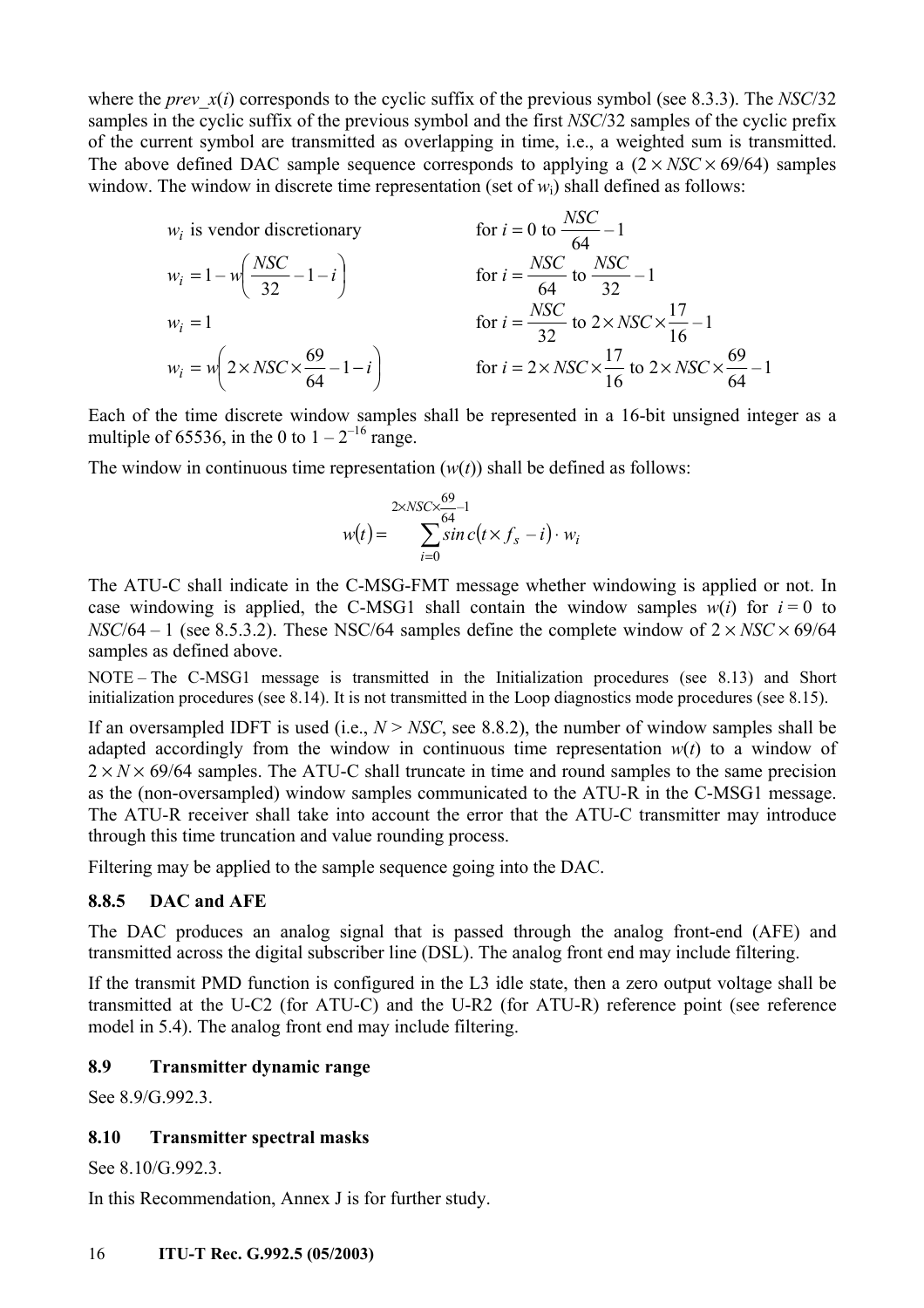where the *prev_x*($i$) corresponds to the cyclic suffix of the previous symbol (see 8.3.3). The $NSC/32$ samples in the cyclic suffix of the previous symbol and the first $NSC/32$ samples of the cyclic prefix of the current symbol are transmitted as overlapping in time, i.e., a weighted sum is transmitted. The above defined DAC sample sequence corresponds to applying a $(2 \times NSC \times 69/64)$ samples window. The window in discrete time representation (set of $w_i$) shall defined as follows:

$$
\begin{aligned}
& w_i \text{ is vendor discretionary} && \text{for } i = 0 \text{ to } \frac{NSC}{64} - 1 \\
& w_i = 1 - w\left(\frac{NSC}{32} - 1 - i\right) && \text{for } i = \frac{NSC}{64} \text{ to } \frac{NSC}{32} - 1 \\
& w_i = 1 && \text{for } i = \frac{NSC}{32} \text{ to } 2 \times NSC \times \frac{17}{16} - 1 \\
& w_i = w\left(2 \times NSC \times \frac{69}{64} - 1 - i\right) && \text{for } i = 2 \times NSC \times \frac{17}{16} \text{ to } 2 \times NSC \times \frac{69}{64} - 1
\end{aligned}
$$

Each of the time discrete window samples shall be represented in a 16-bit unsigned integer as a multiple of 65536, in the 0 to $1 - 2^{-16}$ range.

The window in continuous time representation ($w(t)$) shall be defined as follows:

$$
w(t) = \sum_{i=0}^{2 \times NSC \times \frac{69}{64} - 1} \operatorname{sinc}(t \times f_s - i) \cdot w_i
$$

The ATU-C shall indicate in the C-MSG-FMT message whether windowing is applied or not. In case windowing is applied, the C-MSG1 shall contain the window samples $w(i)$ for $i = 0$ to $NSC/64 - 1$ (see 8.5.3.2). These NSC/64 samples define the complete window of $2 \times NSC \times 69/64$ samples as defined above.

NOTE – The C-MSG1 message is transmitted in the Initialization procedures (see 8.13) and Short initialization procedures (see 8.14). It is not transmitted in the Loop diagnostics mode procedures (see 8.15).

If an oversampled IDFT is used (i.e., $N > NSC$, see 8.8.2), the number of window samples shall be adapted accordingly from the window in continuous time representation $w(t)$ to a window of $2 \times N \times 69/64$ samples. The ATU-C shall truncate in time and round samples to the same precision as the (non-oversampled) window samples communicated to the ATU-R in the C-MSG1 message. The ATU-R receiver shall take into account the error that the ATU-C transmitter may introduce through this time truncation and value rounding process.

Filtering may be applied to the sample sequence going into the DAC.

### 8.8.5 DAC and AFE

The DAC produces an analog signal that is passed through the analog front-end (AFE) and transmitted across the digital subscriber line (DSL). The analog front end may include filtering.

If the transmit PMD function is configured in the L3 idle state, then a zero output voltage shall be transmitted at the U-C2 (for ATU-C) and the U-R2 (for ATU-R) reference point (see reference model in 5.4). The analog front end may include filtering.

## 8.9 Transmitter dynamic range

See 8.9/G.992.3.

## 8.10 Transmitter spectral masks

See 8.10/G.992.3.

In this Recommendation, Annex J is for further study.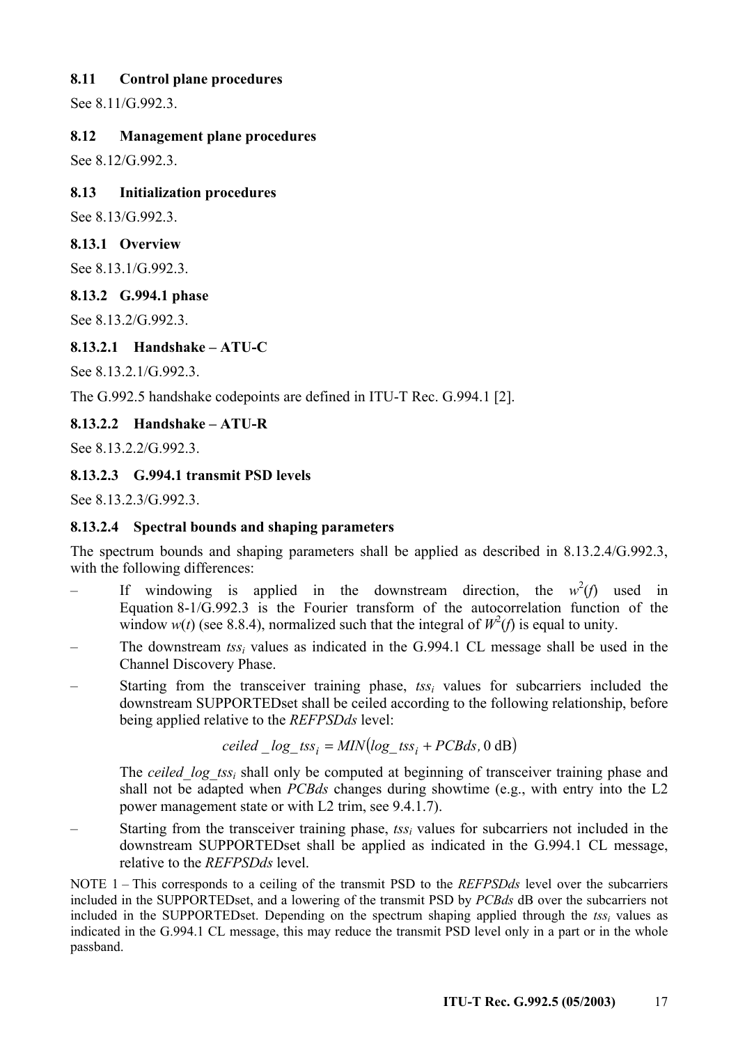### 8.11 Control plane procedures

See 8.11/G.992.3.

### 8.12 Management plane procedures

See 8.12/G.992.3.

### 8.13 Initialization procedures

See 8.13/G.992.3.

#### 8.13.1 Overview

See 8.13.1/G.992.3.

#### 8.13.2 G.994.1 phase

See 8.13.2/G.992.3.

##### 8.13.2.1 Handshake – ATU-C

See 8.13.2.1/G.992.3.

The G.992.5 handshake codepoints are defined in ITU-T Rec. G.994.1 [2].

##### 8.13.2.2 Handshake – ATU-R

See 8.13.2.2/G.992.3.

##### 8.13.2.3 G.994.1 transmit PSD levels

See 8.13.2.3/G.992.3.

##### 8.13.2.4 Spectral bounds and shaping parameters

The spectrum bounds and shaping parameters shall be applied as described in 8.13.2.4/G.992.3, with the following differences:

– If windowing is applied in the downstream direction, the $w^2(f)$ used in Equation 8-1/G.992.3 is the Fourier transform of the autocorrelation function of the window $w(t)$ (see 8.8.4), normalized such that the integral of $W^2(f)$ is equal to unity.

– The downstream $tss_i$ values as indicated in the G.994.1 CL message shall be used in the Channel Discovery Phase.

– Starting from the transceiver training phase, $tss_i$ values for subcarriers included the downstream SUPPORTEDset shall be ceiled according to the following relationship, before being applied relative to the *REFPSDds* level:

$$ceiled\_log\_tss_i = MIN(log\_tss_i + PCBds, 0 \text{ dB})$$

The $ceiled\_log\_tss_i$ shall only be computed at beginning of transceiver training phase and shall not be adapted when *PCBds* changes during showtime (e.g., with entry into the L2 power management state or with L2 trim, see 9.4.1.7).

– Starting from the transceiver training phase, $tss_i$ values for subcarriers not included in the downstream SUPPORTEDset shall be applied as indicated in the G.994.1 CL message, relative to the *REFPSDds* level.

NOTE 1 – This corresponds to a ceiling of the transmit PSD to the *REFPSDds* level over the subcarriers included in the SUPPORTEDset, and a lowering of the transmit PSD by *PCBds* dB over the subcarriers not included in the SUPPORTEDset. Depending on the spectrum shaping applied through the $tss_i$ values as indicated in the G.994.1 CL message, this may reduce the transmit PSD level only in a part or in the whole passband.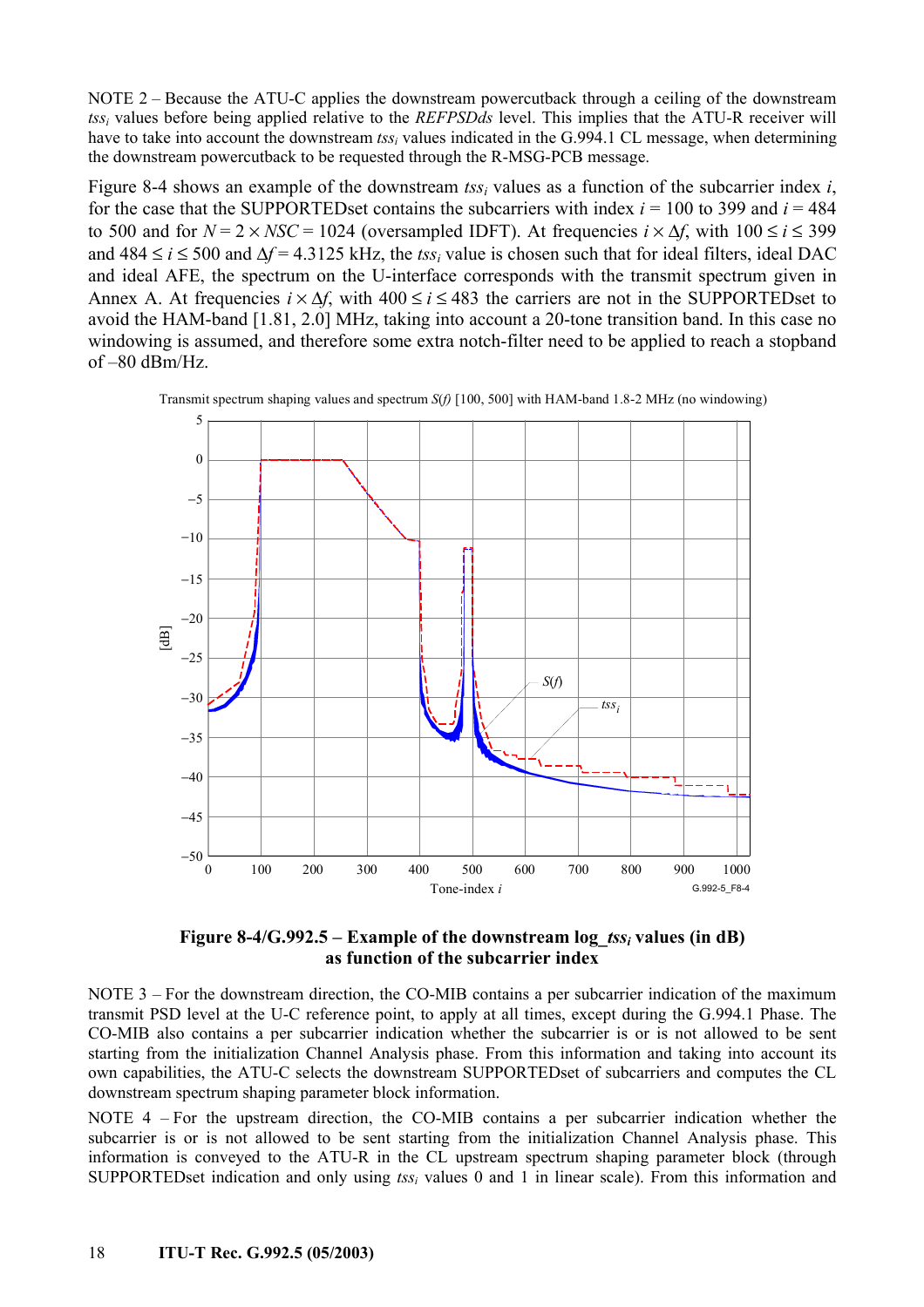NOTE 2 – Because the ATU-C applies the downstream powercutback through a ceiling of the downstream $tss_i$ values before being applied relative to the *REFPSDds* level. This implies that the ATU-R receiver will have to take into account the downstream $tss_i$ values indicated in the G.994.1 CL message, when determining the downstream powercutback to be requested through the R-MSG-PCB message.

Figure 8-4 shows an example of the downstream $tss_i$ values as a function of the subcarrier index $i$, for the case that the SUPPORTEDset contains the subcarriers with index $i = 100$ to 399 and $i = 484$ to 500 and for $N = 2 \times NSC = 1024$ (oversampled IDFT). At frequencies $i \times \Delta f$, with $100 \leq i \leq 399$ and $484 \leq i \leq 500$ and $\Delta f = 4.3125$ kHz, the $tss_i$ value is chosen such that for ideal filters, ideal DAC and ideal AFE, the spectrum on the U-interface corresponds with the transmit spectrum given in Annex A. At frequencies $i \times \Delta f$, with $400 \leq i \leq 483$ the carriers are not in the SUPPORTEDset to avoid the HAM-band [1.81, 2.0] MHz, taking into account a 20-tone transition band. In this case no windowing is assumed, and therefore some extra notch-filter need to be applied to reach a stopband of –80 dBm/Hz.

**Figure 8-4/G.992.5 – Example of the downstream log_$tss_i$ values (in dB) as function of the subcarrier index**

NOTE 3 – For the downstream direction, the CO-MIB contains a per subcarrier indication of the maximum transmit PSD level at the U-C reference point, to apply at all times, except during the G.994.1 Phase. The CO-MIB also contains a per subcarrier indication whether the subcarrier is or is not allowed to be sent starting from the initialization Channel Analysis phase. From this information and taking into account its own capabilities, the ATU-C selects the downstream SUPPORTEDset of subcarriers and computes the CL downstream spectrum shaping parameter block information.

NOTE 4 – For the upstream direction, the CO-MIB contains a per subcarrier indication whether the subcarrier is or is not allowed to be sent starting from the initialization Channel Analysis phase. This information is conveyed to the ATU-R in the CL upstream spectrum shaping parameter block (through SUPPORTEDset indication and only using $tss_i$ values 0 and 1 in linear scale). From this information and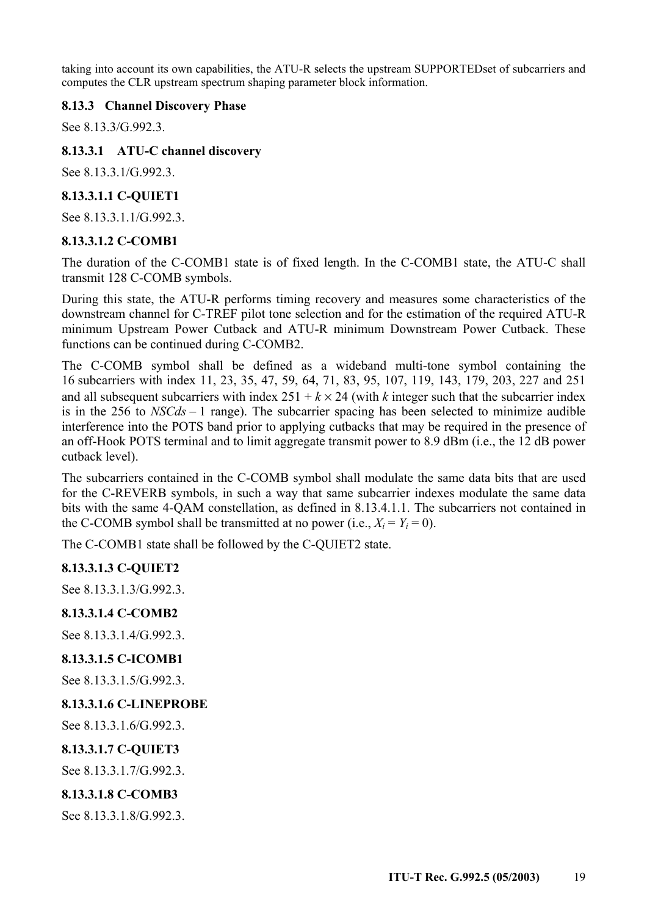taking into account its own capabilities, the ATU-R selects the upstream SUPPORTEDset of subcarriers and computes the CLR upstream spectrum shaping parameter block information.

### 8.13.3 Channel Discovery Phase

See 8.13.3/G.992.3.

#### 8.13.3.1 ATU-C channel discovery

See 8.13.3.1/G.992.3.

##### 8.13.3.1.1 C-QUIET1

See 8.13.3.1.1/G.992.3.

##### 8.13.3.1.2 C-COMB1

The duration of the C-COMB1 state is of fixed length. In the C-COMB1 state, the ATU-C shall transmit 128 C-COMB symbols.

During this state, the ATU-R performs timing recovery and measures some characteristics of the downstream channel for C-TREF pilot tone selection and for the estimation of the required ATU-R minimum Upstream Power Cutback and ATU-R minimum Downstream Power Cutback. These functions can be continued during C-COMB2.

The C-COMB symbol shall be defined as a wideband multi-tone symbol containing the 16 subcarriers with index 11, 23, 35, 47, 59, 64, 71, 83, 95, 107, 119, 143, 179, 203, 227 and 251 and all subsequent subcarriers with index $251 + k \times 24$ (with $k$ integer such that the subcarrier index is in the 256 to $NSCds - 1$ range). The subcarrier spacing has been selected to minimize audible interference into the POTS band prior to applying cutbacks that may be required in the presence of an off-Hook POTS terminal and to limit aggregate transmit power to 8.9 dBm (i.e., the 12 dB power cutback level).

The subcarriers contained in the C-COMB symbol shall modulate the same data bits that are used for the C-REVERB symbols, in such a way that same subcarrier indexes modulate the same data bits with the same 4-QAM constellation, as defined in 8.13.4.1.1. The subcarriers not contained in the C-COMB symbol shall be transmitted at no power (i.e., $X_i = Y_i = 0$).

The C-COMB1 state shall be followed by the C-QUIET2 state.

##### 8.13.3.1.3 C-QUIET2

See 8.13.3.1.3/G.992.3.

##### 8.13.3.1.4 C-COMB2

See 8.13.3.1.4/G.992.3.

##### 8.13.3.1.5 C-ICOMB1

See 8.13.3.1.5/G.992.3.

##### 8.13.3.1.6 C-LINEPROBE

See 8.13.3.1.6/G.992.3.

##### 8.13.3.1.7 C-QUIET3

See 8.13.3.1.7/G.992.3.

##### 8.13.3.1.8 C-COMB3

See 8.13.3.1.8/G.992.3.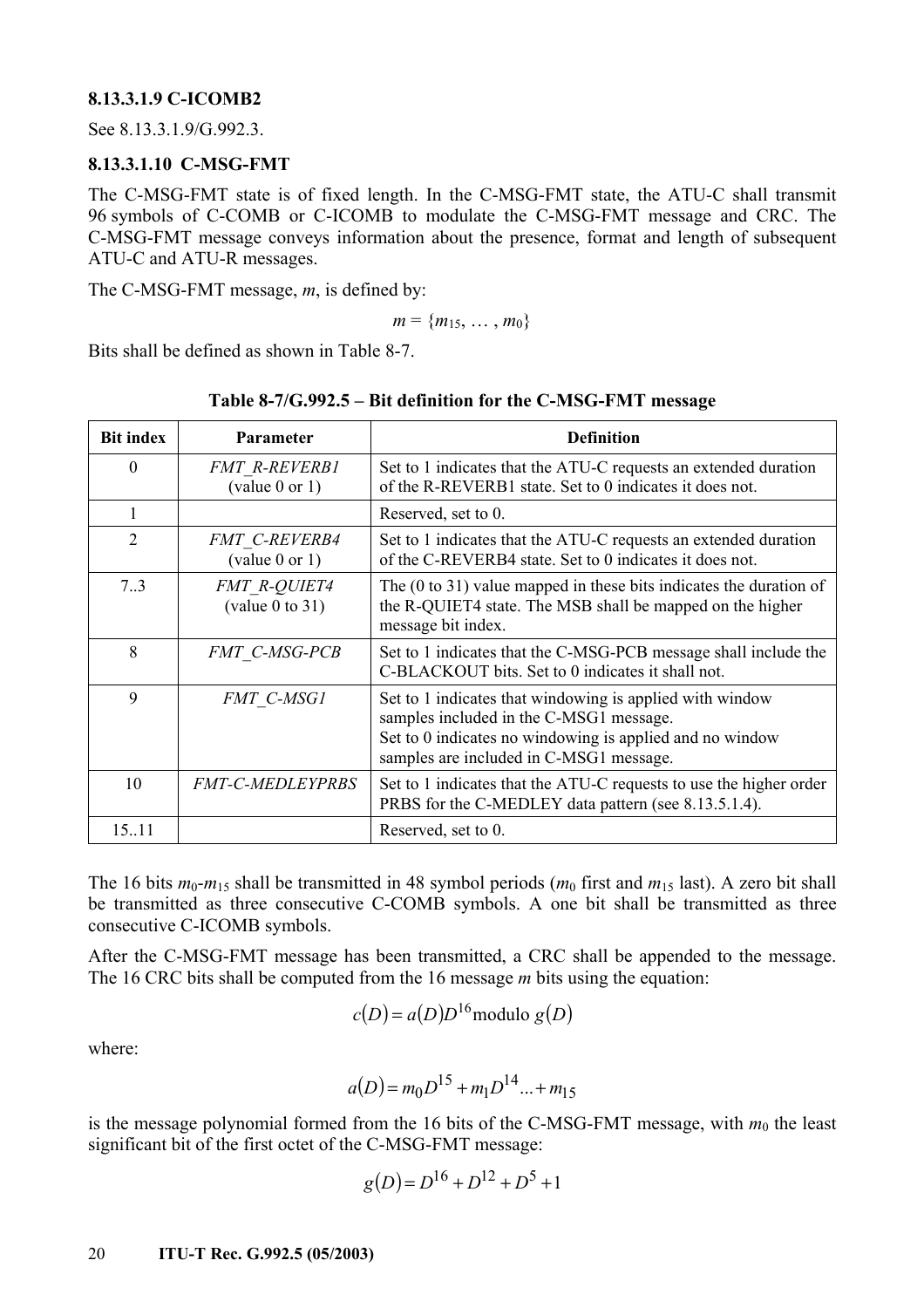#### 8.13.3.1.9 C-ICOMB2

See 8.13.3.1.9/G.992.3.

#### 8.13.3.1.10 C-MSG-FMT

The C-MSG-FMT state is of fixed length. In the C-MSG-FMT state, the ATU-C shall transmit 96 symbols of C-COMB or C-ICOMB to modulate the C-MSG-FMT message and CRC. The C-MSG-FMT message conveys information about the presence, format and length of subsequent ATU-C and ATU-R messages.

The C-MSG-FMT message, $m$, is defined by:

$$m = \{m_{15}, \ldots, m_0\}$$

Bits shall be defined as shown in Table 8-7.

**Table 8-7/G.992.5 – Bit definition for the C-MSG-FMT message**

| Bit index | Parameter | Definition |
|---|---|---|
| 0 | *FMT_R-REVERB1* (value 0 or 1) | Set to 1 indicates that the ATU-C requests an extended duration of the R-REVERB1 state. Set to 0 indicates it does not. |
| 1 | | Reserved, set to 0. |
| 2 | *FMT_C-REVERB4* (value 0 or 1) | Set to 1 indicates that the ATU-C requests an extended duration of the C-REVERB4 state. Set to 0 indicates it does not. |
| 7..3 | *FMT_R-QUIET4* (value 0 to 31) | The (0 to 31) value mapped in these bits indicates the duration of the R-QUIET4 state. The MSB shall be mapped on the higher message bit index. |
| 8 | *FMT_C-MSG-PCB* | Set to 1 indicates that the C-MSG-PCB message shall include the C-BLACKOUT bits. Set to 0 indicates it shall not. |
| 9 | *FMT_C-MSG1* | Set to 1 indicates that windowing is applied with window samples included in the C-MSG1 message. Set to 0 indicates no windowing is applied and no window samples are included in C-MSG1 message. |
| 10 | *FMT-C-MEDLEYPRBS* | Set to 1 indicates that the ATU-C requests to use the higher order PRBS for the C-MEDLEY data pattern (see 8.13.5.1.4). |
| 15..11 | | Reserved, set to 0. |

The 16 bits $m_0$-$m_{15}$ shall be transmitted in 48 symbol periods ($m_0$ first and $m_{15}$ last). A zero bit shall be transmitted as three consecutive C-COMB symbols. A one bit shall be transmitted as three consecutive C-ICOMB symbols.

After the C-MSG-FMT message has been transmitted, a CRC shall be appended to the message. The 16 CRC bits shall be computed from the 16 message $m$ bits using the equation:

$$c(D) = a(D)D^{16} \text{modulo } g(D)$$

where:

$$a(D) = m_0 D^{15} + m_1 D^{14} \ldots + m_{15}$$

is the message polynomial formed from the 16 bits of the C-MSG-FMT message, with $m_0$ the least significant bit of the first octet of the C-MSG-FMT message:

$$g(D) = D^{16} + D^{12} + D^5 + 1$$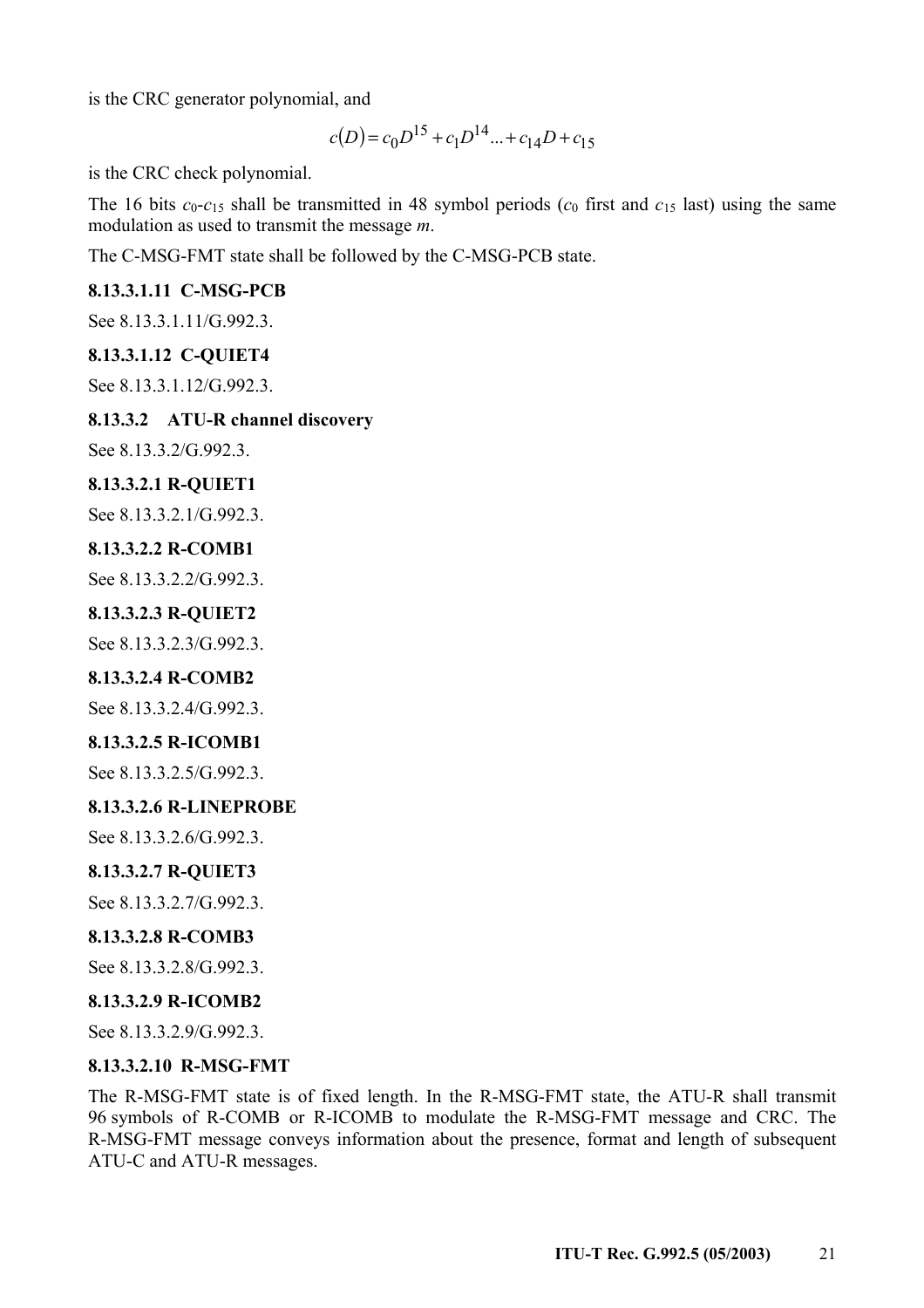is the CRC generator polynomial, and

$$c(D) = c_0 D^{15} + c_1 D^{14} ... + c_{14} D + c_{15}$$

is the CRC check polynomial.

The 16 bits $c_0$-$c_{15}$ shall be transmitted in 48 symbol periods ($c_0$ first and $c_{15}$ last) using the same modulation as used to transmit the message *m*.

The C-MSG-FMT state shall be followed by the C-MSG-PCB state.

#### 8.13.3.1.11 C-MSG-PCB

See 8.13.3.1.11/G.992.3.

#### 8.13.3.1.12 C-QUIET4

See 8.13.3.1.12/G.992.3.

### 8.13.3.2 ATU-R channel discovery

See 8.13.3.2/G.992.3.

#### 8.13.3.2.1 R-QUIET1

See 8.13.3.2.1/G.992.3.

#### 8.13.3.2.2 R-COMB1

See 8.13.3.2.2/G.992.3.

#### 8.13.3.2.3 R-QUIET2

See 8.13.3.2.3/G.992.3.

#### 8.13.3.2.4 R-COMB2

See 8.13.3.2.4/G.992.3.

#### 8.13.3.2.5 R-ICOMB1

See 8.13.3.2.5/G.992.3.

#### 8.13.3.2.6 R-LINEPROBE

See 8.13.3.2.6/G.992.3.

#### 8.13.3.2.7 R-QUIET3

See 8.13.3.2.7/G.992.3.

#### 8.13.3.2.8 R-COMB3

See 8.13.3.2.8/G.992.3.

#### 8.13.3.2.9 R-ICOMB2

See 8.13.3.2.9/G.992.3.

#### 8.13.3.2.10 R-MSG-FMT

The R-MSG-FMT state is of fixed length. In the R-MSG-FMT state, the ATU-R shall transmit 96 symbols of R-COMB or R-ICOMB to modulate the R-MSG-FMT message and CRC. The R-MSG-FMT message conveys information about the presence, format and length of subsequent ATU-C and ATU-R messages.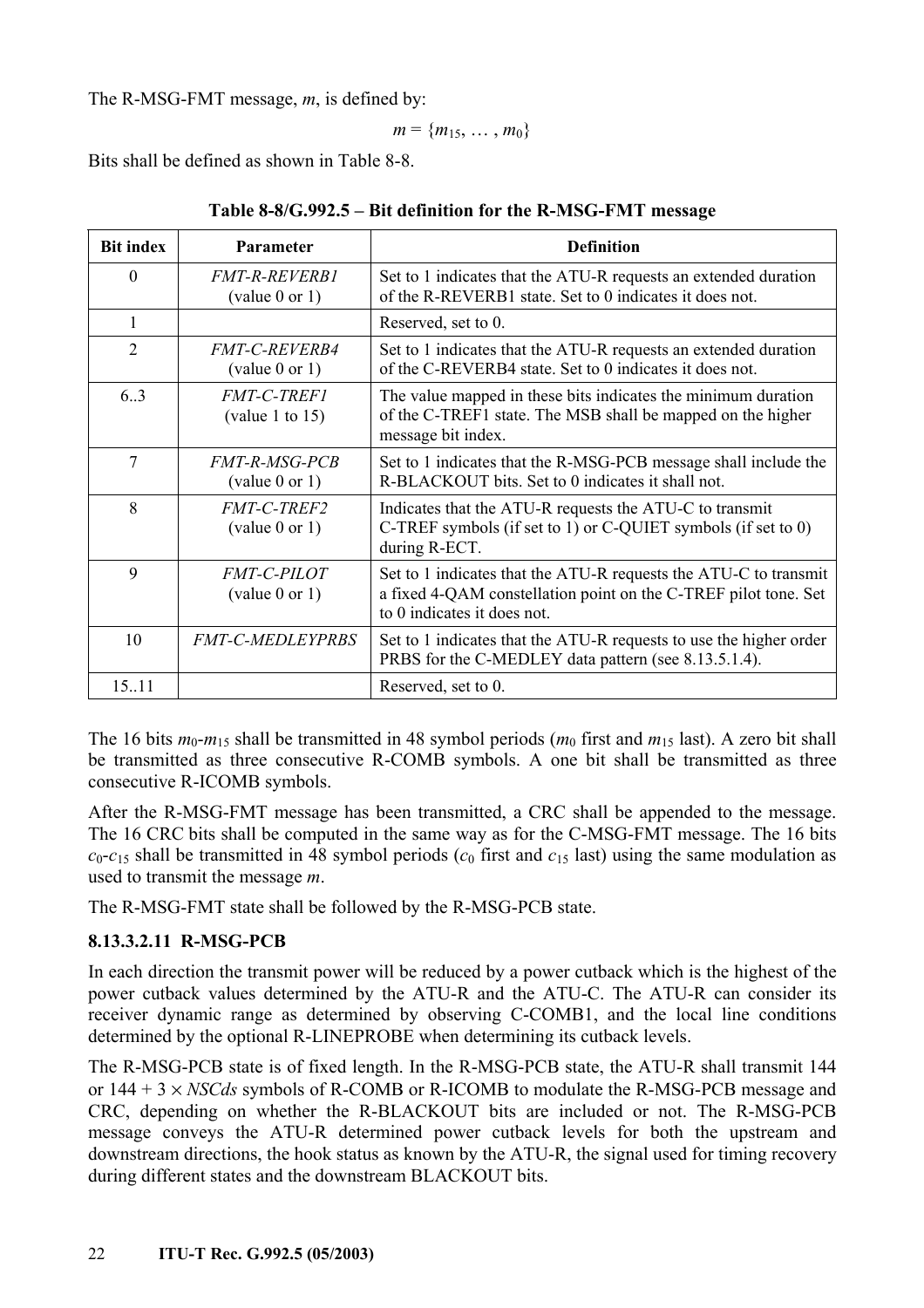The R-MSG-FMT message, $m$, is defined by:

$$m = \{m_{15}, \ldots, m_0\}$$

Bits shall be defined as shown in Table 8-8.

**Table 8-8/G.992.5 – Bit definition for the R-MSG-FMT message**

| Bit index | Parameter | Definition |
|---|---|---|
| 0 | *FMT-R-REVERB1* (value 0 or 1) | Set to 1 indicates that the ATU-R requests an extended duration of the R-REVERB1 state. Set to 0 indicates it does not. |
| 1 | | Reserved, set to 0. |
| 2 | *FMT-C-REVERB4* (value 0 or 1) | Set to 1 indicates that the ATU-R requests an extended duration of the C-REVERB4 state. Set to 0 indicates it does not. |
| 6..3 | *FMT-C-TREF1* (value 1 to 15) | The value mapped in these bits indicates the minimum duration of the C-TREF1 state. The MSB shall be mapped on the higher message bit index. |
| 7 | *FMT-R-MSG-PCB* (value 0 or 1) | Set to 1 indicates that the R-MSG-PCB message shall include the R-BLACKOUT bits. Set to 0 indicates it shall not. |
| 8 | *FMT-C-TREF2* (value 0 or 1) | Indicates that the ATU-R requests the ATU-C to transmit C-TREF symbols (if set to 1) or C-QUIET symbols (if set to 0) during R-ECT. |
| 9 | *FMT-C-PILOT* (value 0 or 1) | Set to 1 indicates that the ATU-R requests the ATU-C to transmit a fixed 4-QAM constellation point on the C-TREF pilot tone. Set to 0 indicates it does not. |
| 10 | *FMT-C-MEDLEYPRBS* | Set to 1 indicates that the ATU-R requests to use the higher order PRBS for the C-MEDLEY data pattern (see 8.13.5.1.4). |
| 15..11 | | Reserved, set to 0. |

The 16 bits $m_0$-$m_{15}$ shall be transmitted in 48 symbol periods ($m_0$ first and $m_{15}$ last). A zero bit shall be transmitted as three consecutive R-COMB symbols. A one bit shall be transmitted as three consecutive R-ICOMB symbols.

After the R-MSG-FMT message has been transmitted, a CRC shall be appended to the message. The 16 CRC bits shall be computed in the same way as for the C-MSG-FMT message. The 16 bits $c_0$-$c_{15}$ shall be transmitted in 48 symbol periods ($c_0$ first and $c_{15}$ last) using the same modulation as used to transmit the message $m$.

The R-MSG-FMT state shall be followed by the R-MSG-PCB state.

#### 8.13.3.2.11 R-MSG-PCB

In each direction the transmit power will be reduced by a power cutback which is the highest of the power cutback values determined by the ATU-R and the ATU-C. The ATU-R can consider its receiver dynamic range as determined by observing C-COMB1, and the local line conditions determined by the optional R-LINEPROBE when determining its cutback levels.

The R-MSG-PCB state is of fixed length. In the R-MSG-PCB state, the ATU-R shall transmit 144 or $144 + 3 \times NSCds$ symbols of R-COMB or R-ICOMB to modulate the R-MSG-PCB message and CRC, depending on whether the R-BLACKOUT bits are included or not. The R-MSG-PCB message conveys the ATU-R determined power cutback levels for both the upstream and downstream directions, the hook status as known by the ATU-R, the signal used for timing recovery during different states and the downstream BLACKOUT bits.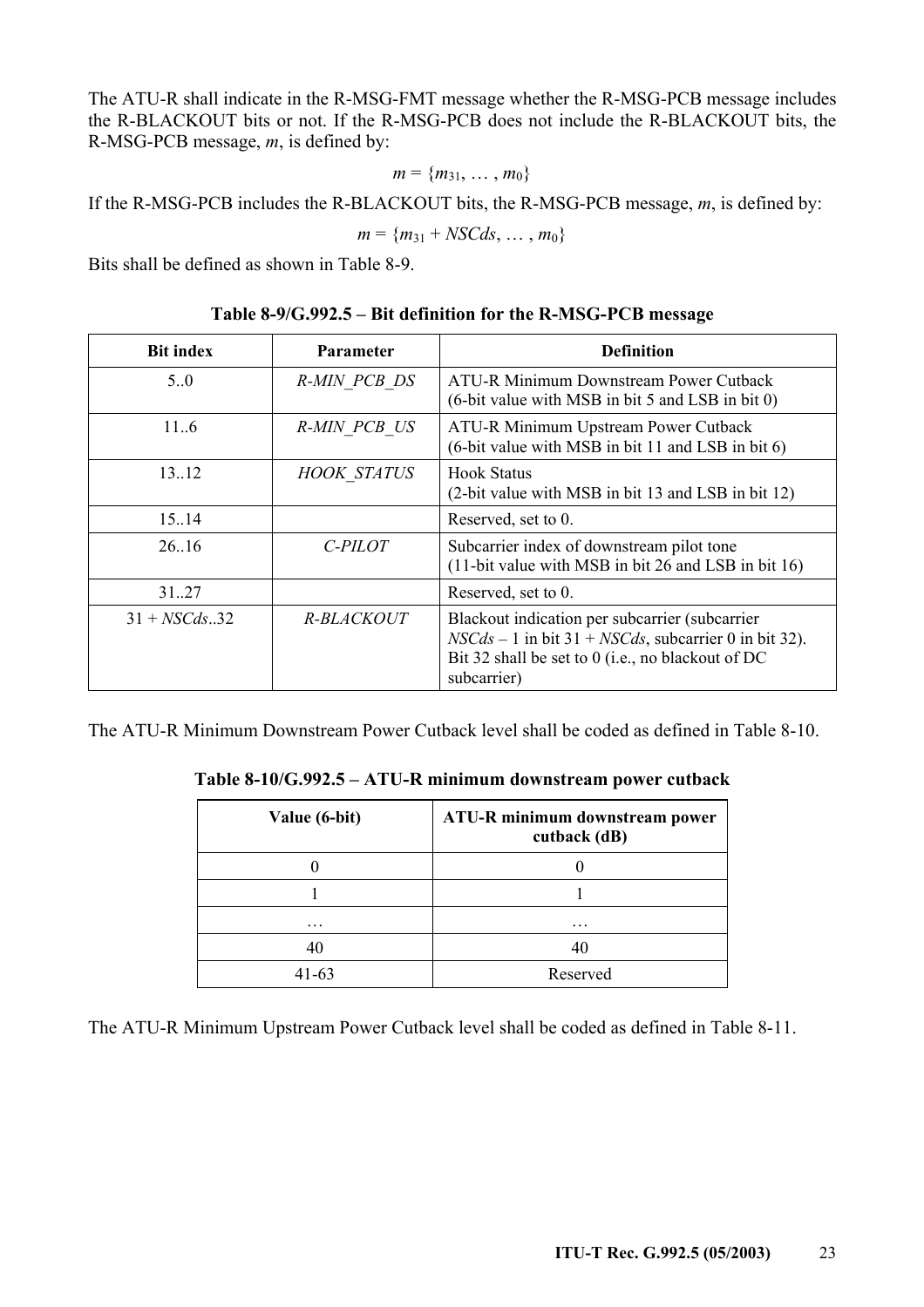The ATU-R shall indicate in the R-MSG-FMT message whether the R-MSG-PCB message includes the R-BLACKOUT bits or not. If the R-MSG-PCB does not include the R-BLACKOUT bits, the R-MSG-PCB message, $m$, is defined by:

$$m = \{m_{31}, \ldots, m_0\}$$

If the R-MSG-PCB includes the R-BLACKOUT bits, the R-MSG-PCB message, $m$, is defined by:

$$m = \{m_{31 + NSCds}, \ldots, m_0\}$$

Bits shall be defined as shown in Table 8-9.

**Table 8-9/G.992.5 – Bit definition for the R-MSG-PCB message**

| Bit index | Parameter | Definition |
|---|---|---|
| 5..0 | *R-MIN_PCB_DS* | ATU-R Minimum Downstream Power Cutback (6-bit value with MSB in bit 5 and LSB in bit 0) |
| 11..6 | *R-MIN_PCB_US* | ATU-R Minimum Upstream Power Cutback (6-bit value with MSB in bit 11 and LSB in bit 6) |
| 13..12 | *HOOK_STATUS* | Hook Status (2-bit value with MSB in bit 13 and LSB in bit 12) |
| 15..14 | | Reserved, set to 0. |
| 26..16 | *C-PILOT* | Subcarrier index of downstream pilot tone (11-bit value with MSB in bit 26 and LSB in bit 16) |
| 31..27 | | Reserved, set to 0. |
| 31 + *NSCds*..32 | *R-BLACKOUT* | Blackout indication per subcarrier (subcarrier *NSCds* – 1 in bit 31 + *NSCds*, subcarrier 0 in bit 32). Bit 32 shall be set to 0 (i.e., no blackout of DC subcarrier) |

The ATU-R Minimum Downstream Power Cutback level shall be coded as defined in Table 8-10.

**Table 8-10/G.992.5 – ATU-R minimum downstream power cutback**

| Value (6-bit) | ATU-R minimum downstream power cutback (dB) |
|---|---|
| 0 | 0 |
| 1 | 1 |
| … | … |
| 40 | 40 |
| 41-63 | Reserved |

The ATU-R Minimum Upstream Power Cutback level shall be coded as defined in Table 8-11.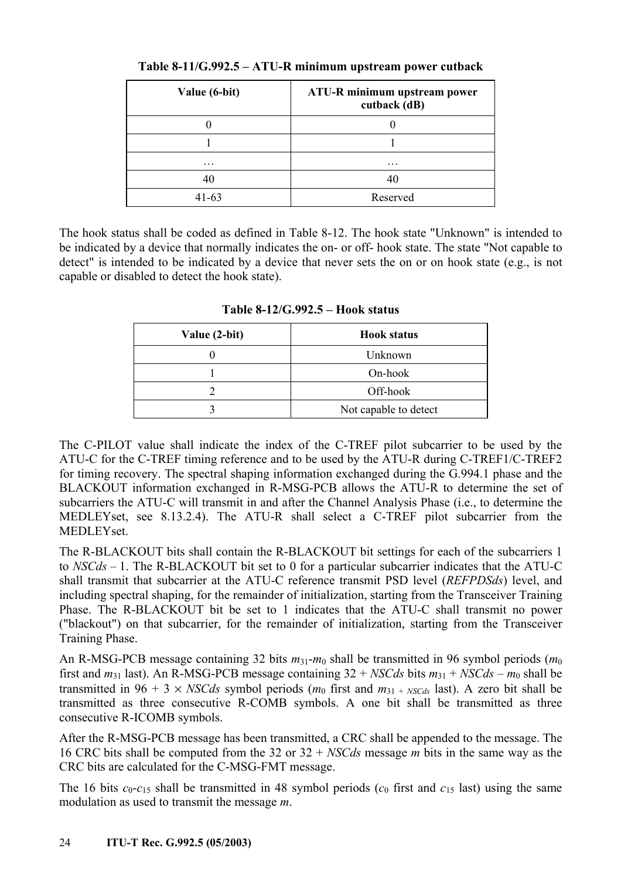**Table 8-11/G.992.5 – ATU-R minimum upstream power cutback**

| Value (6-bit) | ATU-R minimum upstream power cutback (dB) |
|---|---|
| 0 | 0 |
| 1 | 1 |
| … | … |
| 40 | 40 |
| 41-63 | Reserved |

The hook status shall be coded as defined in Table 8-12. The hook state "Unknown" is intended to be indicated by a device that normally indicates the on- or off- hook state. The state "Not capable to detect" is intended to be indicated by a device that never sets the on or on hook state (e.g., is not capable or disabled to detect the hook state).

**Table 8-12/G.992.5 – Hook status**

| Value (2-bit) | Hook status |
|---|---|
| 0 | Unknown |
| 1 | On-hook |
| 2 | Off-hook |
| 3 | Not capable to detect |

The C-PILOT value shall indicate the index of the C-TREF pilot subcarrier to be used by the ATU-C for the C-TREF timing reference and to be used by the ATU-R during C-TREF1/C-TREF2 for timing recovery. The spectral shaping information exchanged during the G.994.1 phase and the BLACKOUT information exchanged in R-MSG-PCB allows the ATU-R to determine the set of subcarriers the ATU-C will transmit in and after the Channel Analysis Phase (i.e., to determine the MEDLEYset, see 8.13.2.4). The ATU-R shall select a C-TREF pilot subcarrier from the MEDLEYset.

The R-BLACKOUT bits shall contain the R-BLACKOUT bit settings for each of the subcarriers 1 to *NSCds* – 1. The R-BLACKOUT bit set to 0 for a particular subcarrier indicates that the ATU-C shall transmit that subcarrier at the ATU-C reference transmit PSD level (*REFPDSds*) level, and including spectral shaping, for the remainder of initialization, starting from the Transceiver Training Phase. The R-BLACKOUT bit be set to 1 indicates that the ATU-C shall transmit no power ("blackout") on that subcarrier, for the remainder of initialization, starting from the Transceiver Training Phase.

An R-MSG-PCB message containing 32 bits $m_{31}$-$m_0$ shall be transmitted in 96 symbol periods ($m_0$ first and $m_{31}$ last). An R-MSG-PCB message containing 32 + *NSCds* bits $m_{31 + NSCds} – m_0$ shall be transmitted in $96 + 3 \times NSCds$ symbol periods ($m_0$ first and $m_{31 + NSCds}$ last). A zero bit shall be transmitted as three consecutive R-COMB symbols. A one bit shall be transmitted as three consecutive R-ICOMB symbols.

After the R-MSG-PCB message has been transmitted, a CRC shall be appended to the message. The 16 CRC bits shall be computed from the 32 or 32 + *NSCds* message *m* bits in the same way as the CRC bits are calculated for the C-MSG-FMT message.

The 16 bits $c_0$-$c_{15}$ shall be transmitted in 48 symbol periods ($c_0$ first and $c_{15}$ last) using the same modulation as used to transmit the message *m*.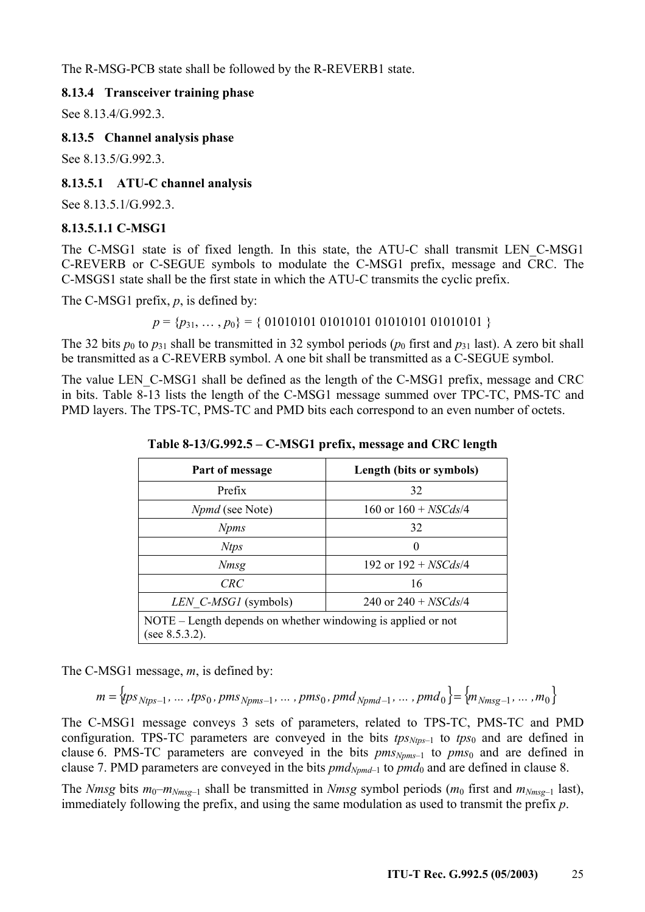The R-MSG-PCB state shall be followed by the R-REVERB1 state.

### 8.13.4 Transceiver training phase

See 8.13.4/G.992.3.

### 8.13.5 Channel analysis phase

See 8.13.5/G.992.3.

#### 8.13.5.1 ATU-C channel analysis

See 8.13.5.1/G.992.3.

##### 8.13.5.1.1 C-MSG1

The C-MSG1 state is of fixed length. In this state, the ATU-C shall transmit LEN_C-MSG1 C-REVERB or C-SEGUE symbols to modulate the C-MSG1 prefix, message and CRC. The C-MSGS1 state shall be the first state in which the ATU-C transmits the cyclic prefix.

The C-MSG1 prefix, $p$, is defined by:

$$p = \{p_{31}, \ldots, p_0\} = \{\ 01010101\ 01010101\ 01010101\ 01010101\ \}$$

The 32 bits $p_0$ to $p_{31}$ shall be transmitted in 32 symbol periods ($p_0$ first and $p_{31}$ last). A zero bit shall be transmitted as a C-REVERB symbol. A one bit shall be transmitted as a C-SEGUE symbol.

The value LEN_C-MSG1 shall be defined as the length of the C-MSG1 prefix, message and CRC in bits. Table 8-13 lists the length of the C-MSG1 message summed over TPC-TC, PMS-TC and PMD layers. The TPS-TC, PMS-TC and PMD bits each correspond to an even number of octets.

**Table 8-13/G.992.5 – C-MSG1 prefix, message and CRC length**

| Part of message | Length (bits or symbols) |
|---|---|
| Prefix | 32 |
| *Npmd* (see Note) | 160 or 160 + *NSCds*/4 |
| *Npms* | 32 |
| *Ntps* | 0 |
| *Nmsg* | 192 or 192 + *NSCds*/4 |
| *CRC* | 16 |
| *LEN_C-MSG1* (symbols) | 240 or 240 + *NSCds*/4 |
| NOTE – Length depends on whether windowing is applied or not (see 8.5.3.2). | |

The C-MSG1 message, $m$, is defined by:

$$m = \{tps_{Ntps-1}, \ldots, tps_0, pms_{Npms-1}, \ldots, pms_0, pmd_{Npmd-1}, \ldots, pmd_0\} = \{m_{Nmsg-1}, \ldots, m_0\}$$

The C-MSG1 message conveys 3 sets of parameters, related to TPS-TC, PMS-TC and PMD configuration. TPS-TC parameters are conveyed in the bits $tps_{Ntps-1}$ to $tps_0$ and are defined in clause 6. PMS-TC parameters are conveyed in the bits $pms_{Npms-1}$ to $pms_0$ and are defined in clause 7. PMD parameters are conveyed in the bits $pmd_{Npmd-1}$ to $pmd_0$ and are defined in clause 8.

The *Nmsg* bits $m_0$–$m_{Nmsg-1}$ shall be transmitted in *Nmsg* symbol periods ($m_0$ first and $m_{Nmsg-1}$ last), immediately following the prefix, and using the same modulation as used to transmit the prefix $p$.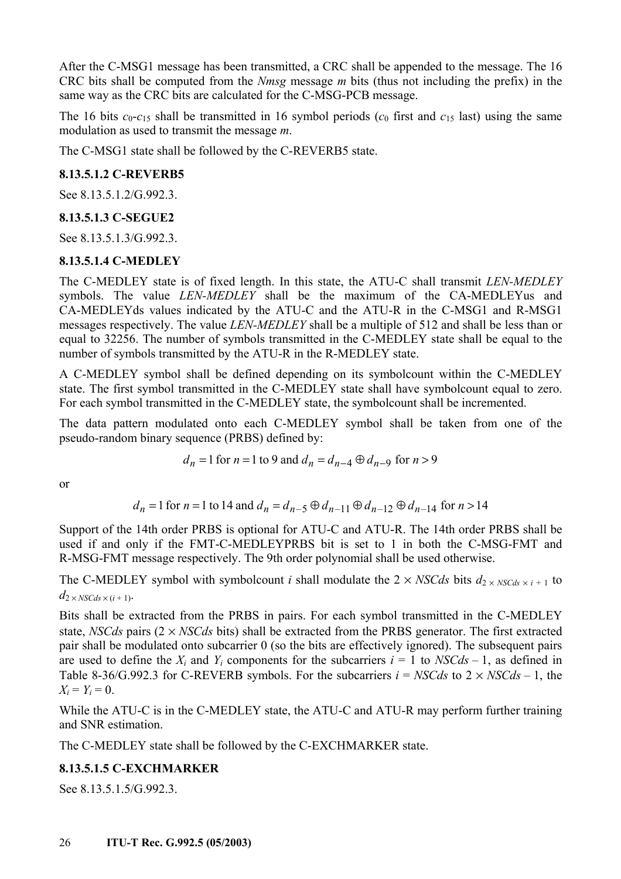After the C-MSG1 message has been transmitted, a CRC shall be appended to the message. The 16 CRC bits shall be computed from the *Nmsg* message *m* bits (thus not including the prefix) in the same way as the CRC bits are calculated for the C-MSG-PCB message.

The 16 bits $c_0$-$c_{15}$ shall be transmitted in 16 symbol periods ($c_0$ first and $c_{15}$ last) using the same modulation as used to transmit the message *m*.

The C-MSG1 state shall be followed by the C-REVERB5 state.

#### 8.13.5.1.2 C-REVERB5

See 8.13.5.1.2/G.992.3.

#### 8.13.5.1.3 C-SEGUE2

See 8.13.5.1.3/G.992.3.

#### 8.13.5.1.4 C-MEDLEY

The C-MEDLEY state is of fixed length. In this state, the ATU-C shall transmit *LEN-MEDLEY* symbols. The value *LEN-MEDLEY* shall be the maximum of the CA-MEDLEYus and CA-MEDLEYds values indicated by the ATU-C and the ATU-R in the C-MSG1 and R-MSG1 messages respectively. The value *LEN-MEDLEY* shall be a multiple of 512 and shall be less than or equal to 32256. The number of symbols transmitted in the C-MEDLEY state shall be equal to the number of symbols transmitted by the ATU-R in the R-MEDLEY state.

A C-MEDLEY symbol shall be defined depending on its symbolcount within the C-MEDLEY state. The first symbol transmitted in the C-MEDLEY state shall have symbolcount equal to zero. For each symbol transmitted in the C-MEDLEY state, the symbolcount shall be incremented.

The data pattern modulated onto each C-MEDLEY symbol shall be taken from one of the pseudo-random binary sequence (PRBS) defined by:

$$d_n = 1 \text{ for } n = 1 \text{ to } 9 \text{ and } d_n = d_{n-4} \oplus d_{n-9} \text{ for } n > 9$$

or

$$d_n = 1 \text{ for } n = 1 \text{ to } 14 \text{ and } d_n = d_{n-5} \oplus d_{n-11} \oplus d_{n-12} \oplus d_{n-14} \text{ for } n > 14$$

Support of the 14th order PRBS is optional for ATU-C and ATU-R. The 14th order PRBS shall be used if and only if the FMT-C-MEDLEYPRBS bit is set to 1 in both the C-MSG-FMT and R-MSG-FMT message respectively. The 9th order polynomial shall be used otherwise.

The C-MEDLEY symbol with symbolcount *i* shall modulate the $2 \times NSCds$ bits $d_{2 \times NSCds \times i + 1}$ to $d_{2 \times NSCds \times (i + 1)}$.

Bits shall be extracted from the PRBS in pairs. For each symbol transmitted in the C-MEDLEY state, *NSCds* pairs ($2 \times NSCds$ bits) shall be extracted from the PRBS generator. The first extracted pair shall be modulated onto subcarrier 0 (so the bits are effectively ignored). The subsequent pairs are used to define the $X_i$ and $Y_i$ components for the subcarriers $i = 1$ to $NSCds - 1$, as defined in Table 8-36/G.992.3 for C-REVERB symbols. For the subcarriers $i = NSCds$ to $2 \times NSCds - 1$, the $X_i = Y_i = 0$.

While the ATU-C is in the C-MEDLEY state, the ATU-C and ATU-R may perform further training and SNR estimation.

The C-MEDLEY state shall be followed by the C-EXCHMARKER state.

#### 8.13.5.1.5 C-EXCHMARKER

See 8.13.5.1.5/G.992.3.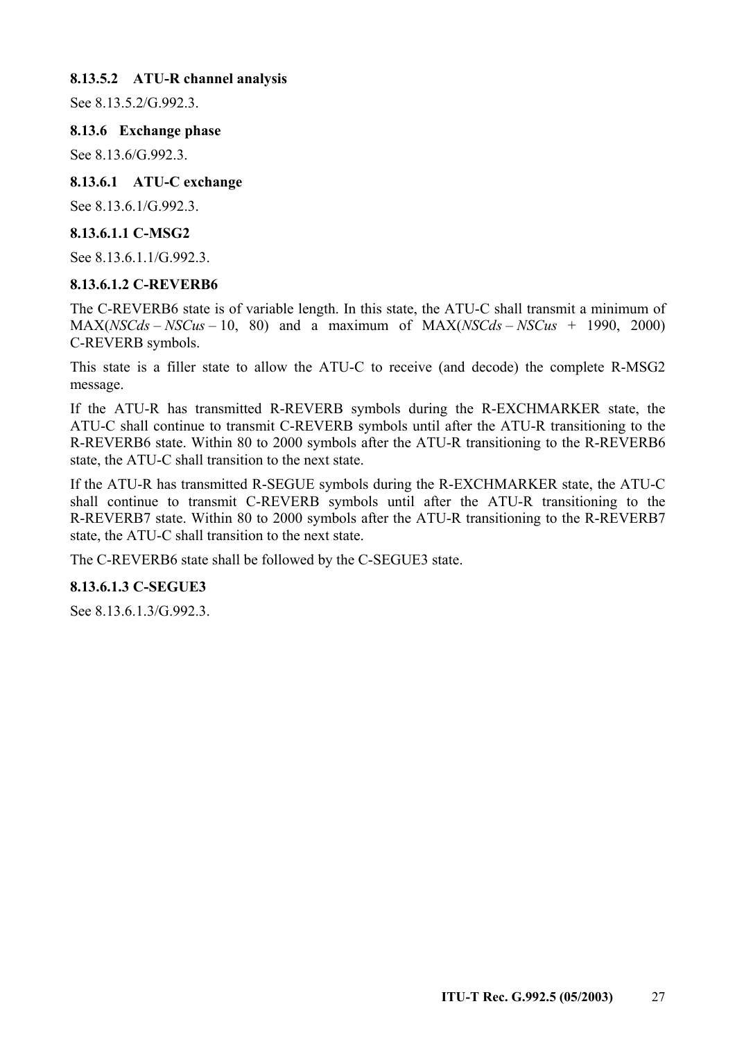#### 8.13.5.2 ATU-R channel analysis

See 8.13.5.2/G.992.3.

### 8.13.6 Exchange phase

See 8.13.6/G.992.3.

#### 8.13.6.1 ATU-C exchange

See 8.13.6.1/G.992.3.

##### 8.13.6.1.1 C-MSG2

See 8.13.6.1.1/G.992.3.

##### 8.13.6.1.2 C-REVERB6

The C-REVERB6 state is of variable length. In this state, the ATU-C shall transmit a minimum of MAX(*NSCds* – *NSCus* – 10, 80) and a maximum of MAX(*NSCds* – *NSCus* + 1990, 2000) C-REVERB symbols.

This state is a filler state to allow the ATU-C to receive (and decode) the complete R-MSG2 message.

If the ATU-R has transmitted R-REVERB symbols during the R-EXCHMARKER state, the ATU-C shall continue to transmit C-REVERB symbols until after the ATU-R transitioning to the R-REVERB6 state. Within 80 to 2000 symbols after the ATU-R transitioning to the R-REVERB6 state, the ATU-C shall transition to the next state.

If the ATU-R has transmitted R-SEGUE symbols during the R-EXCHMARKER state, the ATU-C shall continue to transmit C-REVERB symbols until after the ATU-R transitioning to the R-REVERB7 state. Within 80 to 2000 symbols after the ATU-R transitioning to the R-REVERB7 state, the ATU-C shall transition to the next state.

The C-REVERB6 state shall be followed by the C-SEGUE3 state.

##### 8.13.6.1.3 C-SEGUE3

See 8.13.6.1.3/G.992.3.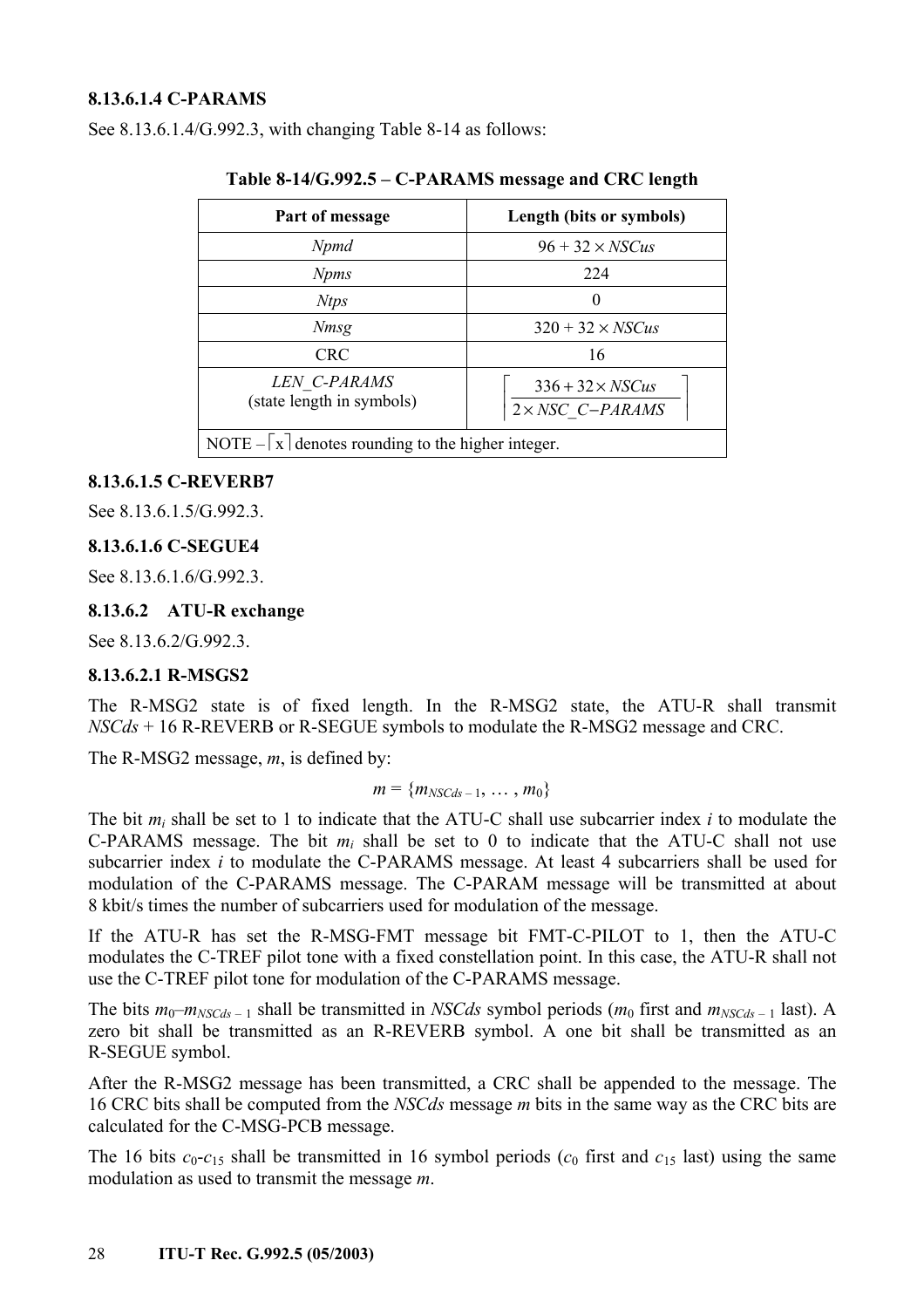#### 8.13.6.1.4 C-PARAMS

See 8.13.6.1.4/G.992.3, with changing Table 8-14 as follows:

**Table 8-14/G.992.5 – C-PARAMS message and CRC length**

| Part of message | Length (bits or symbols) |
|---|---|
| *Npmd* | $96 + 32 \times NSCus$ |
| *Npms* | 224 |
| *Ntps* | 0 |
| *Nmsg* | $320 + 32 \times NSCus$ |
| CRC | 16 |
| *LEN_C-PARAMS* (state length in symbols) | $\left\lceil \frac{336 + 32 \times NSCus}{2 \times NSC\_C{-}PARAMS} \right\rceil$ |
| NOTE – $\lceil x \rceil$ denotes rounding to the higher integer. | |

#### 8.13.6.1.5 C-REVERB7

See 8.13.6.1.5/G.992.3.

#### 8.13.6.1.6 C-SEGUE4

See 8.13.6.1.6/G.992.3.

### 8.13.6.2 ATU-R exchange

See 8.13.6.2/G.992.3.

#### 8.13.6.2.1 R-MSGS2

The R-MSG2 state is of fixed length. In the R-MSG2 state, the ATU-R shall transmit *NSCds* + 16 R-REVERB or R-SEGUE symbols to modulate the R-MSG2 message and CRC.

The R-MSG2 message, *m*, is defined by:

$$m = \{m_{NSCds-1}, \ldots, m_0\}$$

The bit $m_i$ shall be set to 1 to indicate that the ATU-C shall use subcarrier index *i* to modulate the C-PARAMS message. The bit $m_i$ shall be set to 0 to indicate that the ATU-C shall not use subcarrier index *i* to modulate the C-PARAMS message. At least 4 subcarriers shall be used for modulation of the C-PARAMS message. The C-PARAM message will be transmitted at about 8 kbit/s times the number of subcarriers used for modulation of the message.

If the ATU-R has set the R-MSG-FMT message bit FMT-C-PILOT to 1, then the ATU-C modulates the C-TREF pilot tone with a fixed constellation point. In this case, the ATU-R shall not use the C-TREF pilot tone for modulation of the C-PARAMS message.

The bits $m_0$–$m_{NSCds-1}$ shall be transmitted in *NSCds* symbol periods ($m_0$ first and $m_{NSCds-1}$ last). A zero bit shall be transmitted as an R-REVERB symbol. A one bit shall be transmitted as an R-SEGUE symbol.

After the R-MSG2 message has been transmitted, a CRC shall be appended to the message. The 16 CRC bits shall be computed from the *NSCds* message *m* bits in the same way as the CRC bits are calculated for the C-MSG-PCB message.

The 16 bits $c_0$-$c_{15}$ shall be transmitted in 16 symbol periods ($c_0$ first and $c_{15}$ last) using the same modulation as used to transmit the message *m*.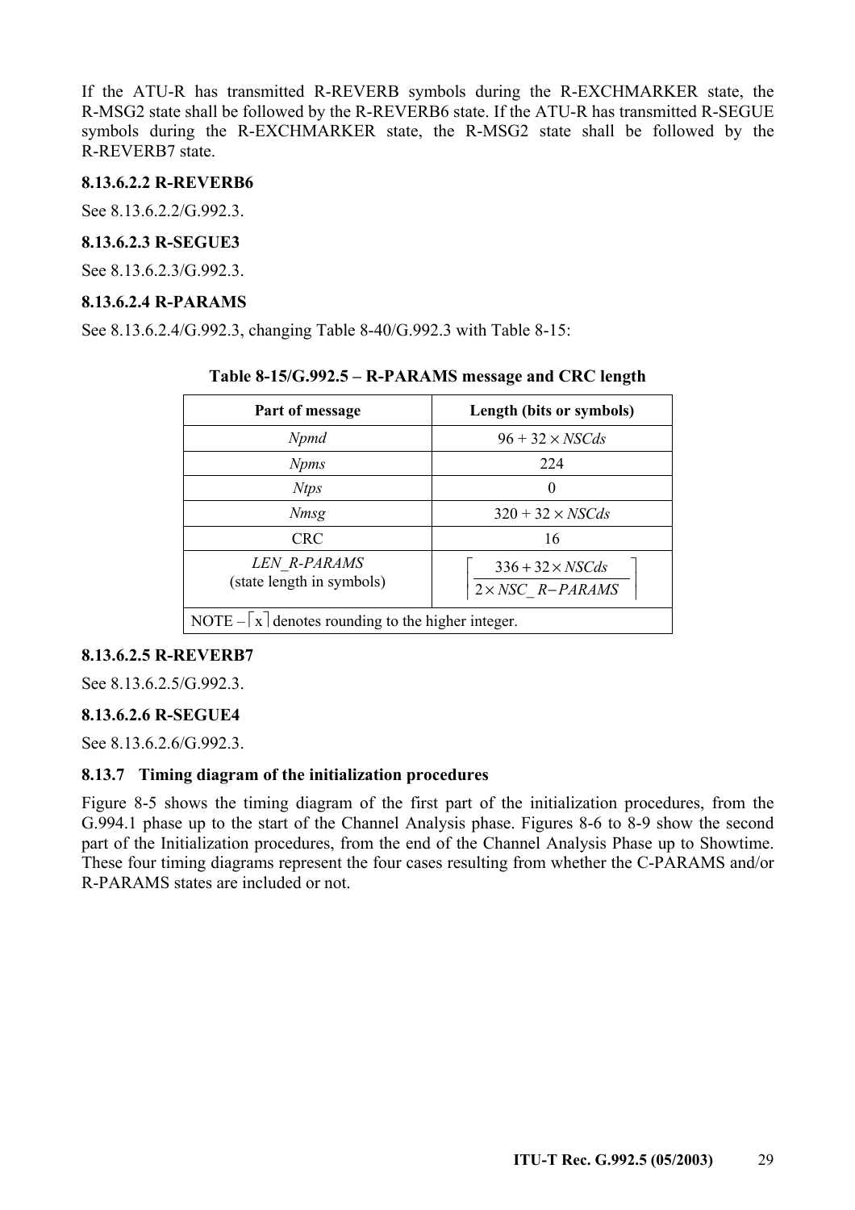If the ATU-R has transmitted R-REVERB symbols during the R-EXCHMARKER state, the R-MSG2 state shall be followed by the R-REVERB6 state. If the ATU-R has transmitted R-SEGUE symbols during the R-EXCHMARKER state, the R-MSG2 state shall be followed by the R-REVERB7 state.

#### 8.13.6.2.2 R-REVERB6

See 8.13.6.2.2/G.992.3.

#### 8.13.6.2.3 R-SEGUE3

See 8.13.6.2.3/G.992.3.

#### 8.13.6.2.4 R-PARAMS

See 8.13.6.2.4/G.992.3, changing Table 8-40/G.992.3 with Table 8-15:

**Table 8-15/G.992.5 – R-PARAMS message and CRC length**

| Part of message | Length (bits or symbols) |
|---|---|
| *Npmd* | $96 + 32 \times NSCds$ |
| *Npms* | 224 |
| *Ntps* | 0 |
| *Nmsg* | $320 + 32 \times NSCds$ |
| CRC | 16 |
| *LEN_R-PARAMS* (state length in symbols) | $\left\lceil \frac{336 + 32 \times NSCds}{2 \times NSC\_R-PARAMS} \right\rceil$ |
| NOTE – $\lceil x \rceil$ denotes rounding to the higher integer. | |

#### 8.13.6.2.5 R-REVERB7

See 8.13.6.2.5/G.992.3.

#### 8.13.6.2.6 R-SEGUE4

See 8.13.6.2.6/G.992.3.

### 8.13.7 Timing diagram of the initialization procedures

Figure 8-5 shows the timing diagram of the first part of the initialization procedures, from the G.994.1 phase up to the start of the Channel Analysis phase. Figures 8-6 to 8-9 show the second part of the Initialization procedures, from the end of the Channel Analysis Phase up to Showtime. These four timing diagrams represent the four cases resulting from whether the C-PARAMS and/or R-PARAMS states are included or not.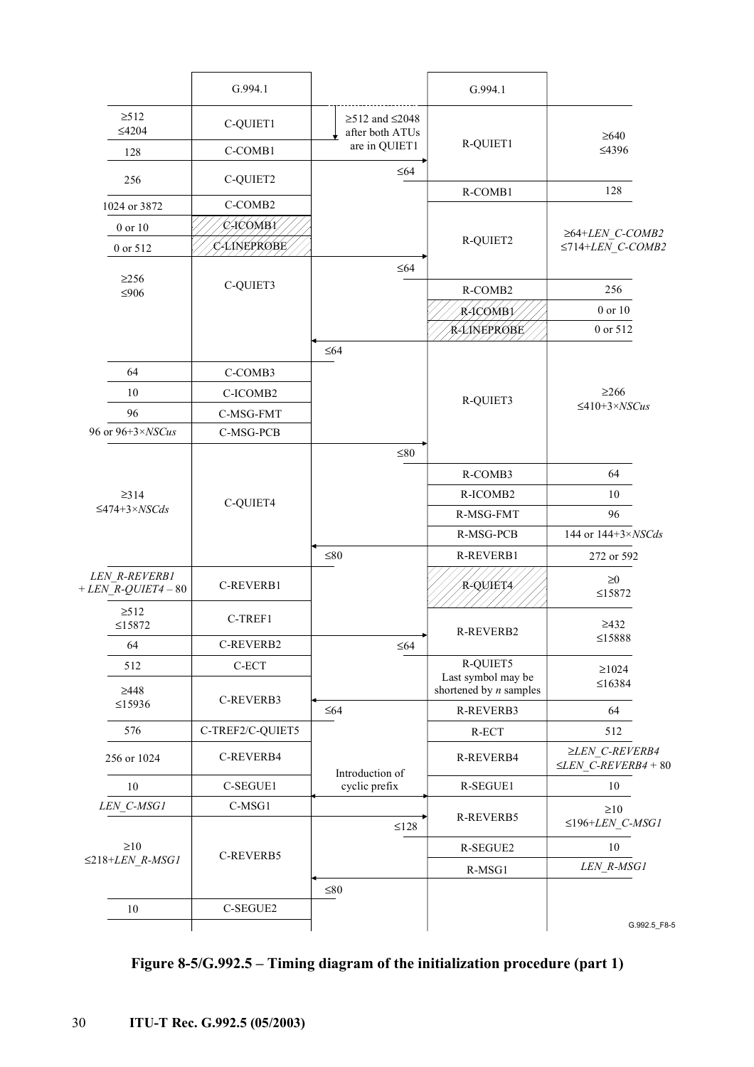| | G.994.1 | | G.994.1 | |
|---|---|---|---|---|
| ≥512 ≤4204 | C-QUIET1 | ≥512 and ≤2048 after both ATUs are in QUIET1 | R-QUIET1 | ≥640 ≤4396 |
| 128 | C-COMB1 | ≤64 | | |
| 256 | C-QUIET2 | | R-COMB1 | 128 |
| 1024 or 3872 | C-COMB2 | | R-QUIET2 | ≥64+*LEN_C-COMB2* ≤714+*LEN_C-COMB2* |
| 0 or 10 | C-ICOMB1 | | | |
| 0 or 512 | C-LINEPROBE | ≤64 | | |
| ≥256 ≤906 | C-QUIET3 | | R-COMB2 | 256 |
| | | | R-ICOMB1 | 0 or 10 |
| | | ≤64 | R-LINEPROBE | 0 or 512 |
| 64 | C-COMB3 | | R-QUIET3 | ≥266 ≤410+3×*NSCus* |
| 10 | C-ICOMB2 | | | |
| 96 | C-MSG-FMT | | | |
| 96 or 96+3×*NSCus* | C-MSG-PCB | ≤80 | | |
| ≥314 ≤474+3×*NSCds* | C-QUIET4 | | R-COMB3 | 64 |
| | | | R-ICOMB2 | 10 |
| | | | R-MSG-FMT | 96 |
| | | ≤80 | R-MSG-PCB | 144 or 144+3×*NSCds* |
| | | | R-REVERB1 | 272 or 592 |
| *LEN_R-REVERB1 + LEN_R-QUIET4* – 80 | C-REVERB1 | | R-QUIET4 | ≥0 ≤15872 |
| ≥512 ≤15872 | C-TREF1 | ≤64 | R-REVERB2 | ≥432 ≤15888 |
| 64 | C-REVERB2 | | | |
| 512 | C-ECT | | R-QUIET5 Last symbol may be shortened by *n* samples | ≥1024 ≤16384 |
| ≥448 ≤15936 | C-REVERB3 | ≤64 | R-REVERB3 | 64 |
| 576 | C-TREF2/C-QUIET5 | | R-ECT | 512 |
| 256 or 1024 | C-REVERB4 | Introduction of cyclic prefix | R-REVERB4 | ≥*LEN_C-REVERB4* ≤*LEN_C-REVERB4* + 80 |
| 10 | C-SEGUE1 | | R-SEGUE1 | 10 |
| *LEN_C-MSG1* | C-MSG1 | ≤128 | R-REVERB5 | ≥10 ≤196+*LEN_C-MSG1* |
| ≥10 ≤218+*LEN_R-MSG1* | C-REVERB5 | | R-SEGUE2 | 10 |
| | | ≤80 | R-MSG1 | *LEN_R-MSG1* |
| 10 | C-SEGUE2 | | | |

G.992.5_F8-5

**Figure 8-5/G.992.5 – Timing diagram of the initialization procedure (part 1)**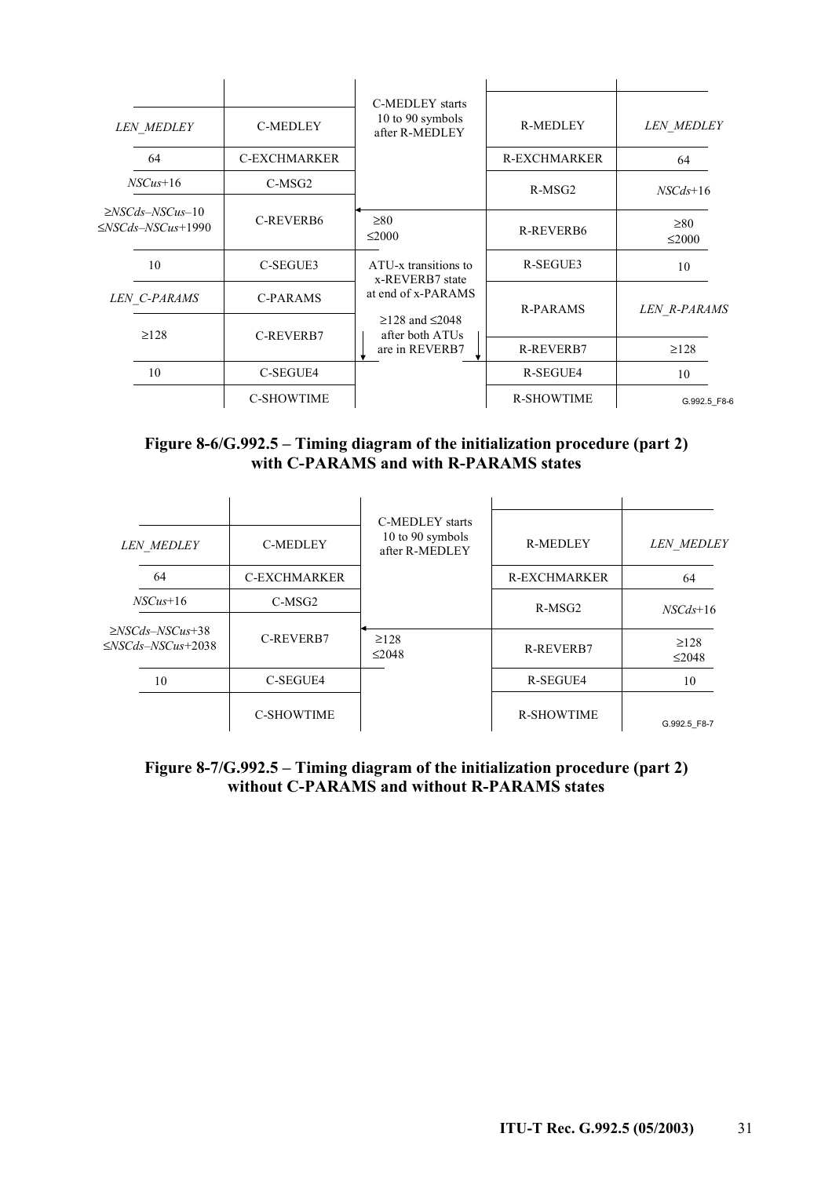| | | | | |
|---|---|---|---|---|
| *LEN_MEDLEY* | C-MEDLEY | C-MEDLEY starts 10 to 90 symbols after R-MEDLEY | R-MEDLEY | *LEN_MEDLEY* |
| 64 | C-EXCHMARKER | | R-EXCHMARKER | 64 |
| *NSCus*+16 | C-MSG2 | | R-MSG2 | *NSCds*+16 |
| ≥*NSCds*–*NSCus*–10 ≤*NSCds*–*NSCus*+1990 | C-REVERB6 | ≥80 ≤2000 | R-REVERB6 | ≥80 ≤2000 |
| 10 | C-SEGUE3 | ATU-x transitions to x-REVERB7 state at end of x-PARAMS | R-SEGUE3 | 10 |
| *LEN_C-PARAMS* | C-PARAMS | | R-PARAMS | *LEN_R-PARAMS* |
| ≥128 | C-REVERB7 | ≥128 and ≤2048 after both ATUs are in REVERB7 | R-REVERB7 | ≥128 |
| 10 | C-SEGUE4 | | R-SEGUE4 | 10 |
| | C-SHOWTIME | | R-SHOWTIME | |

G.992.5_F8-6

**Figure 8-6/G.992.5 – Timing diagram of the initialization procedure (part 2) with C-PARAMS and with R-PARAMS states**

| | | | | |
|---|---|---|---|---|
| *LEN_MEDLEY* | C-MEDLEY | C-MEDLEY starts 10 to 90 symbols after R-MEDLEY | R-MEDLEY | *LEN_MEDLEY* |
| 64 | C-EXCHMARKER | | R-EXCHMARKER | 64 |
| *NSCus*+16 | C-MSG2 | | R-MSG2 | *NSCds*+16 |
| ≥*NSCds*–*NSCus*+38 ≤*NSCds*–*NSCus*+2038 | C-REVERB7 | ≥128 ≤2048 | R-REVERB7 | ≥128 ≤2048 |
| 10 | C-SEGUE4 | | R-SEGUE4 | 10 |
| | C-SHOWTIME | | R-SHOWTIME | |

G.992.5_F8-7

**Figure 8-7/G.992.5 – Timing diagram of the initialization procedure (part 2) without C-PARAMS and without R-PARAMS states**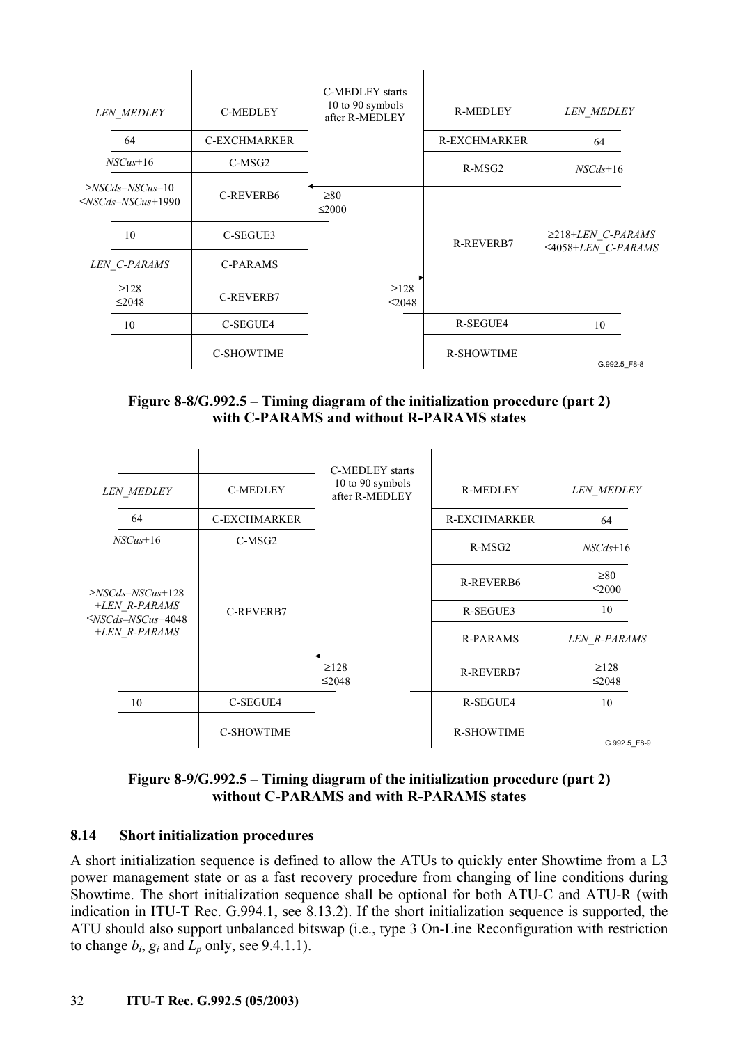| | | | | |
|---|---|---|---|---|
| *LEN_MEDLEY* | C-MEDLEY | C-MEDLEY starts 10 to 90 symbols after R-MEDLEY | R-MEDLEY | *LEN_MEDLEY* |
| 64 | C-EXCHMARKER | | R-EXCHMARKER | 64 |
| *NSCus*+16 | C-MSG2 | | R-MSG2 | *NSCds*+16 |
| ≥*NSCds*–*NSCus*–10 ≤*NSCds*–*NSCus*+1990 | C-REVERB6 | ≥80 ≤2000 | R-REVERB7 | ≥218+*LEN_C-PARAMS* ≤4058+*LEN_C-PARAMS* |
| 10 | C-SEGUE3 | | | |
| *LEN_C-PARAMS* | C-PARAMS | | | |
| ≥128 ≤2048 | C-REVERB7 | ≥128 ≤2048 | | |
| 10 | C-SEGUE4 | | R-SEGUE4 | 10 |
| | C-SHOWTIME | | R-SHOWTIME | |

G.992.5_F8-8

**Figure 8-8/G.992.5 – Timing diagram of the initialization procedure (part 2) with C-PARAMS and without R-PARAMS states**

| | | | | |
|---|---|---|---|---|
| *LEN_MEDLEY* | C-MEDLEY | C-MEDLEY starts 10 to 90 symbols after R-MEDLEY | R-MEDLEY | *LEN_MEDLEY* |
| 64 | C-EXCHMARKER | | R-EXCHMARKER | 64 |
| *NSCus*+16 | C-MSG2 | | R-MSG2 | *NSCds*+16 |
| ≥*NSCds*–*NSCus*+128 +*LEN_R-PARAMS* ≤*NSCds*–*NSCus*+4048 +*LEN_R-PARAMS* | C-REVERB7 | | R-REVERB6 | ≥80 ≤2000 |
| | | | R-SEGUE3 | 10 |
| | | | R-PARAMS | *LEN_R-PARAMS* |
| | | ≥128 ≤2048 | R-REVERB7 | ≥128 ≤2048 |
| 10 | C-SEGUE4 | | R-SEGUE4 | 10 |
| | C-SHOWTIME | | R-SHOWTIME | |

G.992.5_F8-9

**Figure 8-9/G.992.5 – Timing diagram of the initialization procedure (part 2) without C-PARAMS and with R-PARAMS states**

### 8.14 Short initialization procedures

A short initialization sequence is defined to allow the ATUs to quickly enter Showtime from a L3 power management state or as a fast recovery procedure from changing of line conditions during Showtime. The short initialization sequence shall be optional for both ATU-C and ATU-R (with indication in ITU-T Rec. G.994.1, see 8.13.2). If the short initialization sequence is supported, the ATU should also support unbalanced bitswap (i.e., type 3 On-Line Reconfiguration with restriction to change $b_i$, $g_i$ and $L_p$ only, see 9.4.1.1).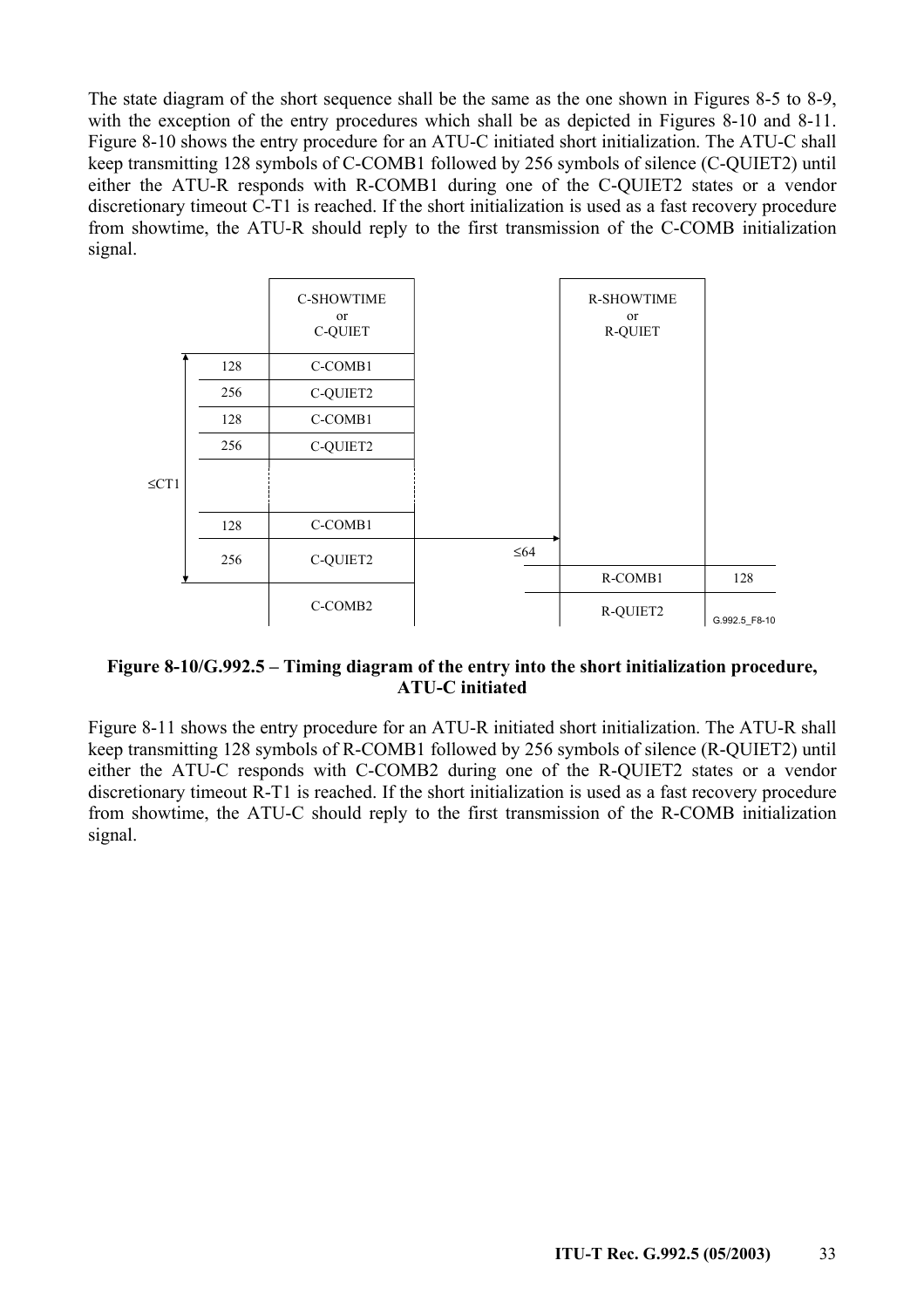The state diagram of the short sequence shall be the same as the one shown in Figures 8-5 to 8-9, with the exception of the entry procedures which shall be as depicted in Figures 8-10 and 8-11. Figure 8-10 shows the entry procedure for an ATU-C initiated short initialization. The ATU-C shall keep transmitting 128 symbols of C-COMB1 followed by 256 symbols of silence (C-QUIET2) until either the ATU-R responds with R-COMB1 during one of the C-QUIET2 states or a vendor discretionary timeout C-T1 is reached. If the short initialization is used as a fast recovery procedure from showtime, the ATU-R should reply to the first transmission of the C-COMB initialization signal.

**Figure 8-10/G.992.5 – Timing diagram of the entry into the short initialization procedure, ATU-C initiated**

Figure 8-11 shows the entry procedure for an ATU-R initiated short initialization. The ATU-R shall keep transmitting 128 symbols of R-COMB1 followed by 256 symbols of silence (R-QUIET2) until either the ATU-C responds with C-COMB2 during one of the R-QUIET2 states or a vendor discretionary timeout R-T1 is reached. If the short initialization is used as a fast recovery procedure from showtime, the ATU-C should reply to the first transmission of the R-COMB initialization signal.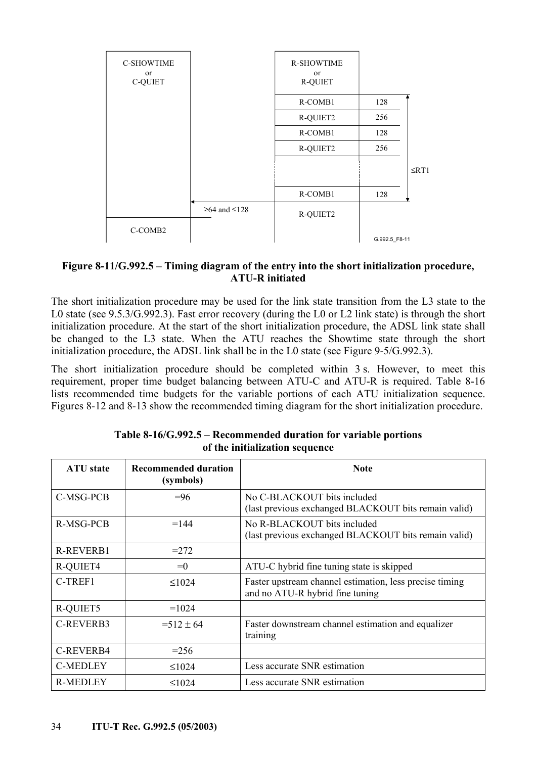C-SHOWTIME or C-QUIET | R-SHOWTIME or R-QUIET

| | | | |
|---|---|---|---|
| | R-COMB1 | 128 | |
| | R-QUIET2 | 256 | |
| | R-COMB1 | 128 | |
| | R-QUIET2 | 256 | ≤RT1 |
| | R-COMB1 | 128 | |
| C-COMB2 | ≥64 and ≤128 | R-QUIET2 | |

G.992.5_F8-11

**Figure 8-11/G.992.5 – Timing diagram of the entry into the short initialization procedure, ATU-R initiated**

The short initialization procedure may be used for the link state transition from the L3 state to the L0 state (see 9.5.3/G.992.3). Fast error recovery (during the L0 or L2 link state) is through the short initialization procedure. At the start of the short initialization procedure, the ADSL link state shall be changed to the L3 state. When the ATU reaches the Showtime state through the short initialization procedure, the ADSL link shall be in the L0 state (see Figure 9-5/G.992.3).

The short initialization procedure should be completed within 3 s. However, to meet this requirement, proper time budget balancing between ATU-C and ATU-R is required. Table 8-16 lists recommended time budgets for the variable portions of each ATU initialization sequence. Figures 8-12 and 8-13 show the recommended timing diagram for the short initialization procedure.

**Table 8-16/G.992.5 – Recommended duration for variable portions of the initialization sequence**

| ATU state | Recommended duration (symbols) | Note |
|---|---|---|
| C-MSG-PCB | =96 | No C-BLACKOUT bits included<br>(last previous exchanged BLACKOUT bits remain valid) |
| R-MSG-PCB | =144 | No R-BLACKOUT bits included<br>(last previous exchanged BLACKOUT bits remain valid) |
| R-REVERB1 | =272 | |
| R-QUIET4 | =0 | ATU-C hybrid fine tuning state is skipped |
| C-TREF1 | ≤1024 | Faster upstream channel estimation, less precise timing and no ATU-R hybrid fine tuning |
| R-QUIET5 | =1024 | |
| C-REVERB3 | =512 ± 64 | Faster downstream channel estimation and equalizer training |
| C-REVERB4 | =256 | |
| C-MEDLEY | ≤1024 | Less accurate SNR estimation |
| R-MEDLEY | ≤1024 | Less accurate SNR estimation |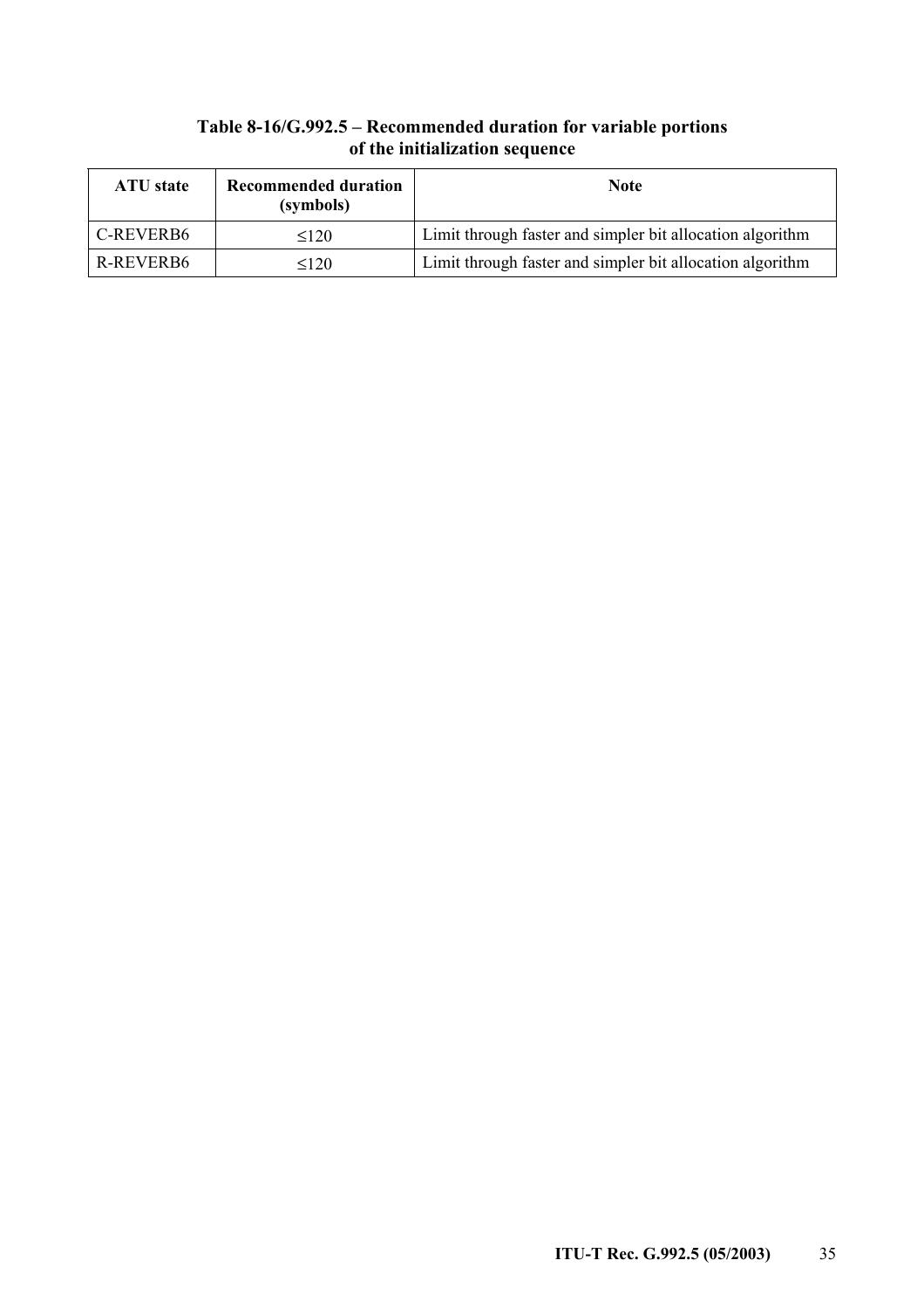**Table 8-16/G.992.5 – Recommended duration for variable portions of the initialization sequence**

| ATU state | Recommended duration (symbols) | Note |
|---|---|---|
| C-REVERB6 | ≤120 | Limit through faster and simpler bit allocation algorithm |
| R-REVERB6 | ≤120 | Limit through faster and simpler bit allocation algorithm |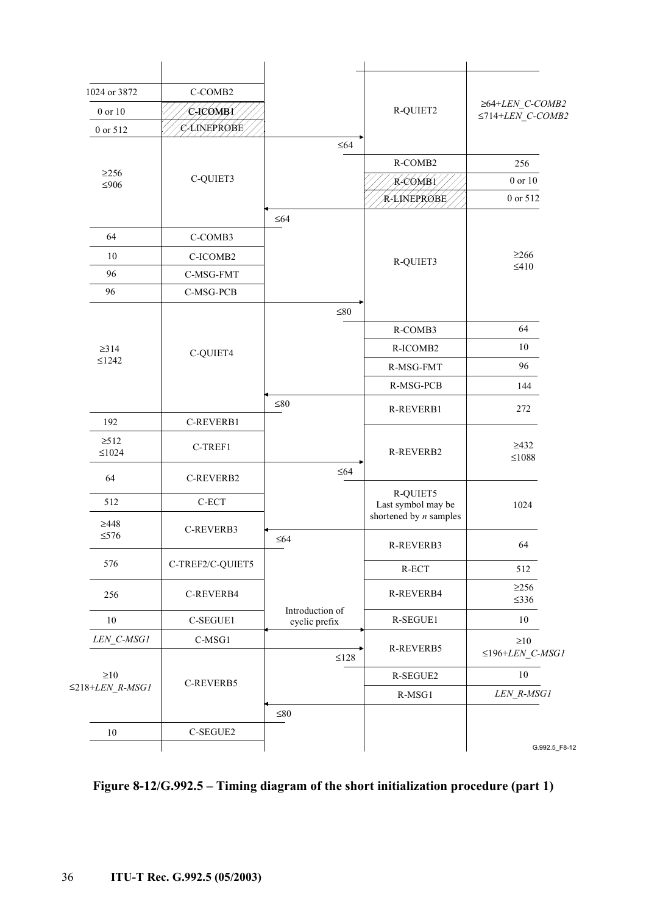| ATU-C duration | ATU-C signal | | ATU-R signal | ATU-R duration |
|---|---|---|---|---|
| 1024 or 3872 | C-COMB2 | | R-QUIET2 | ≥64+*LEN_C-COMB2* ≤714+*LEN_C-COMB2* |
| 0 or 10 | C-ICOMB1 | | | |
| 0 or 512 | C-LINEPROBE | → ≤64 | | |
| ≥256 ≤906 | C-QUIET3 | | R-COMB2 | 256 |
| | | | R-COMB1 | 0 or 10 |
| | | ← ≤64 | R-LINEPROBE | 0 or 512 |
| 64 | C-COMB3 | | R-QUIET3 | ≥266 ≤410 |
| 10 | C-ICOMB2 | | | |
| 96 | C-MSG-FMT | | | |
| 96 | C-MSG-PCB | → ≤80 | | |
| ≥314 ≤1242 | C-QUIET4 | | R-COMB3 | 64 |
| | | | R-ICOMB2 | 10 |
| | | | R-MSG-FMT | 96 |
| | | ← ≤80 | R-MSG-PCB | 144 |
| | | | R-REVERB1 | 272 |
| 192 | C-REVERB1 | | | |
| ≥512 ≤1024 | C-TREF1 | → ≤64 | R-REVERB2 | ≥432 ≤1088 |
| 64 | C-REVERB2 | | | |
| 512 | C-ECT | | R-QUIET5 Last symbol may be shortened by *n* samples | 1024 |
| ≥448 ≤576 | C-REVERB3 | ← ≤64 | | |
| | | | R-REVERB3 | 64 |
| 576 | C-TREF2/C-QUIET5 | | R-ECT | 512 |
| 256 | C-REVERB4 | | R-REVERB4 | ≥256 ≤336 |
| 10 | C-SEGUE1 | ↔ Introduction of cyclic prefix | R-SEGUE1 | 10 |
| *LEN_C-MSG1* | C-MSG1 | → ≤128 | R-REVERB5 | ≥10 ≤196+*LEN_C-MSG1* |
| ≥10 ≤218+*LEN_R-MSG1* | C-REVERB5 | | R-SEGUE2 | 10 |
| | | ← ≤80 | R-MSG1 | *LEN_R-MSG1* |
| 10 | C-SEGUE2 | | | |

G.992.5_F8-12

**Figure 8-12/G.992.5 – Timing diagram of the short initialization procedure (part 1)**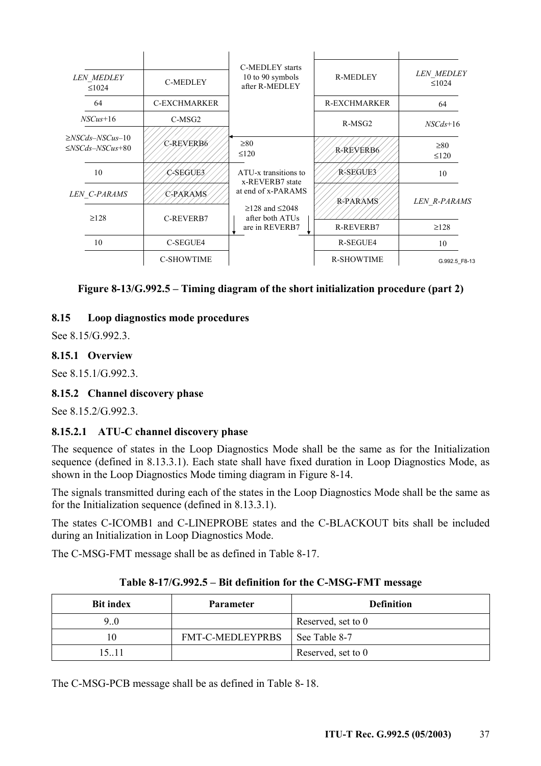| | | | | |
|---|---|---|---|---|
| *LEN_MEDLEY* ≤1024 | C-MEDLEY | C-MEDLEY starts 10 to 90 symbols after R-MEDLEY | R-MEDLEY | *LEN_MEDLEY* ≤1024 |
| 64 | C-EXCHMARKER | | R-EXCHMARKER | 64 |
| *NSCus*+16 | C-MSG2 | | R-MSG2 | *NSCds*+16 |
| ≥*NSCds*–*NSCus*–10 ≤*NSCds*–*NSCus*+80 | C-REVERB6 | ≥80 ≤120 | R-REVERB6 | ≥80 ≤120 |
| 10 | C-SEGUE3 | ATU-x transitions to x-REVERB7 state at end of x-PARAMS | R-SEGUE3 | 10 |
| *LEN_C-PARAMS* | C-PARAMS | | R-PARAMS | *LEN_R-PARAMS* |
| ≥128 | C-REVERB7 | ≥128 and ≤2048 after both ATUs are in REVERB7 | R-REVERB7 | ≥128 |
| 10 | C-SEGUE4 | | R-SEGUE4 | 10 |
| | C-SHOWTIME | | R-SHOWTIME | |

G.992.5_F8-13

**Figure 8-13/G.992.5 – Timing diagram of the short initialization procedure (part 2)**

### 8.15 Loop diagnostics mode procedures

See 8.15/G.992.3.

#### 8.15.1 Overview

See 8.15.1/G.992.3.

#### 8.15.2 Channel discovery phase

See 8.15.2/G.992.3.

##### 8.15.2.1 ATU-C channel discovery phase

The sequence of states in the Loop Diagnostics Mode shall be the same as for the Initialization sequence (defined in 8.13.3.1). Each state shall have fixed duration in Loop Diagnostics Mode, as shown in the Loop Diagnostics Mode timing diagram in Figure 8-14.

The signals transmitted during each of the states in the Loop Diagnostics Mode shall be the same as for the Initialization sequence (defined in 8.13.3.1).

The states C-ICOMB1 and C-LINEPROBE states and the C-BLACKOUT bits shall be included during an Initialization in Loop Diagnostics Mode.

The C-MSG-FMT message shall be as defined in Table 8-17.

**Table 8-17/G.992.5 – Bit definition for the C-MSG-FMT message**

| Bit index | Parameter | Definition |
|---|---|---|
| 9..0 | | Reserved, set to 0 |
| 10 | FMT-C-MEDLEYPRBS | See Table 8-7 |
| 15..11 | | Reserved, set to 0 |

The C-MSG-PCB message shall be as defined in Table 8-18.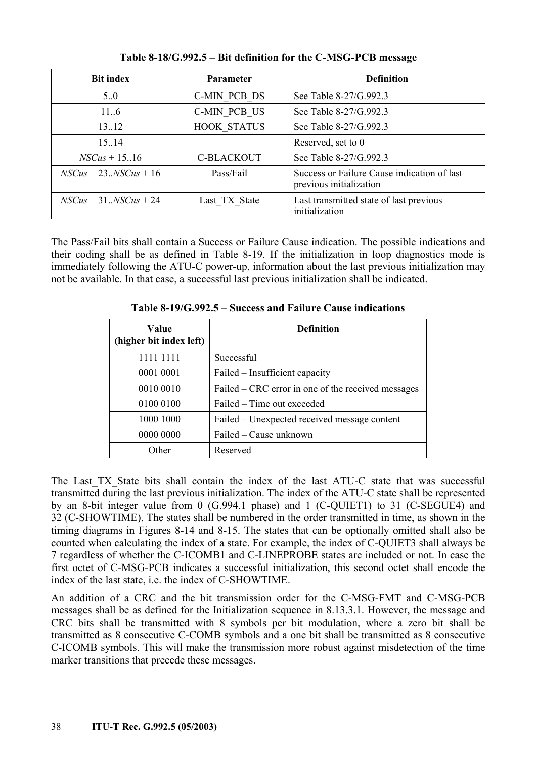**Table 8-18/G.992.5 – Bit definition for the C-MSG-PCB message**

| Bit index | Parameter | Definition |
|---|---|---|
| 5..0 | C-MIN_PCB_DS | See Table 8-27/G.992.3 |
| 11..6 | C-MIN_PCB_US | See Table 8-27/G.992.3 |
| 13..12 | HOOK_STATUS | See Table 8-27/G.992.3 |
| 15..14 | | Reserved, set to 0 |
| *NSCus* + 15..16 | C-BLACKOUT | See Table 8-27/G.992.3 |
| *NSCus* + 23..*NSCus* + 16 | Pass/Fail | Success or Failure Cause indication of last previous initialization |
| *NSCus* + 31..*NSCus* + 24 | Last_TX_State | Last transmitted state of last previous initialization |

The Pass/Fail bits shall contain a Success or Failure Cause indication. The possible indications and their coding shall be as defined in Table 8-19. If the initialization in loop diagnostics mode is immediately following the ATU-C power-up, information about the last previous initialization may not be available. In that case, a successful last previous initialization shall be indicated.

**Table 8-19/G.992.5 – Success and Failure Cause indications**

| Value (higher bit index left) | Definition |
|---|---|
| 1111 1111 | Successful |
| 0001 0001 | Failed – Insufficient capacity |
| 0010 0010 | Failed – CRC error in one of the received messages |
| 0100 0100 | Failed – Time out exceeded |
| 1000 1000 | Failed – Unexpected received message content |
| 0000 0000 | Failed – Cause unknown |
| Other | Reserved |

The Last_TX_State bits shall contain the index of the last ATU-C state that was successful transmitted during the last previous initialization. The index of the ATU-C state shall be represented by an 8-bit integer value from 0 (G.994.1 phase) and 1 (C-QUIET1) to 31 (C-SEGUE4) and 32 (C-SHOWTIME). The states shall be numbered in the order transmitted in time, as shown in the timing diagrams in Figures 8-14 and 8-15. The states that can be optionally omitted shall also be counted when calculating the index of a state. For example, the index of C-QUIET3 shall always be 7 regardless of whether the C-ICOMB1 and C-LINEPROBE states are included or not. In case the first octet of C-MSG-PCB indicates a successful initialization, this second octet shall encode the index of the last state, i.e. the index of C-SHOWTIME.

An addition of a CRC and the bit transmission order for the C-MSG-FMT and C-MSG-PCB messages shall be as defined for the Initialization sequence in 8.13.3.1. However, the message and CRC bits shall be transmitted with 8 symbols per bit modulation, where a zero bit shall be transmitted as 8 consecutive C-COMB symbols and a one bit shall be transmitted as 8 consecutive C-ICOMB symbols. This will make the transmission more robust against misdetection of the time marker transitions that precede these messages.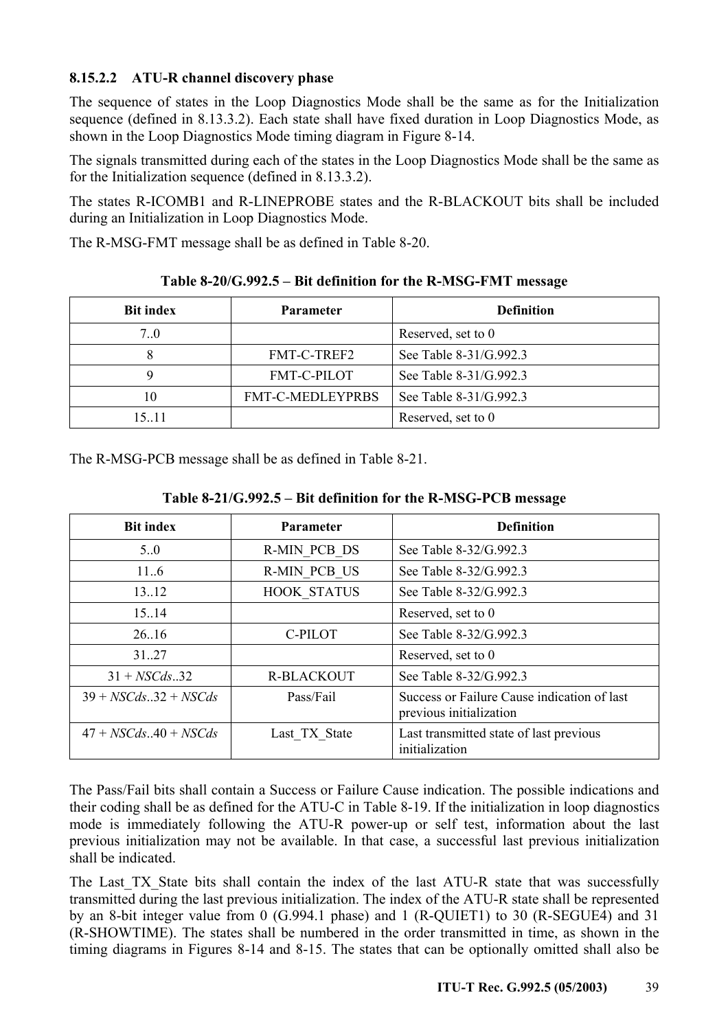#### 8.15.2.2 ATU-R channel discovery phase

The sequence of states in the Loop Diagnostics Mode shall be the same as for the Initialization sequence (defined in 8.13.3.2). Each state shall have fixed duration in Loop Diagnostics Mode, as shown in the Loop Diagnostics Mode timing diagram in Figure 8-14.

The signals transmitted during each of the states in the Loop Diagnostics Mode shall be the same as for the Initialization sequence (defined in 8.13.3.2).

The states R-ICOMB1 and R-LINEPROBE states and the R-BLACKOUT bits shall be included during an Initialization in Loop Diagnostics Mode.

The R-MSG-FMT message shall be as defined in Table 8-20.

**Table 8-20/G.992.5 – Bit definition for the R-MSG-FMT message**

| Bit index | Parameter | Definition |
|---|---|---|
| 7..0 | | Reserved, set to 0 |
| 8 | FMT-C-TREF2 | See Table 8-31/G.992.3 |
| 9 | FMT-C-PILOT | See Table 8-31/G.992.3 |
| 10 | FMT-C-MEDLEYPRBS | See Table 8-31/G.992.3 |
| 15..11 | | Reserved, set to 0 |

The R-MSG-PCB message shall be as defined in Table 8-21.

**Table 8-21/G.992.5 – Bit definition for the R-MSG-PCB message**

| Bit index | Parameter | Definition |
|---|---|---|
| 5..0 | R-MIN_PCB_DS | See Table 8-32/G.992.3 |
| 11..6 | R-MIN_PCB_US | See Table 8-32/G.992.3 |
| 13..12 | HOOK_STATUS | See Table 8-32/G.992.3 |
| 15..14 | | Reserved, set to 0 |
| 26..16 | C-PILOT | See Table 8-32/G.992.3 |
| 31..27 | | Reserved, set to 0 |
| 31 + *NSCds*..32 | R-BLACKOUT | See Table 8-32/G.992.3 |
| 39 + *NSCds*..32 + *NSCds* | Pass/Fail | Success or Failure Cause indication of last previous initialization |
| 47 + *NSCds*..40 + *NSCds* | Last_TX_State | Last transmitted state of last previous initialization |

The Pass/Fail bits shall contain a Success or Failure Cause indication. The possible indications and their coding shall be as defined for the ATU-C in Table 8-19. If the initialization in loop diagnostics mode is immediately following the ATU-R power-up or self test, information about the last previous initialization may not be available. In that case, a successful last previous initialization shall be indicated.

The Last_TX_State bits shall contain the index of the last ATU-R state that was successfully transmitted during the last previous initialization. The index of the ATU-R state shall be represented by an 8-bit integer value from 0 (G.994.1 phase) and 1 (R-QUIET1) to 30 (R-SEGUE4) and 31 (R-SHOWTIME). The states shall be numbered in the order transmitted in time, as shown in the timing diagrams in Figures 8-14 and 8-15. The states that can be optionally omitted shall also be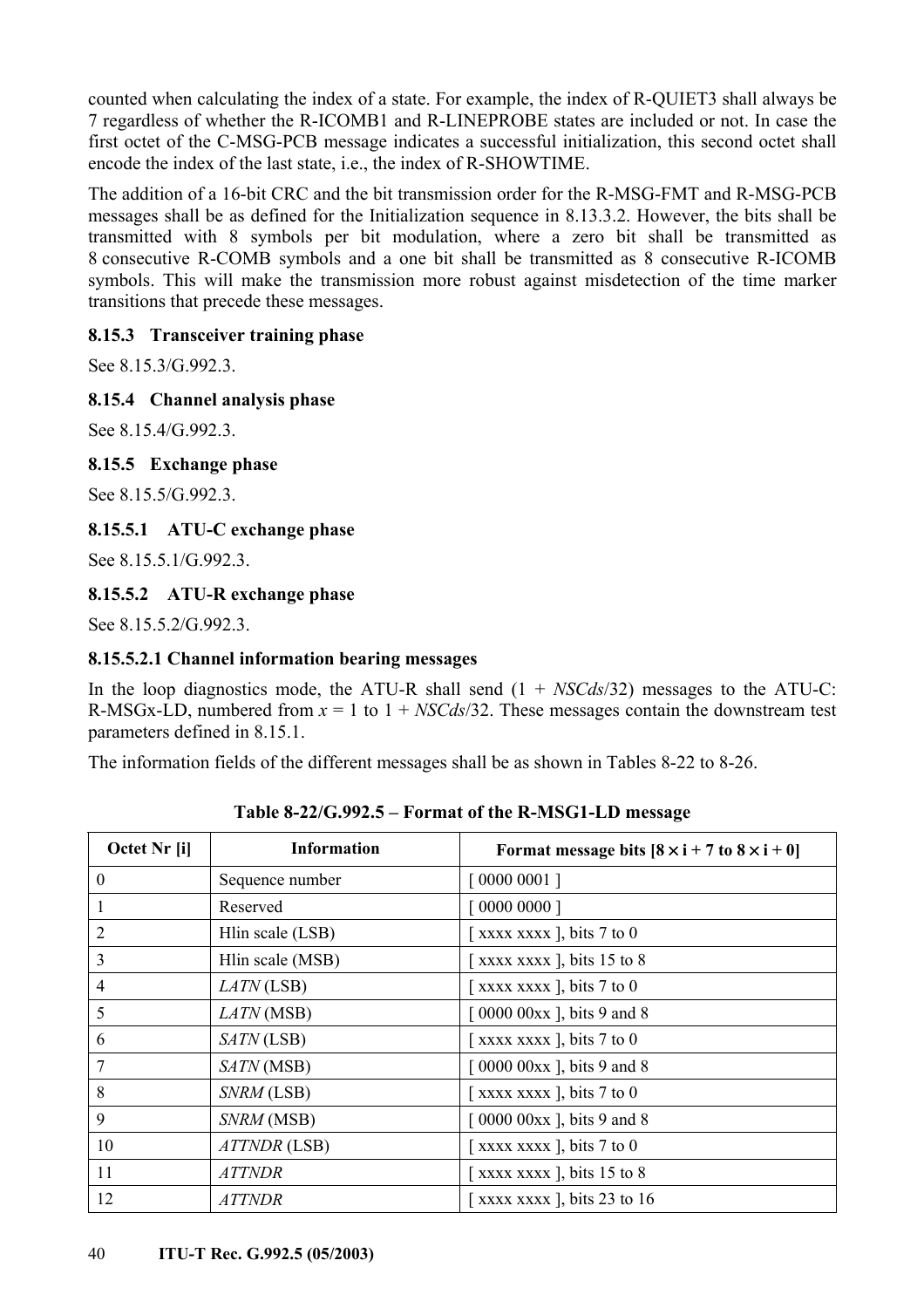counted when calculating the index of a state. For example, the index of R-QUIET3 shall always be 7 regardless of whether the R-ICOMB1 and R-LINEPROBE states are included or not. In case the first octet of the C-MSG-PCB message indicates a successful initialization, this second octet shall encode the index of the last state, i.e., the index of R-SHOWTIME.

The addition of a 16-bit CRC and the bit transmission order for the R-MSG-FMT and R-MSG-PCB messages shall be as defined for the Initialization sequence in 8.13.3.2. However, the bits shall be transmitted with 8 symbols per bit modulation, where a zero bit shall be transmitted as 8 consecutive R-COMB symbols and a one bit shall be transmitted as 8 consecutive R-ICOMB symbols. This will make the transmission more robust against misdetection of the time marker transitions that precede these messages.

### 8.15.3 Transceiver training phase

See 8.15.3/G.992.3.

### 8.15.4 Channel analysis phase

See 8.15.4/G.992.3.

### 8.15.5 Exchange phase

See 8.15.5/G.992.3.

#### 8.15.5.1 ATU-C exchange phase

See 8.15.5.1/G.992.3.

#### 8.15.5.2 ATU-R exchange phase

See 8.15.5.2/G.992.3.

##### 8.15.5.2.1 Channel information bearing messages

In the loop diagnostics mode, the ATU-R shall send ($1 + NSCds/32$) messages to the ATU-C: R-MSGx-LD, numbered from $x = 1$ to $1 + NSCds/32$. These messages contain the downstream test parameters defined in 8.15.1.

The information fields of the different messages shall be as shown in Tables 8-22 to 8-26.

**Table 8-22/G.992.5 – Format of the R-MSG1-LD message**

| Octet Nr [i] | Information | Format message bits [$8 \times i + 7$ to $8 \times i + 0$] |
|---|---|---|
| 0 | Sequence number | [ 0000 0001 ] |
| 1 | Reserved | [ 0000 0000 ] |
| 2 | Hlin scale (LSB) | [ xxxx xxxx ], bits 7 to 0 |
| 3 | Hlin scale (MSB) | [ xxxx xxxx ], bits 15 to 8 |
| 4 | *LATN* (LSB) | [ xxxx xxxx ], bits 7 to 0 |
| 5 | *LATN* (MSB) | [ 0000 00xx ], bits 9 and 8 |
| 6 | *SATN* (LSB) | [ xxxx xxxx ], bits 7 to 0 |
| 7 | *SATN* (MSB) | [ 0000 00xx ], bits 9 and 8 |
| 8 | *SNRM* (LSB) | [ xxxx xxxx ], bits 7 to 0 |
| 9 | *SNRM* (MSB) | [ 0000 00xx ], bits 9 and 8 |
| 10 | *ATTNDR* (LSB) | [ xxxx xxxx ], bits 7 to 0 |
| 11 | *ATTNDR* | [ xxxx xxxx ], bits 15 to 8 |
| 12 | *ATTNDR* | [ xxxx xxxx ], bits 23 to 16 |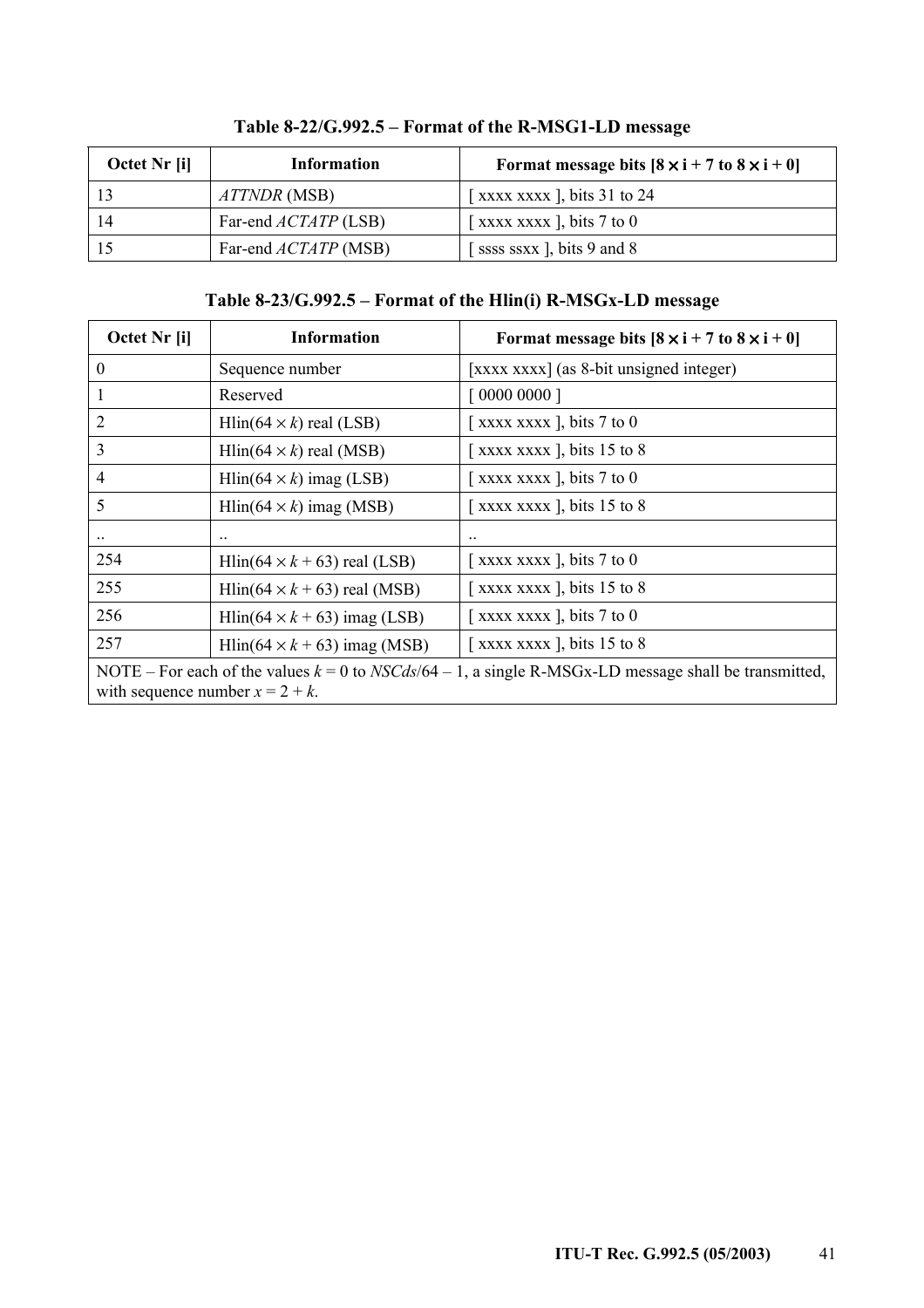**Table 8-22/G.992.5 – Format of the R-MSG1-LD message**

| Octet Nr [i] | Information | Format message bits [8 × i + 7 to 8 × i + 0] |
|---|---|---|
| 13 | *ATTNDR* (MSB) | [ xxxx xxxx ], bits 31 to 24 |
| 14 | Far-end *ACTATP* (LSB) | [ xxxx xxxx ], bits 7 to 0 |
| 15 | Far-end *ACTATP* (MSB) | [ ssss ssxx ], bits 9 and 8 |

**Table 8-23/G.992.5 – Format of the Hlin(i) R-MSGx-LD message**

| Octet Nr [i] | Information | Format message bits [8 × i + 7 to 8 × i + 0] |
|---|---|---|
| 0 | Sequence number | [xxxx xxxx] (as 8-bit unsigned integer) |
| 1 | Reserved | [ 0000 0000 ] |
| 2 | Hlin($64 \times k$) real (LSB) | [ xxxx xxxx ], bits 7 to 0 |
| 3 | Hlin($64 \times k$) real (MSB) | [ xxxx xxxx ], bits 15 to 8 |
| 4 | Hlin($64 \times k$) imag (LSB) | [ xxxx xxxx ], bits 7 to 0 |
| 5 | Hlin($64 \times k$) imag (MSB) | [ xxxx xxxx ], bits 15 to 8 |
| .. | .. | .. |
| 254 | Hlin($64 \times k + 63$) real (LSB) | [ xxxx xxxx ], bits 7 to 0 |
| 255 | Hlin($64 \times k + 63$) real (MSB) | [ xxxx xxxx ], bits 15 to 8 |
| 256 | Hlin($64 \times k + 63$) imag (LSB) | [ xxxx xxxx ], bits 7 to 0 |
| 257 | Hlin($64 \times k + 63$) imag (MSB) | [ xxxx xxxx ], bits 15 to 8 |
| NOTE – For each of the values $k = 0$ to $NSCds/64 - 1$, a single R-MSGx-LD message shall be transmitted, with sequence number $x = 2 + k$. | | |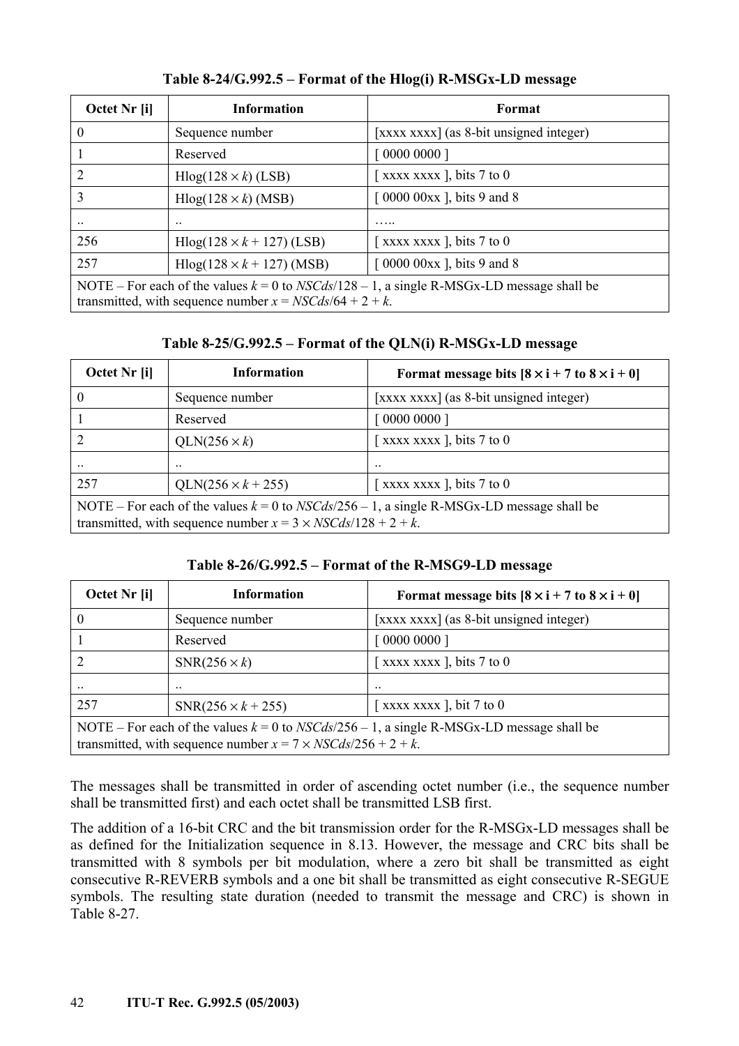**Table 8-24/G.992.5 – Format of the Hlog(i) R-MSGx-LD message**

| Octet Nr [i] | Information | Format |
|---|---|---|
| 0 | Sequence number | [xxxx xxxx] (as 8-bit unsigned integer) |
| 1 | Reserved | [ 0000 0000 ] |
| 2 | Hlog($128 \times k$) (LSB) | [ xxxx xxxx ], bits 7 to 0 |
| 3 | Hlog($128 \times k$) (MSB) | [ 0000 00xx ], bits 9 and 8 |
| .. | .. | ….. |
| 256 | Hlog($128 \times k + 127$) (LSB) | [ xxxx xxxx ], bits 7 to 0 |
| 257 | Hlog($128 \times k + 127$) (MSB) | [ 0000 00xx ], bits 9 and 8 |
| NOTE – For each of the values $k = 0$ to $NSCds/128 - 1$, a single R-MSGx-LD message shall be transmitted, with sequence number $x = NSCds/64 + 2 + k$. | | |

**Table 8-25/G.992.5 – Format of the QLN(i) R-MSGx-LD message**

| Octet Nr [i] | Information | Format message bits [$8 \times i + 7$ to $8 \times i + 0$] |
|---|---|---|
| 0 | Sequence number | [xxxx xxxx] (as 8-bit unsigned integer) |
| 1 | Reserved | [ 0000 0000 ] |
| 2 | QLN($256 \times k$) | [ xxxx xxxx ], bits 7 to 0 |
| .. | .. | .. |
| 257 | QLN($256 \times k + 255$) | [ xxxx xxxx ], bits 7 to 0 |
| NOTE – For each of the values $k = 0$ to $NSCds/256 - 1$, a single R-MSGx-LD message shall be transmitted, with sequence number $x = 3 \times NSCds/128 + 2 + k$. | | |

**Table 8-26/G.992.5 – Format of the R-MSG9-LD message**

| Octet Nr [i] | Information | Format message bits [$8 \times i + 7$ to $8 \times i + 0$] |
|---|---|---|
| 0 | Sequence number | [xxxx xxxx] (as 8-bit unsigned integer) |
| 1 | Reserved | [ 0000 0000 ] |
| 2 | SNR($256 \times k$) | [ xxxx xxxx ], bits 7 to 0 |
| .. | .. | .. |
| 257 | SNR($256 \times k + 255$) | [ xxxx xxxx ], bit 7 to 0 |
| NOTE – For each of the values $k = 0$ to $NSCds/256 - 1$, a single R-MSGx-LD message shall be transmitted, with sequence number $x = 7 \times NSCds/256 + 2 + k$. | | |

The messages shall be transmitted in order of ascending octet number (i.e., the sequence number shall be transmitted first) and each octet shall be transmitted LSB first.

The addition of a 16-bit CRC and the bit transmission order for the R-MSGx-LD messages shall be as defined for the Initialization sequence in 8.13. However, the message and CRC bits shall be transmitted with 8 symbols per bit modulation, where a zero bit shall be transmitted as eight consecutive R-REVERB symbols and a one bit shall be transmitted as eight consecutive R-SEGUE symbols. The resulting state duration (needed to transmit the message and CRC) is shown in Table 8-27.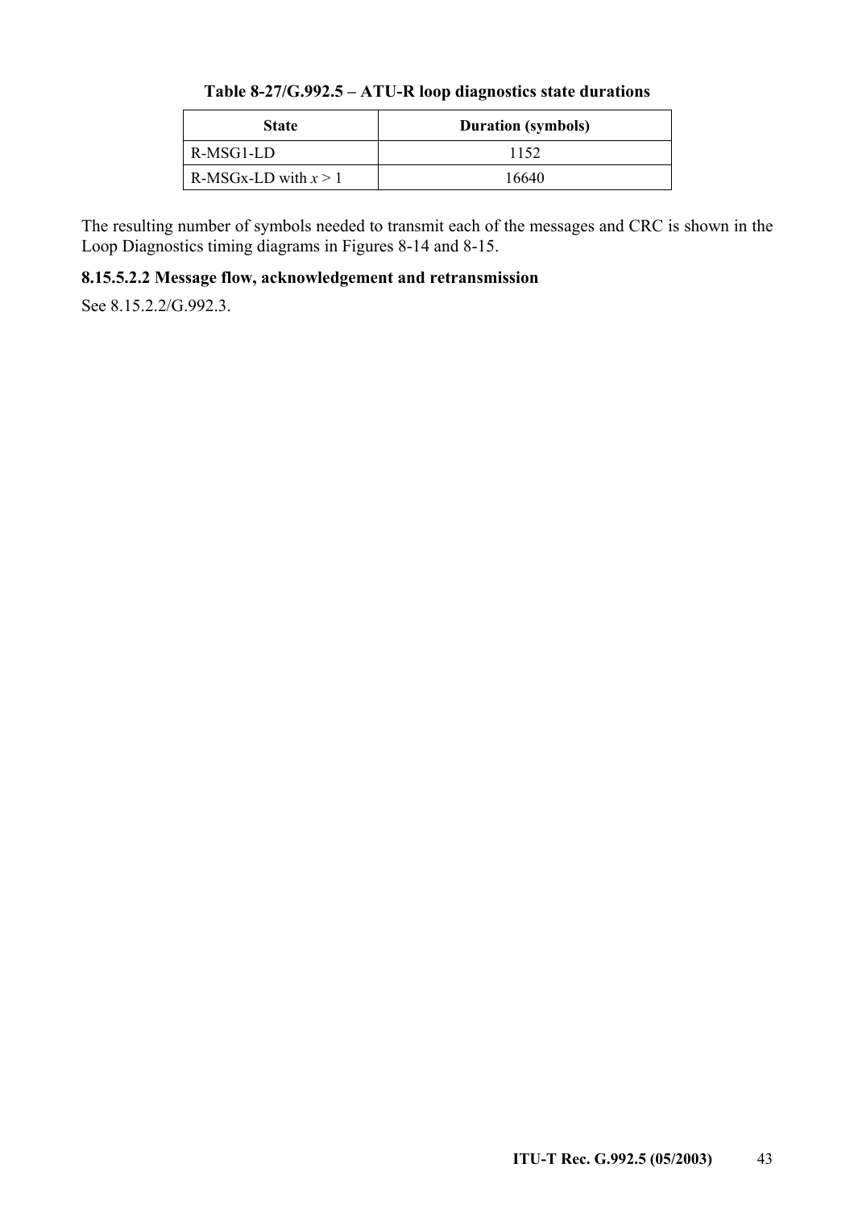**Table 8-27/G.992.5 – ATU-R loop diagnostics state durations**

| State | Duration (symbols) |
|---|---|
| R-MSG1-LD | 1152 |
| R-MSGx-LD with $x > 1$ | 16640 |

The resulting number of symbols needed to transmit each of the messages and CRC is shown in the Loop Diagnostics timing diagrams in Figures 8-14 and 8-15.

#### 8.15.5.2.2 Message flow, acknowledgement and retransmission

See 8.15.2.2/G.992.3.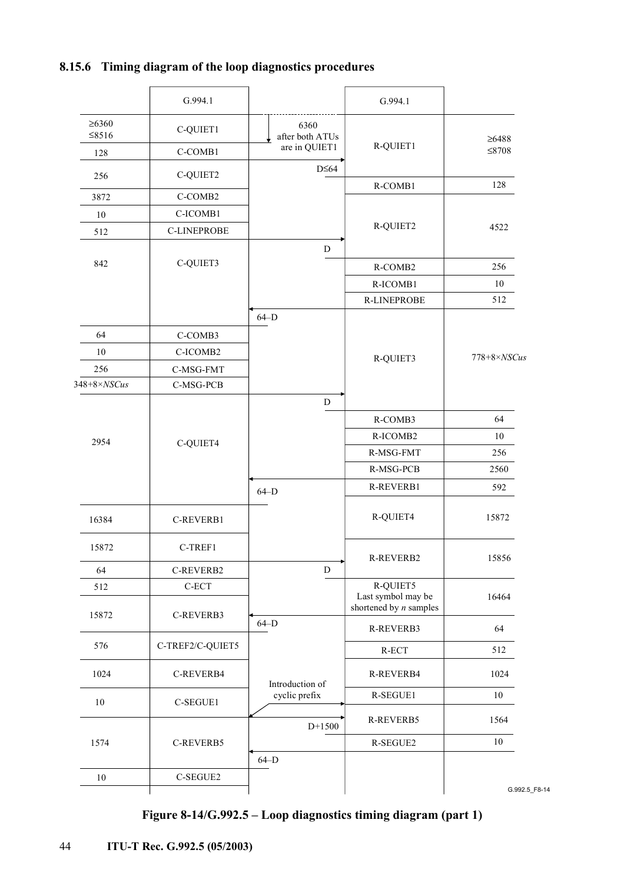### 8.15.6 Timing diagram of the loop diagnostics procedures

| Duration (ATU-C) | G.994.1 | | G.994.1 | Duration (ATU-R) |
|---|---|---|---|---|
| ≥6360 ≤8516 | C-QUIET1 | 6360 after both ATUs are in QUIET1 | R-QUIET1 | ≥6488 ≤8708 |
| 128 | C-COMB1 | D≤64 | | |
| 256 | C-QUIET2 | | R-COMB1 | 128 |
| 3872 | C-COMB2 | | R-QUIET2 | 4522 |
| 10 | C-ICOMB1 | | | |
| 512 | C-LINEPROBE | D | | |
| 842 | C-QUIET3 | | R-COMB2 | 256 |
| | | | R-ICOMB1 | 10 |
| | | | R-LINEPROBE | 512 |
| | | 64–D | R-QUIET3 | 778+8×*NSCus* |
| 64 | C-COMB3 | | | |
| 10 | C-ICOMB2 | | | |
| 256 | C-MSG-FMT | | | |
| 348+8×*NSCus* | C-MSG-PCB | D | | |
| 2954 | C-QUIET4 | | R-COMB3 | 64 |
| | | | R-ICOMB2 | 10 |
| | | | R-MSG-FMT | 256 |
| | | | R-MSG-PCB | 2560 |
| | | 64–D | R-REVERB1 | 592 |
| 16384 | C-REVERB1 | | R-QUIET4 | 15872 |
| 15872 | C-TREF1 | | R-REVERB2 | 15856 |
| 64 | C-REVERB2 | D | | |
| 512 | C-ECT | | R-QUIET5 Last symbol may be shortened by *n* samples | 16464 |
| 15872 | C-REVERB3 | 64–D | R-REVERB3 | 64 |
| 576 | C-TREF2/C-QUIET5 | | R-ECT | 512 |
| 1024 | C-REVERB4 | Introduction of cyclic prefix | R-REVERB4 | 1024 |
| 10 | C-SEGUE1 | | R-SEGUE1 | 10 |
| 1574 | C-REVERB5 | D+1500 | R-REVERB5 | 1564 |
| | | | R-SEGUE2 | 10 |
| | | 64–D | | |
| 10 | C-SEGUE2 | | | |

G.992.5_F8-14

**Figure 8-14/G.992.5 – Loop diagnostics timing diagram (part 1)**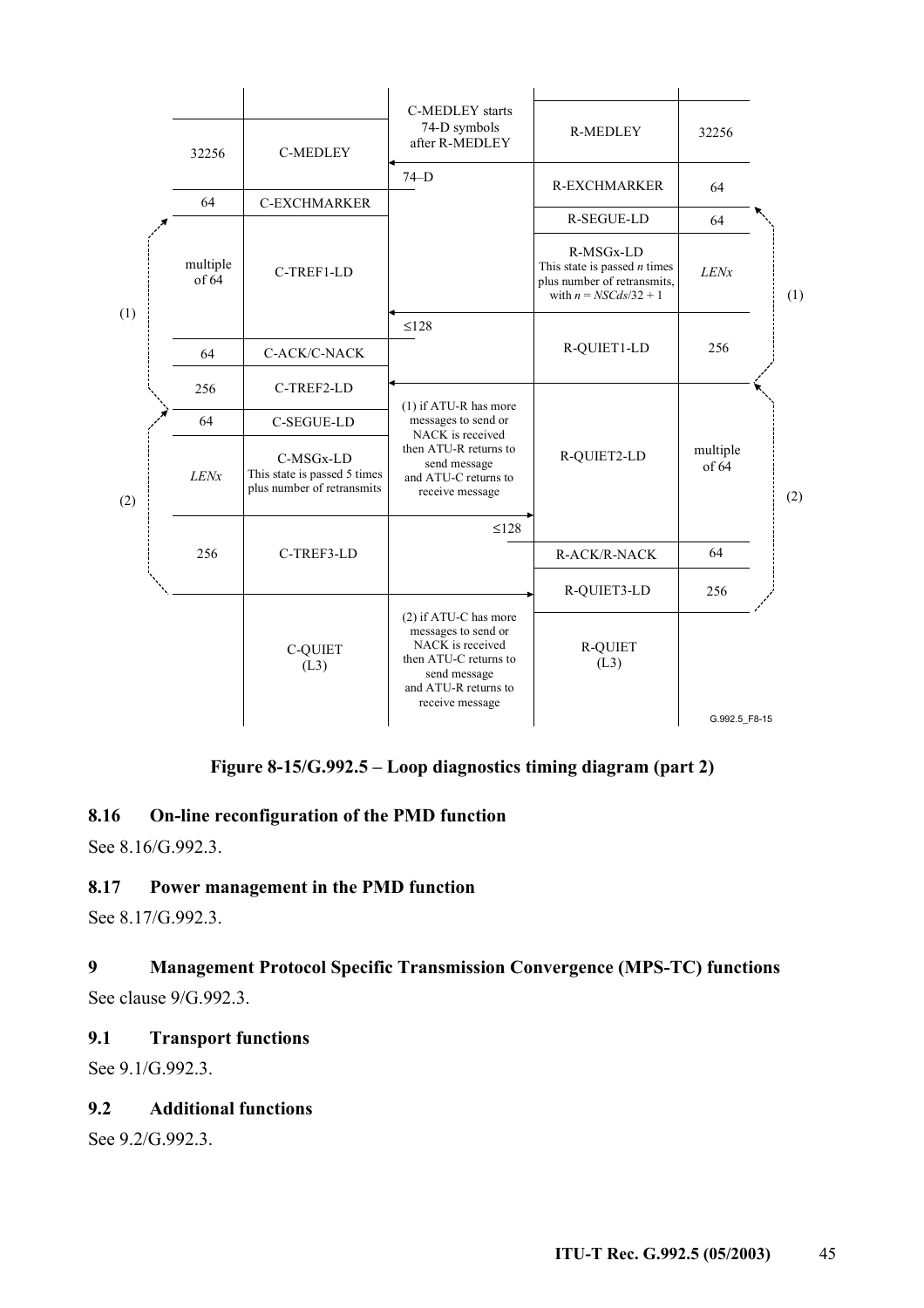| | | | | |
|---|---|---|---|---|
| 32256 | C-MEDLEY | C-MEDLEY starts 74-D symbols after R-MEDLEY | R-MEDLEY | 32256 |
| | | 74–D | R-EXCHMARKER | 64 |
| 64 | C-EXCHMARKER | | R-SEGUE-LD | 64 |
| multiple of 64 | C-TREF1-LD | | R-MSGx-LD This state is passed *n* times plus number of retransmits, with $n = NSCds/32 + 1$ | *LENx* |
| | | ≤128 | R-QUIET1-LD | 256 |
| 64 | C-ACK/C-NACK | | | |
| 256 | C-TREF2-LD | (1) if ATU-R has more messages to send or NACK is received then ATU-R returns to send message and ATU-C returns to receive message | R-QUIET2-LD | multiple of 64 |
| 64 | C-SEGUE-LD | | | |
| *LENx* | C-MSGx-LD This state is passed 5 times plus number of retransmits | | | |
| 256 | C-TREF3-LD | ≤128 | R-ACK/R-NACK | 64 |
| | | | R-QUIET3-LD | 256 |
| | C-QUIET (L3) | (2) if ATU-C has more messages to send or NACK is received then ATU-C returns to send message and ATU-R returns to receive message | R-QUIET (L3) | |

G.992.5_F8-15

**Figure 8-15/G.992.5 – Loop diagnostics timing diagram (part 2)**

## 8.16 On-line reconfiguration of the PMD function

See 8.16/G.992.3.

## 8.17 Power management in the PMD function

See 8.17/G.992.3.

# 9 Management Protocol Specific Transmission Convergence (MPS-TC) functions

See clause 9/G.992.3.

## 9.1 Transport functions

See 9.1/G.992.3.

## 9.2 Additional functions

See 9.2/G.992.3.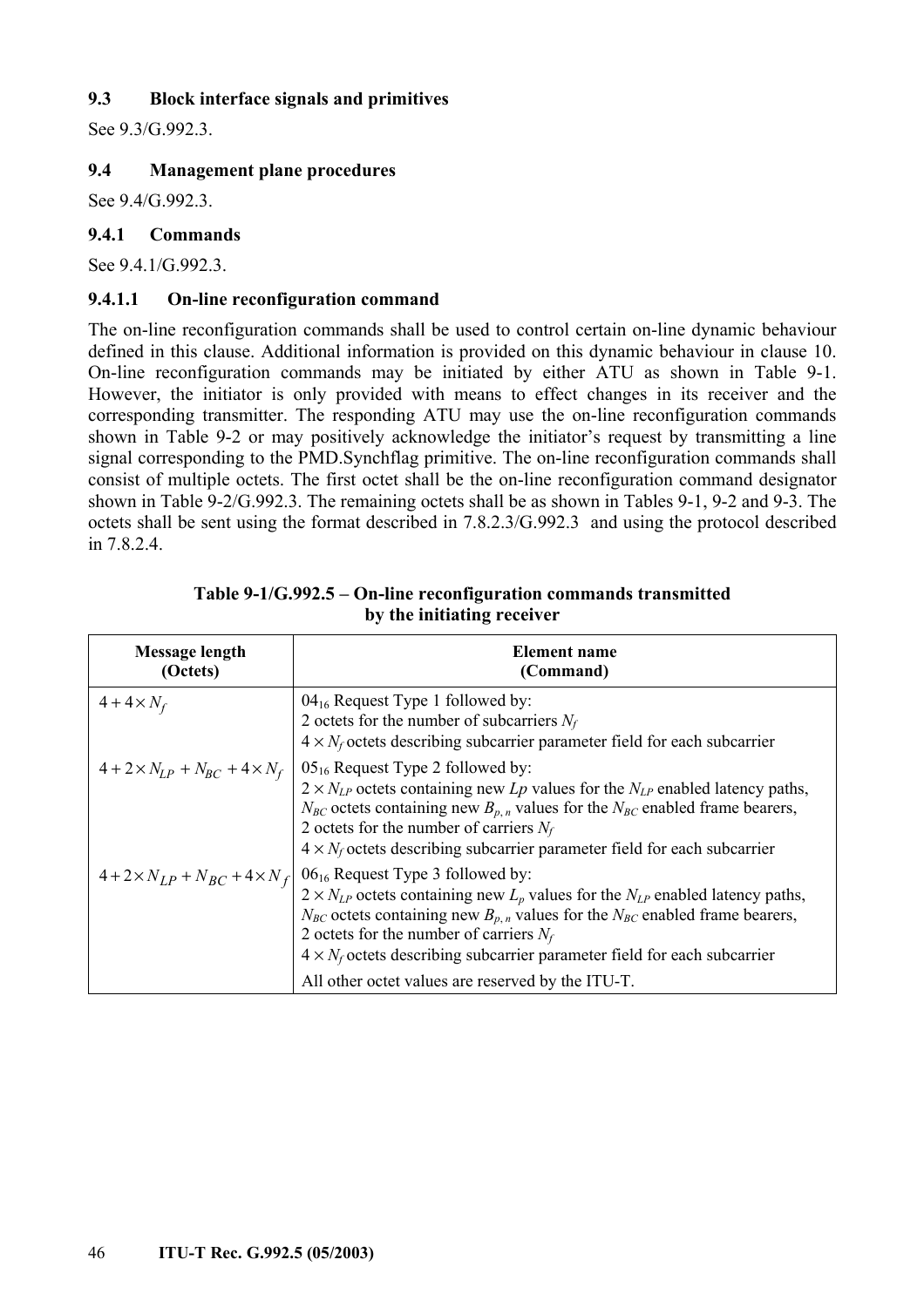### 9.3 Block interface signals and primitives

See 9.3/G.992.3.

### 9.4 Management plane procedures

See 9.4/G.992.3.

#### 9.4.1 Commands

See 9.4.1/G.992.3.

##### 9.4.1.1 On-line reconfiguration command

The on-line reconfiguration commands shall be used to control certain on-line dynamic behaviour defined in this clause. Additional information is provided on this dynamic behaviour in clause 10. On-line reconfiguration commands may be initiated by either ATU as shown in Table 9-1. However, the initiator is only provided with means to effect changes in its receiver and the corresponding transmitter. The responding ATU may use the on-line reconfiguration commands shown in Table 9-2 or may positively acknowledge the initiator's request by transmitting a line signal corresponding to the PMD.Synchflag primitive. The on-line reconfiguration commands shall consist of multiple octets. The first octet shall be the on-line reconfiguration command designator shown in Table 9-2/G.992.3. The remaining octets shall be as shown in Tables 9-1, 9-2 and 9-3. The octets shall be sent using the format described in 7.8.2.3/G.992.3 and using the protocol described in 7.8.2.4.

**Table 9-1/G.992.5 – On-line reconfiguration commands transmitted by the initiating receiver**

| Message length (Octets) | Element name (Command) |
|---|---|
| $4 + 4 \times N_f$ | $04_{16}$ Request Type 1 followed by:<br>2 octets for the number of subcarriers $N_f$<br>$4 \times N_f$ octets describing subcarrier parameter field for each subcarrier |
| $4 + 2 \times N_{LP} + N_{BC} + 4 \times N_f$ | $05_{16}$ Request Type 2 followed by:<br>$2 \times N_{LP}$ octets containing new $Lp$ values for the $N_{LP}$ enabled latency paths,<br>$N_{BC}$ octets containing new $B_{p,n}$ values for the $N_{BC}$ enabled frame bearers,<br>2 octets for the number of carriers $N_f$<br>$4 \times N_f$ octets describing subcarrier parameter field for each subcarrier |
| $4 + 2 \times N_{LP} + N_{BC} + 4 \times N_f$ | $06_{16}$ Request Type 3 followed by:<br>$2 \times N_{LP}$ octets containing new $L_p$ values for the $N_{LP}$ enabled latency paths,<br>$N_{BC}$ octets containing new $B_{p,n}$ values for the $N_{BC}$ enabled frame bearers,<br>2 octets for the number of carriers $N_f$<br>$4 \times N_f$ octets describing subcarrier parameter field for each subcarrier |
| | All other octet values are reserved by the ITU-T. |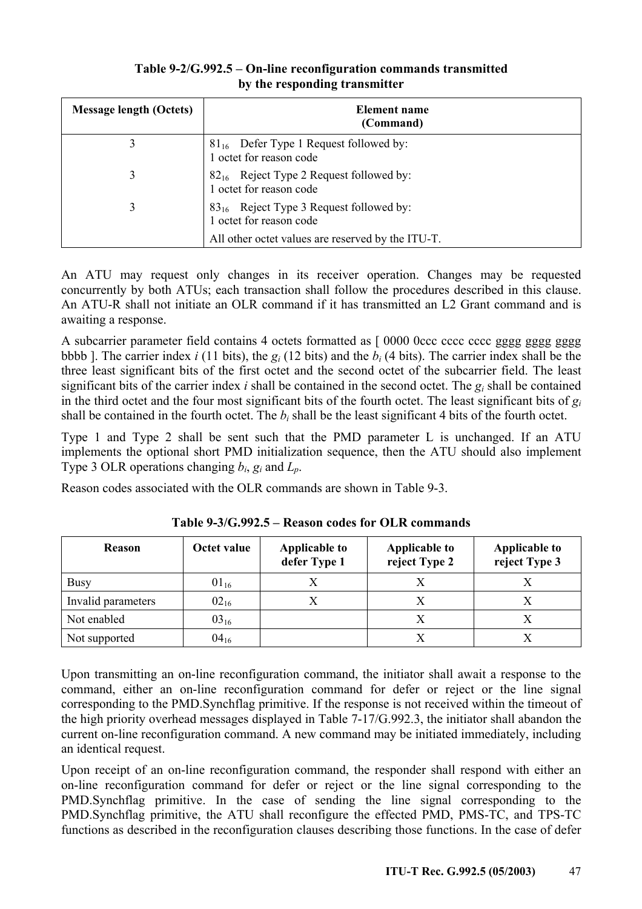**Table 9-2/G.992.5 – On-line reconfiguration commands transmitted by the responding transmitter**

| Message length (Octets) | Element name (Command) |
|---|---|
| 3 | $81_{16}$ Defer Type 1 Request followed by: 1 octet for reason code |
| 3 | $82_{16}$ Reject Type 2 Request followed by: 1 octet for reason code |
| 3 | $83_{16}$ Reject Type 3 Request followed by: 1 octet for reason code |
| | All other octet values are reserved by the ITU-T. |

An ATU may request only changes in its receiver operation. Changes may be requested concurrently by both ATUs; each transaction shall follow the procedures described in this clause. An ATU-R shall not initiate an OLR command if it has transmitted an L2 Grant command and is awaiting a response.

A subcarrier parameter field contains 4 octets formatted as [ 0000 0ccc cccc cccc gggg gggg gggg bbbb ]. The carrier index $i$ (11 bits), the $g_i$ (12 bits) and the $b_i$ (4 bits). The carrier index shall be the three least significant bits of the first octet and the second octet of the subcarrier field. The least significant bits of the carrier index $i$ shall be contained in the second octet. The $g_i$ shall be contained in the third octet and the four most significant bits of the fourth octet. The least significant bits of $g_i$ shall be contained in the fourth octet. The $b_i$ shall be the least significant 4 bits of the fourth octet.

Type 1 and Type 2 shall be sent such that the PMD parameter L is unchanged. If an ATU implements the optional short PMD initialization sequence, then the ATU should also implement Type 3 OLR operations changing $b_i$, $g_i$ and $L_p$.

Reason codes associated with the OLR commands are shown in Table 9-3.

**Table 9-3/G.992.5 – Reason codes for OLR commands**

| Reason | Octet value | Applicable to defer Type 1 | Applicable to reject Type 2 | Applicable to reject Type 3 |
|---|---|---|---|---|
| Busy | $01_{16}$ | X | X | X |
| Invalid parameters | $02_{16}$ | X | X | X |
| Not enabled | $03_{16}$ | | X | X |
| Not supported | $04_{16}$ | | X | X |

Upon transmitting an on-line reconfiguration command, the initiator shall await a response to the command, either an on-line reconfiguration command for defer or reject or the line signal corresponding to the PMD.Synchflag primitive. If the response is not received within the timeout of the high priority overhead messages displayed in Table 7-17/G.992.3, the initiator shall abandon the current on-line reconfiguration command. A new command may be initiated immediately, including an identical request.

Upon receipt of an on-line reconfiguration command, the responder shall respond with either an on-line reconfiguration command for defer or reject or the line signal corresponding to the PMD.Synchflag primitive. In the case of sending the line signal corresponding to the PMD.Synchflag primitive, the ATU shall reconfigure the effected PMD, PMS-TC, and TPS-TC functions as described in the reconfiguration clauses describing those functions. In the case of defer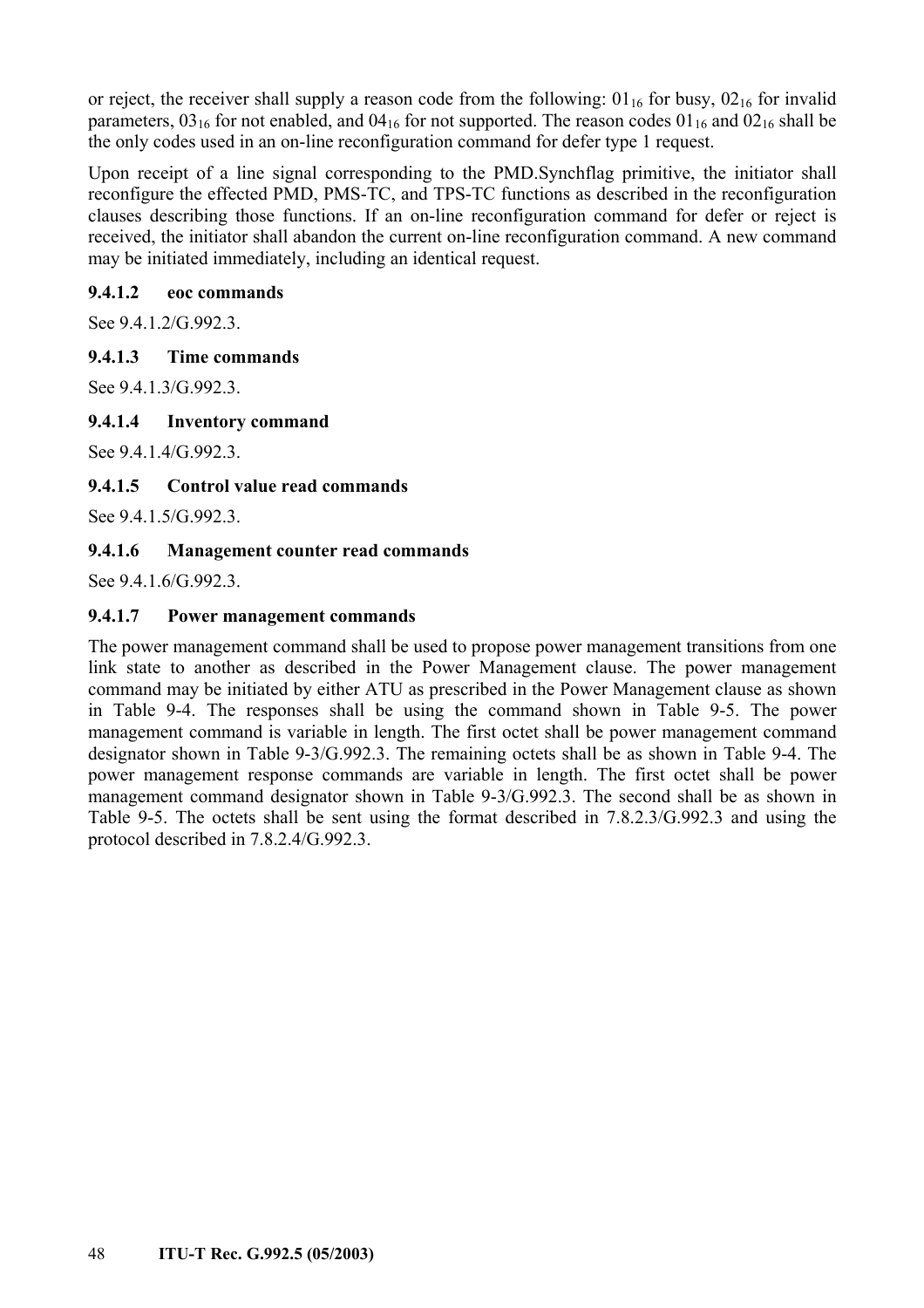or reject, the receiver shall supply a reason code from the following: $01_{16}$ for busy, $02_{16}$ for invalid parameters, $03_{16}$ for not enabled, and $04_{16}$ for not supported. The reason codes $01_{16}$ and $02_{16}$ shall be the only codes used in an on-line reconfiguration command for defer type 1 request.

Upon receipt of a line signal corresponding to the PMD.Synchflag primitive, the initiator shall reconfigure the effected PMD, PMS-TC, and TPS-TC functions as described in the reconfiguration clauses describing those functions. If an on-line reconfiguration command for defer or reject is received, the initiator shall abandon the current on-line reconfiguration command. A new command may be initiated immediately, including an identical request.

#### 9.4.1.2 eoc commands

See 9.4.1.2/G.992.3.

#### 9.4.1.3 Time commands

See 9.4.1.3/G.992.3.

#### 9.4.1.4 Inventory command

See 9.4.1.4/G.992.3.

#### 9.4.1.5 Control value read commands

See 9.4.1.5/G.992.3.

#### 9.4.1.6 Management counter read commands

See 9.4.1.6/G.992.3.

#### 9.4.1.7 Power management commands

The power management command shall be used to propose power management transitions from one link state to another as described in the Power Management clause. The power management command may be initiated by either ATU as prescribed in the Power Management clause as shown in Table 9-4. The responses shall be using the command shown in Table 9-5. The power management command is variable in length. The first octet shall be power management command designator shown in Table 9-3/G.992.3. The remaining octets shall be as shown in Table 9-4. The power management response commands are variable in length. The first octet shall be power management command designator shown in Table 9-3/G.992.3. The second shall be as shown in Table 9-5. The octets shall be sent using the format described in 7.8.2.3/G.992.3 and using the protocol described in 7.8.2.4/G.992.3.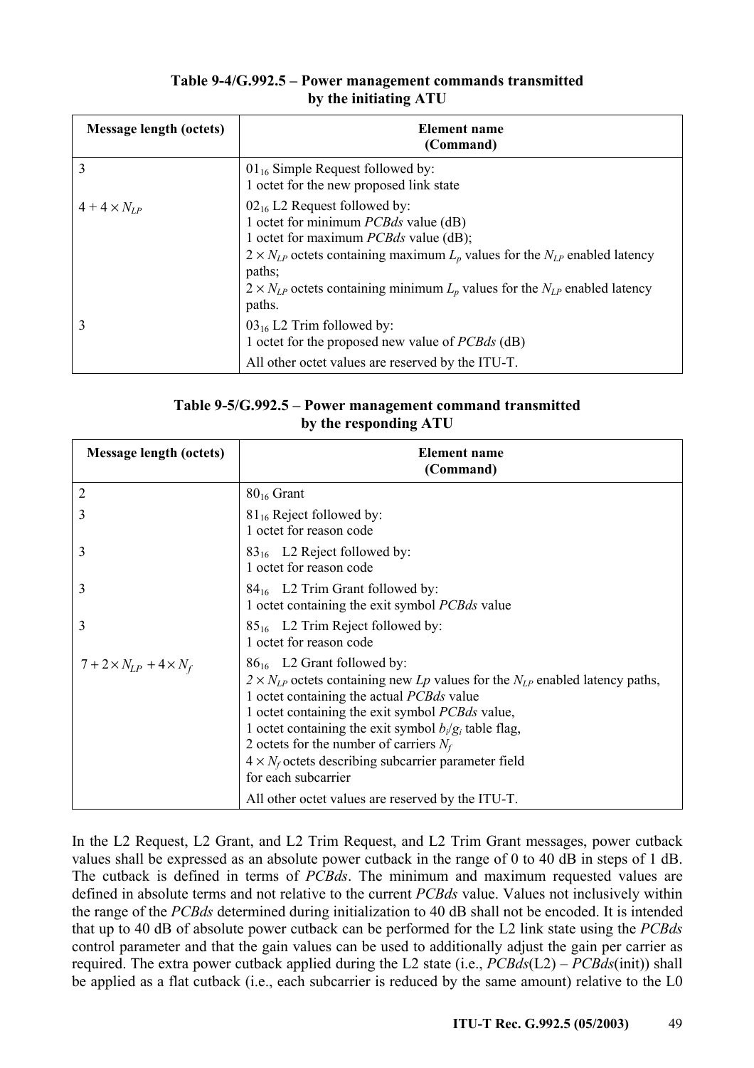**Table 9-4/G.992.5 – Power management commands transmitted by the initiating ATU**

| Message length (octets) | Element name (Command) |
|---|---|
| 3 | $01_{16}$ Simple Request followed by:<br>1 octet for the new proposed link state |
| $4 + 4 \times N_{LP}$ | $02_{16}$ L2 Request followed by:<br>1 octet for minimum *PCBds* value (dB)<br>1 octet for maximum *PCBds* value (dB);<br>$2 \times N_{LP}$ octets containing maximum $L_p$ values for the $N_{LP}$ enabled latency paths;<br>$2 \times N_{LP}$ octets containing minimum $L_p$ values for the $N_{LP}$ enabled latency paths. |
| 3 | $03_{16}$ L2 Trim followed by:<br>1 octet for the proposed new value of *PCBds* (dB) |
| | All other octet values are reserved by the ITU-T. |

**Table 9-5/G.992.5 – Power management command transmitted by the responding ATU**

| Message length (octets) | Element name (Command) |
|---|---|
| 2 | $80_{16}$ Grant |
| 3 | $81_{16}$ Reject followed by:<br>1 octet for reason code |
| 3 | $83_{16}$ L2 Reject followed by:<br>1 octet for reason code |
| 3 | $84_{16}$ L2 Trim Grant followed by:<br>1 octet containing the exit symbol *PCBds* value |
| 3 | $85_{16}$ L2 Trim Reject followed by:<br>1 octet for reason code |
| $7 + 2 \times N_{LP} + 4 \times N_f$ | $86_{16}$ L2 Grant followed by:<br>$2 \times N_{LP}$ octets containing new $Lp$ values for the $N_{LP}$ enabled latency paths,<br>1 octet containing the actual *PCBds* value<br>1 octet containing the exit symbol *PCBds* value,<br>1 octet containing the exit symbol $b_i/g_i$ table flag,<br>2 octets for the number of carriers $N_f$<br>$4 \times N_f$ octets describing subcarrier parameter field for each subcarrier |
| | All other octet values are reserved by the ITU-T. |

In the L2 Request, L2 Grant, and L2 Trim Request, and L2 Trim Grant messages, power cutback values shall be expressed as an absolute power cutback in the range of 0 to 40 dB in steps of 1 dB. The cutback is defined in terms of *PCBds*. The minimum and maximum requested values are defined in absolute terms and not relative to the current *PCBds* value. Values not inclusively within the range of the *PCBds* determined during initialization to 40 dB shall not be encoded. It is intended that up to 40 dB of absolute power cutback can be performed for the L2 link state using the *PCBds* control parameter and that the gain values can be used to additionally adjust the gain per carrier as required. The extra power cutback applied during the L2 state (i.e., *PCBds*(L2) – *PCBds*(init)) shall be applied as a flat cutback (i.e., each subcarrier is reduced by the same amount) relative to the L0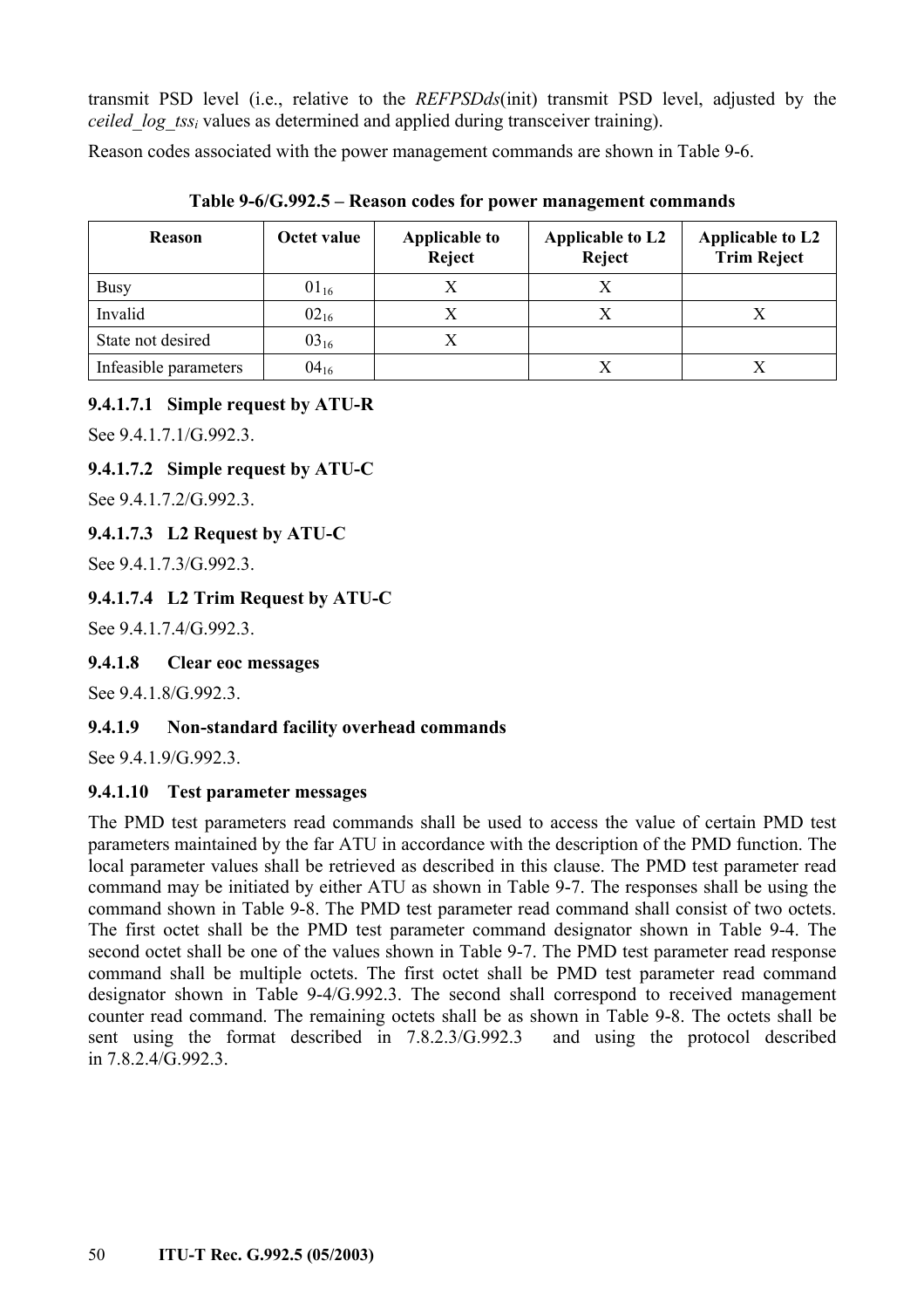transmit PSD level (i.e., relative to the *REFPSDds*(init) transmit PSD level, adjusted by the $ceiled\_log\_tss_i$ values as determined and applied during transceiver training).

Reason codes associated with the power management commands are shown in Table 9-6.

**Table 9-6/G.992.5 – Reason codes for power management commands**

| Reason | Octet value | Applicable to Reject | Applicable to L2 Reject | Applicable to L2 Trim Reject |
|---|---|---|---|---|
| Busy | $01_{16}$ | X | X | |
| Invalid | $02_{16}$ | X | X | X |
| State not desired | $03_{16}$ | X | | |
| Infeasible parameters | $04_{16}$ | | X | X |

#### 9.4.1.7.1 Simple request by ATU-R

See 9.4.1.7.1/G.992.3.

#### 9.4.1.7.2 Simple request by ATU-C

See 9.4.1.7.2/G.992.3.

#### 9.4.1.7.3 L2 Request by ATU-C

See 9.4.1.7.3/G.992.3.

#### 9.4.1.7.4 L2 Trim Request by ATU-C

See 9.4.1.7.4/G.992.3.

### 9.4.1.8 Clear eoc messages

See 9.4.1.8/G.992.3.

### 9.4.1.9 Non-standard facility overhead commands

See 9.4.1.9/G.992.3.

### 9.4.1.10 Test parameter messages

The PMD test parameters read commands shall be used to access the value of certain PMD test parameters maintained by the far ATU in accordance with the description of the PMD function. The local parameter values shall be retrieved as described in this clause. The PMD test parameter read command may be initiated by either ATU as shown in Table 9-7. The responses shall be using the command shown in Table 9-8. The PMD test parameter read command shall consist of two octets. The first octet shall be the PMD test parameter command designator shown in Table 9-4. The second octet shall be one of the values shown in Table 9-7. The PMD test parameter read response command shall be multiple octets. The first octet shall be PMD test parameter read command designator shown in Table 9-4/G.992.3. The second shall correspond to received management counter read command. The remaining octets shall be as shown in Table 9-8. The octets shall be sent using the format described in 7.8.2.3/G.992.3 and using the protocol described in 7.8.2.4/G.992.3.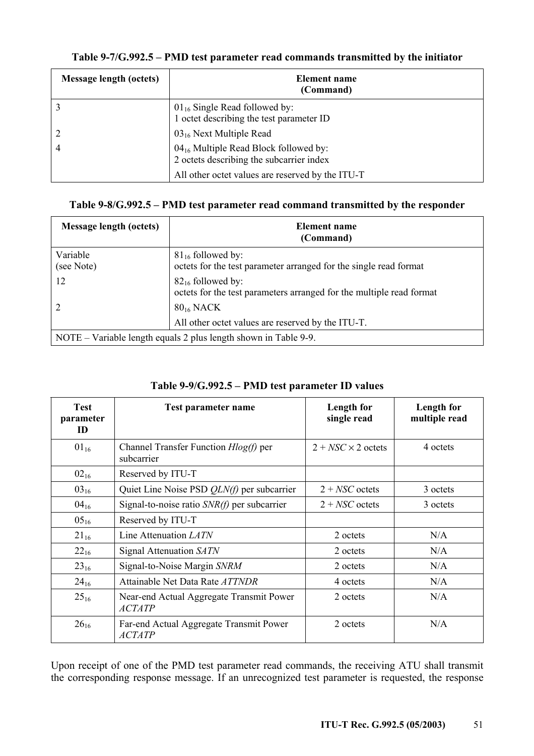**Table 9-7/G.992.5 – PMD test parameter read commands transmitted by the initiator**

| Message length (octets) | Element name (Command) |
|---|---|
| 3 | $01_{16}$ Single Read followed by: 1 octet describing the test parameter ID |
| 2 | $03_{16}$ Next Multiple Read |
| 4 | $04_{16}$ Multiple Read Block followed by: 2 octets describing the subcarrier index |
| | All other octet values are reserved by the ITU-T |

**Table 9-8/G.992.5 – PMD test parameter read command transmitted by the responder**

| Message length (octets) | Element name (Command) |
|---|---|
| Variable (see Note) | $81_{16}$ followed by: octets for the test parameter arranged for the single read format |
| 12 | $82_{16}$ followed by: octets for the test parameters arranged for the multiple read format |
| 2 | $80_{16}$ NACK |
| | All other octet values are reserved by the ITU-T. |
| NOTE – Variable length equals 2 plus length shown in Table 9-9. | |

**Table 9-9/G.992.5 – PMD test parameter ID values**

| Test parameter ID | Test parameter name | Length for single read | Length for multiple read |
|---|---|---|---|
| $01_{16}$ | Channel Transfer Function *Hlog(f)* per subcarrier | $2 + NSC \times 2$ octets | 4 octets |
| $02_{16}$ | Reserved by ITU-T | | |
| $03_{16}$ | Quiet Line Noise PSD *QLN(f)* per subcarrier | $2 + NSC$ octets | 3 octets |
| $04_{16}$ | Signal-to-noise ratio *SNR(f)* per subcarrier | $2 + NSC$ octets | 3 octets |
| $05_{16}$ | Reserved by ITU-T | | |
| $21_{16}$ | Line Attenuation *LATN* | 2 octets | N/A |
| $22_{16}$ | Signal Attenuation *SATN* | 2 octets | N/A |
| $23_{16}$ | Signal-to-Noise Margin *SNRM* | 2 octets | N/A |
| $24_{16}$ | Attainable Net Data Rate *ATTNDR* | 4 octets | N/A |
| $25_{16}$ | Near-end Actual Aggregate Transmit Power *ACTATP* | 2 octets | N/A |
| $26_{16}$ | Far-end Actual Aggregate Transmit Power *ACTATP* | 2 octets | N/A |

Upon receipt of one of the PMD test parameter read commands, the receiving ATU shall transmit the corresponding response message. If an unrecognized test parameter is requested, the response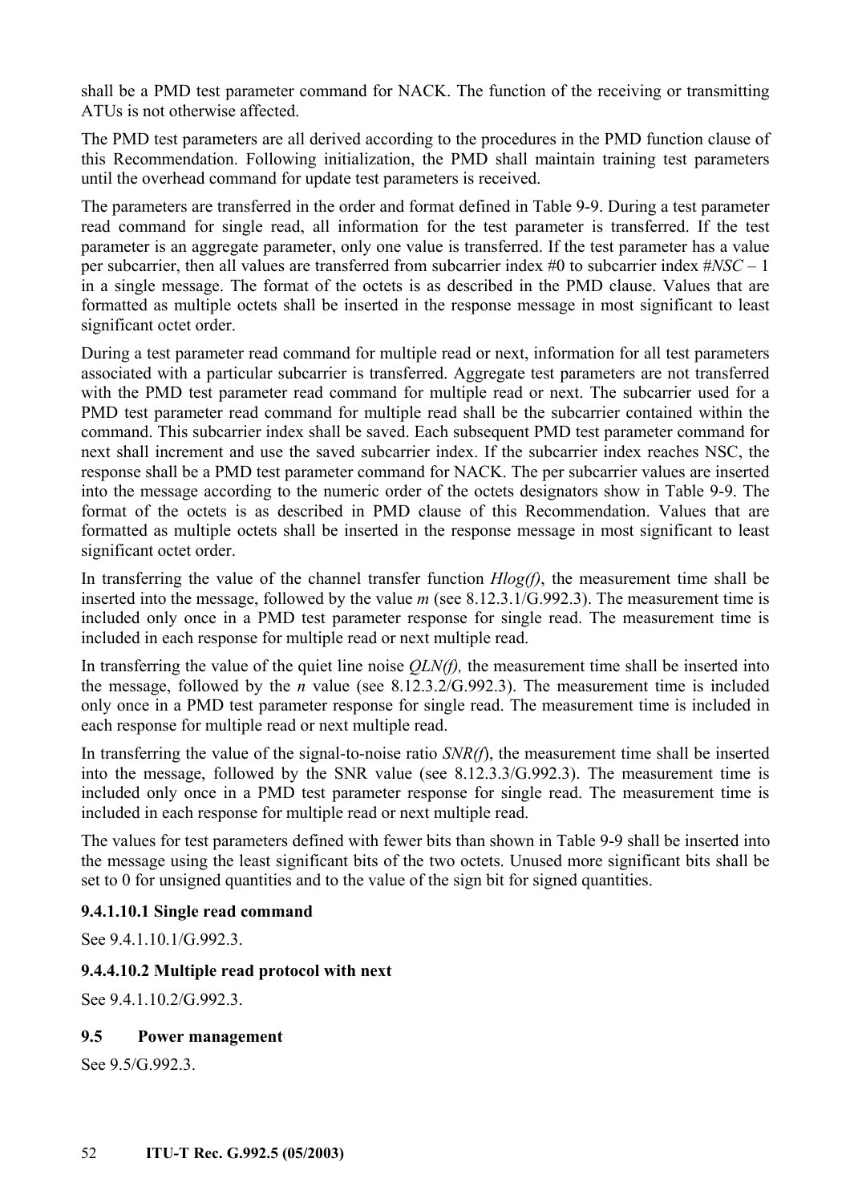shall be a PMD test parameter command for NACK. The function of the receiving or transmitting ATUs is not otherwise affected.

The PMD test parameters are all derived according to the procedures in the PMD function clause of this Recommendation. Following initialization, the PMD shall maintain training test parameters until the overhead command for update test parameters is received.

The parameters are transferred in the order and format defined in Table 9-9. During a test parameter read command for single read, all information for the test parameter is transferred. If the test parameter is an aggregate parameter, only one value is transferred. If the test parameter has a value per subcarrier, then all values are transferred from subcarrier index #0 to subcarrier index #*NSC* – 1 in a single message. The format of the octets is as described in the PMD clause. Values that are formatted as multiple octets shall be inserted in the response message in most significant to least significant octet order.

During a test parameter read command for multiple read or next, information for all test parameters associated with a particular subcarrier is transferred. Aggregate test parameters are not transferred with the PMD test parameter read command for multiple read or next. The subcarrier used for a PMD test parameter read command for multiple read shall be the subcarrier contained within the command. This subcarrier index shall be saved. Each subsequent PMD test parameter command for next shall increment and use the saved subcarrier index. If the subcarrier index reaches NSC, the response shall be a PMD test parameter command for NACK. The per subcarrier values are inserted into the message according to the numeric order of the octets designators show in Table 9-9. The format of the octets is as described in PMD clause of this Recommendation. Values that are formatted as multiple octets shall be inserted in the response message in most significant to least significant octet order.

In transferring the value of the channel transfer function *Hlog(f)*, the measurement time shall be inserted into the message, followed by the value *m* (see 8.12.3.1/G.992.3). The measurement time is included only once in a PMD test parameter response for single read. The measurement time is included in each response for multiple read or next multiple read.

In transferring the value of the quiet line noise *QLN(f),* the measurement time shall be inserted into the message, followed by the *n* value (see 8.12.3.2/G.992.3). The measurement time is included only once in a PMD test parameter response for single read. The measurement time is included in each response for multiple read or next multiple read.

In transferring the value of the signal-to-noise ratio *SNR(f)*, the measurement time shall be inserted into the message, followed by the SNR value (see 8.12.3.3/G.992.3). The measurement time is included only once in a PMD test parameter response for single read. The measurement time is included in each response for multiple read or next multiple read.

The values for test parameters defined with fewer bits than shown in Table 9-9 shall be inserted into the message using the least significant bits of the two octets. Unused more significant bits shall be set to 0 for unsigned quantities and to the value of the sign bit for signed quantities.

#### 9.4.1.10.1 Single read command

See 9.4.1.10.1/G.992.3.

#### 9.4.4.10.2 Multiple read protocol with next

See 9.4.1.10.2/G.992.3.

### 9.5 Power management

See 9.5/G.992.3.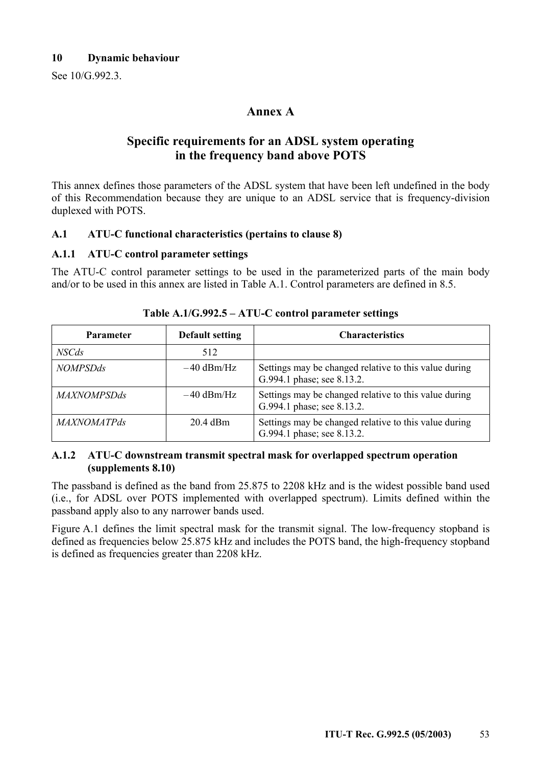## 10 Dynamic behaviour

See 10/G.992.3.

# Annex A

# Specific requirements for an ADSL system operating in the frequency band above POTS

This annex defines those parameters of the ADSL system that have been left undefined in the body of this Recommendation because they are unique to an ADSL service that is frequency-division duplexed with POTS.

### A.1 ATU-C functional characteristics (pertains to clause 8)

### A.1.1 ATU-C control parameter settings

The ATU-C control parameter settings to be used in the parameterized parts of the main body and/or to be used in this annex are listed in Table A.1. Control parameters are defined in 8.5.

**Table A.1/G.992.5 – ATU-C control parameter settings**

| Parameter | Default setting | Characteristics |
|---|---|---|
| *NSCds* | 512 | |
| *NOMPSDds* | –40 dBm/Hz | Settings may be changed relative to this value during G.994.1 phase; see 8.13.2. |
| *MAXNOMPSDds* | –40 dBm/Hz | Settings may be changed relative to this value during G.994.1 phase; see 8.13.2. |
| *MAXNOMATPds* | 20.4 dBm | Settings may be changed relative to this value during G.994.1 phase; see 8.13.2. |

### A.1.2 ATU-C downstream transmit spectral mask for overlapped spectrum operation (supplements 8.10)

The passband is defined as the band from 25.875 to 2208 kHz and is the widest possible band used (i.e., for ADSL over POTS implemented with overlapped spectrum). Limits defined within the passband apply also to any narrower bands used.

Figure A.1 defines the limit spectral mask for the transmit signal. The low-frequency stopband is defined as frequencies below 25.875 kHz and includes the POTS band, the high-frequency stopband is defined as frequencies greater than 2208 kHz.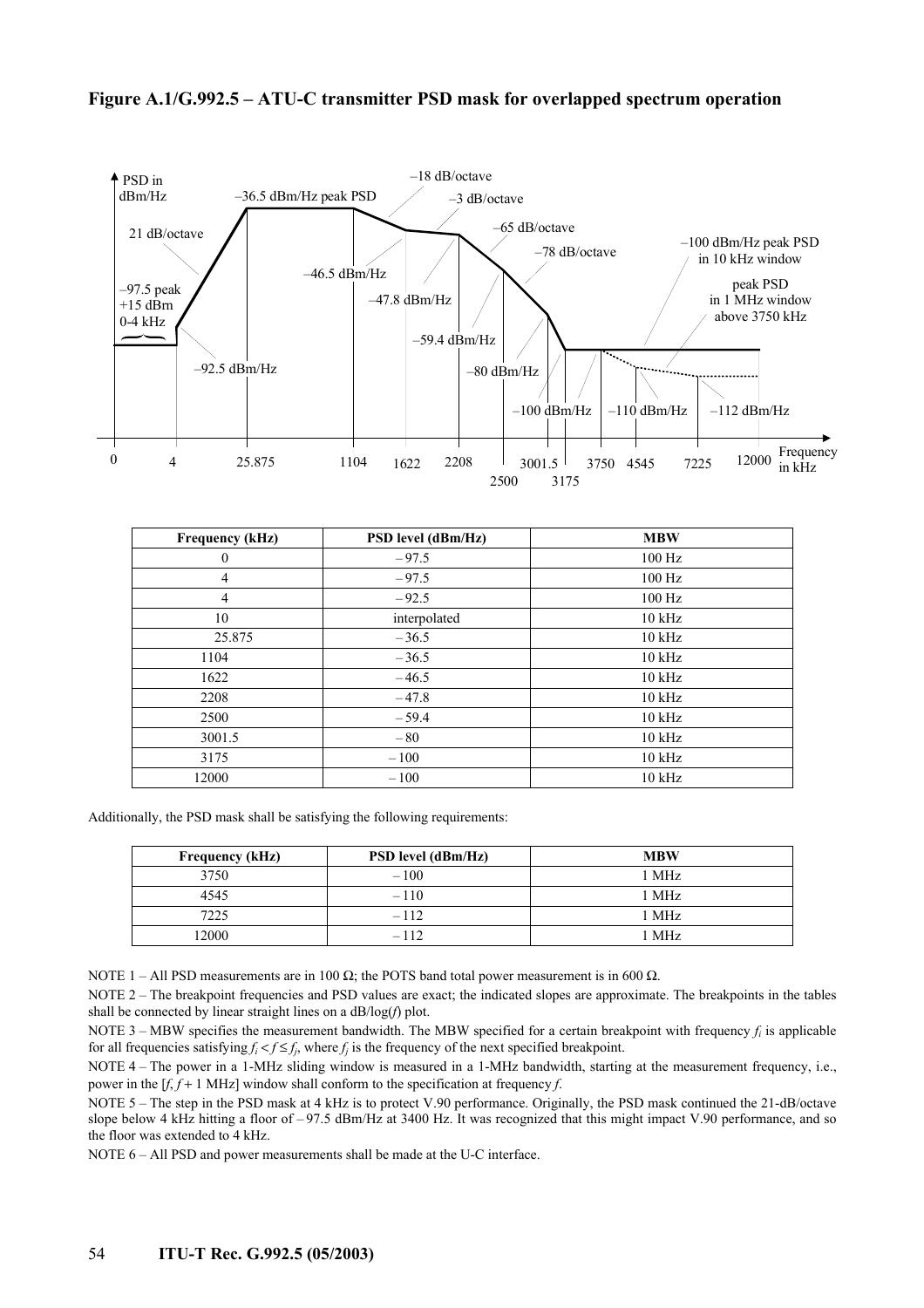**Figure A.1/G.992.5 – ATU-C transmitter PSD mask for overlapped spectrum operation**

| Frequency (kHz) | PSD level (dBm/Hz) | MBW |
|---|---|---|
| 0 | – 97.5 | 100 Hz |
| 4 | – 97.5 | 100 Hz |
| 4 | – 92.5 | 100 Hz |
| 10 | interpolated | 10 kHz |
| 25.875 | – 36.5 | 10 kHz |
| 1104 | – 36.5 | 10 kHz |
| 1622 | – 46.5 | 10 kHz |
| 2208 | – 47.8 | 10 kHz |
| 2500 | – 59.4 | 10 kHz |
| 3001.5 | – 80 | 10 kHz |
| 3175 | – 100 | 10 kHz |
| 12000 | – 100 | 10 kHz |

Additionally, the PSD mask shall be satisfying the following requirements:

| Frequency (kHz) | PSD level (dBm/Hz) | MBW |
|---|---|---|
| 3750 | – 100 | 1 MHz |
| 4545 | – 110 | 1 MHz |
| 7225 | – 112 | 1 MHz |
| 12000 | – 112 | 1 MHz |

NOTE 1 – All PSD measurements are in 100 Ω; the POTS band total power measurement is in 600 Ω.

NOTE 2 – The breakpoint frequencies and PSD values are exact; the indicated slopes are approximate. The breakpoints in the tables shall be connected by linear straight lines on a dB/log(*f*) plot.

NOTE 3 – MBW specifies the measurement bandwidth. The MBW specified for a certain breakpoint with frequency $f_i$ is applicable for all frequencies satisfying $f_i < f \leq f_j$, where $f_j$ is the frequency of the next specified breakpoint.

NOTE 4 – The power in a 1-MHz sliding window is measured in a 1-MHz bandwidth, starting at the measurement frequency, i.e., power in the $[f, f + 1 \text{ MHz}]$ window shall conform to the specification at frequency *f*.

NOTE 5 – The step in the PSD mask at 4 kHz is to protect V.90 performance. Originally, the PSD mask continued the 21-dB/octave slope below 4 kHz hitting a floor of – 97.5 dBm/Hz at 3400 Hz. It was recognized that this might impact V.90 performance, and so the floor was extended to 4 kHz.

NOTE 6 – All PSD and power measurements shall be made at the U-C interface.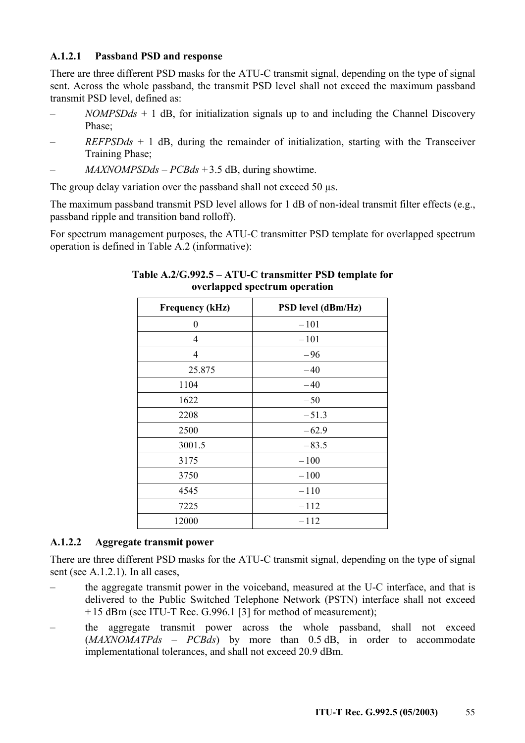#### A.1.2.1 Passband PSD and response

There are three different PSD masks for the ATU-C transmit signal, depending on the type of signal sent. Across the whole passband, the transmit PSD level shall not exceed the maximum passband transmit PSD level, defined as:

- *NOMPSDds* + 1 dB, for initialization signals up to and including the Channel Discovery Phase;
- *REFPSDds* + 1 dB, during the remainder of initialization, starting with the Transceiver Training Phase;
- *MAXNOMPSDds* – *PCBds* + 3.5 dB, during showtime.

The group delay variation over the passband shall not exceed 50 μs.

The maximum passband transmit PSD level allows for 1 dB of non-ideal transmit filter effects (e.g., passband ripple and transition band rolloff).

For spectrum management purposes, the ATU-C transmitter PSD template for overlapped spectrum operation is defined in Table A.2 (informative):

**Table A.2/G.992.5 – ATU-C transmitter PSD template for overlapped spectrum operation**

| Frequency (kHz) | PSD level (dBm/Hz) |
|---|---|
| 0 | –101 |
| 4 | –101 |
| 4 | –96 |
| 25.875 | –40 |
| 1104 | –40 |
| 1622 | –50 |
| 2208 | –51.3 |
| 2500 | –62.9 |
| 3001.5 | –83.5 |
| 3175 | –100 |
| 3750 | –100 |
| 4545 | –110 |
| 7225 | –112 |
| 12000 | –112 |

#### A.1.2.2 Aggregate transmit power

There are three different PSD masks for the ATU-C transmit signal, depending on the type of signal sent (see A.1.2.1). In all cases,

- the aggregate transmit power in the voiceband, measured at the U-C interface, and that is delivered to the Public Switched Telephone Network (PSTN) interface shall not exceed +15 dBrn (see ITU-T Rec. G.996.1 [3] for method of measurement);
- the aggregate transmit power across the whole passband, shall not exceed (*MAXNOMATPds* – *PCBds*) by more than 0.5 dB, in order to accommodate implementational tolerances, and shall not exceed 20.9 dBm.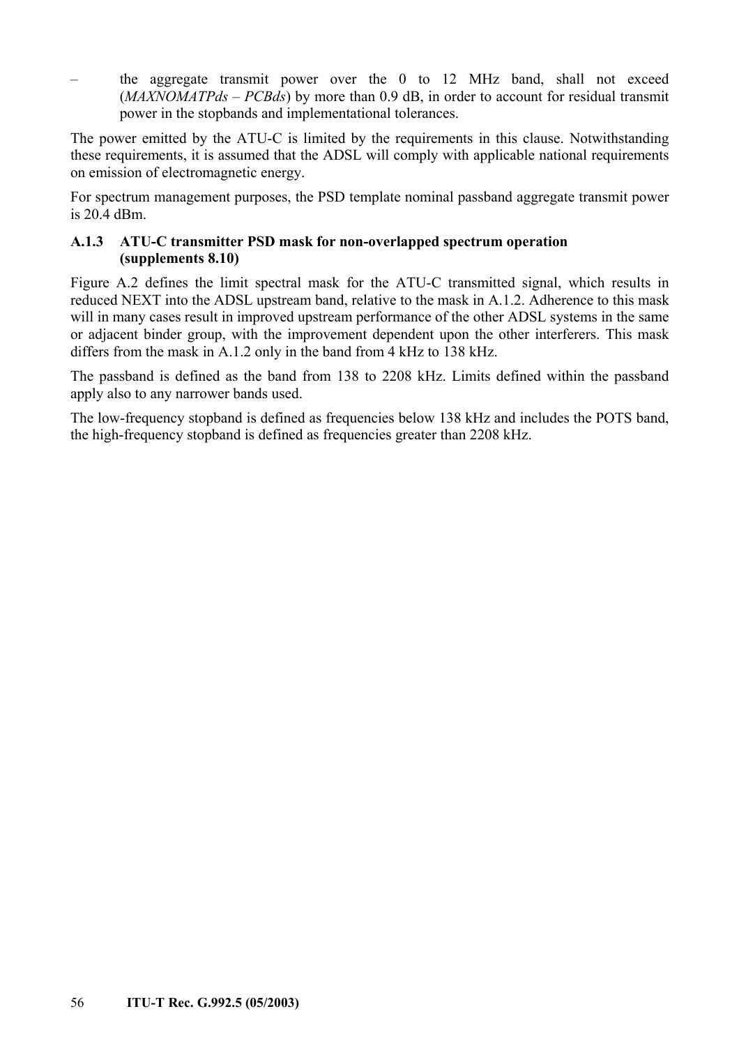– the aggregate transmit power over the 0 to 12 MHz band, shall not exceed (*MAXNOMATPds* – *PCBds*) by more than 0.9 dB, in order to account for residual transmit power in the stopbands and implementational tolerances.

The power emitted by the ATU-C is limited by the requirements in this clause. Notwithstanding these requirements, it is assumed that the ADSL will comply with applicable national requirements on emission of electromagnetic energy.

For spectrum management purposes, the PSD template nominal passband aggregate transmit power is 20.4 dBm.

### A.1.3 ATU-C transmitter PSD mask for non-overlapped spectrum operation (supplements 8.10)

Figure A.2 defines the limit spectral mask for the ATU-C transmitted signal, which results in reduced NEXT into the ADSL upstream band, relative to the mask in A.1.2. Adherence to this mask will in many cases result in improved upstream performance of the other ADSL systems in the same or adjacent binder group, with the improvement dependent upon the other interferers. This mask differs from the mask in A.1.2 only in the band from 4 kHz to 138 kHz.

The passband is defined as the band from 138 to 2208 kHz. Limits defined within the passband apply also to any narrower bands used.

The low-frequency stopband is defined as frequencies below 138 kHz and includes the POTS band, the high-frequency stopband is defined as frequencies greater than 2208 kHz.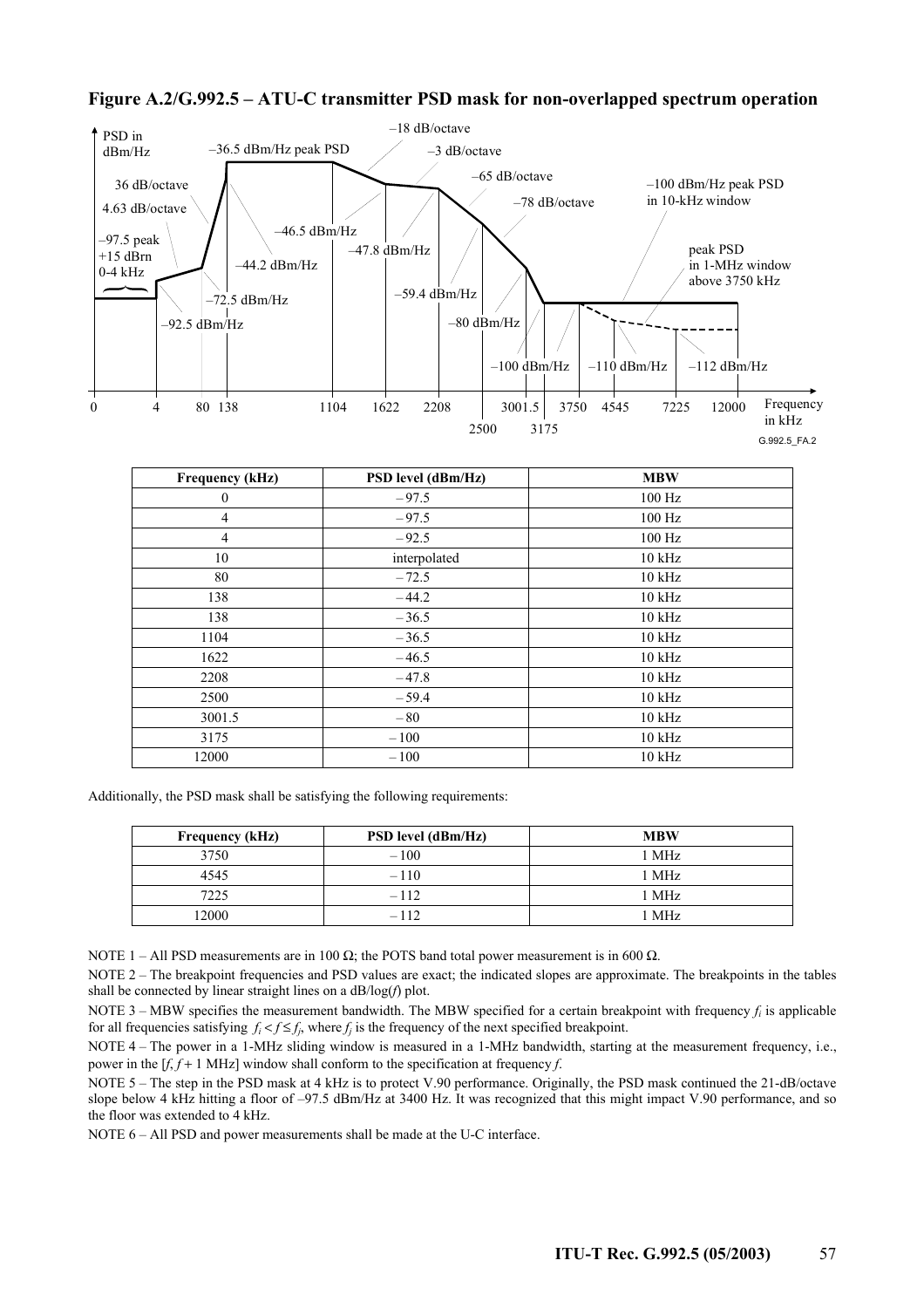**Figure A.2/G.992.5 – ATU-C transmitter PSD mask for non-overlapped spectrum operation**

| Frequency (kHz) | PSD level (dBm/Hz) | MBW |
|---|---|---|
| 0 | – 97.5 | 100 Hz |
| 4 | – 97.5 | 100 Hz |
| 4 | – 92.5 | 100 Hz |
| 10 | interpolated | 10 kHz |
| 80 | – 72.5 | 10 kHz |
| 138 | – 44.2 | 10 kHz |
| 138 | – 36.5 | 10 kHz |
| 1104 | – 36.5 | 10 kHz |
| 1622 | – 46.5 | 10 kHz |
| 2208 | – 47.8 | 10 kHz |
| 2500 | – 59.4 | 10 kHz |
| 3001.5 | – 80 | 10 kHz |
| 3175 | – 100 | 10 kHz |
| 12000 | – 100 | 10 kHz |

Additionally, the PSD mask shall be satisfying the following requirements:

| Frequency (kHz) | PSD level (dBm/Hz) | MBW |
|---|---|---|
| 3750 | – 100 | 1 MHz |
| 4545 | – 110 | 1 MHz |
| 7225 | – 112 | 1 MHz |
| 12000 | – 112 | 1 MHz |

NOTE 1 – All PSD measurements are in 100 Ω; the POTS band total power measurement is in 600 Ω.

NOTE 2 – The breakpoint frequencies and PSD values are exact; the indicated slopes are approximate. The breakpoints in the tables shall be connected by linear straight lines on a dB/log(*f*) plot.

NOTE 3 – MBW specifies the measurement bandwidth. The MBW specified for a certain breakpoint with frequency $f_i$ is applicable for all frequencies satisfying $f_i < f \leq f_j$, where $f_j$ is the frequency of the next specified breakpoint.

NOTE 4 – The power in a 1-MHz sliding window is measured in a 1-MHz bandwidth, starting at the measurement frequency, i.e., power in the [$f$, $f$ + 1 MHz] window shall conform to the specification at frequency $f$.

NOTE 5 – The step in the PSD mask at 4 kHz is to protect V.90 performance. Originally, the PSD mask continued the 21-dB/octave slope below 4 kHz hitting a floor of –97.5 dBm/Hz at 3400 Hz. It was recognized that this might impact V.90 performance, and so the floor was extended to 4 kHz.

NOTE 6 – All PSD and power measurements shall be made at the U-C interface.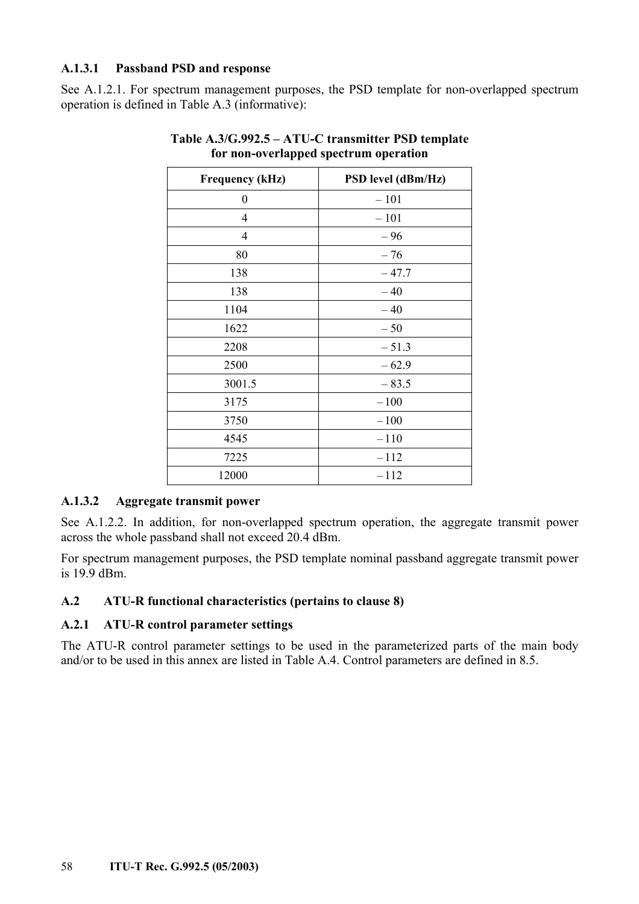#### A.1.3.1 Passband PSD and response

See A.1.2.1. For spectrum management purposes, the PSD template for non-overlapped spectrum operation is defined in Table A.3 (informative):

**Table A.3/G.992.5 – ATU-C transmitter PSD template for non-overlapped spectrum operation**

| Frequency (kHz) | PSD level (dBm/Hz) |
|---|---|
| 0 | – 101 |
| 4 | – 101 |
| 4 | – 96 |
| 80 | – 76 |
| 138 | – 47.7 |
| 138 | – 40 |
| 1104 | – 40 |
| 1622 | – 50 |
| 2208 | – 51.3 |
| 2500 | – 62.9 |
| 3001.5 | – 83.5 |
| 3175 | – 100 |
| 3750 | – 100 |
| 4545 | – 110 |
| 7225 | – 112 |
| 12000 | – 112 |

#### A.1.3.2 Aggregate transmit power

See A.1.2.2. In addition, for non-overlapped spectrum operation, the aggregate transmit power across the whole passband shall not exceed 20.4 dBm.

For spectrum management purposes, the PSD template nominal passband aggregate transmit power is 19.9 dBm.

## A.2 ATU-R functional characteristics (pertains to clause 8)

### A.2.1 ATU-R control parameter settings

The ATU-R control parameter settings to be used in the parameterized parts of the main body and/or to be used in this annex are listed in Table A.4. Control parameters are defined in 8.5.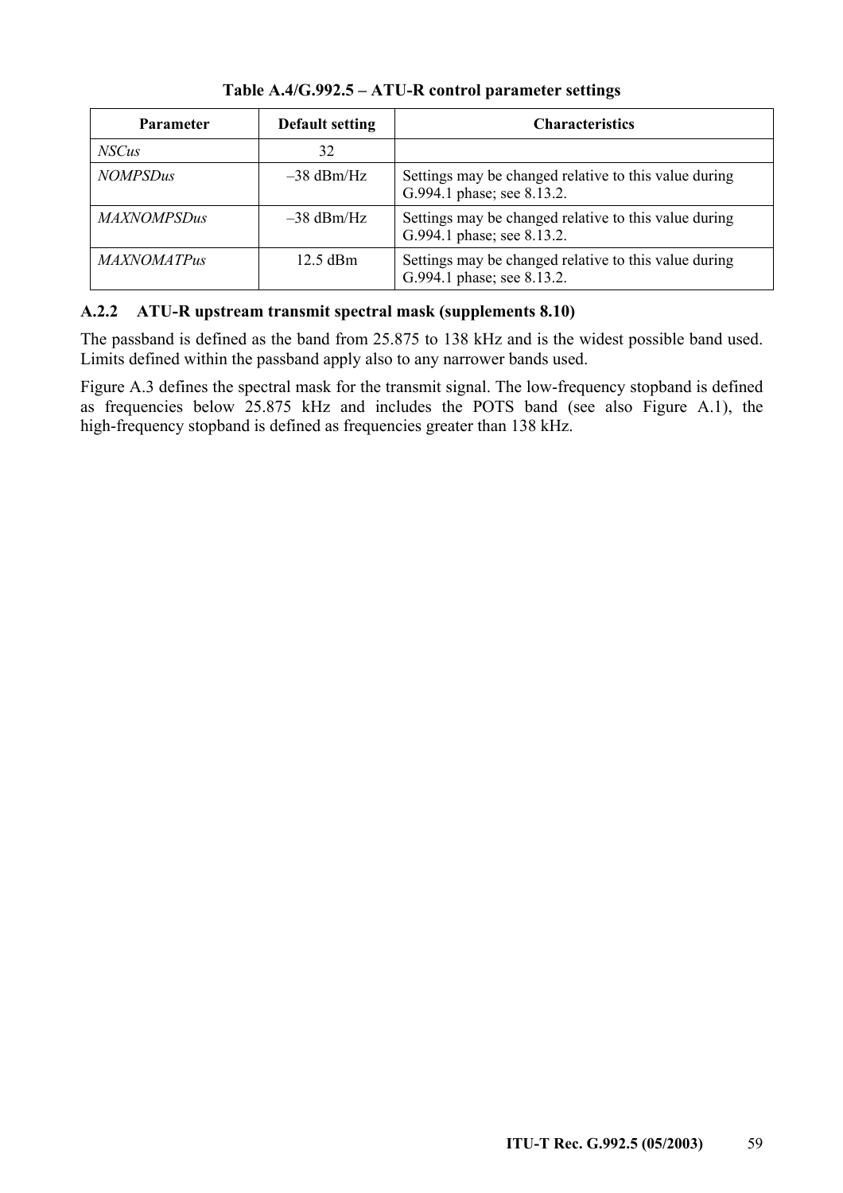**Table A.4/G.992.5 – ATU-R control parameter settings**

| Parameter | Default setting | Characteristics |
|---|---|---|
| *NSCus* | 32 | |
| *NOMPSDus* | –38 dBm/Hz | Settings may be changed relative to this value during G.994.1 phase; see 8.13.2. |
| *MAXNOMPSDus* | –38 dBm/Hz | Settings may be changed relative to this value during G.994.1 phase; see 8.13.2. |
| *MAXNOMATPus* | 12.5 dBm | Settings may be changed relative to this value during G.994.1 phase; see 8.13.2. |

### A.2.2 ATU-R upstream transmit spectral mask (supplements 8.10)

The passband is defined as the band from 25.875 to 138 kHz and is the widest possible band used. Limits defined within the passband apply also to any narrower bands used.

Figure A.3 defines the spectral mask for the transmit signal. The low-frequency stopband is defined as frequencies below 25.875 kHz and includes the POTS band (see also Figure A.1), the high-frequency stopband is defined as frequencies greater than 138 kHz.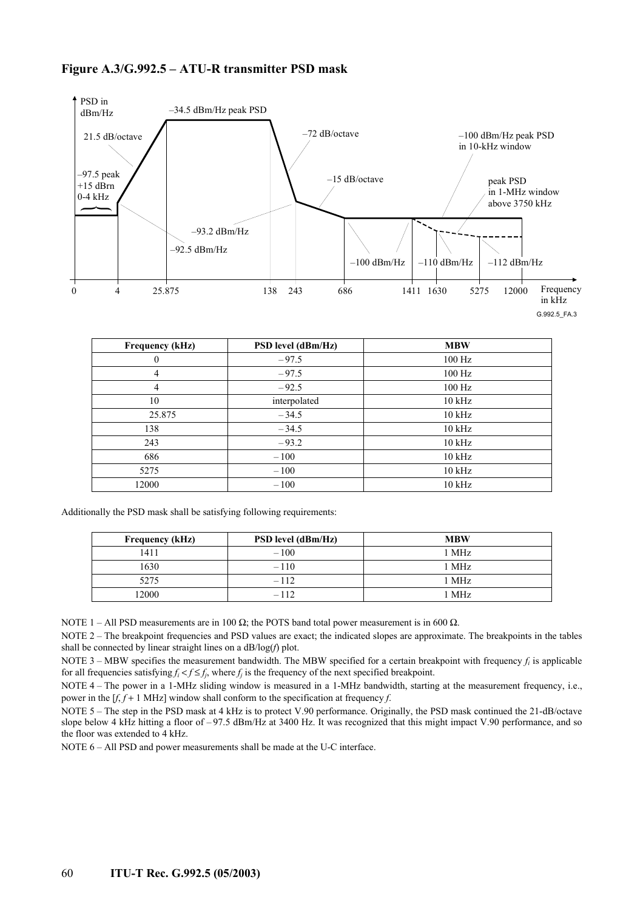**Figure A.3/G.992.5 – ATU-R transmitter PSD mask**

| Frequency (kHz) | PSD level (dBm/Hz) | MBW |
|---|---|---|
| 0 | – 97.5 | 100 Hz |
| 4 | – 97.5 | 100 Hz |
| 4 | – 92.5 | 100 Hz |
| 10 | interpolated | 10 kHz |
| 25.875 | – 34.5 | 10 kHz |
| 138 | – 34.5 | 10 kHz |
| 243 | – 93.2 | 10 kHz |
| 686 | – 100 | 10 kHz |
| 5275 | – 100 | 10 kHz |
| 12000 | – 100 | 10 kHz |

Additionally the PSD mask shall be satisfying following requirements:

| Frequency (kHz) | PSD level (dBm/Hz) | MBW |
|---|---|---|
| 1411 | – 100 | 1 MHz |
| 1630 | – 110 | 1 MHz |
| 5275 | – 112 | 1 MHz |
| 12000 | – 112 | 1 MHz |

NOTE 1 – All PSD measurements are in 100 Ω; the POTS band total power measurement is in 600 Ω.

NOTE 2 – The breakpoint frequencies and PSD values are exact; the indicated slopes are approximate. The breakpoints in the tables shall be connected by linear straight lines on a dB/log(*f*) plot.

NOTE 3 – MBW specifies the measurement bandwidth. The MBW specified for a certain breakpoint with frequency $f_i$ is applicable for all frequencies satisfying $f_i < f \le f_j$, where $f_j$ is the frequency of the next specified breakpoint.

NOTE 4 – The power in a 1-MHz sliding window is measured in a 1-MHz bandwidth, starting at the measurement frequency, i.e., power in the [$f$, $f$ + 1 MHz] window shall conform to the specification at frequency $f$.

NOTE 5 – The step in the PSD mask at 4 kHz is to protect V.90 performance. Originally, the PSD mask continued the 21-dB/octave slope below 4 kHz hitting a floor of – 97.5 dBm/Hz at 3400 Hz. It was recognized that this might impact V.90 performance, and so the floor was extended to 4 kHz.

NOTE 6 – All PSD and power measurements shall be made at the U-C interface.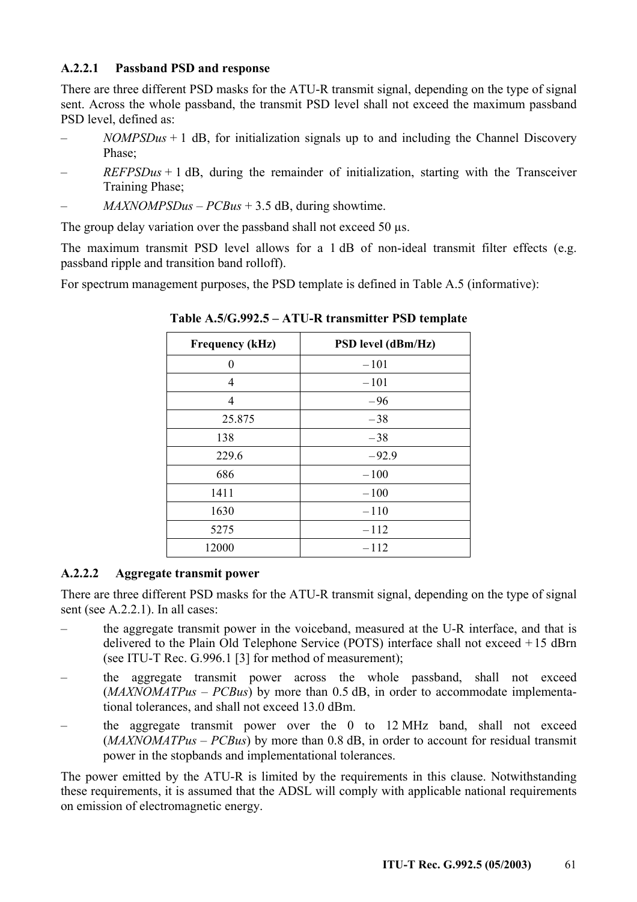#### A.2.2.1 Passband PSD and response

There are three different PSD masks for the ATU-R transmit signal, depending on the type of signal sent. Across the whole passband, the transmit PSD level shall not exceed the maximum passband PSD level, defined as:

– *NOMPSDus* + 1 dB, for initialization signals up to and including the Channel Discovery Phase;

– *REFPSDus* + 1 dB, during the remainder of initialization, starting with the Transceiver Training Phase;

– *MAXNOMPSDus* – *PCBus* + 3.5 dB, during showtime.

The group delay variation over the passband shall not exceed 50 µs.

The maximum transmit PSD level allows for a 1 dB of non-ideal transmit filter effects (e.g. passband ripple and transition band rolloff).

For spectrum management purposes, the PSD template is defined in Table A.5 (informative):

**Table A.5/G.992.5 – ATU-R transmitter PSD template**

| Frequency (kHz) | PSD level (dBm/Hz) |
|---|---|
| 0 | –101 |
| 4 | –101 |
| 4 | –96 |
| 25.875 | –38 |
| 138 | –38 |
| 229.6 | –92.9 |
| 686 | –100 |
| 1411 | –100 |
| 1630 | –110 |
| 5275 | –112 |
| 12000 | –112 |

#### A.2.2.2 Aggregate transmit power

There are three different PSD masks for the ATU-R transmit signal, depending on the type of signal sent (see A.2.2.1). In all cases:

– the aggregate transmit power in the voiceband, measured at the U-R interface, and that is delivered to the Plain Old Telephone Service (POTS) interface shall not exceed +15 dBrn (see ITU-T Rec. G.996.1 [3] for method of measurement);

– the aggregate transmit power across the whole passband, shall not exceed (*MAXNOMATPus* – *PCBus*) by more than 0.5 dB, in order to accommodate implementational tolerances, and shall not exceed 13.0 dBm.

– the aggregate transmit power over the 0 to 12 MHz band, shall not exceed (*MAXNOMATPus* – *PCBus*) by more than 0.8 dB, in order to account for residual transmit power in the stopbands and implementational tolerances.

The power emitted by the ATU-R is limited by the requirements in this clause. Notwithstanding these requirements, it is assumed that the ADSL will comply with applicable national requirements on emission of electromagnetic energy.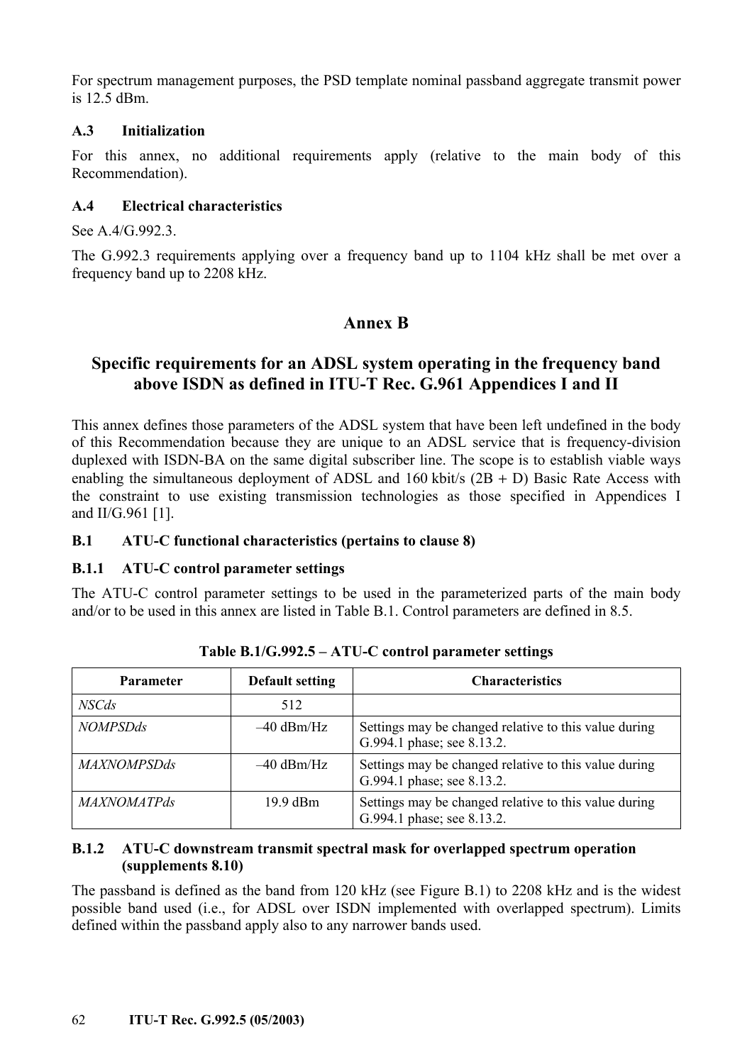For spectrum management purposes, the PSD template nominal passband aggregate transmit power is 12.5 dBm.

### A.3 Initialization

For this annex, no additional requirements apply (relative to the main body of this Recommendation).

### A.4 Electrical characteristics

See A.4/G.992.3.

The G.992.3 requirements applying over a frequency band up to 1104 kHz shall be met over a frequency band up to 2208 kHz.

# Annex B

## Specific requirements for an ADSL system operating in the frequency band above ISDN as defined in ITU-T Rec. G.961 Appendices I and II

This annex defines those parameters of the ADSL system that have been left undefined in the body of this Recommendation because they are unique to an ADSL service that is frequency-division duplexed with ISDN-BA on the same digital subscriber line. The scope is to establish viable ways enabling the simultaneous deployment of ADSL and 160 kbit/s (2B + D) Basic Rate Access with the constraint to use existing transmission technologies as those specified in Appendices I and II/G.961 [1].

### B.1 ATU-C functional characteristics (pertains to clause 8)

#### B.1.1 ATU-C control parameter settings

The ATU-C control parameter settings to be used in the parameterized parts of the main body and/or to be used in this annex are listed in Table B.1. Control parameters are defined in 8.5.

**Table B.1/G.992.5 – ATU-C control parameter settings**

| Parameter | Default setting | Characteristics |
|---|---|---|
| *NSCds* | 512 | |
| *NOMPSDds* | –40 dBm/Hz | Settings may be changed relative to this value during G.994.1 phase; see 8.13.2. |
| *MAXNOMPSDds* | –40 dBm/Hz | Settings may be changed relative to this value during G.994.1 phase; see 8.13.2. |
| *MAXNOMATPds* | 19.9 dBm | Settings may be changed relative to this value during G.994.1 phase; see 8.13.2. |

#### B.1.2 ATU-C downstream transmit spectral mask for overlapped spectrum operation (supplements 8.10)

The passband is defined as the band from 120 kHz (see Figure B.1) to 2208 kHz and is the widest possible band used (i.e., for ADSL over ISDN implemented with overlapped spectrum). Limits defined within the passband apply also to any narrower bands used.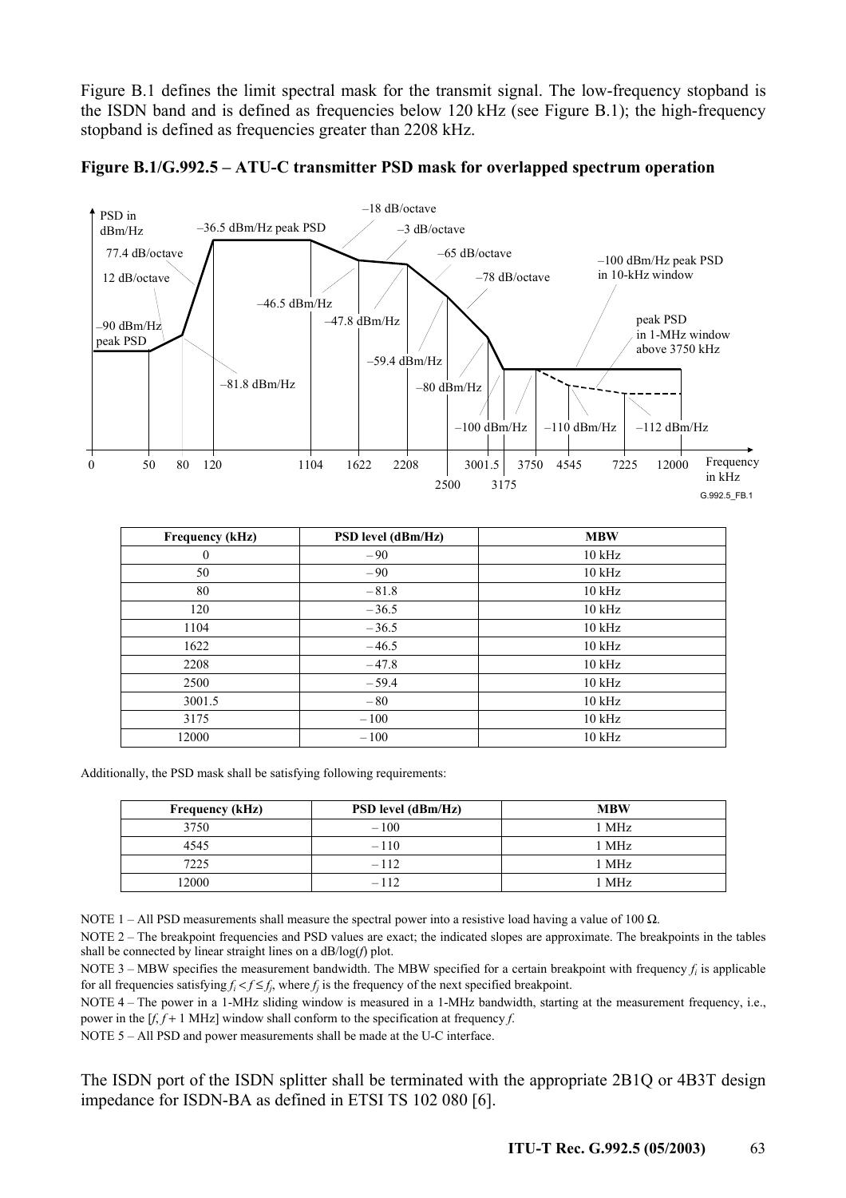Figure B.1 defines the limit spectral mask for the transmit signal. The low-frequency stopband is the ISDN band and is defined as frequencies below 120 kHz (see Figure B.1); the high-frequency stopband is defined as frequencies greater than 2208 kHz.

**Figure B.1/G.992.5 – ATU-C transmitter PSD mask for overlapped spectrum operation**

| Frequency (kHz) | PSD level (dBm/Hz) | MBW |
|---|---|---|
| 0 | – 90 | 10 kHz |
| 50 | – 90 | 10 kHz |
| 80 | – 81.8 | 10 kHz |
| 120 | – 36.5 | 10 kHz |
| 1104 | – 36.5 | 10 kHz |
| 1622 | – 46.5 | 10 kHz |
| 2208 | – 47.8 | 10 kHz |
| 2500 | – 59.4 | 10 kHz |
| 3001.5 | – 80 | 10 kHz |
| 3175 | – 100 | 10 kHz |
| 12000 | – 100 | 10 kHz |

Additionally, the PSD mask shall be satisfying following requirements:

| Frequency (kHz) | PSD level (dBm/Hz) | MBW |
|---|---|---|
| 3750 | – 100 | 1 MHz |
| 4545 | – 110 | 1 MHz |
| 7225 | – 112 | 1 MHz |
| 12000 | – 112 | 1 MHz |

NOTE 1 – All PSD measurements shall measure the spectral power into a resistive load having a value of 100 Ω.

NOTE 2 – The breakpoint frequencies and PSD values are exact; the indicated slopes are approximate. The breakpoints in the tables shall be connected by linear straight lines on a dB/log($f$) plot.

NOTE 3 – MBW specifies the measurement bandwidth. The MBW specified for a certain breakpoint with frequency $f_i$ is applicable for all frequencies satisfying $f_i < f \leq f_j$, where $f_j$ is the frequency of the next specified breakpoint.

NOTE 4 – The power in a 1-MHz sliding window is measured in a 1-MHz bandwidth, starting at the measurement frequency, i.e., power in the [$f$, $f$ + 1 MHz] window shall conform to the specification at frequency $f$.

NOTE 5 – All PSD and power measurements shall be made at the U-C interface.

The ISDN port of the ISDN splitter shall be terminated with the appropriate 2B1Q or 4B3T design impedance for ISDN-BA as defined in ETSI TS 102 080 [6].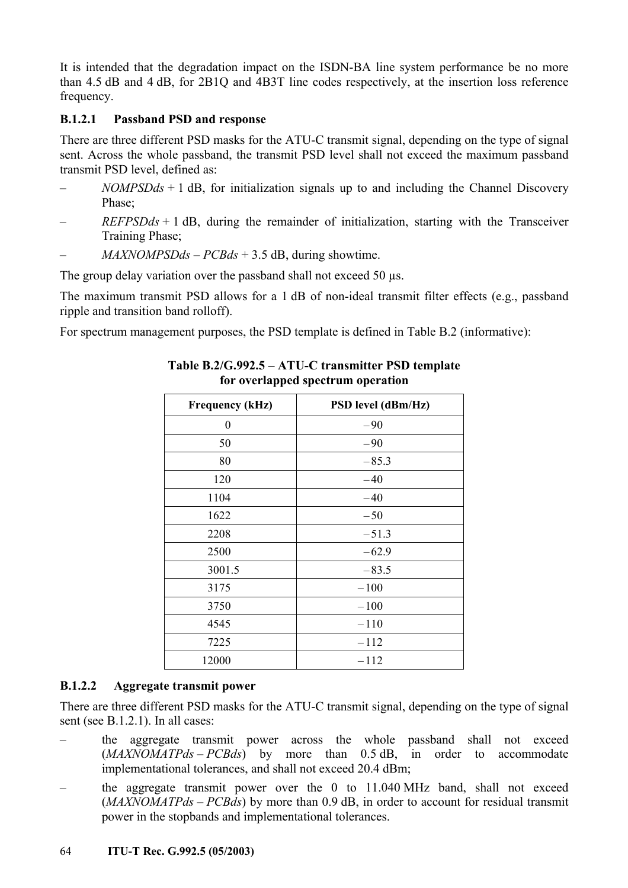It is intended that the degradation impact on the ISDN-BA line system performance be no more than 4.5 dB and 4 dB, for 2B1Q and 4B3T line codes respectively, at the insertion loss reference frequency.

#### B.1.2.1 Passband PSD and response

There are three different PSD masks for the ATU-C transmit signal, depending on the type of signal sent. Across the whole passband, the transmit PSD level shall not exceed the maximum passband transmit PSD level, defined as:

– *NOMPSDds* + 1 dB, for initialization signals up to and including the Channel Discovery Phase;

– *REFPSDds* + 1 dB, during the remainder of initialization, starting with the Transceiver Training Phase;

– *MAXNOMPSDds* – *PCBds* + 3.5 dB, during showtime.

The group delay variation over the passband shall not exceed 50 μs.

The maximum transmit PSD allows for a 1 dB of non-ideal transmit filter effects (e.g., passband ripple and transition band rolloff).

For spectrum management purposes, the PSD template is defined in Table B.2 (informative):

**Table B.2/G.992.5 – ATU-C transmitter PSD template for overlapped spectrum operation**

| Frequency (kHz) | PSD level (dBm/Hz) |
|---|---|
| 0 | – 90 |
| 50 | – 90 |
| 80 | – 85.3 |
| 120 | – 40 |
| 1104 | – 40 |
| 1622 | – 50 |
| 2208 | – 51.3 |
| 2500 | – 62.9 |
| 3001.5 | – 83.5 |
| 3175 | – 100 |
| 3750 | – 100 |
| 4545 | – 110 |
| 7225 | – 112 |
| 12000 | – 112 |

#### B.1.2.2 Aggregate transmit power

There are three different PSD masks for the ATU-C transmit signal, depending on the type of signal sent (see B.1.2.1). In all cases:

– the aggregate transmit power across the whole passband shall not exceed (*MAXNOMATPds* – *PCBds*) by more than 0.5 dB, in order to accommodate implementational tolerances, and shall not exceed 20.4 dBm;

– the aggregate transmit power over the 0 to 11.040 MHz band, shall not exceed (*MAXNOMATPds* – *PCBds*) by more than 0.9 dB, in order to account for residual transmit power in the stopbands and implementational tolerances.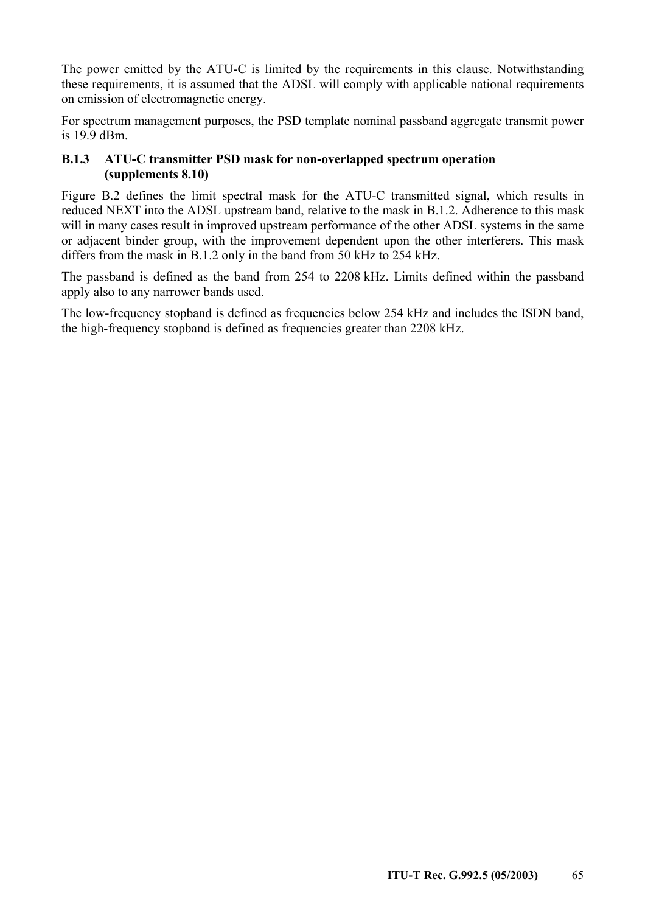The power emitted by the ATU-C is limited by the requirements in this clause. Notwithstanding these requirements, it is assumed that the ADSL will comply with applicable national requirements on emission of electromagnetic energy.

For spectrum management purposes, the PSD template nominal passband aggregate transmit power is 19.9 dBm.

### B.1.3 ATU-C transmitter PSD mask for non-overlapped spectrum operation (supplements 8.10)

Figure B.2 defines the limit spectral mask for the ATU-C transmitted signal, which results in reduced NEXT into the ADSL upstream band, relative to the mask in B.1.2. Adherence to this mask will in many cases result in improved upstream performance of the other ADSL systems in the same or adjacent binder group, with the improvement dependent upon the other interferers. This mask differs from the mask in B.1.2 only in the band from 50 kHz to 254 kHz.

The passband is defined as the band from 254 to 2208 kHz. Limits defined within the passband apply also to any narrower bands used.

The low-frequency stopband is defined as frequencies below 254 kHz and includes the ISDN band, the high-frequency stopband is defined as frequencies greater than 2208 kHz.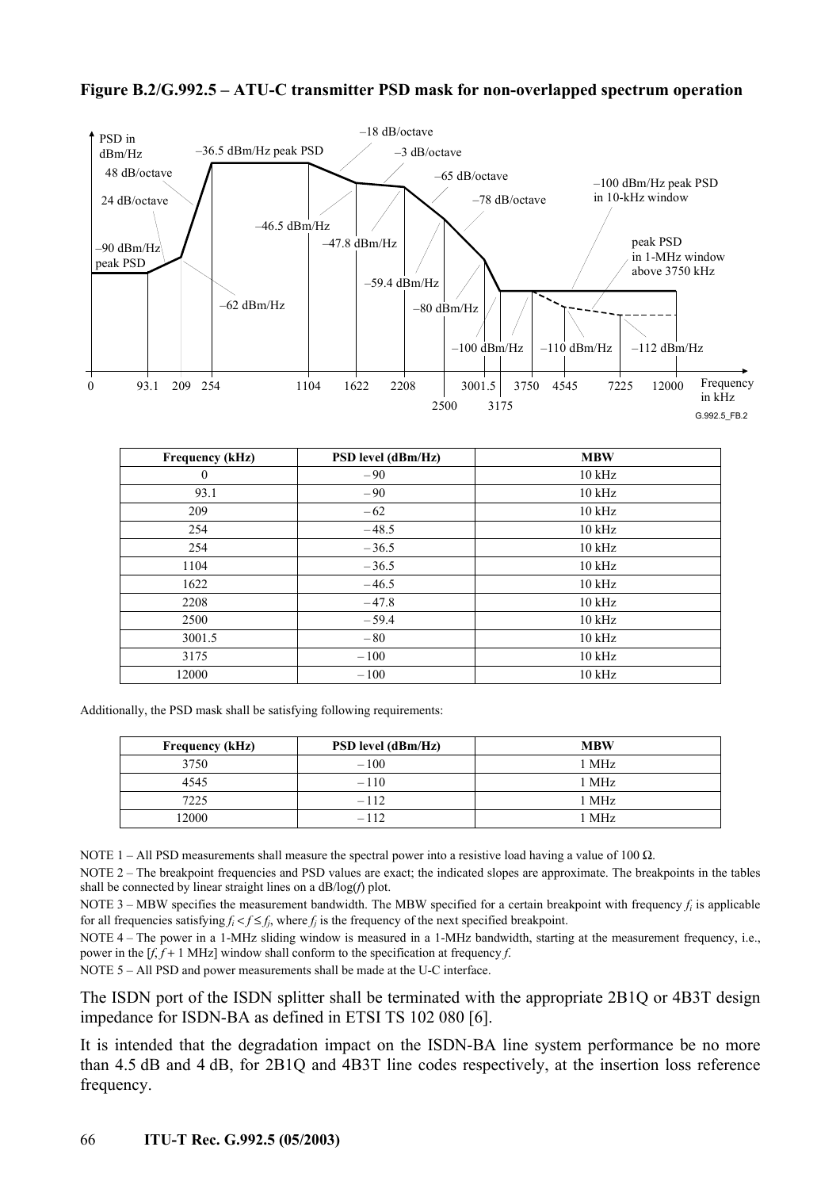**Figure B.2/G.992.5 – ATU-C transmitter PSD mask for non-overlapped spectrum operation**

| Frequency (kHz) | PSD level (dBm/Hz) | MBW |
|---|---|---|
| 0 | – 90 | 10 kHz |
| 93.1 | – 90 | 10 kHz |
| 209 | – 62 | 10 kHz |
| 254 | – 48.5 | 10 kHz |
| 254 | – 36.5 | 10 kHz |
| 1104 | – 36.5 | 10 kHz |
| 1622 | – 46.5 | 10 kHz |
| 2208 | – 47.8 | 10 kHz |
| 2500 | – 59.4 | 10 kHz |
| 3001.5 | – 80 | 10 kHz |
| 3175 | – 100 | 10 kHz |
| 12000 | – 100 | 10 kHz |

Additionally, the PSD mask shall be satisfying following requirements:

| Frequency (kHz) | PSD level (dBm/Hz) | MBW |
|---|---|---|
| 3750 | – 100 | 1 MHz |
| 4545 | – 110 | 1 MHz |
| 7225 | – 112 | 1 MHz |
| 12000 | – 112 | 1 MHz |

NOTE 1 – All PSD measurements shall measure the spectral power into a resistive load having a value of 100 Ω.

NOTE 2 – The breakpoint frequencies and PSD values are exact; the indicated slopes are approximate. The breakpoints in the tables shall be connected by linear straight lines on a dB/log($f$) plot.

NOTE 3 – MBW specifies the measurement bandwidth. The MBW specified for a certain breakpoint with frequency $f_i$ is applicable for all frequencies satisfying $f_i < f \leq f_j$, where $f_j$ is the frequency of the next specified breakpoint.

NOTE 4 – The power in a 1-MHz sliding window is measured in a 1-MHz bandwidth, starting at the measurement frequency, i.e., power in the [$f$, $f$ + 1 MHz] window shall conform to the specification at frequency $f$.

NOTE 5 – All PSD and power measurements shall be made at the U-C interface.

The ISDN port of the ISDN splitter shall be terminated with the appropriate 2B1Q or 4B3T design impedance for ISDN-BA as defined in ETSI TS 102 080 [6].

It is intended that the degradation impact on the ISDN-BA line system performance be no more than 4.5 dB and 4 dB, for 2B1Q and 4B3T line codes respectively, at the insertion loss reference frequency.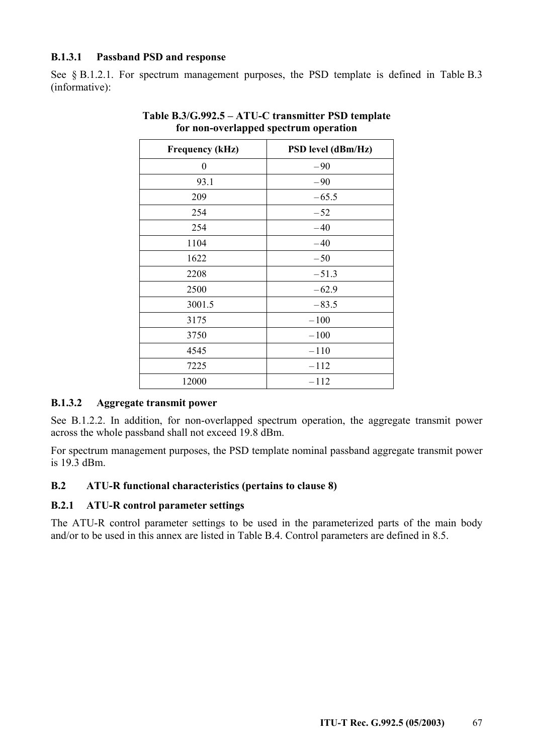#### B.1.3.1 Passband PSD and response

See § B.1.2.1. For spectrum management purposes, the PSD template is defined in Table B.3 (informative):

**Table B.3/G.992.5 – ATU-C transmitter PSD template for non-overlapped spectrum operation**

| Frequency (kHz) | PSD level (dBm/Hz) |
|---|---|
| 0 | – 90 |
| 93.1 | – 90 |
| 209 | – 65.5 |
| 254 | – 52 |
| 254 | – 40 |
| 1104 | – 40 |
| 1622 | – 50 |
| 2208 | – 51.3 |
| 2500 | – 62.9 |
| 3001.5 | – 83.5 |
| 3175 | – 100 |
| 3750 | – 100 |
| 4545 | – 110 |
| 7225 | – 112 |
| 12000 | – 112 |

#### B.1.3.2 Aggregate transmit power

See B.1.2.2. In addition, for non-overlapped spectrum operation, the aggregate transmit power across the whole passband shall not exceed 19.8 dBm.

For spectrum management purposes, the PSD template nominal passband aggregate transmit power is 19.3 dBm.

## B.2 ATU-R functional characteristics (pertains to clause 8)

### B.2.1 ATU-R control parameter settings

The ATU-R control parameter settings to be used in the parameterized parts of the main body and/or to be used in this annex are listed in Table B.4. Control parameters are defined in 8.5.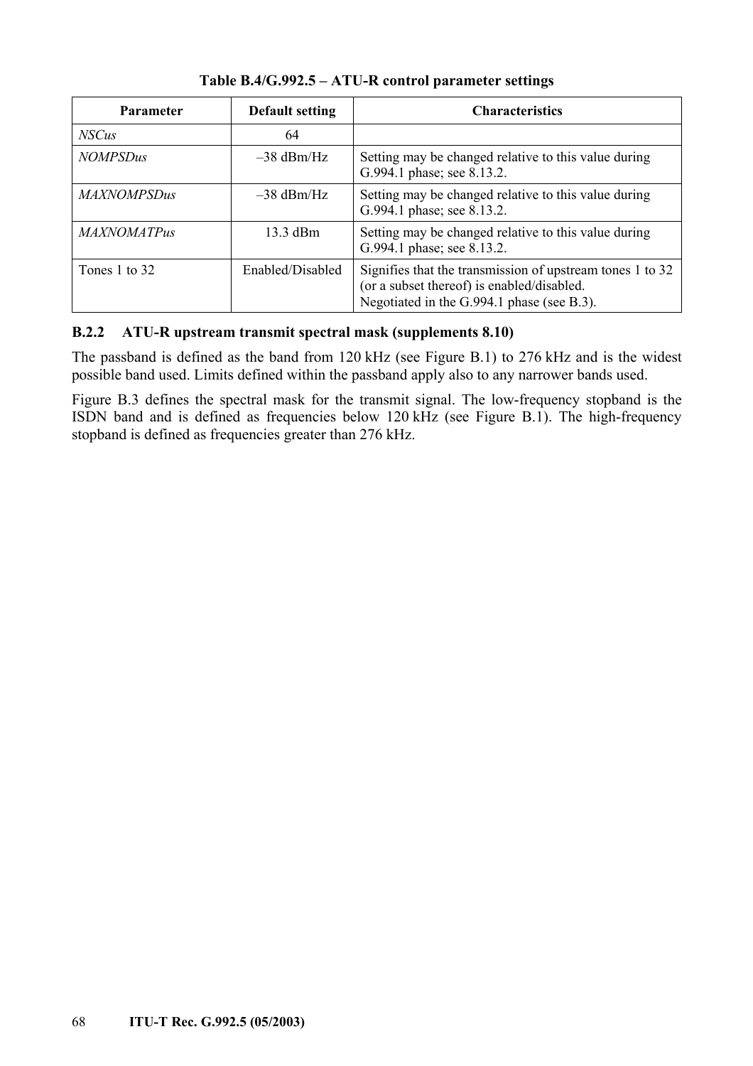**Table B.4/G.992.5 – ATU-R control parameter settings**

| Parameter | Default setting | Characteristics |
|---|---|---|
| *NSCus* | 64 | |
| *NOMPSDus* | –38 dBm/Hz | Setting may be changed relative to this value during G.994.1 phase; see 8.13.2. |
| *MAXNOMPSDus* | –38 dBm/Hz | Setting may be changed relative to this value during G.994.1 phase; see 8.13.2. |
| *MAXNOMATPus* | 13.3 dBm | Setting may be changed relative to this value during G.994.1 phase; see 8.13.2. |
| Tones 1 to 32 | Enabled/Disabled | Signifies that the transmission of upstream tones 1 to 32 (or a subset thereof) is enabled/disabled. Negotiated in the G.994.1 phase (see B.3). |

### B.2.2 ATU-R upstream transmit spectral mask (supplements 8.10)

The passband is defined as the band from 120 kHz (see Figure B.1) to 276 kHz and is the widest possible band used. Limits defined within the passband apply also to any narrower bands used.

Figure B.3 defines the spectral mask for the transmit signal. The low-frequency stopband is the ISDN band and is defined as frequencies below 120 kHz (see Figure B.1). The high-frequency stopband is defined as frequencies greater than 276 kHz.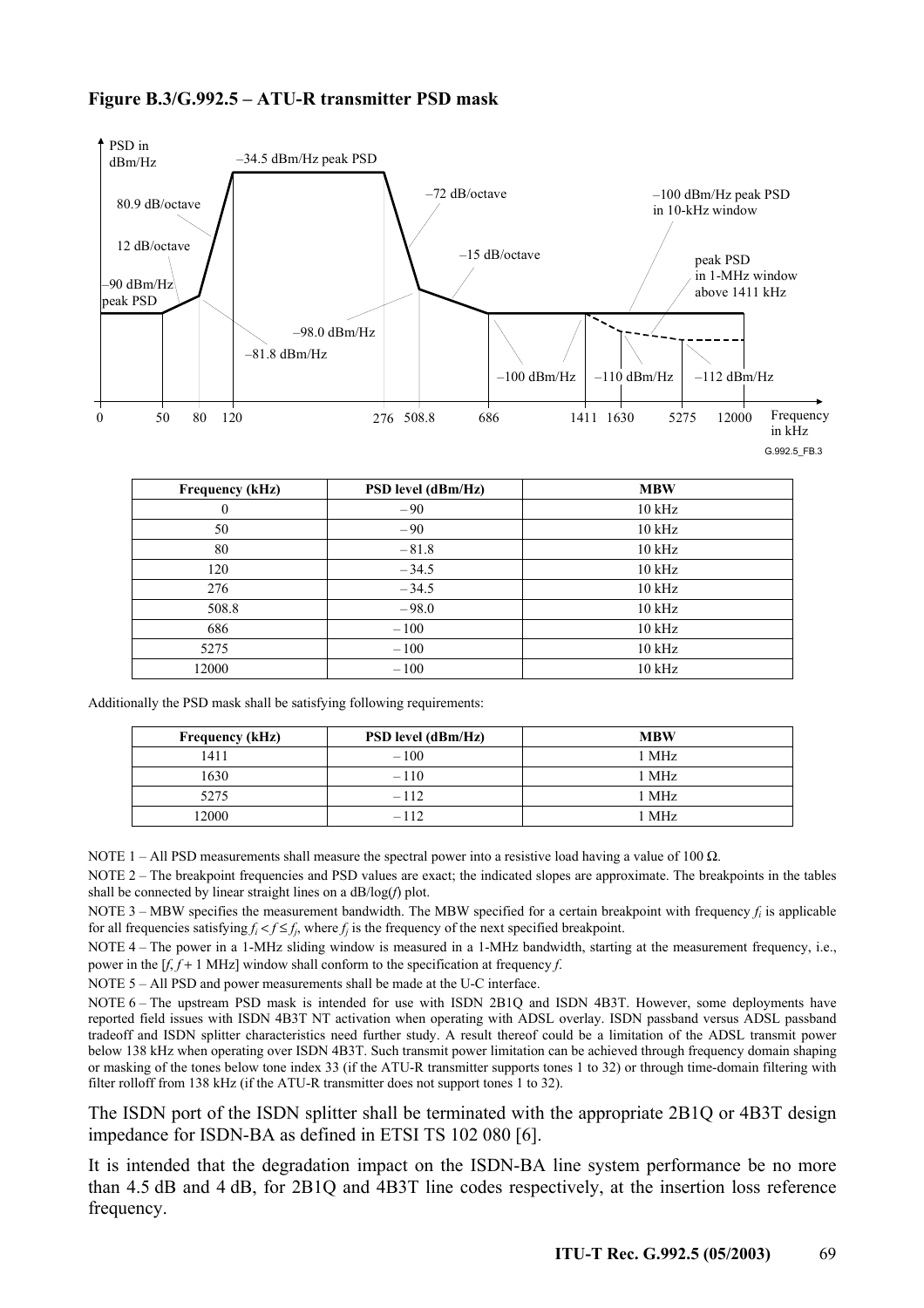**Figure B.3/G.992.5 – ATU-R transmitter PSD mask**

| Frequency (kHz) | PSD level (dBm/Hz) | MBW |
|---|---|---|
| 0 | – 90 | 10 kHz |
| 50 | – 90 | 10 kHz |
| 80 | – 81.8 | 10 kHz |
| 120 | – 34.5 | 10 kHz |
| 276 | – 34.5 | 10 kHz |
| 508.8 | – 98.0 | 10 kHz |
| 686 | – 100 | 10 kHz |
| 5275 | – 100 | 10 kHz |
| 12000 | – 100 | 10 kHz |

Additionally the PSD mask shall be satisfying following requirements:

| Frequency (kHz) | PSD level (dBm/Hz) | MBW |
|---|---|---|
| 1411 | – 100 | 1 MHz |
| 1630 | – 110 | 1 MHz |
| 5275 | – 112 | 1 MHz |
| 12000 | – 112 | 1 MHz |

NOTE 1 – All PSD measurements shall measure the spectral power into a resistive load having a value of 100 Ω.

NOTE 2 – The breakpoint frequencies and PSD values are exact; the indicated slopes are approximate. The breakpoints in the tables shall be connected by linear straight lines on a dB/log(*f*) plot.

NOTE 3 – MBW specifies the measurement bandwidth. The MBW specified for a certain breakpoint with frequency $f_i$ is applicable for all frequencies satisfying $f_i < f \leq f_j$, where $f_j$ is the frequency of the next specified breakpoint.

NOTE 4 – The power in a 1-MHz sliding window is measured in a 1-MHz bandwidth, starting at the measurement frequency, i.e., power in the [$f$, $f$ + 1 MHz] window shall conform to the specification at frequency $f$.

NOTE 5 – All PSD and power measurements shall be made at the U-C interface.

NOTE 6 – The upstream PSD mask is intended for use with ISDN 2B1Q and ISDN 4B3T. However, some deployments have reported field issues with ISDN 4B3T NT activation when operating with ADSL overlay. ISDN passband versus ADSL passband tradeoff and ISDN splitter characteristics need further study. A result thereof could be a limitation of the ADSL transmit power below 138 kHz when operating over ISDN 4B3T. Such transmit power limitation can be achieved through frequency domain shaping or masking of the tones below tone index 33 (if the ATU-R transmitter supports tones 1 to 32) or through time-domain filtering with filter rolloff from 138 kHz (if the ATU-R transmitter does not support tones 1 to 32).

The ISDN port of the ISDN splitter shall be terminated with the appropriate 2B1Q or 4B3T design impedance for ISDN-BA as defined in ETSI TS 102 080 [6].

It is intended that the degradation impact on the ISDN-BA line system performance be no more than 4.5 dB and 4 dB, for 2B1Q and 4B3T line codes respectively, at the insertion loss reference frequency.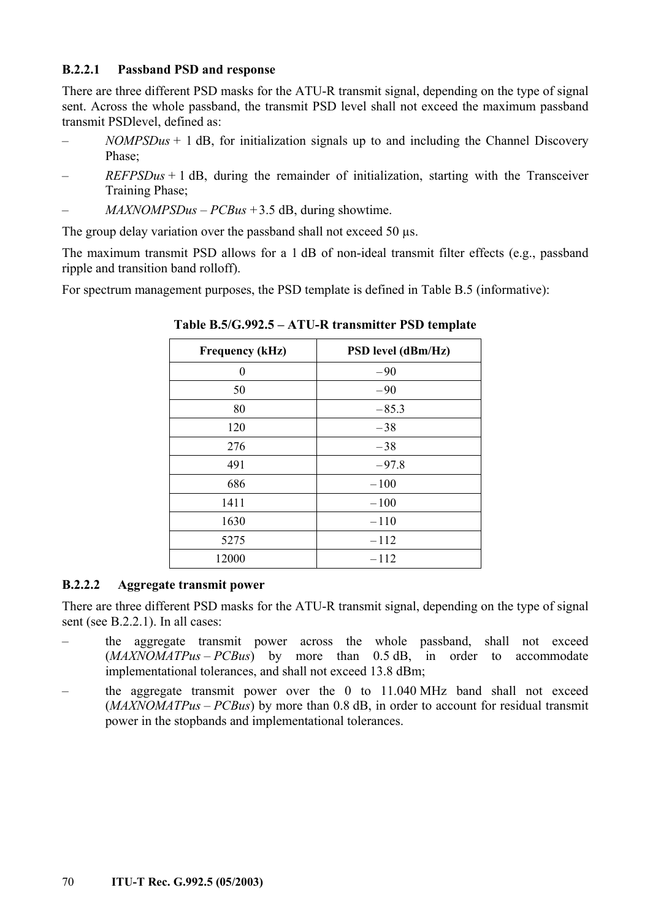#### B.2.2.1 Passband PSD and response

There are three different PSD masks for the ATU-R transmit signal, depending on the type of signal sent. Across the whole passband, the transmit PSD level shall not exceed the maximum passband transmit PSDlevel, defined as:

– *NOMPSDus* + 1 dB, for initialization signals up to and including the Channel Discovery Phase;

– *REFPSDus* + 1 dB, during the remainder of initialization, starting with the Transceiver Training Phase;

– *MAXNOMPSDus* – *PCBus* + 3.5 dB, during showtime.

The group delay variation over the passband shall not exceed 50 μs.

The maximum transmit PSD allows for a 1 dB of non-ideal transmit filter effects (e.g., passband ripple and transition band rolloff).

For spectrum management purposes, the PSD template is defined in Table B.5 (informative):

**Table B.5/G.992.5 – ATU-R transmitter PSD template**

| Frequency (kHz) | PSD level (dBm/Hz) |
|---|---|
| 0 | – 90 |
| 50 | – 90 |
| 80 | – 85.3 |
| 120 | – 38 |
| 276 | – 38 |
| 491 | – 97.8 |
| 686 | – 100 |
| 1411 | – 100 |
| 1630 | – 110 |
| 5275 | – 112 |
| 12000 | – 112 |

#### B.2.2.2 Aggregate transmit power

There are three different PSD masks for the ATU-R transmit signal, depending on the type of signal sent (see B.2.2.1). In all cases:

– the aggregate transmit power across the whole passband, shall not exceed (*MAXNOMATPus* – *PCBus*) by more than 0.5 dB, in order to accommodate implementational tolerances, and shall not exceed 13.8 dBm;

– the aggregate transmit power over the 0 to 11.040 MHz band shall not exceed (*MAXNOMATPus* – *PCBus*) by more than 0.8 dB, in order to account for residual transmit power in the stopbands and implementational tolerances.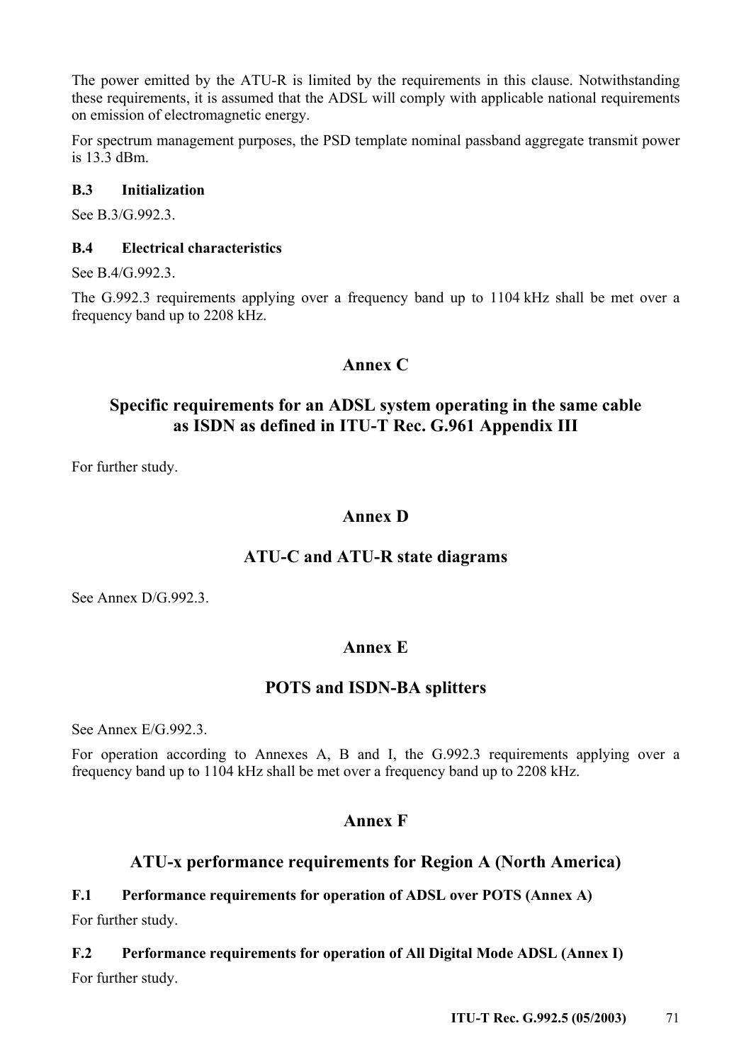The power emitted by the ATU-R is limited by the requirements in this clause. Notwithstanding these requirements, it is assumed that the ADSL will comply with applicable national requirements on emission of electromagnetic energy.

For spectrum management purposes, the PSD template nominal passband aggregate transmit power is 13.3 dBm.

### B.3 Initialization

See B.3/G.992.3.

### B.4 Electrical characteristics

See B.4/G.992.3.

The G.992.3 requirements applying over a frequency band up to 1104 kHz shall be met over a frequency band up to 2208 kHz.

# Annex C

# Specific requirements for an ADSL system operating in the same cable as ISDN as defined in ITU-T Rec. G.961 Appendix III

For further study.

# Annex D

# ATU-C and ATU-R state diagrams

See Annex D/G.992.3.

# Annex E

# POTS and ISDN-BA splitters

See Annex E/G.992.3.

For operation according to Annexes A, B and I, the G.992.3 requirements applying over a frequency band up to 1104 kHz shall be met over a frequency band up to 2208 kHz.

# Annex F

# ATU-x performance requirements for Region A (North America)

### F.1 Performance requirements for operation of ADSL over POTS (Annex A)

For further study.

### F.2 Performance requirements for operation of All Digital Mode ADSL (Annex I)

For further study.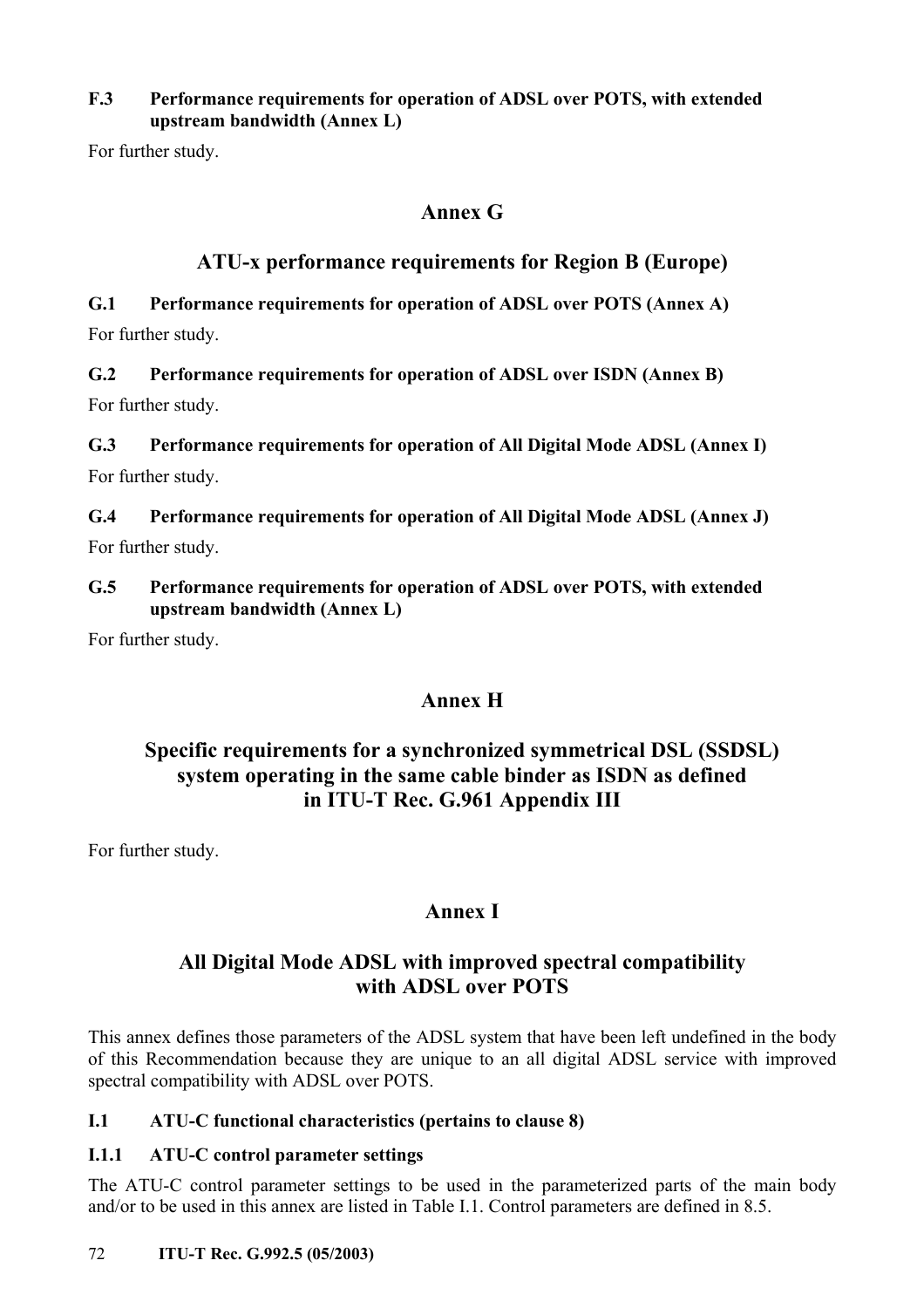### F.3 Performance requirements for operation of ADSL over POTS, with extended upstream bandwidth (Annex L)

For further study.

# Annex G

# ATU-x performance requirements for Region B (Europe)

### G.1 Performance requirements for operation of ADSL over POTS (Annex A)

For further study.

### G.2 Performance requirements for operation of ADSL over ISDN (Annex B)

For further study.

### G.3 Performance requirements for operation of All Digital Mode ADSL (Annex I)

For further study.

### G.4 Performance requirements for operation of All Digital Mode ADSL (Annex J)

For further study.

### G.5 Performance requirements for operation of ADSL over POTS, with extended upstream bandwidth (Annex L)

For further study.

# Annex H

# Specific requirements for a synchronized symmetrical DSL (SSDSL) system operating in the same cable binder as ISDN as defined in ITU-T Rec. G.961 Appendix III

For further study.

# Annex I

# All Digital Mode ADSL with improved spectral compatibility with ADSL over POTS

This annex defines those parameters of the ADSL system that have been left undefined in the body of this Recommendation because they are unique to an all digital ADSL service with improved spectral compatibility with ADSL over POTS.

### I.1 ATU-C functional characteristics (pertains to clause 8)

#### I.1.1 ATU-C control parameter settings

The ATU-C control parameter settings to be used in the parameterized parts of the main body and/or to be used in this annex are listed in Table I.1. Control parameters are defined in 8.5.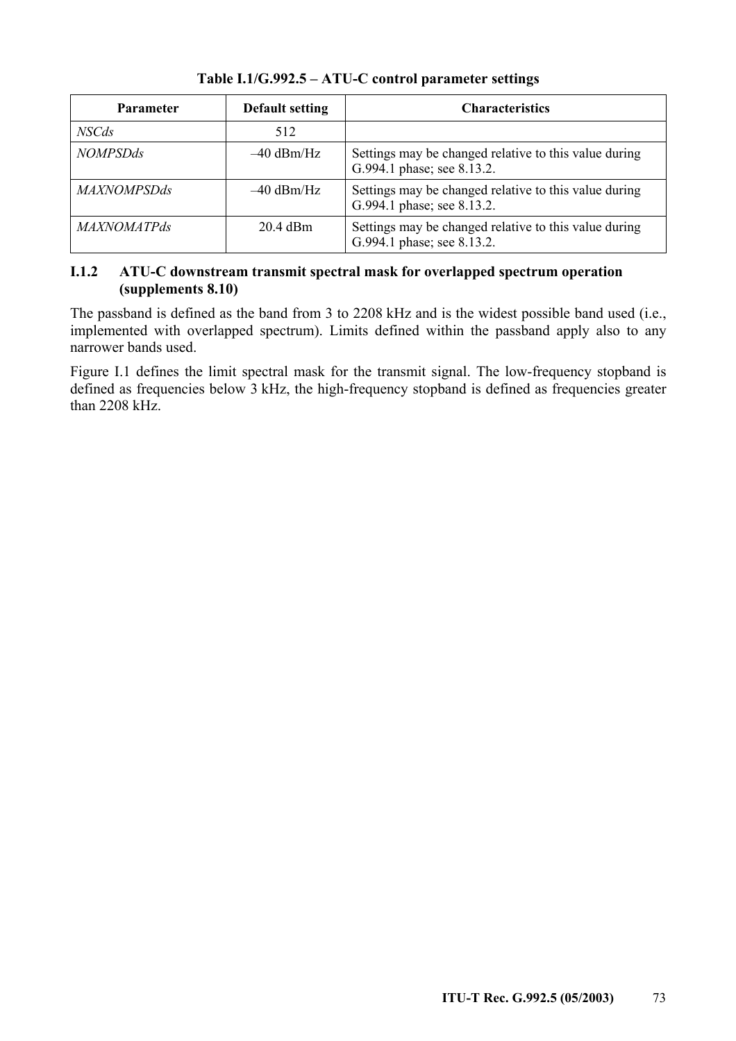**Table I.1/G.992.5 – ATU-C control parameter settings**

| Parameter | Default setting | Characteristics |
|---|---|---|
| *NSCds* | 512 | |
| *NOMPSDds* | –40 dBm/Hz | Settings may be changed relative to this value during G.994.1 phase; see 8.13.2. |
| *MAXNOMPSDds* | –40 dBm/Hz | Settings may be changed relative to this value during G.994.1 phase; see 8.13.2. |
| *MAXNOMATPds* | 20.4 dBm | Settings may be changed relative to this value during G.994.1 phase; see 8.13.2. |

### I.1.2 ATU-C downstream transmit spectral mask for overlapped spectrum operation (supplements 8.10)

The passband is defined as the band from 3 to 2208 kHz and is the widest possible band used (i.e., implemented with overlapped spectrum). Limits defined within the passband apply also to any narrower bands used.

Figure I.1 defines the limit spectral mask for the transmit signal. The low-frequency stopband is defined as frequencies below 3 kHz, the high-frequency stopband is defined as frequencies greater than 2208 kHz.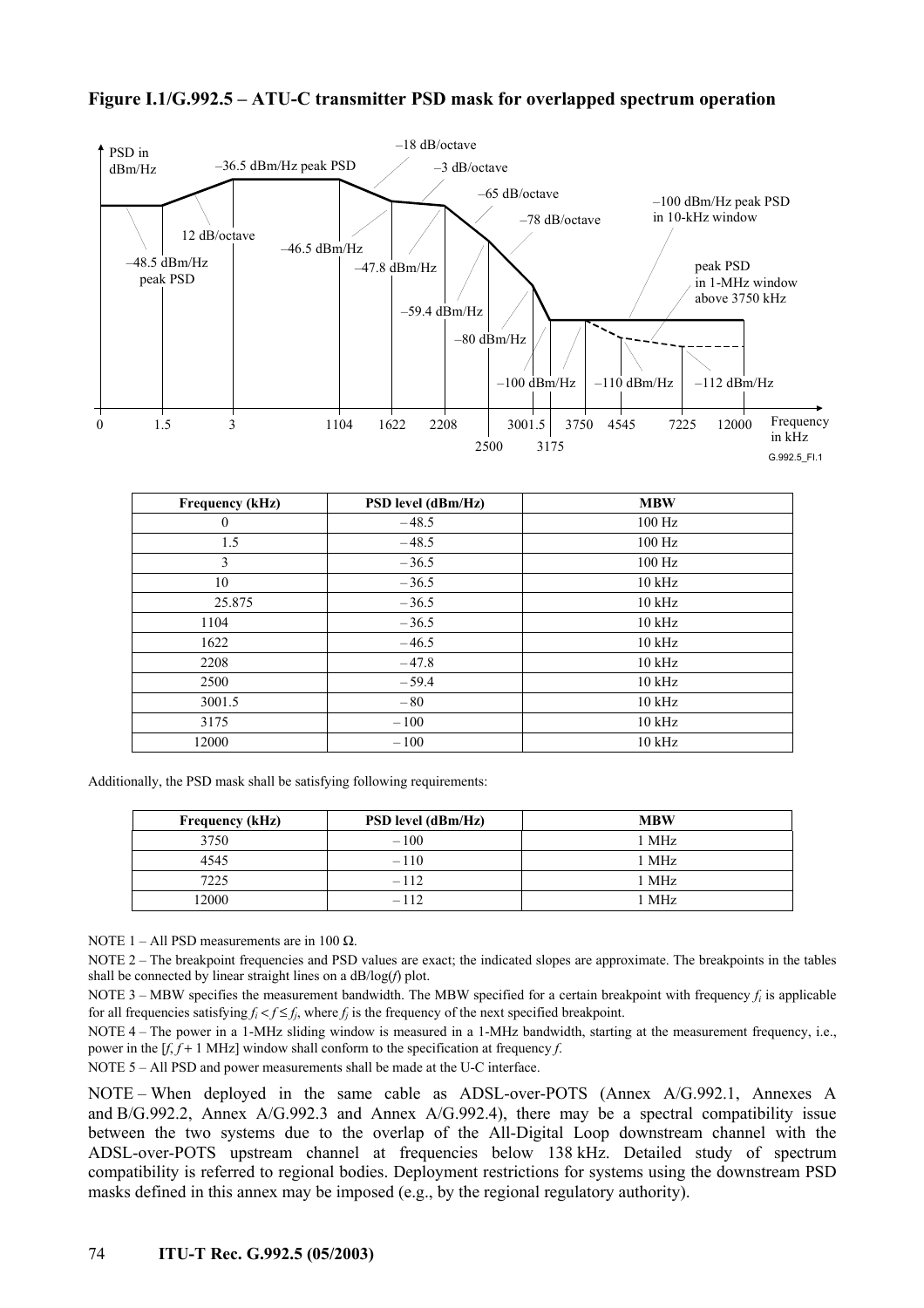**Figure I.1/G.992.5 – ATU-C transmitter PSD mask for overlapped spectrum operation**

| Frequency (kHz) | PSD level (dBm/Hz) | MBW |
|---|---|---|
| 0 | – 48.5 | 100 Hz |
| 1.5 | – 48.5 | 100 Hz |
| 3 | – 36.5 | 100 Hz |
| 10 | – 36.5 | 10 kHz |
| 25.875 | – 36.5 | 10 kHz |
| 1104 | – 36.5 | 10 kHz |
| 1622 | – 46.5 | 10 kHz |
| 2208 | – 47.8 | 10 kHz |
| 2500 | – 59.4 | 10 kHz |
| 3001.5 | – 80 | 10 kHz |
| 3175 | – 100 | 10 kHz |
| 12000 | – 100 | 10 kHz |

Additionally, the PSD mask shall be satisfying following requirements:

| Frequency (kHz) | PSD level (dBm/Hz) | MBW |
|---|---|---|
| 3750 | – 100 | 1 MHz |
| 4545 | – 110 | 1 MHz |
| 7225 | – 112 | 1 MHz |
| 12000 | – 112 | 1 MHz |

NOTE 1 – All PSD measurements are in 100 Ω.

NOTE 2 – The breakpoint frequencies and PSD values are exact; the indicated slopes are approximate. The breakpoints in the tables shall be connected by linear straight lines on a dB/log(*f*) plot.

NOTE 3 – MBW specifies the measurement bandwidth. The MBW specified for a certain breakpoint with frequency $f_i$ is applicable for all frequencies satisfying $f_i < f \leq f_j$, where $f_j$ is the frequency of the next specified breakpoint.

NOTE 4 – The power in a 1-MHz sliding window is measured in a 1-MHz bandwidth, starting at the measurement frequency, i.e., power in the [$f$, $f$ + 1 MHz] window shall conform to the specification at frequency $f$.

NOTE 5 – All PSD and power measurements shall be made at the U-C interface.

NOTE – When deployed in the same cable as ADSL-over-POTS (Annex A/G.992.1, Annexes A and B/G.992.2, Annex A/G.992.3 and Annex A/G.992.4), there may be a spectral compatibility issue between the two systems due to the overlap of the All-Digital Loop downstream channel with the ADSL-over-POTS upstream channel at frequencies below 138 kHz. Detailed study of spectrum compatibility is referred to regional bodies. Deployment restrictions for systems using the downstream PSD masks defined in this annex may be imposed (e.g., by the regional regulatory authority).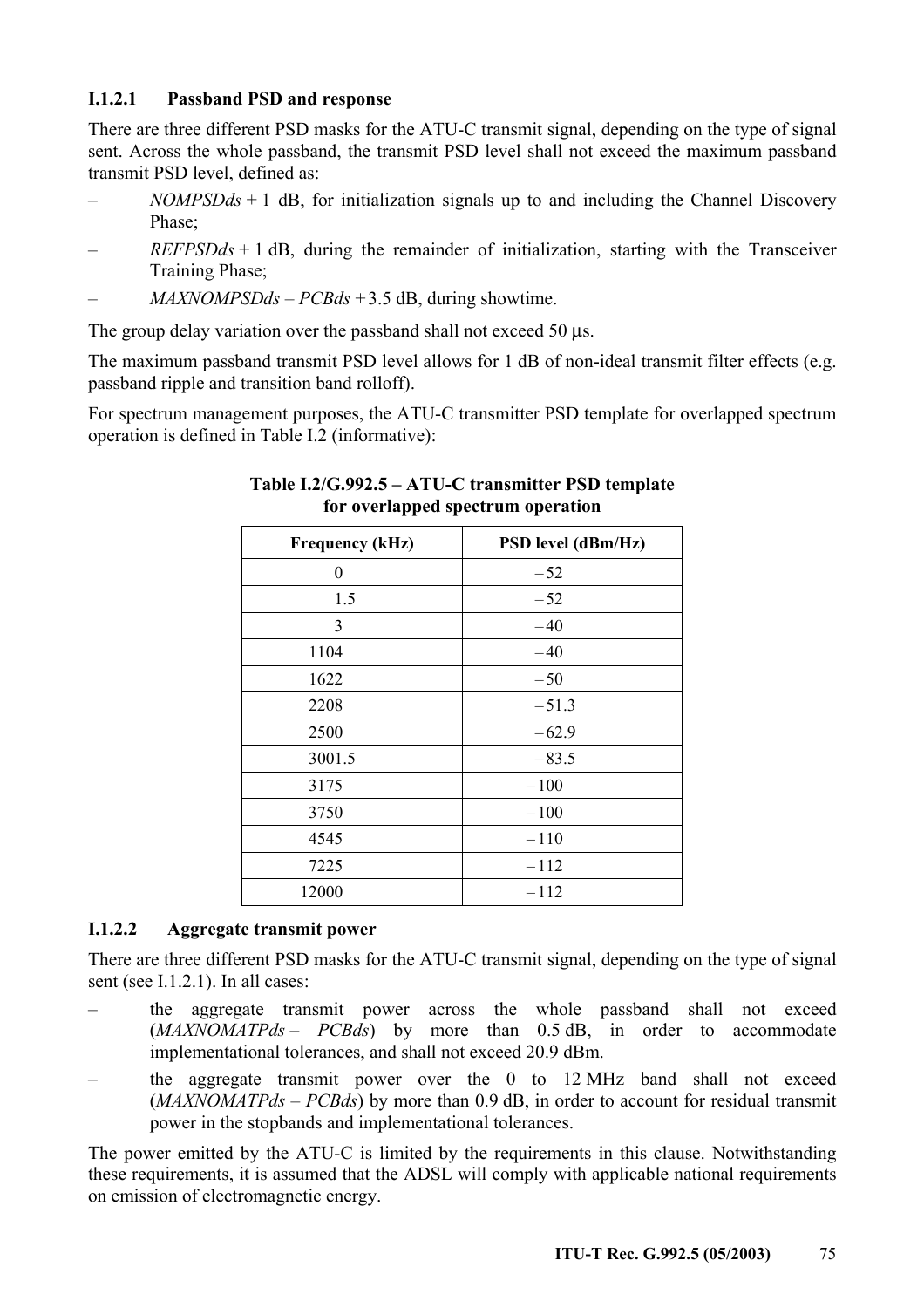#### I.1.2.1 Passband PSD and response

There are three different PSD masks for the ATU-C transmit signal, depending on the type of signal sent. Across the whole passband, the transmit PSD level shall not exceed the maximum passband transmit PSD level, defined as:

– *NOMPSDds* + 1 dB, for initialization signals up to and including the Channel Discovery Phase;

– *REFPSDds* + 1 dB, during the remainder of initialization, starting with the Transceiver Training Phase;

– *MAXNOMPSDds* – *PCBds* + 3.5 dB, during showtime.

The group delay variation over the passband shall not exceed 50 µs.

The maximum passband transmit PSD level allows for 1 dB of non-ideal transmit filter effects (e.g. passband ripple and transition band rolloff).

For spectrum management purposes, the ATU-C transmitter PSD template for overlapped spectrum operation is defined in Table I.2 (informative):

**Table I.2/G.992.5 – ATU-C transmitter PSD template for overlapped spectrum operation**

| Frequency (kHz) | PSD level (dBm/Hz) |
|---|---|
| 0 | – 52 |
| 1.5 | – 52 |
| 3 | – 40 |
| 1104 | – 40 |
| 1622 | – 50 |
| 2208 | – 51.3 |
| 2500 | – 62.9 |
| 3001.5 | – 83.5 |
| 3175 | – 100 |
| 3750 | – 100 |
| 4545 | – 110 |
| 7225 | – 112 |
| 12000 | – 112 |

#### I.1.2.2 Aggregate transmit power

There are three different PSD masks for the ATU-C transmit signal, depending on the type of signal sent (see I.1.2.1). In all cases:

– the aggregate transmit power across the whole passband shall not exceed (*MAXNOMATPds* – *PCBds*) by more than 0.5 dB, in order to accommodate implementational tolerances, and shall not exceed 20.9 dBm.

– the aggregate transmit power over the 0 to 12 MHz band shall not exceed (*MAXNOMATPds* – *PCBds*) by more than 0.9 dB, in order to account for residual transmit power in the stopbands and implementational tolerances.

The power emitted by the ATU-C is limited by the requirements in this clause. Notwithstanding these requirements, it is assumed that the ADSL will comply with applicable national requirements on emission of electromagnetic energy.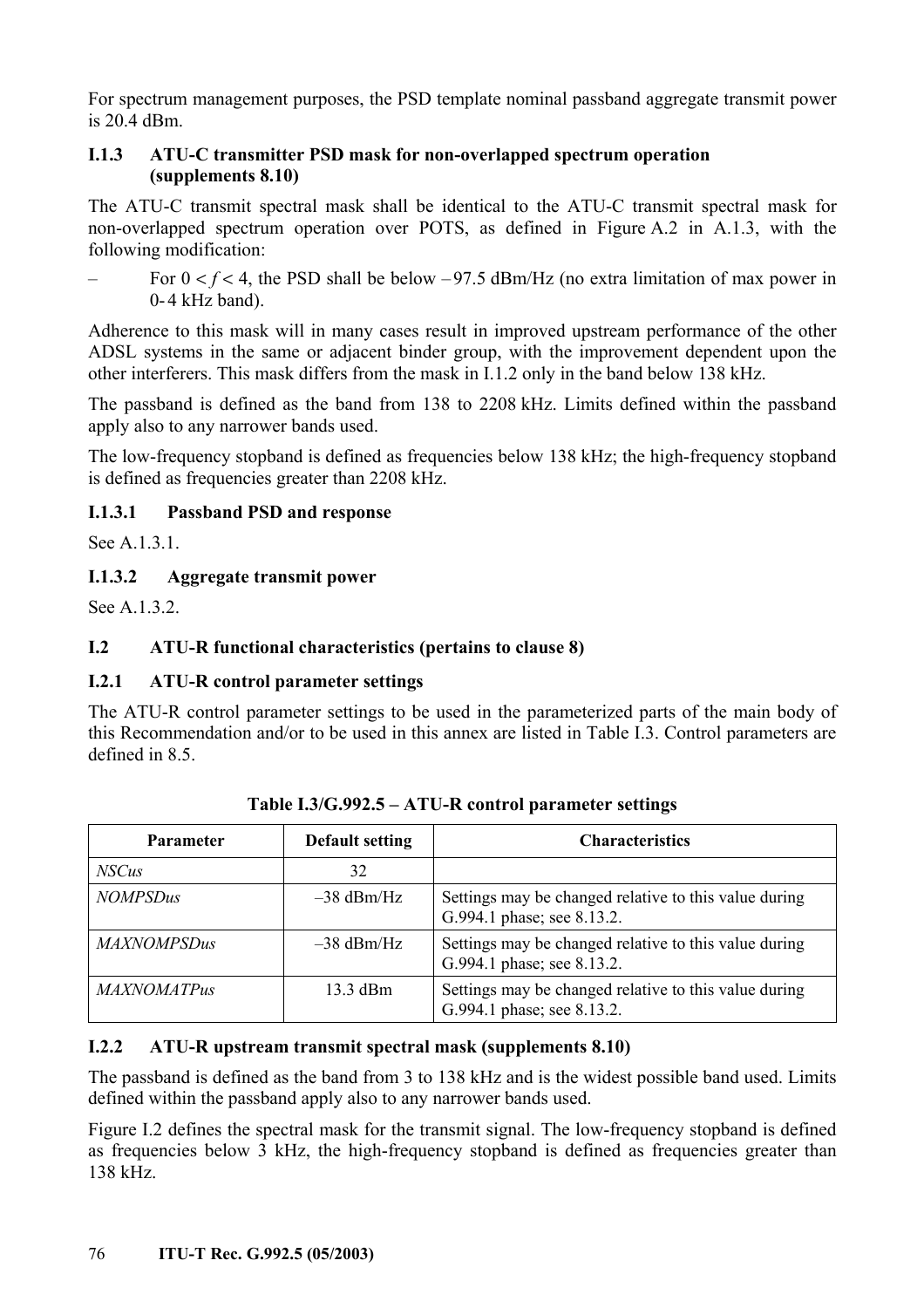For spectrum management purposes, the PSD template nominal passband aggregate transmit power is 20.4 dBm.

### I.1.3 ATU-C transmitter PSD mask for non-overlapped spectrum operation (supplements 8.10)

The ATU-C transmit spectral mask shall be identical to the ATU-C transmit spectral mask for non-overlapped spectrum operation over POTS, as defined in Figure A.2 in A.1.3, with the following modification:

– For $0 < f < 4$, the PSD shall be below –97.5 dBm/Hz (no extra limitation of max power in 0-4 kHz band).

Adherence to this mask will in many cases result in improved upstream performance of the other ADSL systems in the same or adjacent binder group, with the improvement dependent upon the other interferers. This mask differs from the mask in I.1.2 only in the band below 138 kHz.

The passband is defined as the band from 138 to 2208 kHz. Limits defined within the passband apply also to any narrower bands used.

The low-frequency stopband is defined as frequencies below 138 kHz; the high-frequency stopband is defined as frequencies greater than 2208 kHz.

#### I.1.3.1 Passband PSD and response

See A.1.3.1.

#### I.1.3.2 Aggregate transmit power

See A.1.3.2.

## I.2 ATU-R functional characteristics (pertains to clause 8)

### I.2.1 ATU-R control parameter settings

The ATU-R control parameter settings to be used in the parameterized parts of the main body of this Recommendation and/or to be used in this annex are listed in Table I.3. Control parameters are defined in 8.5.

**Table I.3/G.992.5 – ATU-R control parameter settings**

| Parameter | Default setting | Characteristics |
|---|---|---|
| *NSCus* | 32 | |
| *NOMPSDus* | –38 dBm/Hz | Settings may be changed relative to this value during G.994.1 phase; see 8.13.2. |
| *MAXNOMPSDus* | –38 dBm/Hz | Settings may be changed relative to this value during G.994.1 phase; see 8.13.2. |
| *MAXNOMATPus* | 13.3 dBm | Settings may be changed relative to this value during G.994.1 phase; see 8.13.2. |

### I.2.2 ATU-R upstream transmit spectral mask (supplements 8.10)

The passband is defined as the band from 3 to 138 kHz and is the widest possible band used. Limits defined within the passband apply also to any narrower bands used.

Figure I.2 defines the spectral mask for the transmit signal. The low-frequency stopband is defined as frequencies below 3 kHz, the high-frequency stopband is defined as frequencies greater than 138 kHz.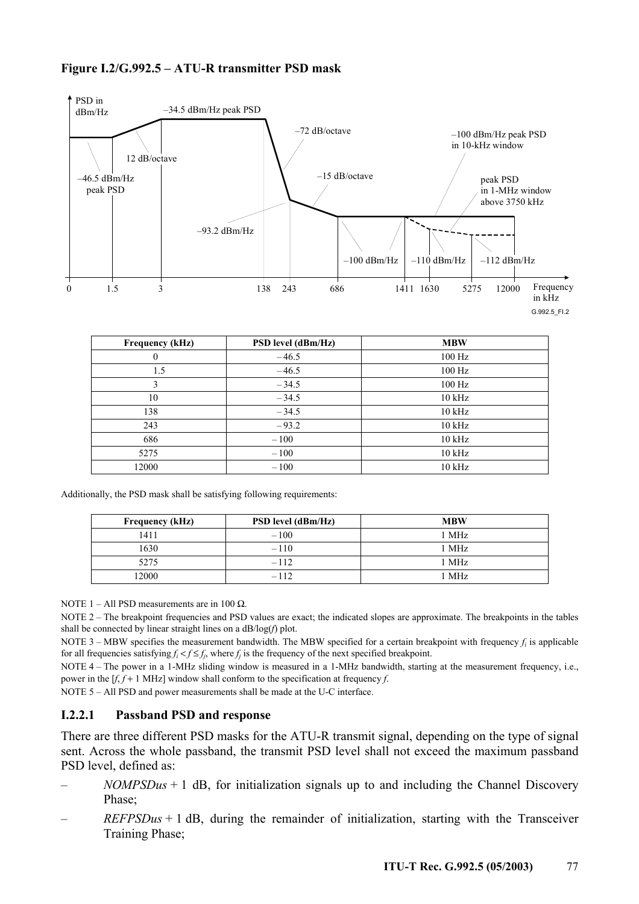**Figure I.2/G.992.5 – ATU-R transmitter PSD mask**

| Frequency (kHz) | PSD level (dBm/Hz) | MBW |
|---|---|---|
| 0 | – 46.5 | 100 Hz |
| 1.5 | – 46.5 | 100 Hz |
| 3 | – 34.5 | 100 Hz |
| 10 | – 34.5 | 10 kHz |
| 138 | – 34.5 | 10 kHz |
| 243 | – 93.2 | 10 kHz |
| 686 | – 100 | 10 kHz |
| 5275 | – 100 | 10 kHz |
| 12000 | – 100 | 10 kHz |

Additionally, the PSD mask shall be satisfying following requirements:

| Frequency (kHz) | PSD level (dBm/Hz) | MBW |
|---|---|---|
| 1411 | – 100 | 1 MHz |
| 1630 | – 110 | 1 MHz |
| 5275 | – 112 | 1 MHz |
| 12000 | – 112 | 1 MHz |

NOTE 1 – All PSD measurements are in 100 Ω.

NOTE 2 – The breakpoint frequencies and PSD values are exact; the indicated slopes are approximate. The breakpoints in the tables shall be connected by linear straight lines on a dB/log(*f*) plot.

NOTE 3 – MBW specifies the measurement bandwidth. The MBW specified for a certain breakpoint with frequency $f_i$ is applicable for all frequencies satisfying $f_i < f \leq f_j$, where $f_j$ is the frequency of the next specified breakpoint.

NOTE 4 – The power in a 1-MHz sliding window is measured in a 1-MHz bandwidth, starting at the measurement frequency, i.e., power in the [$f$, $f$ + 1 MHz] window shall conform to the specification at frequency $f$.

NOTE 5 – All PSD and power measurements shall be made at the U-C interface.

### I.2.2.1 Passband PSD and response

There are three different PSD masks for the ATU-R transmit signal, depending on the type of signal sent. Across the whole passband, the transmit PSD level shall not exceed the maximum passband PSD level, defined as:

– *NOMPSDus* + 1 dB, for initialization signals up to and including the Channel Discovery Phase;

– *REFPSDus* + 1 dB, during the remainder of initialization, starting with the Transceiver Training Phase;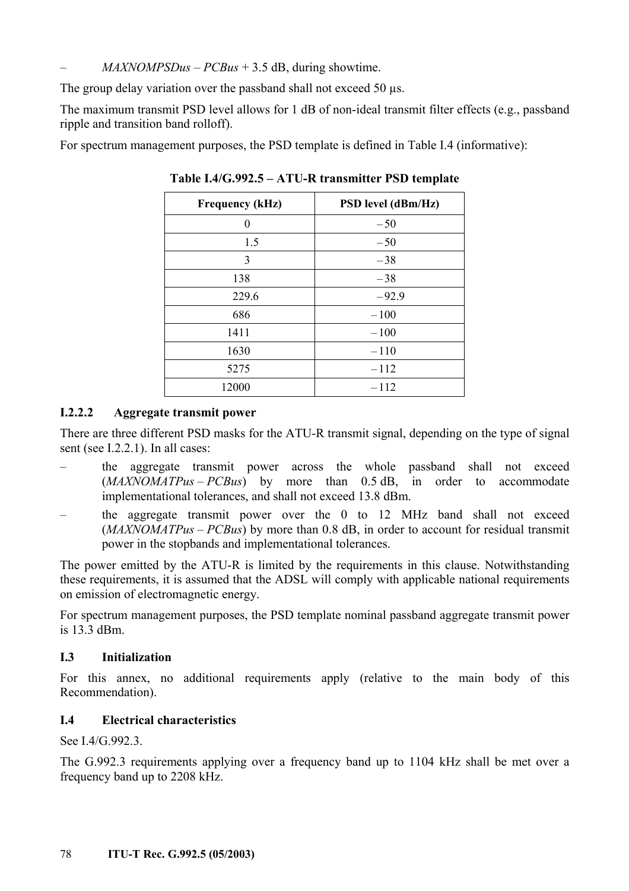– *MAXNOMPSDus* – *PCBus* + 3.5 dB, during showtime.

The group delay variation over the passband shall not exceed 50 µs.

The maximum transmit PSD level allows for 1 dB of non-ideal transmit filter effects (e.g., passband ripple and transition band rolloff).

For spectrum management purposes, the PSD template is defined in Table I.4 (informative):

**Table I.4/G.992.5 – ATU-R transmitter PSD template**

| Frequency (kHz) | PSD level (dBm/Hz) |
|---|---|
| 0 | – 50 |
| 1.5 | – 50 |
| 3 | – 38 |
| 138 | – 38 |
| 229.6 | – 92.9 |
| 686 | – 100 |
| 1411 | – 100 |
| 1630 | – 110 |
| 5275 | – 112 |
| 12000 | – 112 |

### I.2.2.2 Aggregate transmit power

There are three different PSD masks for the ATU-R transmit signal, depending on the type of signal sent (see I.2.2.1). In all cases:

– the aggregate transmit power across the whole passband shall not exceed (*MAXNOMATPus* – *PCBus*) by more than 0.5 dB, in order to accommodate implementational tolerances, and shall not exceed 13.8 dBm.

– the aggregate transmit power over the 0 to 12 MHz band shall not exceed (*MAXNOMATPus* – *PCBus*) by more than 0.8 dB, in order to account for residual transmit power in the stopbands and implementational tolerances.

The power emitted by the ATU-R is limited by the requirements in this clause. Notwithstanding these requirements, it is assumed that the ADSL will comply with applicable national requirements on emission of electromagnetic energy.

For spectrum management purposes, the PSD template nominal passband aggregate transmit power is 13.3 dBm.

## I.3 Initialization

For this annex, no additional requirements apply (relative to the main body of this Recommendation).

## I.4 Electrical characteristics

See I.4/G.992.3.

The G.992.3 requirements applying over a frequency band up to 1104 kHz shall be met over a frequency band up to 2208 kHz.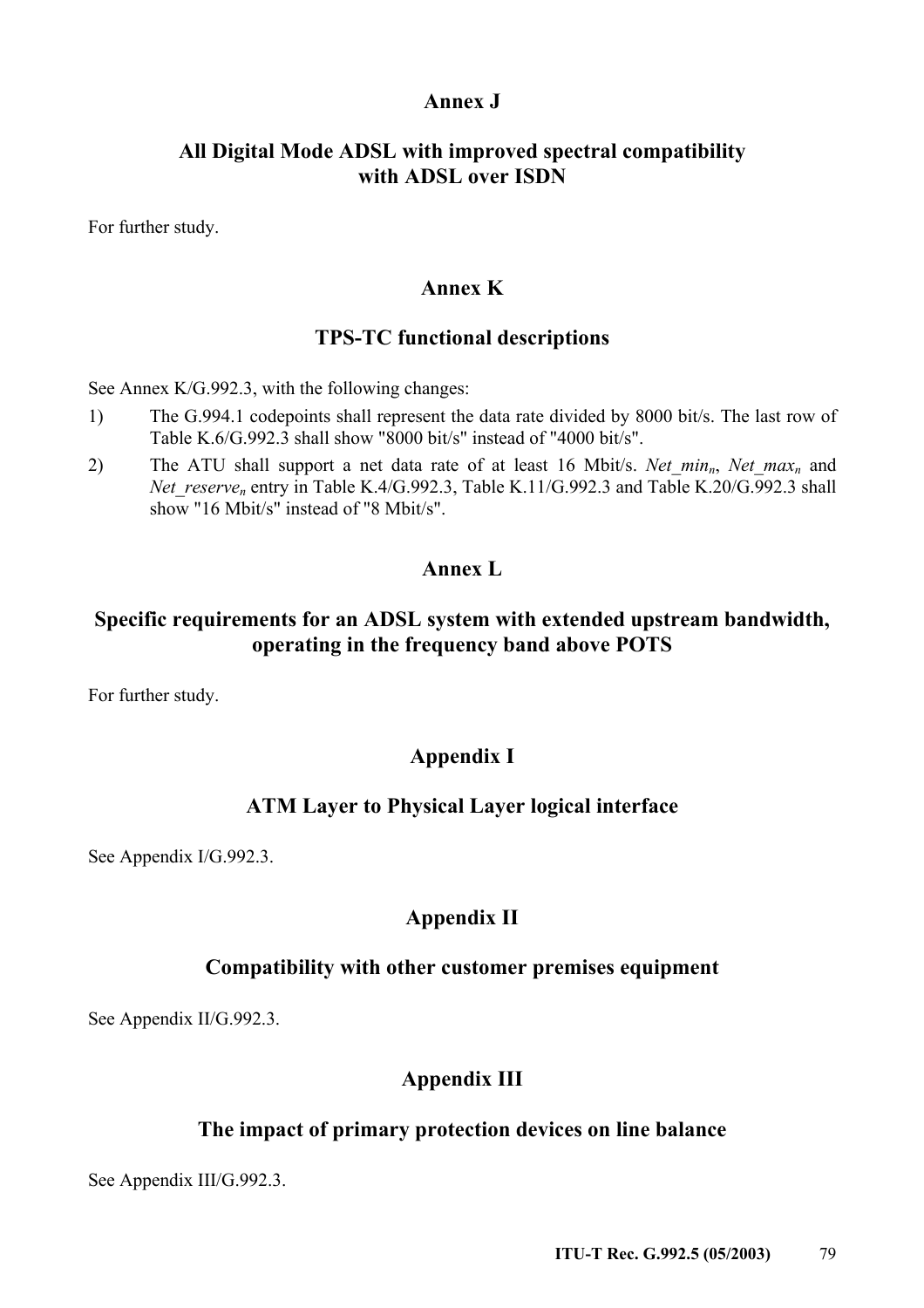# Annex J

## All Digital Mode ADSL with improved spectral compatibility with ADSL over ISDN

For further study.

# Annex K

## TPS-TC functional descriptions

See Annex K/G.992.3, with the following changes:

1) The G.994.1 codepoints shall represent the data rate divided by 8000 bit/s. The last row of Table K.6/G.992.3 shall show "8000 bit/s" instead of "4000 bit/s".

2) The ATU shall support a net data rate of at least 16 Mbit/s. $Net\_min_n$, $Net\_max_n$ and $Net\_reserve_n$ entry in Table K.4/G.992.3, Table K.11/G.992.3 and Table K.20/G.992.3 shall show "16 Mbit/s" instead of "8 Mbit/s".

# Annex L

## Specific requirements for an ADSL system with extended upstream bandwidth, operating in the frequency band above POTS

For further study.

# Appendix I

## ATM Layer to Physical Layer logical interface

See Appendix I/G.992.3.

# Appendix II

## Compatibility with other customer premises equipment

See Appendix II/G.992.3.

# Appendix III

## The impact of primary protection devices on line balance

See Appendix III/G.992.3.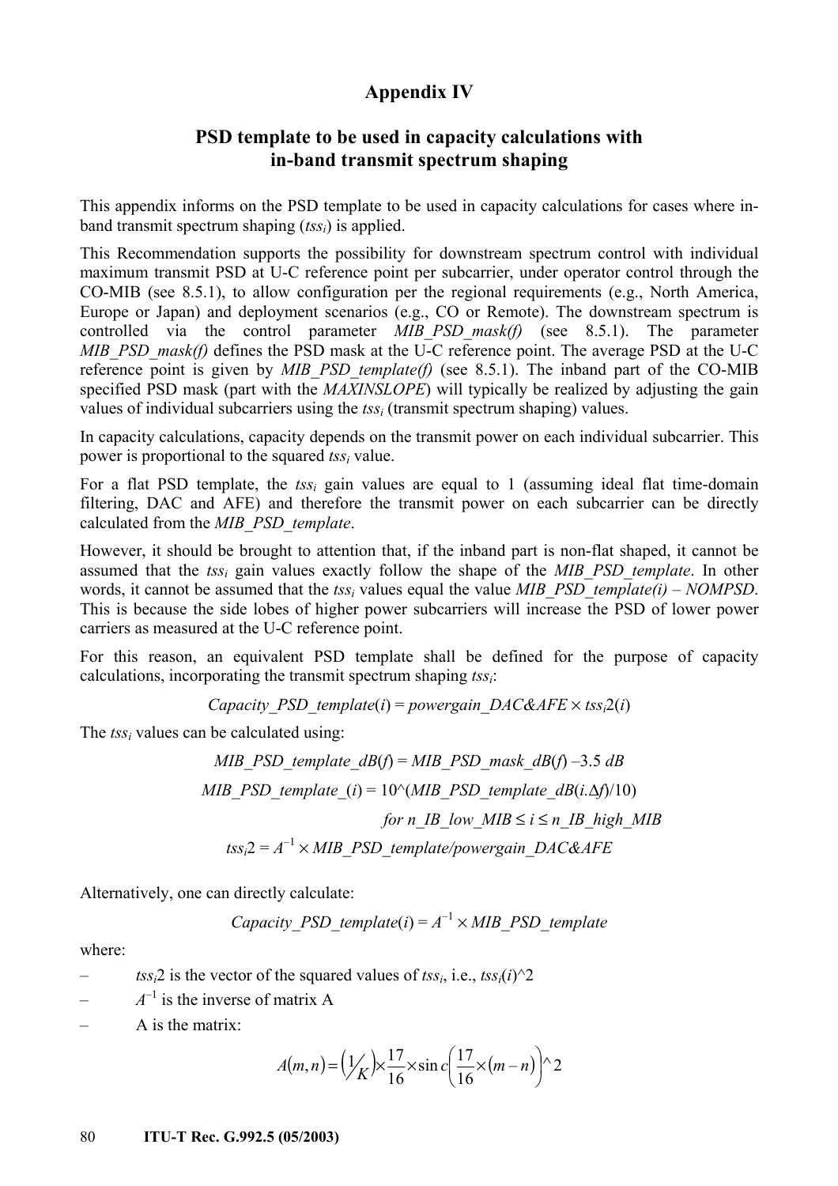# Appendix IV

## PSD template to be used in capacity calculations with in-band transmit spectrum shaping

This appendix informs on the PSD template to be used in capacity calculations for cases where in-band transmit spectrum shaping ($tss_i$) is applied.

This Recommendation supports the possibility for downstream spectrum control with individual maximum transmit PSD at U-C reference point per subcarrier, under operator control through the CO-MIB (see 8.5.1), to allow configuration per the regional requirements (e.g., North America, Europe or Japan) and deployment scenarios (e.g., CO or Remote). The downstream spectrum is controlled via the control parameter *MIB_PSD_mask(f)* (see 8.5.1). The parameter *MIB_PSD_mask(f)* defines the PSD mask at the U-C reference point. The average PSD at the U-C reference point is given by *MIB_PSD_template(f)* (see 8.5.1). The inband part of the CO-MIB specified PSD mask (part with the *MAXINSLOPE*) will typically be realized by adjusting the gain values of individual subcarriers using the $tss_i$ (transmit spectrum shaping) values.

In capacity calculations, capacity depends on the transmit power on each individual subcarrier. This power is proportional to the squared $tss_i$ value.

For a flat PSD template, the $tss_i$ gain values are equal to 1 (assuming ideal flat time-domain filtering, DAC and AFE) and therefore the transmit power on each subcarrier can be directly calculated from the *MIB_PSD_template*.

However, it should be brought to attention that, if the inband part is non-flat shaped, it cannot be assumed that the $tss_i$ gain values exactly follow the shape of the *MIB_PSD_template*. In other words, it cannot be assumed that the $tss_i$ values equal the value *MIB_PSD_template(i) – NOMPSD*. This is because the side lobes of higher power subcarriers will increase the PSD of lower power carriers as measured at the U-C reference point.

For this reason, an equivalent PSD template shall be defined for the purpose of capacity calculations, incorporating the transmit spectrum shaping $tss_i$:

$$Capacity\_PSD\_template(i) = powergain\_DAC\&AFE \times tss_i2(i)$$

The $tss_i$ values can be calculated using:

$$MIB\_PSD\_template\_dB(f) = MIB\_PSD\_mask\_dB(f) - 3.5\ dB$$

$$MIB\_PSD\_template\_(i) = 10\text{^}(MIB\_PSD\_template\_dB(i.\Delta f)/10)$$

$$\text{for } n\_IB\_low\_MIB \le i \le n\_IB\_high\_MIB$$

$$tss_i2 = A^{-1} \times MIB\_PSD\_template/powergain\_DAC\&AFE$$

Alternatively, one can directly calculate:

$$Capacity\_PSD\_template(i) = A^{-1} \times MIB\_PSD\_template$$

where:

– $tss_i2$ is the vector of the squared values of $tss_i$, i.e., $tss_i(i)$^2

– $A^{-1}$ is the inverse of matrix A

– A is the matrix:

$$A(m,n) = \left(1/K\right) \times \frac{17}{16} \times \sin c\left(\frac{17}{16} \times (m-n)\right)\text{^}2$$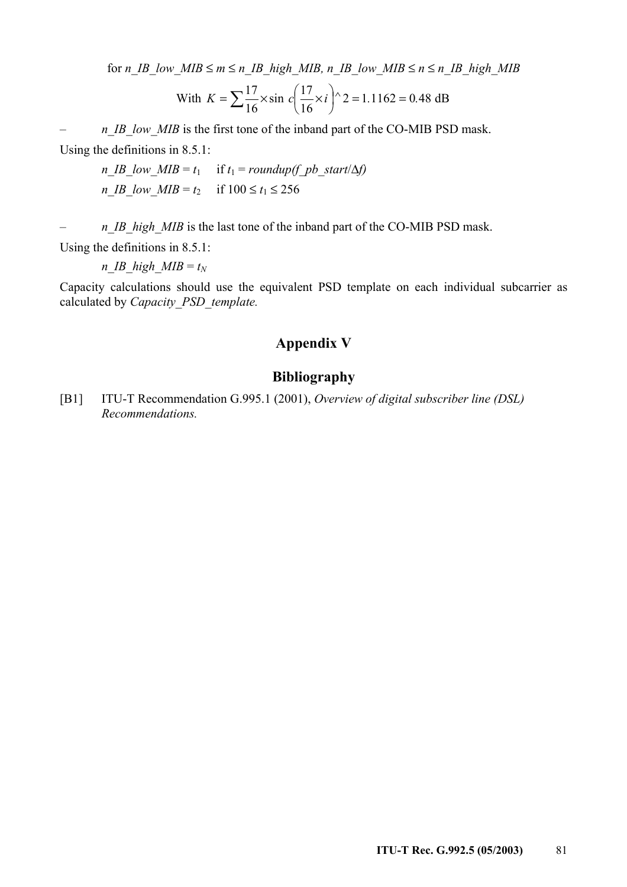for $n\_IB\_low\_MIB \le m \le n\_IB\_high\_MIB,\ n\_IB\_low\_MIB \le n \le n\_IB\_high\_MIB$

$$\text{With } K = \sum \frac{17}{16} \times \sin c\left(\frac{17}{16} \times i\right) \wedge 2 = 1.1162 = 0.48 \text{ dB}$$

– *n_IB_low_MIB* is the first tone of the inband part of the CO-MIB PSD mask.

Using the definitions in 8.5.1:

$n\_IB\_low\_MIB = t_1$ if $t_1 = roundup(f\_pb\_start/\Delta f)$

$n\_IB\_low\_MIB = t_2$ if $100 \le t_1 \le 256$

– *n_IB_high_MIB* is the last tone of the inband part of the CO-MIB PSD mask.

Using the definitions in 8.5.1:

$n\_IB\_high\_MIB = t_N$

Capacity calculations should use the equivalent PSD template on each individual subcarrier as calculated by *Capacity_PSD_template.*

# Appendix V

## Bibliography

[B1] ITU-T Recommendation G.995.1 (2001), *Overview of digital subscriber line (DSL) Recommendations.*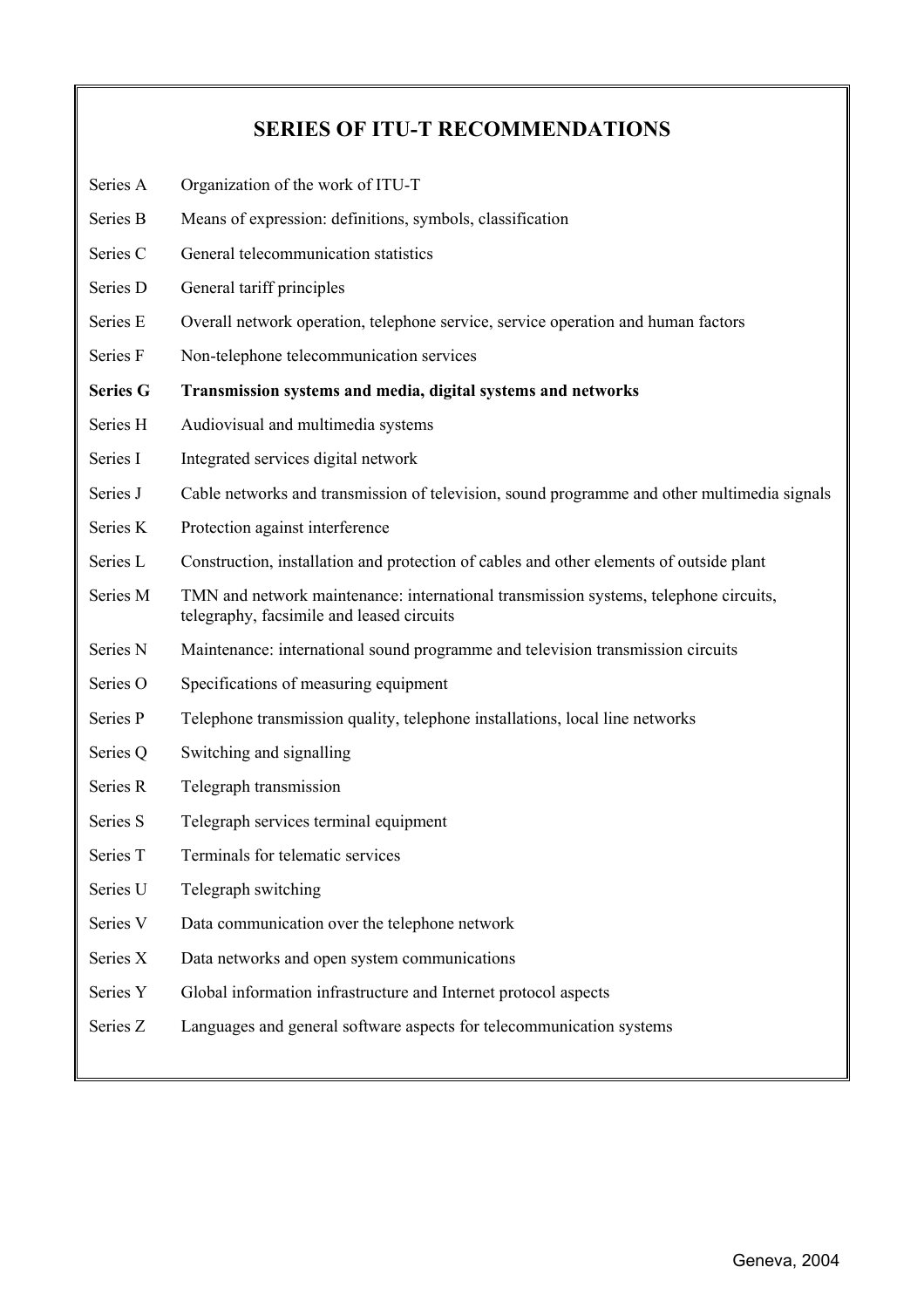## SERIES OF ITU-T RECOMMENDATIONS

| | |
|---|---|
| Series A | Organization of the work of ITU-T |
| Series B | Means of expression: definitions, symbols, classification |
| Series C | General telecommunication statistics |
| Series D | General tariff principles |
| Series E | Overall network operation, telephone service, service operation and human factors |
| Series F | Non-telephone telecommunication services |
| **Series G** | **Transmission systems and media, digital systems and networks** |
| Series H | Audiovisual and multimedia systems |
| Series I | Integrated services digital network |
| Series J | Cable networks and transmission of television, sound programme and other multimedia signals |
| Series K | Protection against interference |
| Series L | Construction, installation and protection of cables and other elements of outside plant |
| Series M | TMN and network maintenance: international transmission systems, telephone circuits, telegraphy, facsimile and leased circuits |
| Series N | Maintenance: international sound programme and television transmission circuits |
| Series O | Specifications of measuring equipment |
| Series P | Telephone transmission quality, telephone installations, local line networks |
| Series Q | Switching and signalling |
| Series R | Telegraph transmission |
| Series S | Telegraph services terminal equipment |
| Series T | Terminals for telematic services |
| Series U | Telegraph switching |
| Series V | Data communication over the telephone network |
| Series X | Data networks and open system communications |
| Series Y | Global information infrastructure and Internet protocol aspects |
| Series Z | Languages and general software aspects for telecommunication systems |

Geneva, 2004